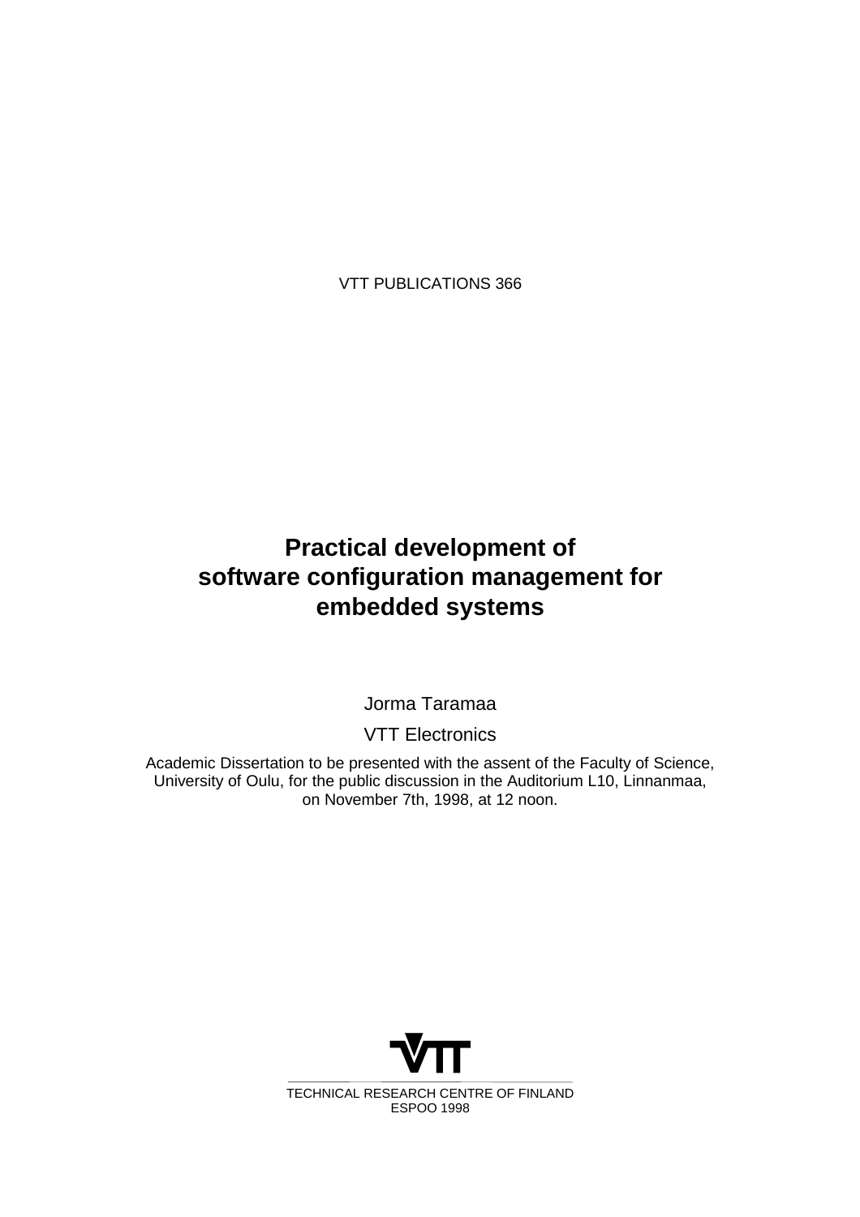VTT PUBLICATIONS 366

# Practical development of software configuration management for embedded systems

Jorma Taramaa

VTT Electronics

Academic Dissertation to be presented with the assent of the Faculty of Science, University of Oulu, for the public discussion in the Auditorium L10, Linnanmaa, on November 7th, 1998, at 12 noon.

VTT

TECHNICAL RESEARCH CENTRE OF FINLAND
ESPOO 1998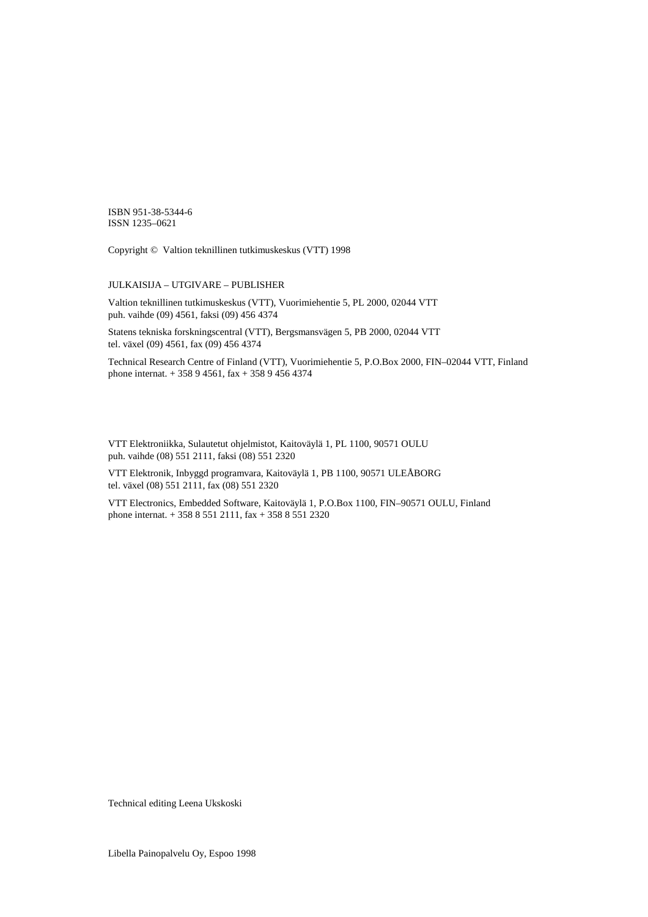ISBN 951-38-5344-6
ISSN 1235–0621

Copyright © Valtion teknillinen tutkimuskeskus (VTT) 1998

JULKAISIJA – UTGIVARE – PUBLISHER

Valtion teknillinen tutkimuskeskus (VTT), Vuorimiehentie 5, PL 2000, 02044 VTT
puh. vaihde (09) 4561, faksi (09) 456 4374

Statens tekniska forskningscentral (VTT), Bergsmansvägen 5, PB 2000, 02044 VTT
tel. växel (09) 4561, fax (09) 456 4374

Technical Research Centre of Finland (VTT), Vuorimiehentie 5, P.O.Box 2000, FIN–02044 VTT, Finland
phone internat. + 358 9 4561, fax + 358 9 456 4374

VTT Elektroniikka, Sulautetut ohjelmistot, Kaitoväylä 1, PL 1100, 90571 OULU
puh. vaihde (08) 551 2111, faksi (08) 551 2320

VTT Elektronik, Inbyggd programvara, Kaitoväylä 1, PB 1100, 90571 ULEÅBORG
tel. växel (08) 551 2111, fax (08) 551 2320

VTT Electronics, Embedded Software, Kaitoväylä 1, P.O.Box 1100, FIN–90571 OULU, Finland
phone internat. + 358 8 551 2111, fax + 358 8 551 2320

Technical editing Leena Ukskoski

Libella Painopalvelu Oy, Espoo 1998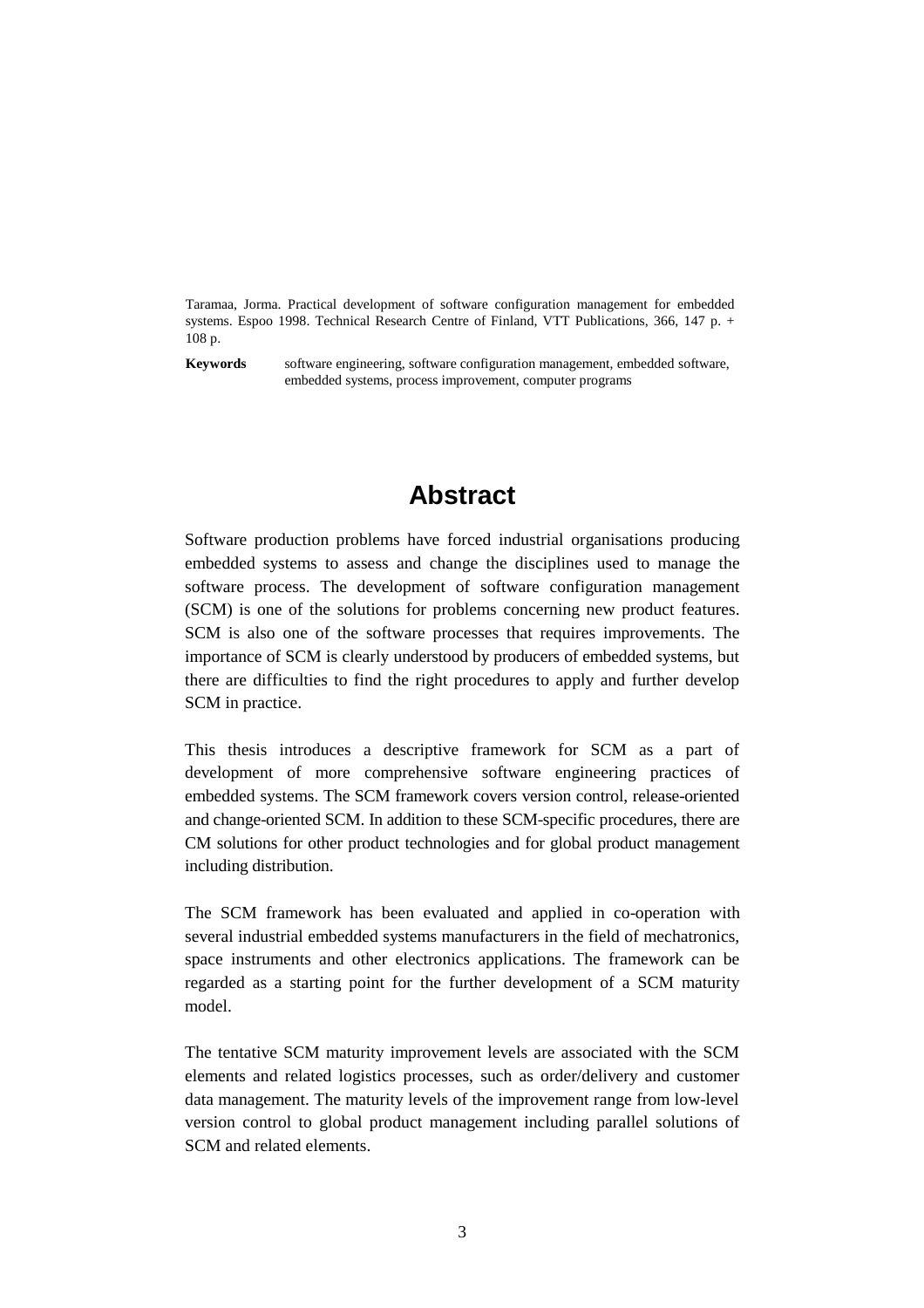Taramaa, Jorma. Practical development of software configuration management for embedded systems. Espoo 1998. Technical Research Centre of Finland, VTT Publications, 366, 147 p. + 108 p.

**Keywords** software engineering, software configuration management, embedded software, embedded systems, process improvement, computer programs

# Abstract

Software production problems have forced industrial organisations producing embedded systems to assess and change the disciplines used to manage the software process. The development of software configuration management (SCM) is one of the solutions for problems concerning new product features. SCM is also one of the software processes that requires improvements. The importance of SCM is clearly understood by producers of embedded systems, but there are difficulties to find the right procedures to apply and further develop SCM in practice.

This thesis introduces a descriptive framework for SCM as a part of development of more comprehensive software engineering practices of embedded systems. The SCM framework covers version control, release-oriented and change-oriented SCM. In addition to these SCM-specific procedures, there are CM solutions for other product technologies and for global product management including distribution.

The SCM framework has been evaluated and applied in co-operation with several industrial embedded systems manufacturers in the field of mechatronics, space instruments and other electronics applications. The framework can be regarded as a starting point for the further development of a SCM maturity model.

The tentative SCM maturity improvement levels are associated with the SCM elements and related logistics processes, such as order/delivery and customer data management. The maturity levels of the improvement range from low-level version control to global product management including parallel solutions of SCM and related elements.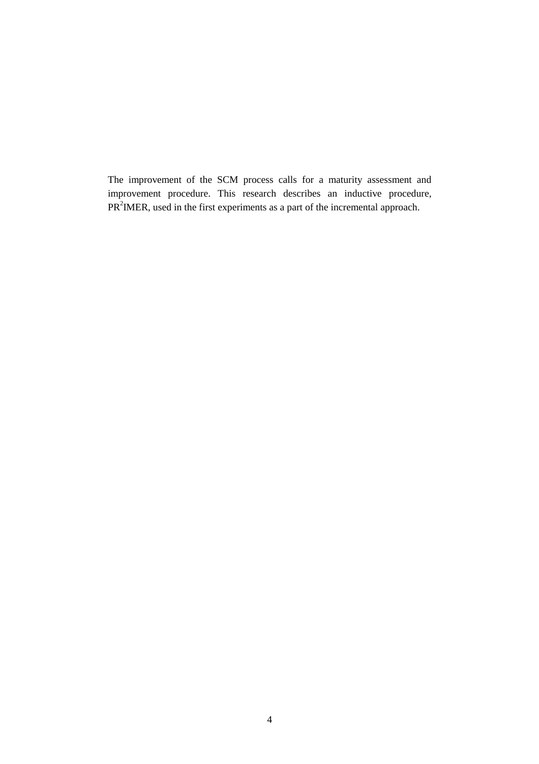The improvement of the SCM process calls for a maturity assessment and improvement procedure. This research describes an inductive procedure, PR$^2$IMER, used in the first experiments as a part of the incremental approach.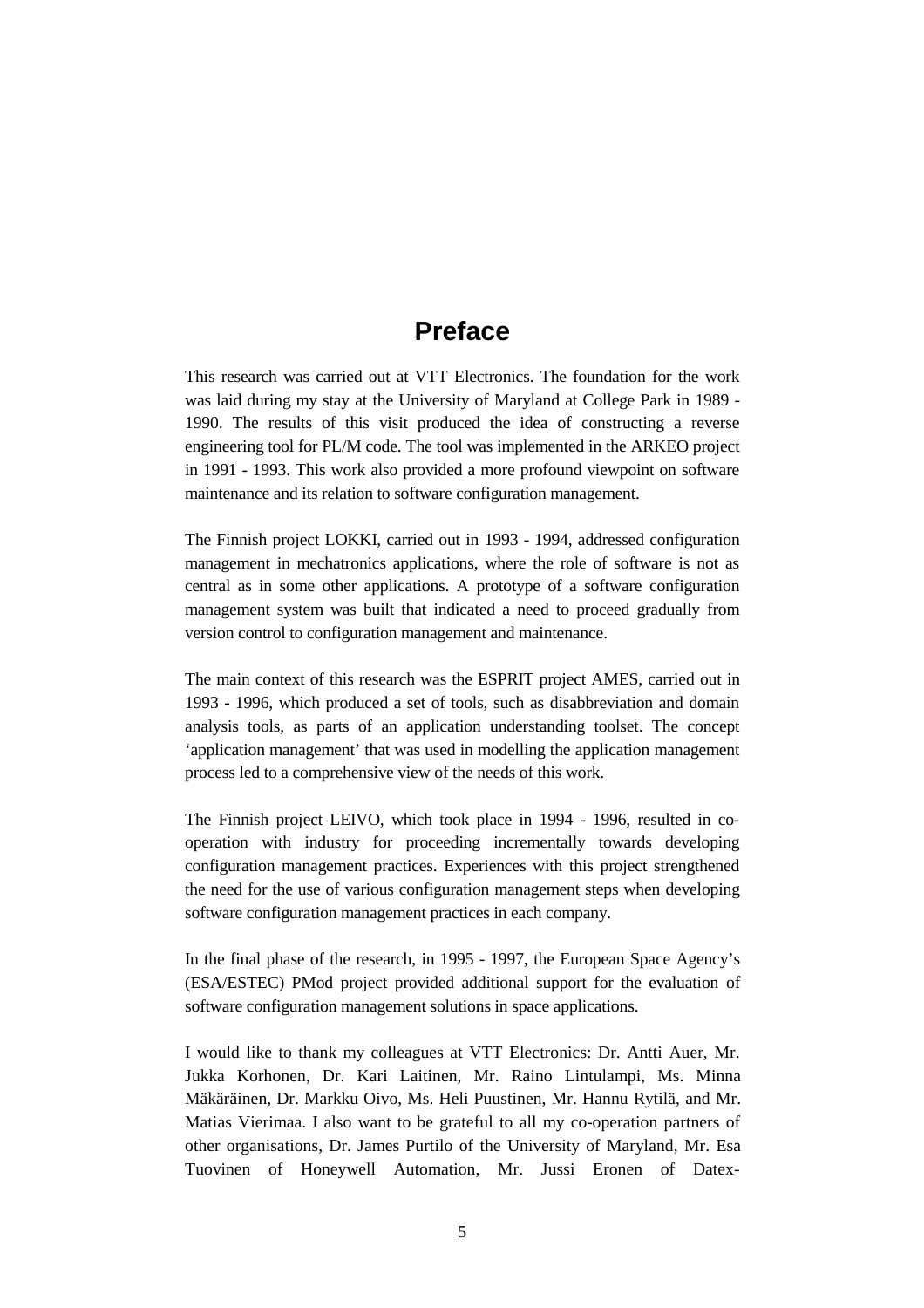# Preface

This research was carried out at VTT Electronics. The foundation for the work was laid during my stay at the University of Maryland at College Park in 1989 - 1990. The results of this visit produced the idea of constructing a reverse engineering tool for PL/M code. The tool was implemented in the ARKEO project in 1991 - 1993. This work also provided a more profound viewpoint on software maintenance and its relation to software configuration management.

The Finnish project LOKKI, carried out in 1993 - 1994, addressed configuration management in mechatronics applications, where the role of software is not as central as in some other applications. A prototype of a software configuration management system was built that indicated a need to proceed gradually from version control to configuration management and maintenance.

The main context of this research was the ESPRIT project AMES, carried out in 1993 - 1996, which produced a set of tools, such as disabbreviation and domain analysis tools, as parts of an application understanding toolset. The concept 'application management' that was used in modelling the application management process led to a comprehensive view of the needs of this work.

The Finnish project LEIVO, which took place in 1994 - 1996, resulted in co-operation with industry for proceeding incrementally towards developing configuration management practices. Experiences with this project strengthened the need for the use of various configuration management steps when developing software configuration management practices in each company.

In the final phase of the research, in 1995 - 1997, the European Space Agency's (ESA/ESTEC) PMod project provided additional support for the evaluation of software configuration management solutions in space applications.

I would like to thank my colleagues at VTT Electronics: Dr. Antti Auer, Mr. Jukka Korhonen, Dr. Kari Laitinen, Mr. Raino Lintulampi, Ms. Minna Mäkäräinen, Dr. Markku Oivo, Ms. Heli Puustinen, Mr. Hannu Rytilä, and Mr. Matias Vierimaa. I also want to be grateful to all my co-operation partners of other organisations, Dr. James Purtilo of the University of Maryland, Mr. Esa Tuovinen of Honeywell Automation, Mr. Jussi Eronen of Datex-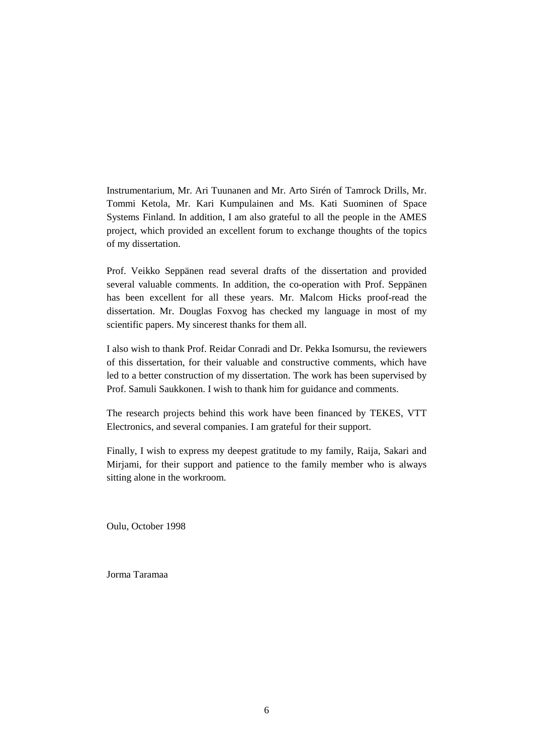Instrumentarium, Mr. Ari Tuunanen and Mr. Arto Sirén of Tamrock Drills, Mr. Tommi Ketola, Mr. Kari Kumpulainen and Ms. Kati Suominen of Space Systems Finland. In addition, I am also grateful to all the people in the AMES project, which provided an excellent forum to exchange thoughts of the topics of my dissertation.

Prof. Veikko Seppänen read several drafts of the dissertation and provided several valuable comments. In addition, the co-operation with Prof. Seppänen has been excellent for all these years. Mr. Malcom Hicks proof-read the dissertation. Mr. Douglas Foxvog has checked my language in most of my scientific papers. My sincerest thanks for them all.

I also wish to thank Prof. Reidar Conradi and Dr. Pekka Isomursu, the reviewers of this dissertation, for their valuable and constructive comments, which have led to a better construction of my dissertation. The work has been supervised by Prof. Samuli Saukkonen. I wish to thank him for guidance and comments.

The research projects behind this work have been financed by TEKES, VTT Electronics, and several companies. I am grateful for their support.

Finally, I wish to express my deepest gratitude to my family, Raija, Sakari and Mirjami, for their support and patience to the family member who is always sitting alone in the workroom.

Oulu, October 1998

Jorma Taramaa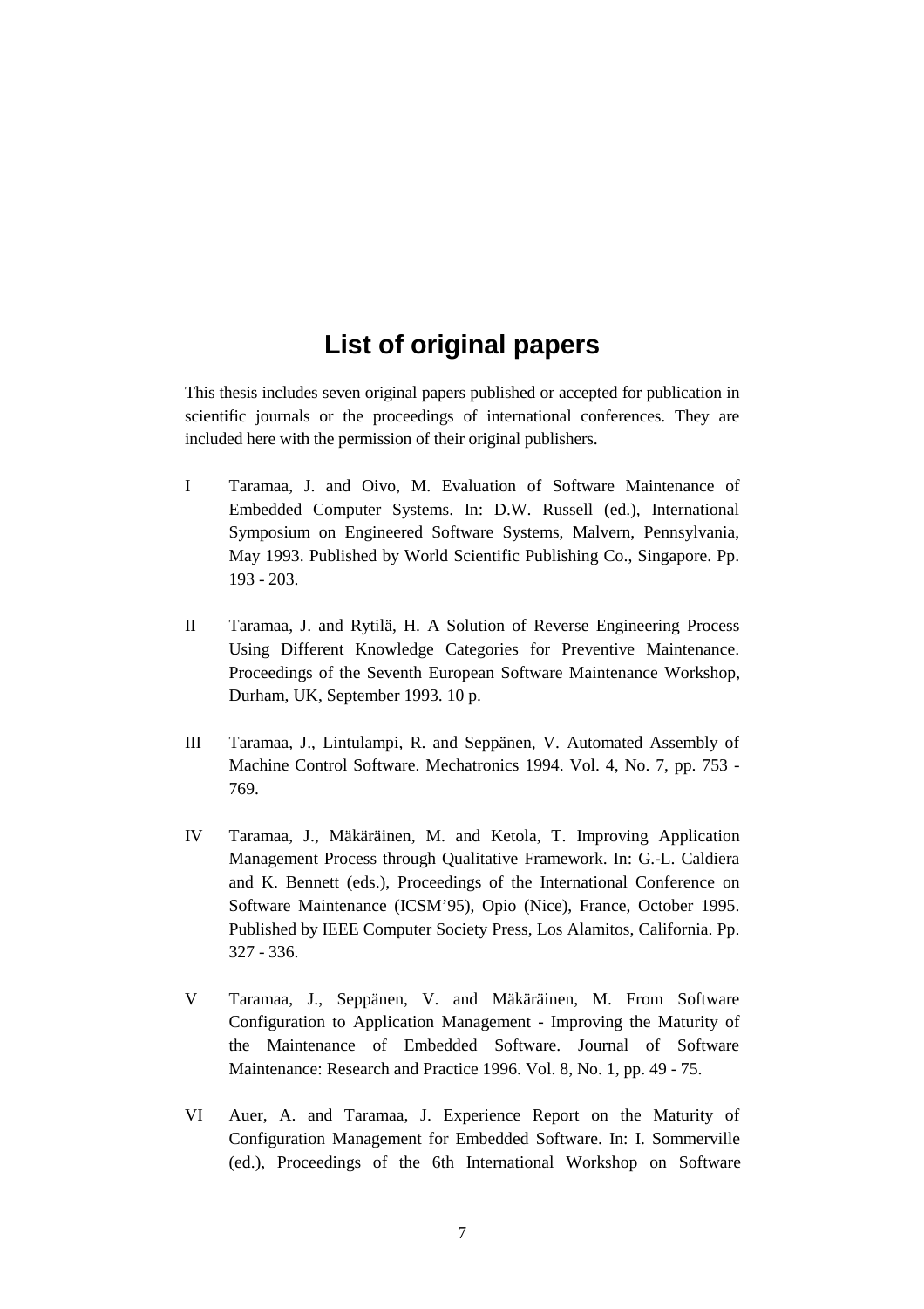# List of original papers

This thesis includes seven original papers published or accepted for publication in scientific journals or the proceedings of international conferences. They are included here with the permission of their original publishers.

I Taramaa, J. and Oivo, M. Evaluation of Software Maintenance of Embedded Computer Systems. In: D.W. Russell (ed.), International Symposium on Engineered Software Systems, Malvern, Pennsylvania, May 1993. Published by World Scientific Publishing Co., Singapore. Pp. 193 - 203.

II Taramaa, J. and Rytilä, H. A Solution of Reverse Engineering Process Using Different Knowledge Categories for Preventive Maintenance. Proceedings of the Seventh European Software Maintenance Workshop, Durham, UK, September 1993. 10 p.

III Taramaa, J., Lintulampi, R. and Seppänen, V. Automated Assembly of Machine Control Software. Mechatronics 1994. Vol. 4, No. 7, pp. 753 - 769.

IV Taramaa, J., Mäkäräinen, M. and Ketola, T. Improving Application Management Process through Qualitative Framework. In: G.-L. Caldiera and K. Bennett (eds.), Proceedings of the International Conference on Software Maintenance (ICSM'95), Opio (Nice), France, October 1995. Published by IEEE Computer Society Press, Los Alamitos, California. Pp. 327 - 336.

V Taramaa, J., Seppänen, V. and Mäkäräinen, M. From Software Configuration to Application Management - Improving the Maturity of the Maintenance of Embedded Software. Journal of Software Maintenance: Research and Practice 1996. Vol. 8, No. 1, pp. 49 - 75.

VI Auer, A. and Taramaa, J. Experience Report on the Maturity of Configuration Management for Embedded Software. In: I. Sommerville (ed.), Proceedings of the 6th International Workshop on Software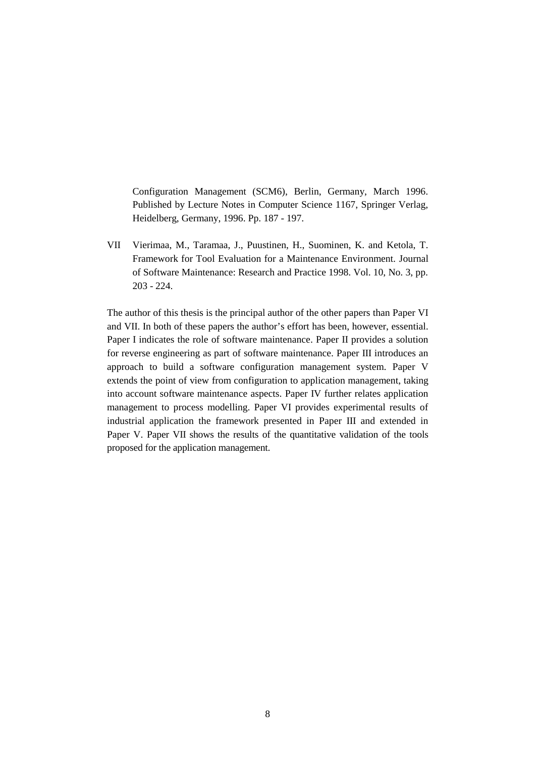Configuration Management (SCM6), Berlin, Germany, March 1996. Published by Lecture Notes in Computer Science 1167, Springer Verlag, Heidelberg, Germany, 1996. Pp. 187 - 197.

VII Vierimaa, M., Taramaa, J., Puustinen, H., Suominen, K. and Ketola, T. Framework for Tool Evaluation for a Maintenance Environment. Journal of Software Maintenance: Research and Practice 1998. Vol. 10, No. 3, pp. 203 - 224.

The author of this thesis is the principal author of the other papers than Paper VI and VII. In both of these papers the author's effort has been, however, essential. Paper I indicates the role of software maintenance. Paper II provides a solution for reverse engineering as part of software maintenance. Paper III introduces an approach to build a software configuration management system. Paper V extends the point of view from configuration to application management, taking into account software maintenance aspects. Paper IV further relates application management to process modelling. Paper VI provides experimental results of industrial application the framework presented in Paper III and extended in Paper V. Paper VII shows the results of the quantitative validation of the tools proposed for the application management.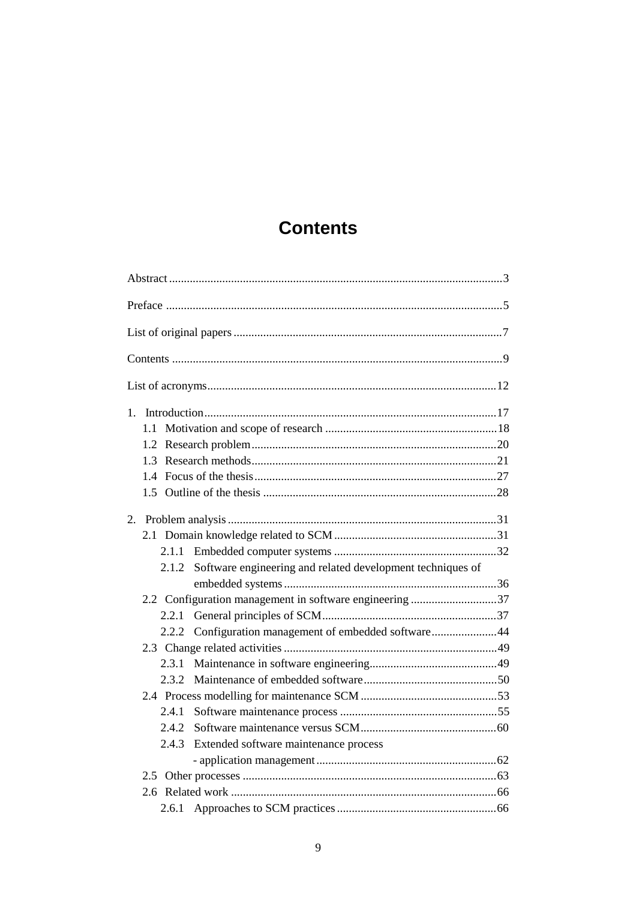# Contents

Abstract ........................................................................................................... 3

Preface ............................................................................................................. 5

List of original papers ....................................................................................... 7

Contents ........................................................................................................... 9

List of acronyms ............................................................................................... 12

1. Introduction ................................................................................................. 17
   - 1.1 Motivation and scope of research ........................................................ 18
   - 1.2 Research problem ................................................................................. 20
   - 1.3 Research methods ................................................................................. 21
   - 1.4 Focus of the thesis ................................................................................ 27
   - 1.5 Outline of the thesis .............................................................................. 28

2. Problem analysis .......................................................................................... 31
   - 2.1 Domain knowledge related to SCM ...................................................... 31
     - 2.1.1 Embedded computer systems ...................................................... 32
     - 2.1.2 Software engineering and related development techniques of embedded systems ........................................................................ 36
   - 2.2 Configuration management in software engineering ............................ 37
     - 2.2.1 General principles of SCM .......................................................... 37
     - 2.2.2 Configuration management of embedded software ..................... 44
   - 2.3 Change related activities ....................................................................... 49
     - 2.3.1 Maintenance in software engineering .......................................... 49
     - 2.3.2 Maintenance of embedded software ............................................ 50
   - 2.4 Process modelling for maintenance SCM ............................................. 53
     - 2.4.1 Software maintenance process ..................................................... 55
     - 2.4.2 Software maintenance versus SCM ............................................. 60
     - 2.4.3 Extended software maintenance process - application management ........................................................... 62
   - 2.5 Other processes ..................................................................................... 63
   - 2.6 Related work ......................................................................................... 66
     - 2.6.1 Approaches to SCM practices ...................................................... 66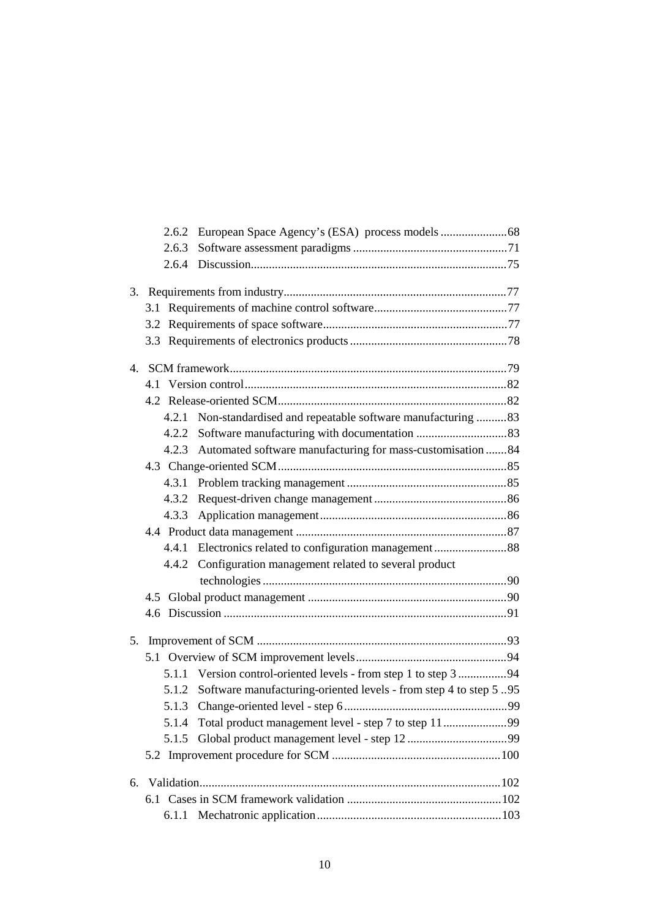2.6.2 European Space Agency's (ESA) process models ......................68
2.6.3 Software assessment paradigms ..................................................71
2.6.4 Discussion....................................................................................75

3. Requirements from industry..........................................................................77
3.1 Requirements of machine control software............................................77
3.2 Requirements of space software.............................................................77
3.3 Requirements of electronics products....................................................78

4. SCM framework...........................................................................................79
4.1 Version control......................................................................................82
4.2 Release-oriented SCM...........................................................................82
4.2.1 Non-standardised and repeatable software manufacturing ..........83
4.2.2 Software manufacturing with documentation ..............................83
4.2.3 Automated software manufacturing for mass-customisation .......84
4.3 Change-oriented SCM...........................................................................85
4.3.1 Problem tracking management ....................................................85
4.3.2 Request-driven change management ...........................................86
4.3.3 Application management.............................................................86
4.4 Product data management .....................................................................87
4.4.1 Electronics related to configuration management........................88
4.4.2 Configuration management related to several product technologies ................................................................................90
4.5 Global product management .................................................................90
4.6 Discussion .............................................................................................91

5. Improvement of SCM ..................................................................................93
5.1 Overview of SCM improvement levels.................................................94
5.1.1 Version control-oriented levels - from step 1 to step 3 ................94
5.1.2 Software manufacturing-oriented levels - from step 4 to step 5 ..95
5.1.3 Change-oriented level - step 6......................................................99
5.1.4 Total product management level - step 7 to step 11.....................99
5.1.5 Global product management level - step 12 .................................99
5.2 Improvement procedure for SCM ........................................................100

6. Validation...................................................................................................102
6.1 Cases in SCM framework validation ...................................................102
6.1.1 Mechatronic application............................................................103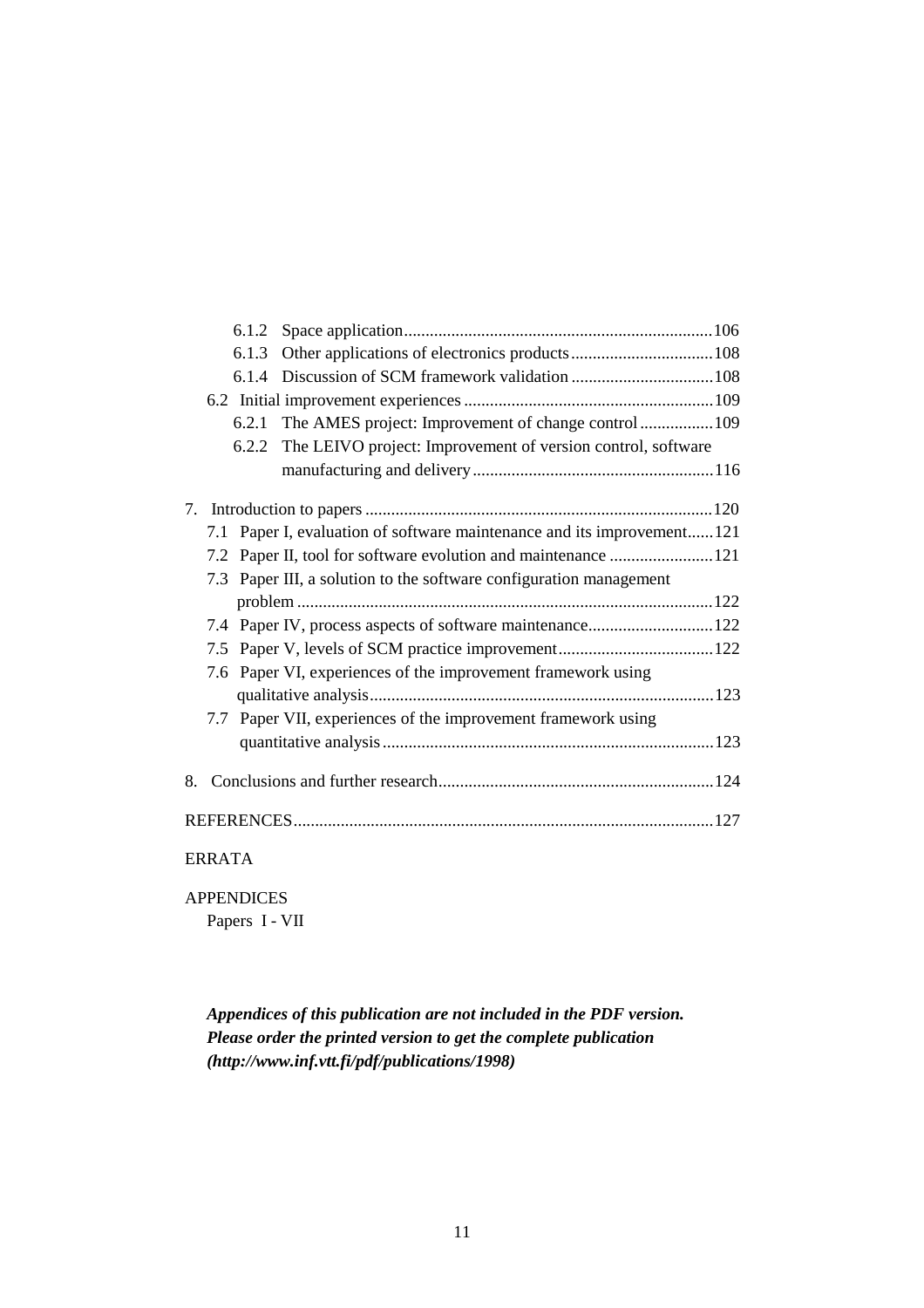6.1.2 Space application.......................................................................106

6.1.3 Other applications of electronics products.................................108

6.1.4 Discussion of SCM framework validation .................................108

6.2 Initial improvement experiences ..........................................................109

6.2.1 The AMES project: Improvement of change control .................109

6.2.2 The LEIVO project: Improvement of version control, software manufacturing and delivery........................................................116

7. Introduction to papers .................................................................................120

7.1 Paper I, evaluation of software maintenance and its improvement......121

7.2 Paper II, tool for software evolution and maintenance ........................121

7.3 Paper III, a solution to the software configuration management problem ................................................................................................122

7.4 Paper IV, process aspects of software maintenance.............................122

7.5 Paper V, levels of SCM practice improvement....................................122

7.6 Paper VI, experiences of the improvement framework using qualitative analysis...............................................................................123

7.7 Paper VII, experiences of the improvement framework using quantitative analysis............................................................................123

8. Conclusions and further research................................................................124

REFERENCES.................................................................................................127

ERRATA

APPENDICES

Papers I - VII

***Appendices of this publication are not included in the PDF version. Please order the printed version to get the complete publication (http://www.inf.vtt.fi/pdf/publications/1998)***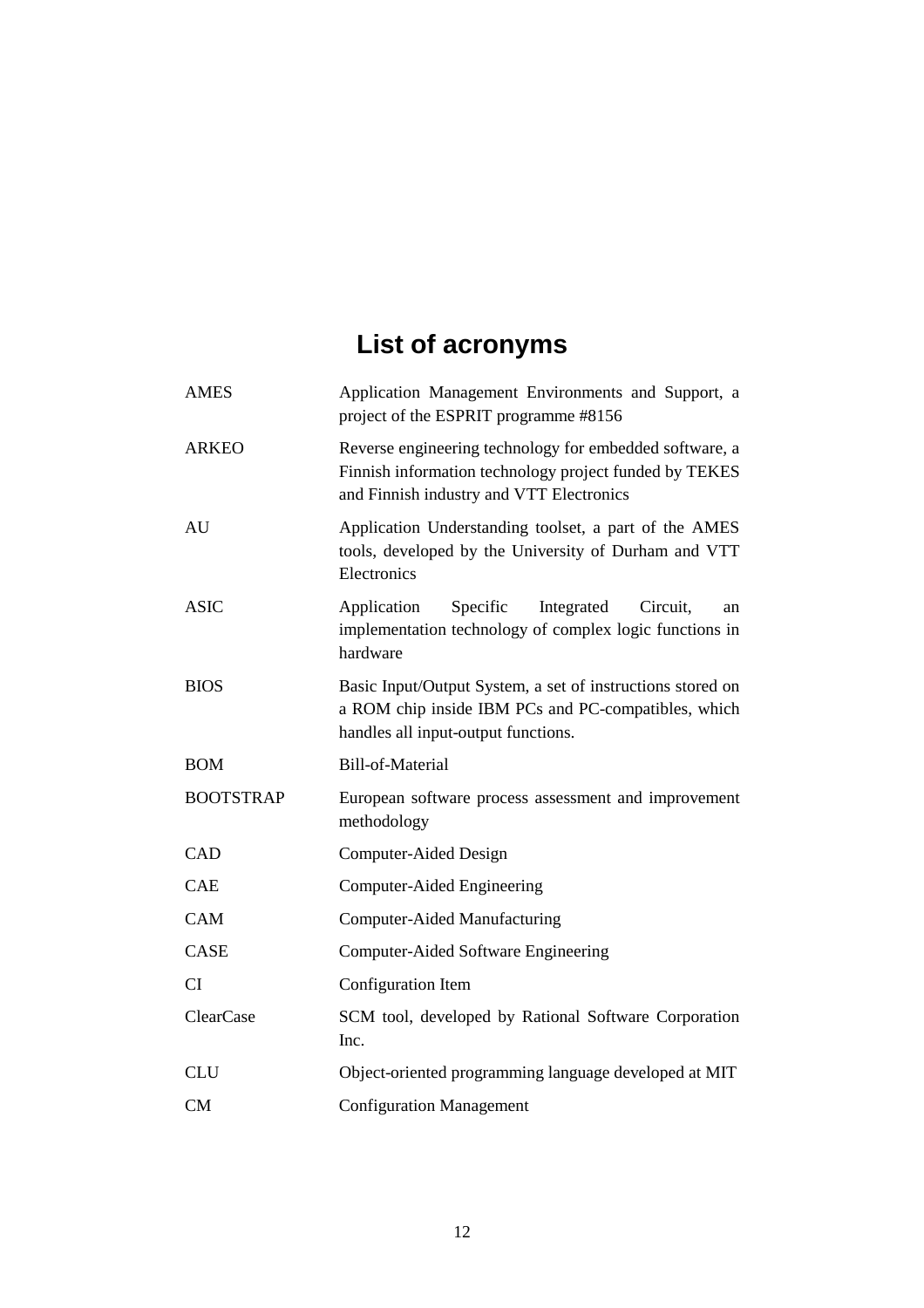# List of acronyms

| | |
|---|---|
| AMES | Application Management Environments and Support, a project of the ESPRIT programme #8156 |
| ARKEO | Reverse engineering technology for embedded software, a Finnish information technology project funded by TEKES and Finnish industry and VTT Electronics |
| AU | Application Understanding toolset, a part of the AMES tools, developed by the University of Durham and VTT Electronics |
| ASIC | Application Specific Integrated Circuit, an implementation technology of complex logic functions in hardware |
| BIOS | Basic Input/Output System, a set of instructions stored on a ROM chip inside IBM PCs and PC-compatibles, which handles all input-output functions. |
| BOM | Bill-of-Material |
| BOOTSTRAP | European software process assessment and improvement methodology |
| CAD | Computer-Aided Design |
| CAE | Computer-Aided Engineering |
| CAM | Computer-Aided Manufacturing |
| CASE | Computer-Aided Software Engineering |
| CI | Configuration Item |
| ClearCase | SCM tool, developed by Rational Software Corporation Inc. |
| CLU | Object-oriented programming language developed at MIT |
| CM | Configuration Management |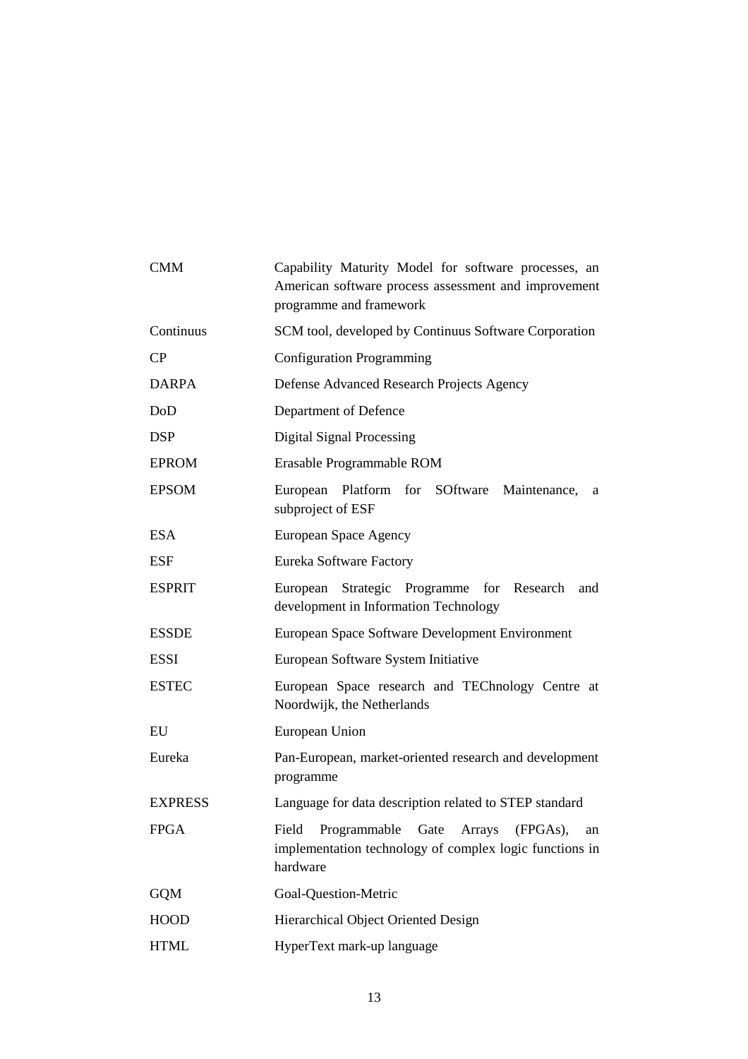| | |
|---|---|
| CMM | Capability Maturity Model for software processes, an American software process assessment and improvement programme and framework |
| Continuus | SCM tool, developed by Continuus Software Corporation |
| CP | Configuration Programming |
| DARPA | Defense Advanced Research Projects Agency |
| DoD | Department of Defence |
| DSP | Digital Signal Processing |
| EPROM | Erasable Programmable ROM |
| EPSOM | European Platform for SOftware Maintenance, a subproject of ESF |
| ESA | European Space Agency |
| ESF | Eureka Software Factory |
| ESPRIT | European Strategic Programme for Research and development in Information Technology |
| ESSDE | European Space Software Development Environment |
| ESSI | European Software System Initiative |
| ESTEC | European Space research and TEChnology Centre at Noordwijk, the Netherlands |
| EU | European Union |
| Eureka | Pan-European, market-oriented research and development programme |
| EXPRESS | Language for data description related to STEP standard |
| FPGA | Field Programmable Gate Arrays (FPGAs), an implementation technology of complex logic functions in hardware |
| GQM | Goal-Question-Metric |
| HOOD | Hierarchical Object Oriented Design |
| HTML | HyperText mark-up language |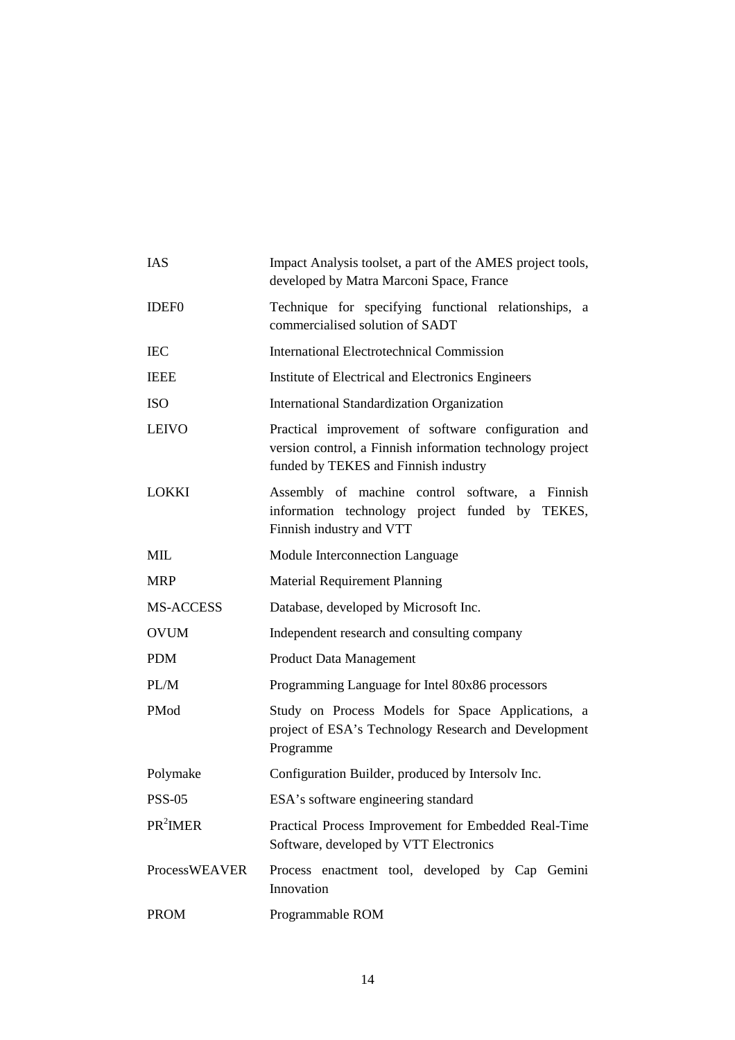| | |
|---|---|
| IAS | Impact Analysis toolset, a part of the AMES project tools, developed by Matra Marconi Space, France |
| IDEF0 | Technique for specifying functional relationships, a commercialised solution of SADT |
| IEC | International Electrotechnical Commission |
| IEEE | Institute of Electrical and Electronics Engineers |
| ISO | International Standardization Organization |
| LEIVO | Practical improvement of software configuration and version control, a Finnish information technology project funded by TEKES and Finnish industry |
| LOKKI | Assembly of machine control software, a Finnish information technology project funded by TEKES, Finnish industry and VTT |
| MIL | Module Interconnection Language |
| MRP | Material Requirement Planning |
| MS-ACCESS | Database, developed by Microsoft Inc. |
| OVUM | Independent research and consulting company |
| PDM | Product Data Management |
| PL/M | Programming Language for Intel 80x86 processors |
| PMod | Study on Process Models for Space Applications, a project of ESA's Technology Research and Development Programme |
| Polymake | Configuration Builder, produced by Intersolv Inc. |
| PSS-05 | ESA's software engineering standard |
| $PR^2IMER$ | Practical Process Improvement for Embedded Real-Time Software, developed by VTT Electronics |
| ProcessWEAVER | Process enactment tool, developed by Cap Gemini Innovation |
| PROM | Programmable ROM |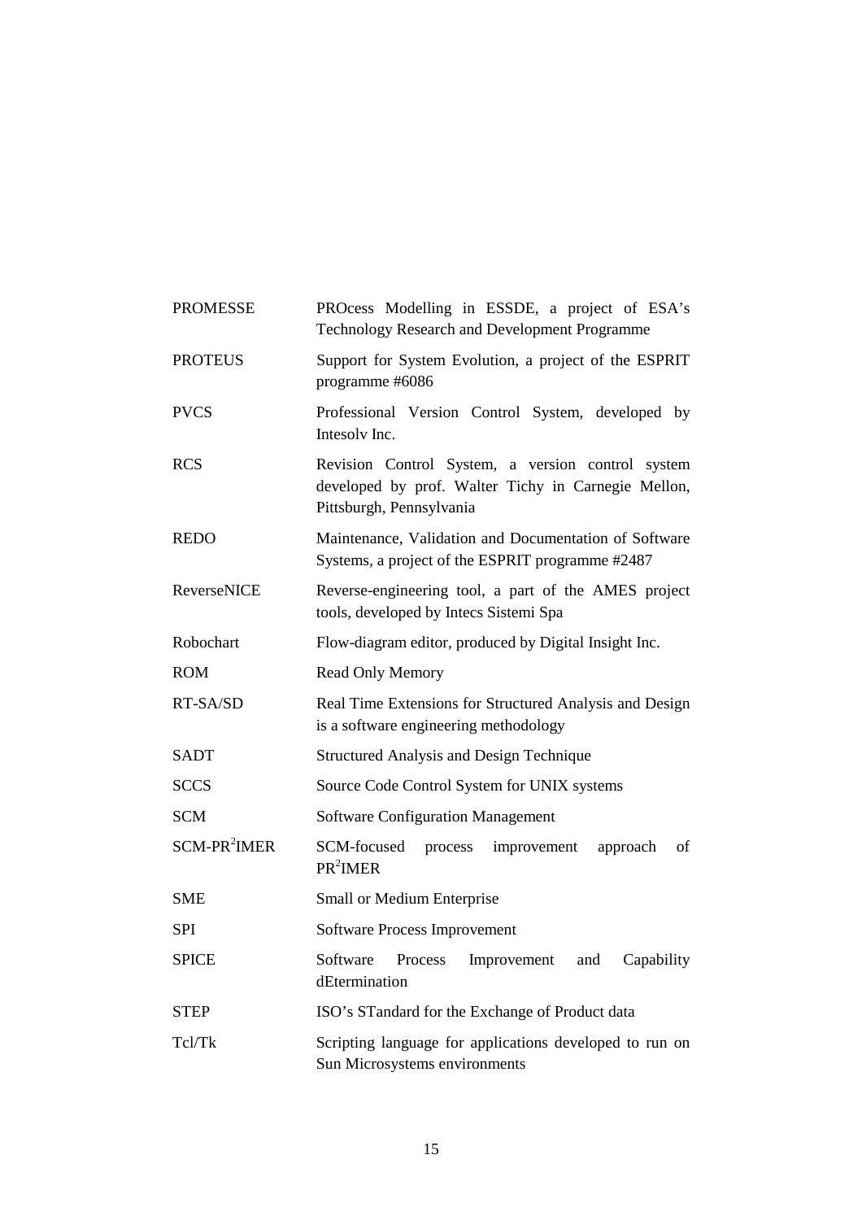| | |
|---|---|
| PROMESSE | PROcess Modelling in ESSDE, a project of ESA's Technology Research and Development Programme |
| PROTEUS | Support for System Evolution, a project of the ESPRIT programme #6086 |
| PVCS | Professional Version Control System, developed by Intesolv Inc. |
| RCS | Revision Control System, a version control system developed by prof. Walter Tichy in Carnegie Mellon, Pittsburgh, Pennsylvania |
| REDO | Maintenance, Validation and Documentation of Software Systems, a project of the ESPRIT programme #2487 |
| ReverseNICE | Reverse-engineering tool, a part of the AMES project tools, developed by Intecs Sistemi Spa |
| Robochart | Flow-diagram editor, produced by Digital Insight Inc. |
| ROM | Read Only Memory |
| RT-SA/SD | Real Time Extensions for Structured Analysis and Design is a software engineering methodology |
| SADT | Structured Analysis and Design Technique |
| SCCS | Source Code Control System for UNIX systems |
| SCM | Software Configuration Management |
| SCM-PR$^2$IMER | SCM-focused process improvement approach of PR$^2$IMER |
| SME | Small or Medium Enterprise |
| SPI | Software Process Improvement |
| SPICE | Software Process Improvement and Capability dEtermination |
| STEP | ISO's STandard for the Exchange of Product data |
| Tcl/Tk | Scripting language for applications developed to run on Sun Microsystems environments |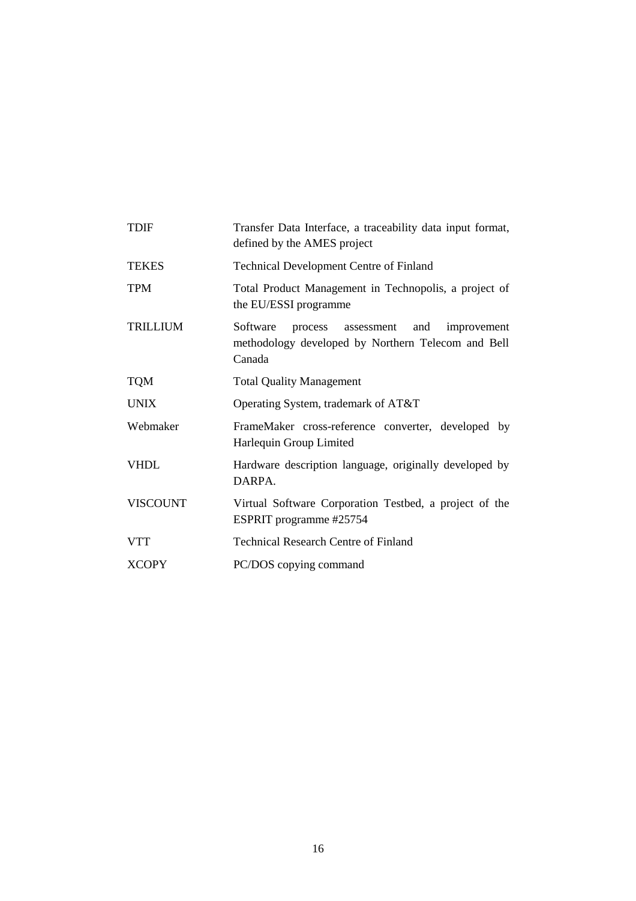| | |
|---|---|
| TDIF | Transfer Data Interface, a traceability data input format, defined by the AMES project |
| TEKES | Technical Development Centre of Finland |
| TPM | Total Product Management in Technopolis, a project of the EU/ESSI programme |
| TRILLIUM | Software process assessment and improvement methodology developed by Northern Telecom and Bell Canada |
| TQM | Total Quality Management |
| UNIX | Operating System, trademark of AT&T |
| Webmaker | FrameMaker cross-reference converter, developed by Harlequin Group Limited |
| VHDL | Hardware description language, originally developed by DARPA. |
| VISCOUNT | Virtual Software Corporation Testbed, a project of the ESPRIT programme #25754 |
| VTT | Technical Research Centre of Finland |
| XCOPY | PC/DOS copying command |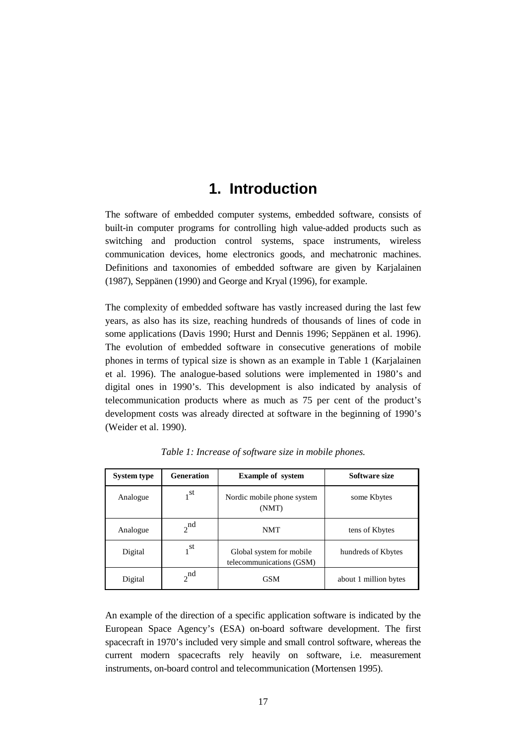# 1. Introduction

The software of embedded computer systems, embedded software, consists of built-in computer programs for controlling high value-added products such as switching and production control systems, space instruments, wireless communication devices, home electronics goods, and mechatronic machines. Definitions and taxonomies of embedded software are given by Karjalainen (1987), Seppänen (1990) and George and Kryal (1996), for example.

The complexity of embedded software has vastly increased during the last few years, as also has its size, reaching hundreds of thousands of lines of code in some applications (Davis 1990; Hurst and Dennis 1996; Seppänen et al. 1996). The evolution of embedded software in consecutive generations of mobile phones in terms of typical size is shown as an example in Table 1 (Karjalainen et al. 1996). The analogue-based solutions were implemented in 1980's and digital ones in 1990's. This development is also indicated by analysis of telecommunication products where as much as 75 per cent of the product's development costs was already directed at software in the beginning of 1990's (Weider et al. 1990).

*Table 1: Increase of software size in mobile phones.*

| System type | Generation | Example of system | Software size |
|---|---|---|---|
| Analogue | 1st | Nordic mobile phone system (NMT) | some Kbytes |
| Analogue | 2nd | NMT | tens of Kbytes |
| Digital | 1st | Global system for mobile telecommunications (GSM) | hundreds of Kbytes |
| Digital | 2nd | GSM | about 1 million bytes |

An example of the direction of a specific application software is indicated by the European Space Agency's (ESA) on-board software development. The first spacecraft in 1970's included very simple and small control software, whereas the current modern spacecrafts rely heavily on software, i.e. measurement instruments, on-board control and telecommunication (Mortensen 1995).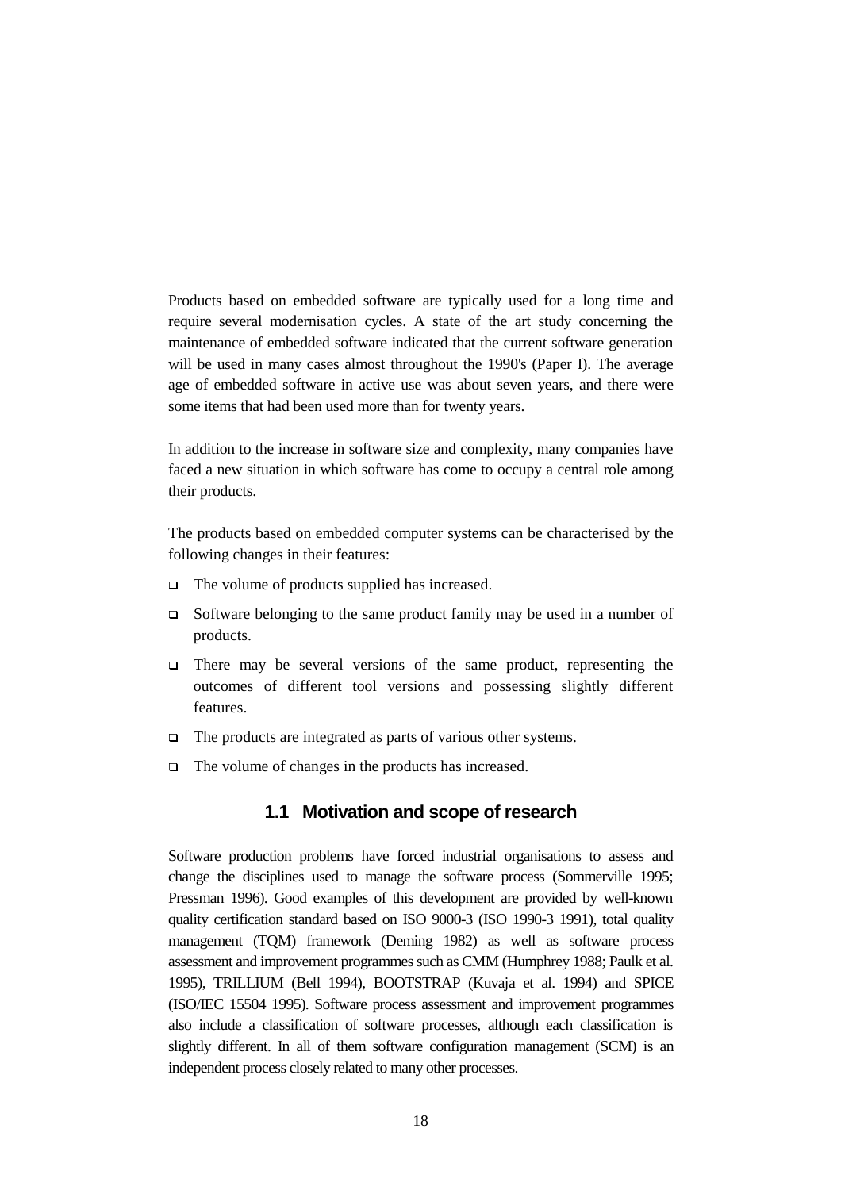Products based on embedded software are typically used for a long time and require several modernisation cycles. A state of the art study concerning the maintenance of embedded software indicated that the current software generation will be used in many cases almost throughout the 1990's (Paper I). The average age of embedded software in active use was about seven years, and there were some items that had been used more than for twenty years.

In addition to the increase in software size and complexity, many companies have faced a new situation in which software has come to occupy a central role among their products.

The products based on embedded computer systems can be characterised by the following changes in their features:

- The volume of products supplied has increased.
- Software belonging to the same product family may be used in a number of products.
- There may be several versions of the same product, representing the outcomes of different tool versions and possessing slightly different features.
- The products are integrated as parts of various other systems.
- The volume of changes in the products has increased.

## 1.1 Motivation and scope of research

Software production problems have forced industrial organisations to assess and change the disciplines used to manage the software process (Sommerville 1995; Pressman 1996). Good examples of this development are provided by well-known quality certification standard based on ISO 9000-3 (ISO 1990-3 1991), total quality management (TQM) framework (Deming 1982) as well as software process assessment and improvement programmes such as CMM (Humphrey 1988; Paulk et al. 1995), TRILLIUM (Bell 1994), BOOTSTRAP (Kuvaja et al. 1994) and SPICE (ISO/IEC 15504 1995). Software process assessment and improvement programmes also include a classification of software processes, although each classification is slightly different. In all of them software configuration management (SCM) is an independent process closely related to many other processes.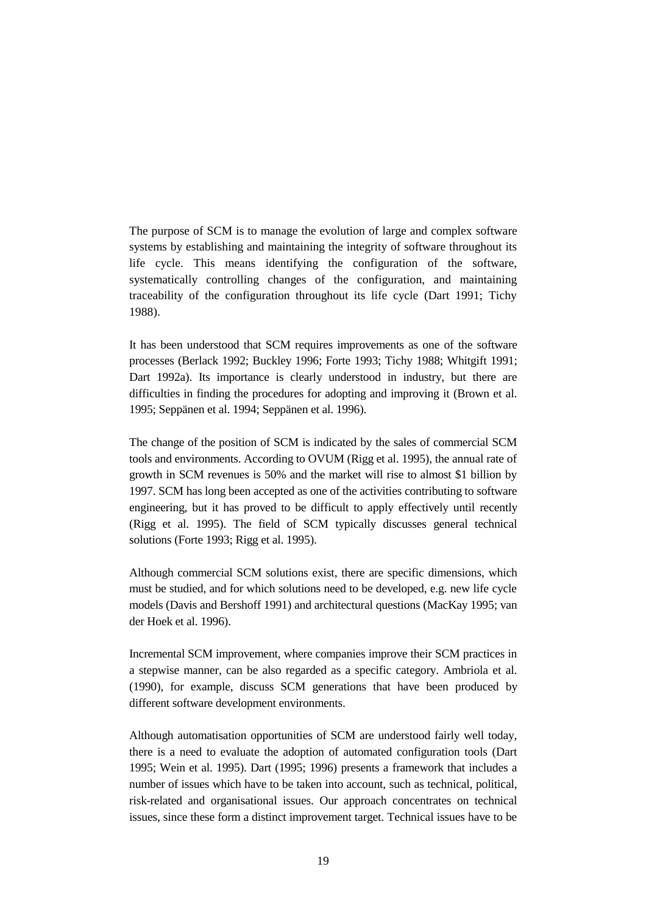The purpose of SCM is to manage the evolution of large and complex software systems by establishing and maintaining the integrity of software throughout its life cycle. This means identifying the configuration of the software, systematically controlling changes of the configuration, and maintaining traceability of the configuration throughout its life cycle (Dart 1991; Tichy 1988).

It has been understood that SCM requires improvements as one of the software processes (Berlack 1992; Buckley 1996; Forte 1993; Tichy 1988; Whitgift 1991; Dart 1992a). Its importance is clearly understood in industry, but there are difficulties in finding the procedures for adopting and improving it (Brown et al. 1995; Seppänen et al. 1994; Seppänen et al. 1996).

The change of the position of SCM is indicated by the sales of commercial SCM tools and environments. According to OVUM (Rigg et al. 1995), the annual rate of growth in SCM revenues is 50% and the market will rise to almost $1 billion by 1997. SCM has long been accepted as one of the activities contributing to software engineering, but it has proved to be difficult to apply effectively until recently (Rigg et al. 1995). The field of SCM typically discusses general technical solutions (Forte 1993; Rigg et al. 1995).

Although commercial SCM solutions exist, there are specific dimensions, which must be studied, and for which solutions need to be developed, e.g. new life cycle models (Davis and Bershoff 1991) and architectural questions (MacKay 1995; van der Hoek et al. 1996).

Incremental SCM improvement, where companies improve their SCM practices in a stepwise manner, can be also regarded as a specific category. Ambriola et al. (1990), for example, discuss SCM generations that have been produced by different software development environments.

Although automatisation opportunities of SCM are understood fairly well today, there is a need to evaluate the adoption of automated configuration tools (Dart 1995; Wein et al. 1995). Dart (1995; 1996) presents a framework that includes a number of issues which have to be taken into account, such as technical, political, risk-related and organisational issues. Our approach concentrates on technical issues, since these form a distinct improvement target. Technical issues have to be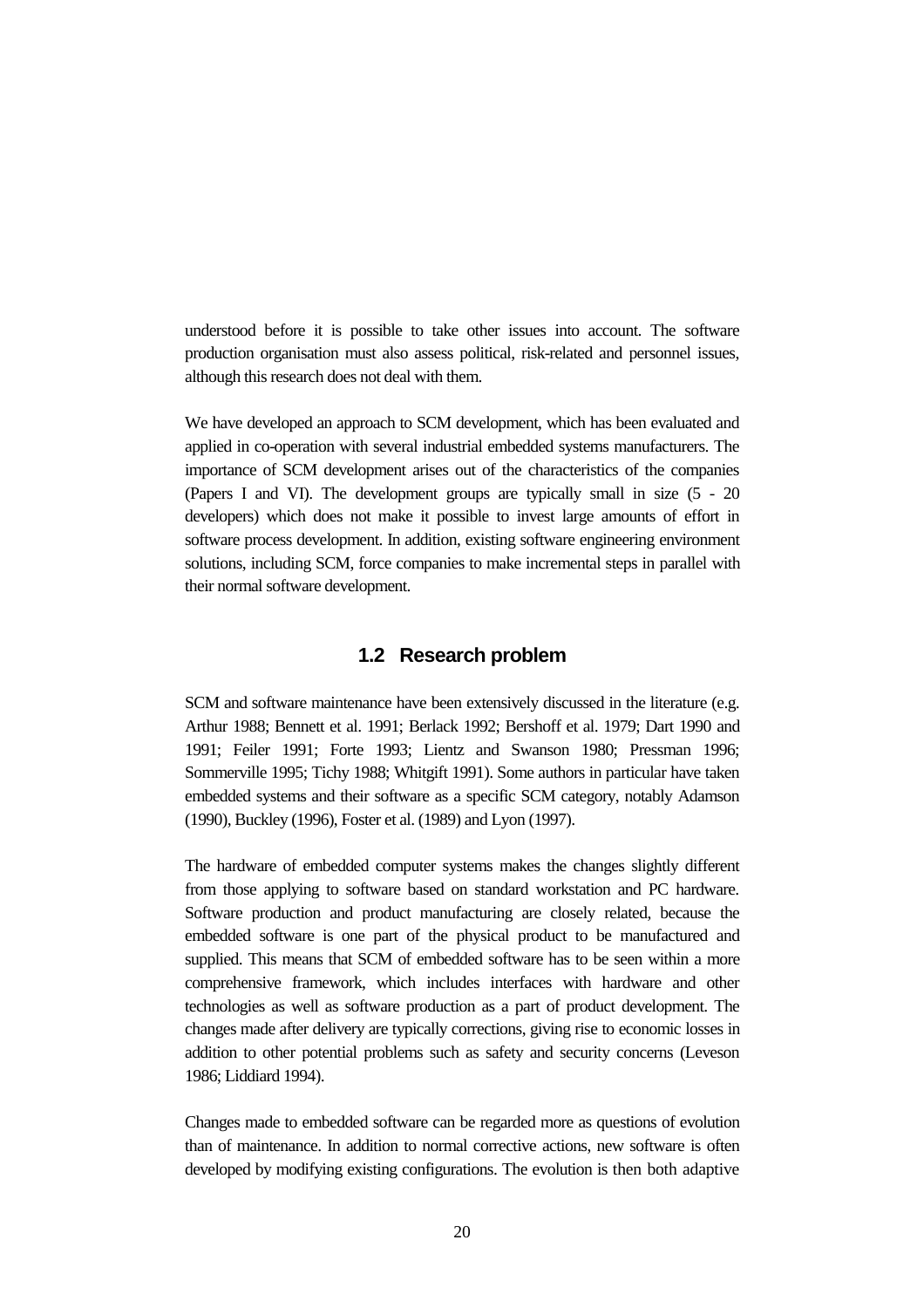understood before it is possible to take other issues into account. The software production organisation must also assess political, risk-related and personnel issues, although this research does not deal with them.

We have developed an approach to SCM development, which has been evaluated and applied in co-operation with several industrial embedded systems manufacturers. The importance of SCM development arises out of the characteristics of the companies (Papers I and VI). The development groups are typically small in size (5 - 20 developers) which does not make it possible to invest large amounts of effort in software process development. In addition, existing software engineering environment solutions, including SCM, force companies to make incremental steps in parallel with their normal software development.

## 1.2 Research problem

SCM and software maintenance have been extensively discussed in the literature (e.g. Arthur 1988; Bennett et al. 1991; Berlack 1992; Bershoff et al. 1979; Dart 1990 and 1991; Feiler 1991; Forte 1993; Lientz and Swanson 1980; Pressman 1996; Sommerville 1995; Tichy 1988; Whitgift 1991). Some authors in particular have taken embedded systems and their software as a specific SCM category, notably Adamson (1990), Buckley (1996), Foster et al. (1989) and Lyon (1997).

The hardware of embedded computer systems makes the changes slightly different from those applying to software based on standard workstation and PC hardware. Software production and product manufacturing are closely related, because the embedded software is one part of the physical product to be manufactured and supplied. This means that SCM of embedded software has to be seen within a more comprehensive framework, which includes interfaces with hardware and other technologies as well as software production as a part of product development. The changes made after delivery are typically corrections, giving rise to economic losses in addition to other potential problems such as safety and security concerns (Leveson 1986; Liddiard 1994).

Changes made to embedded software can be regarded more as questions of evolution than of maintenance. In addition to normal corrective actions, new software is often developed by modifying existing configurations. The evolution is then both adaptive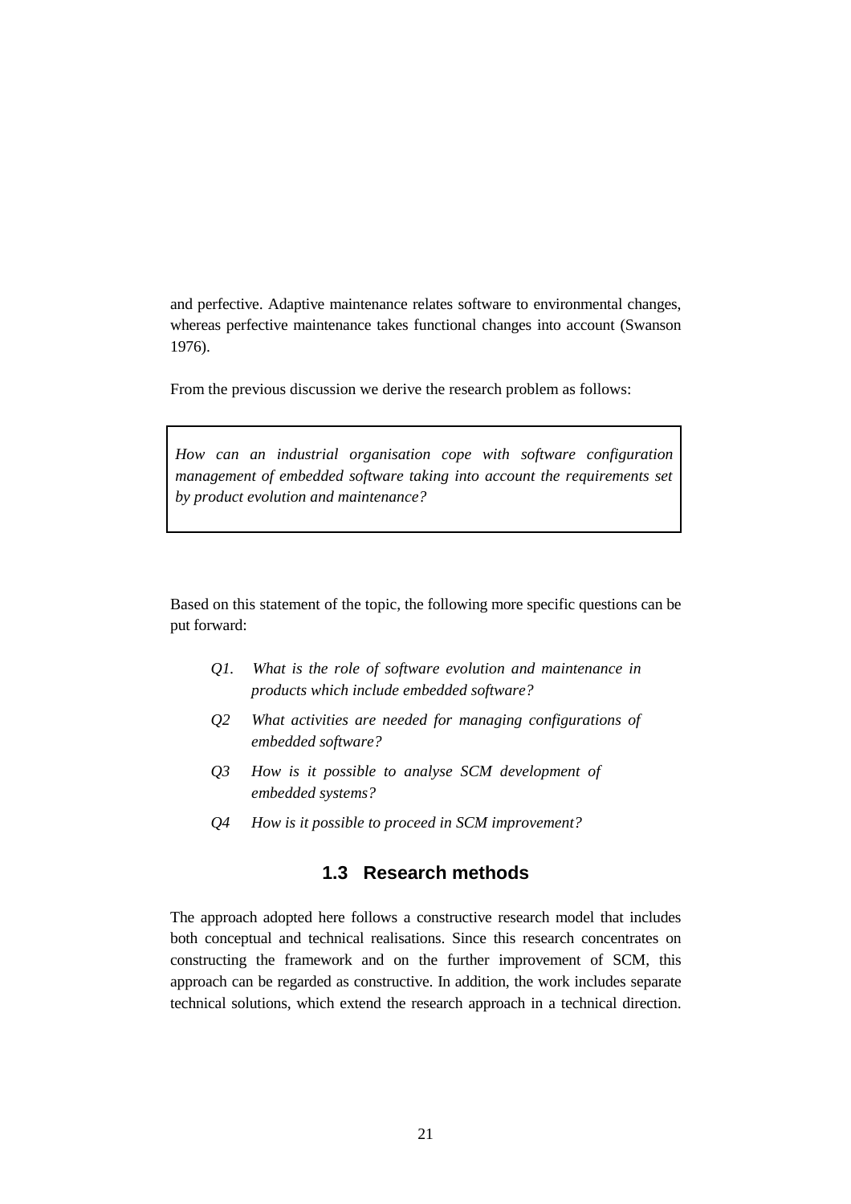and perfective. Adaptive maintenance relates software to environmental changes, whereas perfective maintenance takes functional changes into account (Swanson 1976).

From the previous discussion we derive the research problem as follows:

> *How can an industrial organisation cope with software configuration management of embedded software taking into account the requirements set by product evolution and maintenance?*

Based on this statement of the topic, the following more specific questions can be put forward:

*Q1. What is the role of software evolution and maintenance in products which include embedded software?*

*Q2 What activities are needed for managing configurations of embedded software?*

*Q3 How is it possible to analyse SCM development of embedded systems?*

*Q4 How is it possible to proceed in SCM improvement?*

## 1.3 Research methods

The approach adopted here follows a constructive research model that includes both conceptual and technical realisations. Since this research concentrates on constructing the framework and on the further improvement of SCM, this approach can be regarded as constructive. In addition, the work includes separate technical solutions, which extend the research approach in a technical direction.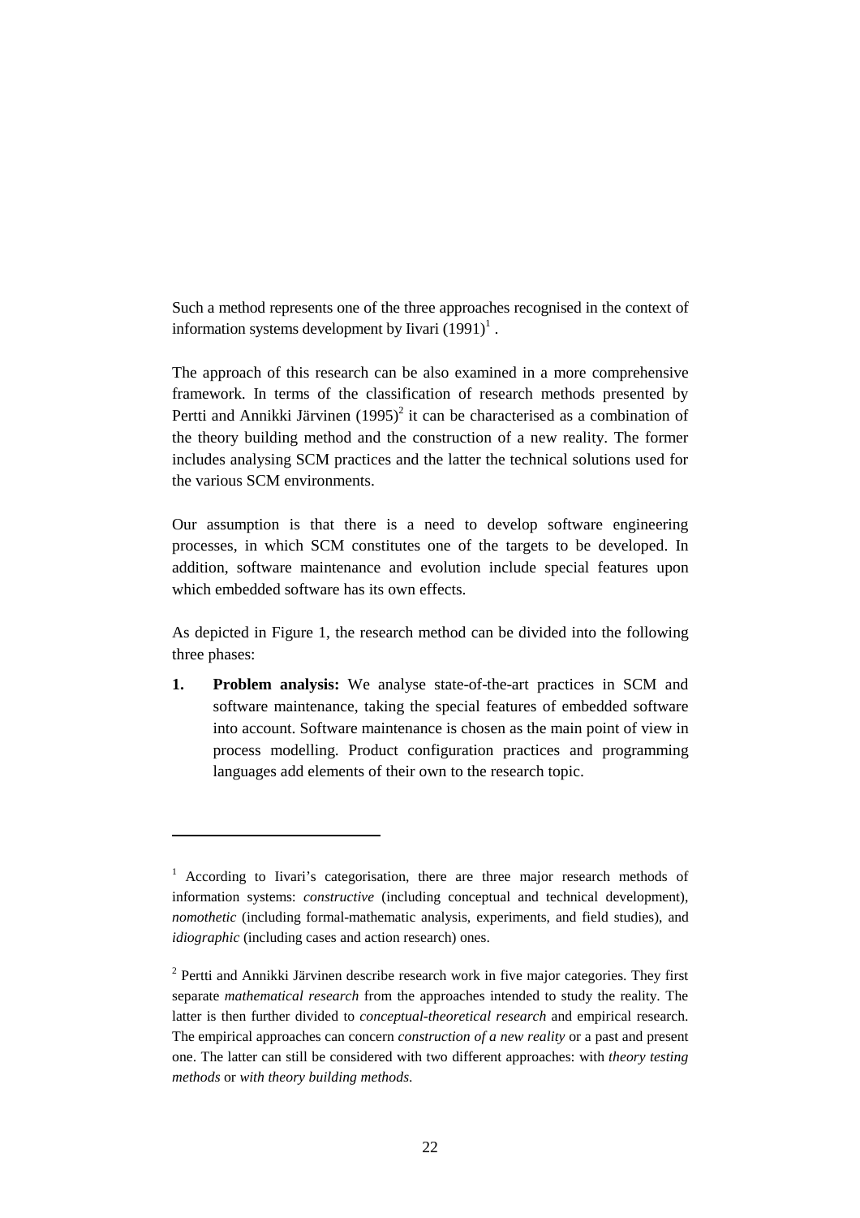Such a method represents one of the three approaches recognised in the context of information systems development by Iivari (1991)[1] .

The approach of this research can be also examined in a more comprehensive framework. In terms of the classification of research methods presented by Pertti and Annikki Järvinen (1995)[2] it can be characterised as a combination of the theory building method and the construction of a new reality. The former includes analysing SCM practices and the latter the technical solutions used for the various SCM environments.

Our assumption is that there is a need to develop software engineering processes, in which SCM constitutes one of the targets to be developed. In addition, software maintenance and evolution include special features upon which embedded software has its own effects.

As depicted in Figure 1, the research method can be divided into the following three phases:

1. **Problem analysis:** We analyse state-of-the-art practices in SCM and software maintenance, taking the special features of embedded software into account. Software maintenance is chosen as the main point of view in process modelling. Product configuration practices and programming languages add elements of their own to the research topic.

---

[1] According to Iivari's categorisation, there are three major research methods of information systems: *constructive* (including conceptual and technical development), *nomothetic* (including formal-mathematic analysis, experiments, and field studies), and *idiographic* (including cases and action research) ones.

[2] Pertti and Annikki Järvinen describe research work in five major categories. They first separate *mathematical research* from the approaches intended to study the reality. The latter is then further divided to *conceptual-theoretical research* and empirical research. The empirical approaches can concern *construction of a new reality* or a past and present one. The latter can still be considered with two different approaches: with *theory testing methods* or *with theory building methods*.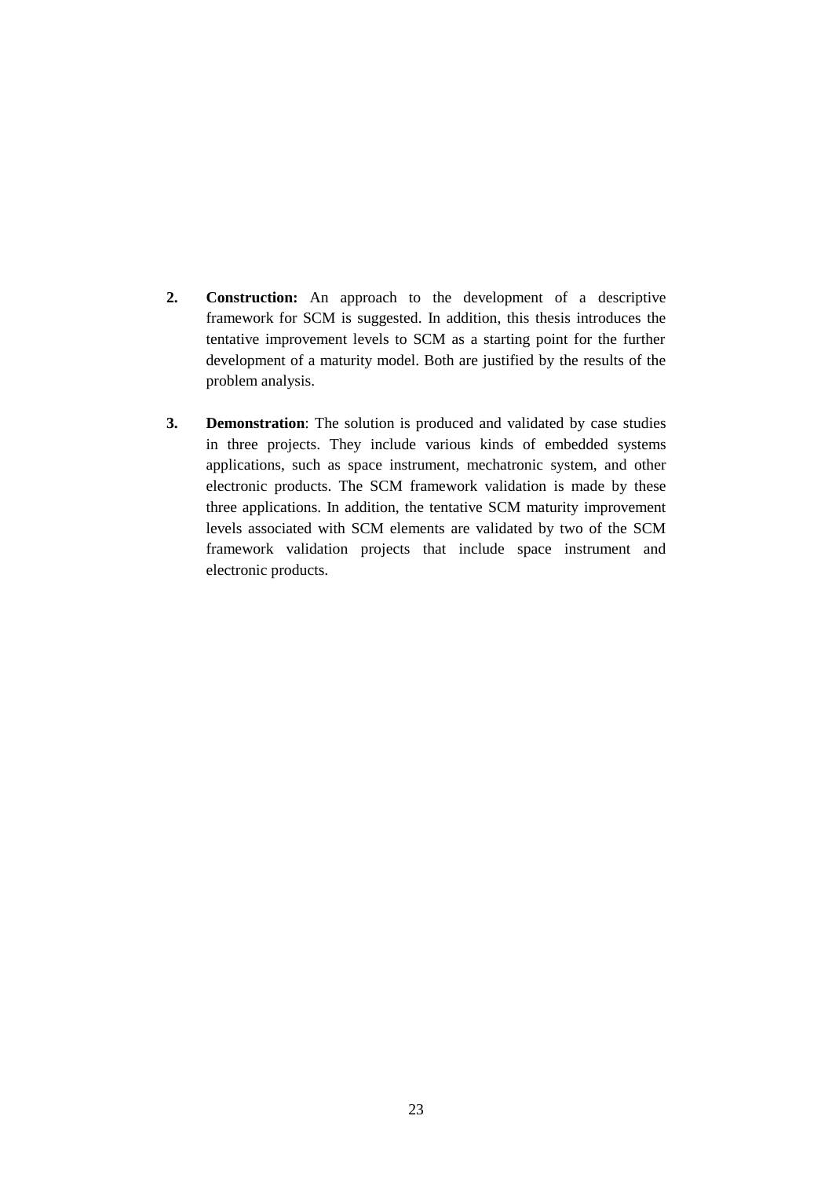2. **Construction:** An approach to the development of a descriptive framework for SCM is suggested. In addition, this thesis introduces the tentative improvement levels to SCM as a starting point for the further development of a maturity model. Both are justified by the results of the problem analysis.

3. **Demonstration**: The solution is produced and validated by case studies in three projects. They include various kinds of embedded systems applications, such as space instrument, mechatronic system, and other electronic products. The SCM framework validation is made by these three applications. In addition, the tentative SCM maturity improvement levels associated with SCM elements are validated by two of the SCM framework validation projects that include space instrument and electronic products.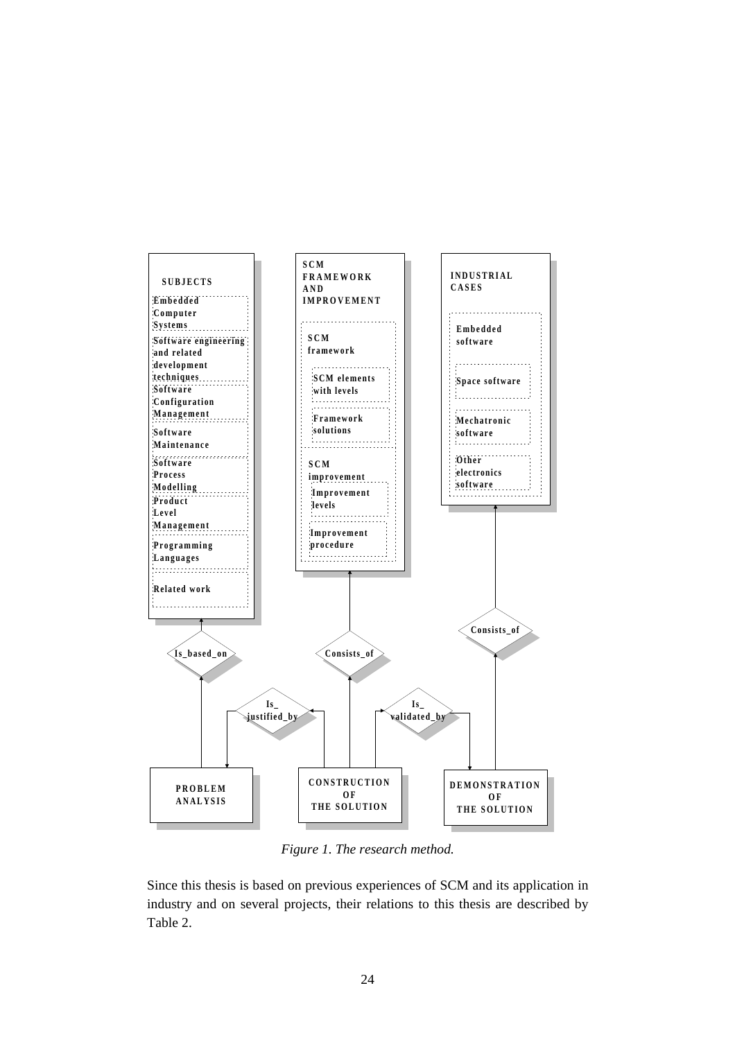SUBJECTS

- Embedded Computer Systems
- Software engineering and related development techniques
- Software Configuration Management
- Software Maintenance
- Software Process Modelling
- Product Level Management
- Programming Languages
- Related work

SCM FRAMEWORK AND IMPROVEMENT

- SCM framework
  - SCM elements with levels
  - Framework solutions
- SCM improvement
  - Improvement levels
  - Improvement procedure

INDUSTRIAL CASES

- Embedded software
  - Space software
  - Mechatronic software
  - Other electronics software

Is_based_on

Consists_of

Consists_of

Is_ justified_by

Is_ validated_by

PROBLEM ANALYSIS

CONSTRUCTION OF THE SOLUTION

DEMONSTRATION OF THE SOLUTION

*Figure 1. The research method.*

Since this thesis is based on previous experiences of SCM and its application in industry and on several projects, their relations to this thesis are described by Table 2.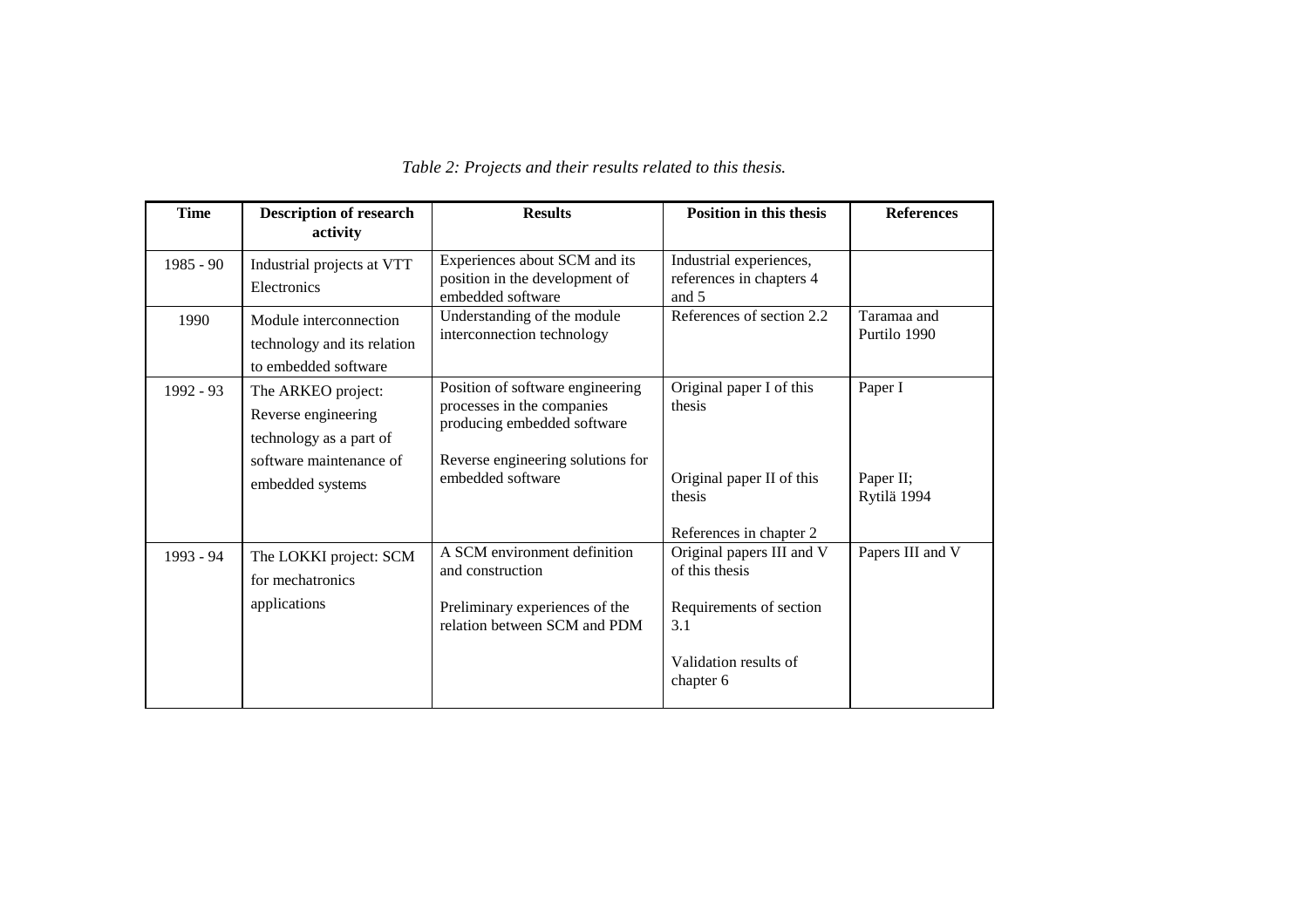*Table 2: Projects and their results related to this thesis.*

| Time | Description of research activity | Results | Position in this thesis | References |
|---|---|---|---|---|
| 1985 - 90 | Industrial projects at VTT Electronics | Experiences about SCM and its position in the development of embedded software | Industrial experiences, references in chapters 4 and 5 | |
| 1990 | Module interconnection technology and its relation to embedded software | Understanding of the module interconnection technology | References of section 2.2 | Taramaa and Purtilo 1990 |
| 1992 - 93 | The ARKEO project: Reverse engineering technology as a part of software maintenance of embedded systems | Position of software engineering processes in the companies producing embedded software<br><br>Reverse engineering solutions for embedded software | Original paper I of this thesis<br><br>Original paper II of this thesis<br><br>References in chapter 2 | Paper I<br><br>Paper II; Rytilä 1994 |
| 1993 - 94 | The LOKKI project: SCM for mechatronics applications | A SCM environment definition and construction<br><br>Preliminary experiences of the relation between SCM and PDM | Original papers III and V of this thesis<br><br>Requirements of section 3.1<br><br>Validation results of chapter 6 | Papers III and V |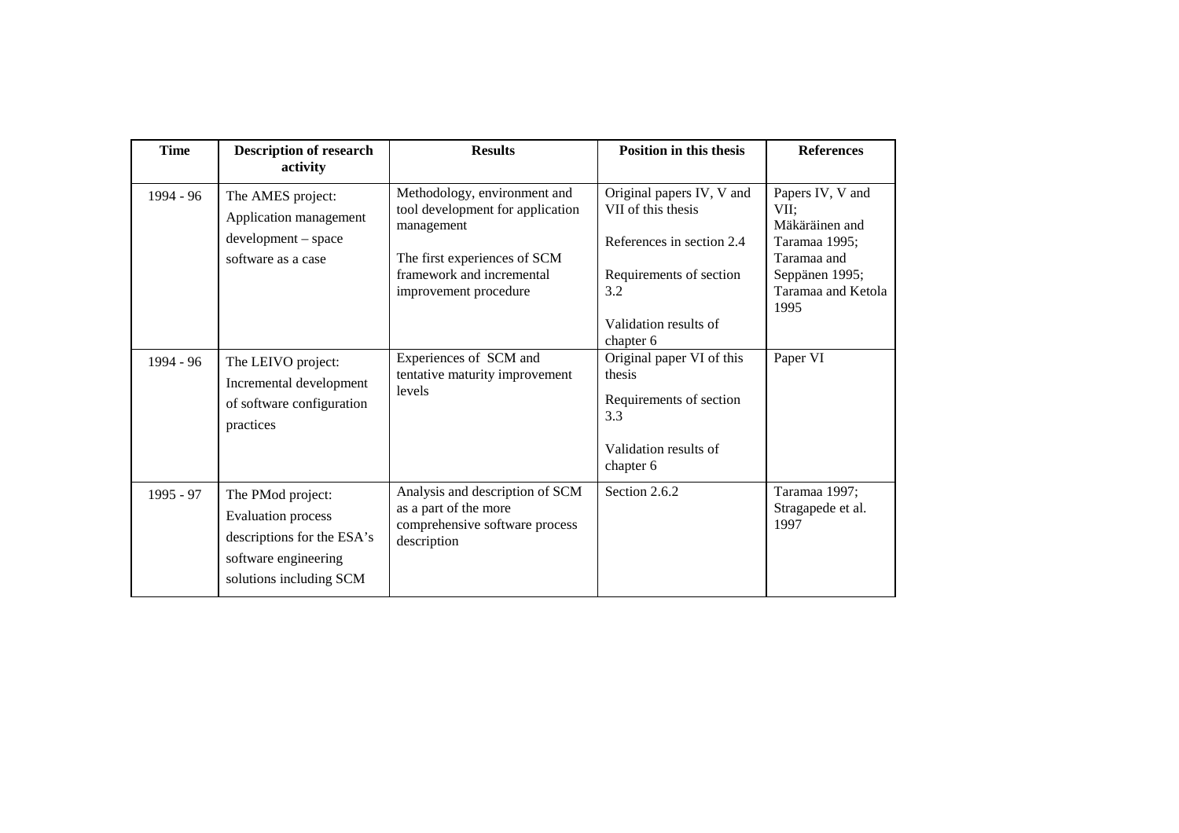| Time | Description of research activity | Results | Position in this thesis | References |
|---|---|---|---|---|
| 1994 - 96 | The AMES project: Application management development – space software as a case | Methodology, environment and tool development for application management<br><br>The first experiences of SCM framework and incremental improvement procedure | Original papers IV, V and VII of this thesis<br><br>References in section 2.4<br><br>Requirements of section 3.2<br><br>Validation results of chapter 6 | Papers IV, V and VII; Mäkäräinen and Taramaa 1995; Taramaa and Seppänen 1995; Taramaa and Ketola 1995 |
| 1994 - 96 | The LEIVO project: Incremental development of software configuration practices | Experiences of SCM and tentative maturity improvement levels | Original paper VI of this thesis<br><br>Requirements of section 3.3<br><br>Validation results of chapter 6 | Paper VI |
| 1995 - 97 | The PMod project: Evaluation process descriptions for the ESA's software engineering solutions including SCM | Analysis and description of SCM as a part of the more comprehensive software process description | Section 2.6.2 | Taramaa 1997; Stragapede et al. 1997 |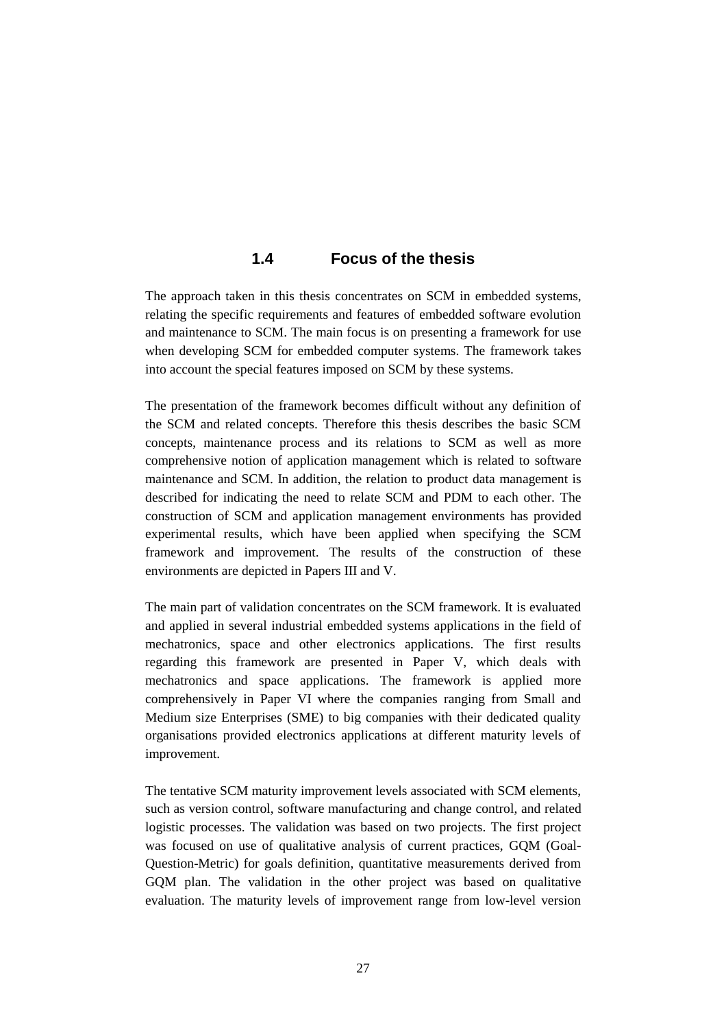## 1.4 Focus of the thesis

The approach taken in this thesis concentrates on SCM in embedded systems, relating the specific requirements and features of embedded software evolution and maintenance to SCM. The main focus is on presenting a framework for use when developing SCM for embedded computer systems. The framework takes into account the special features imposed on SCM by these systems.

The presentation of the framework becomes difficult without any definition of the SCM and related concepts. Therefore this thesis describes the basic SCM concepts, maintenance process and its relations to SCM as well as more comprehensive notion of application management which is related to software maintenance and SCM. In addition, the relation to product data management is described for indicating the need to relate SCM and PDM to each other. The construction of SCM and application management environments has provided experimental results, which have been applied when specifying the SCM framework and improvement. The results of the construction of these environments are depicted in Papers III and V.

The main part of validation concentrates on the SCM framework. It is evaluated and applied in several industrial embedded systems applications in the field of mechatronics, space and other electronics applications. The first results regarding this framework are presented in Paper V, which deals with mechatronics and space applications. The framework is applied more comprehensively in Paper VI where the companies ranging from Small and Medium size Enterprises (SME) to big companies with their dedicated quality organisations provided electronics applications at different maturity levels of improvement.

The tentative SCM maturity improvement levels associated with SCM elements, such as version control, software manufacturing and change control, and related logistic processes. The validation was based on two projects. The first project was focused on use of qualitative analysis of current practices, GQM (Goal-Question-Metric) for goals definition, quantitative measurements derived from GQM plan. The validation in the other project was based on qualitative evaluation. The maturity levels of improvement range from low-level version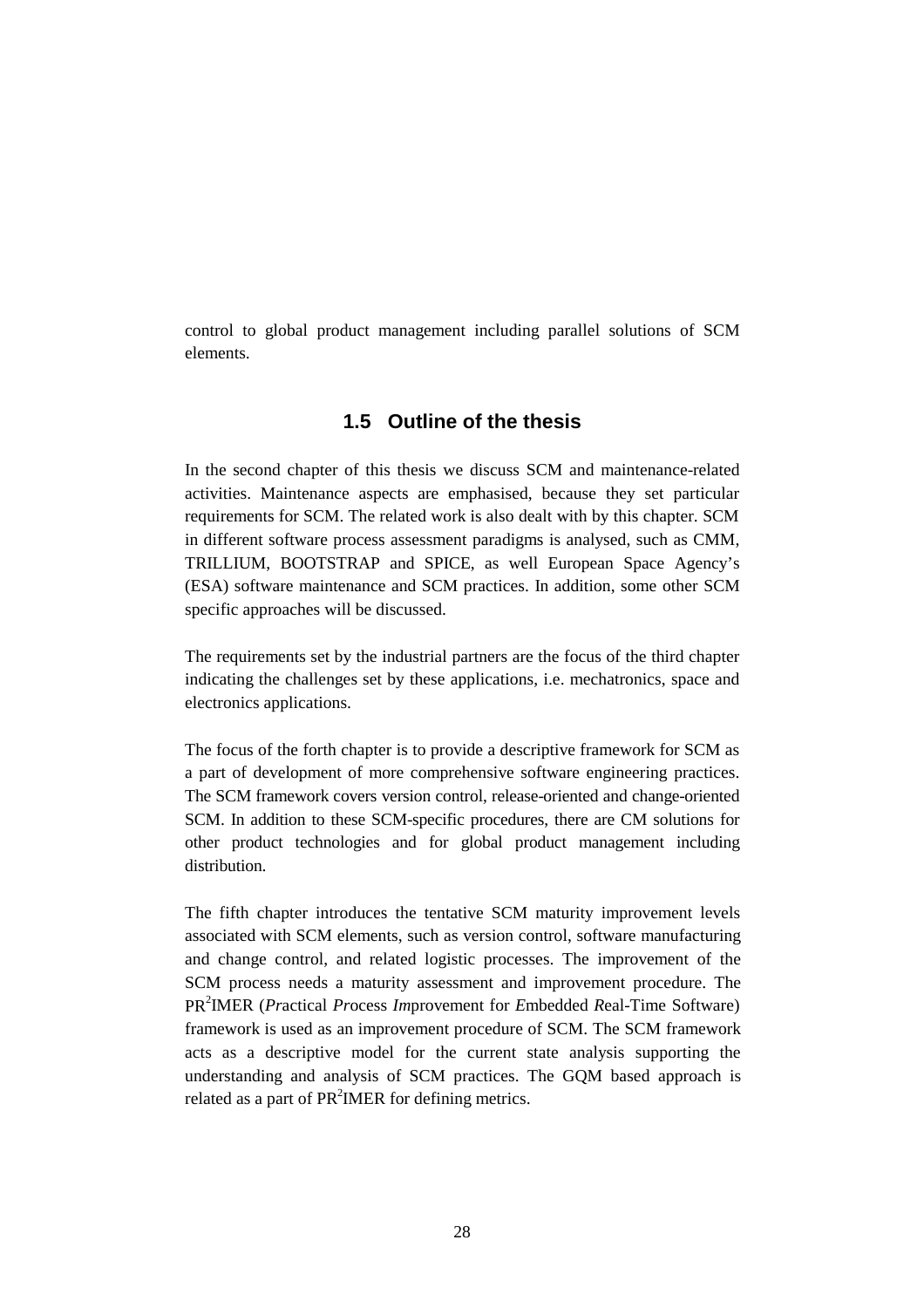control to global product management including parallel solutions of SCM elements.

## 1.5 Outline of the thesis

In the second chapter of this thesis we discuss SCM and maintenance-related activities. Maintenance aspects are emphasised, because they set particular requirements for SCM. The related work is also dealt with by this chapter. SCM in different software process assessment paradigms is analysed, such as CMM, TRILLIUM, BOOTSTRAP and SPICE, as well European Space Agency's (ESA) software maintenance and SCM practices. In addition, some other SCM specific approaches will be discussed.

The requirements set by the industrial partners are the focus of the third chapter indicating the challenges set by these applications, i.e. mechatronics, space and electronics applications.

The focus of the forth chapter is to provide a descriptive framework for SCM as a part of development of more comprehensive software engineering practices. The SCM framework covers version control, release-oriented and change-oriented SCM. In addition to these SCM-specific procedures, there are CM solutions for other product technologies and for global product management including distribution.

The fifth chapter introduces the tentative SCM maturity improvement levels associated with SCM elements, such as version control, software manufacturing and change control, and related logistic processes. The improvement of the SCM process needs a maturity assessment and improvement procedure. The PR$^2$IMER (*Pr*actical *Pr*ocess *Im*provement for *E*mbedded *R*eal-Time Software) framework is used as an improvement procedure of SCM. The SCM framework acts as a descriptive model for the current state analysis supporting the understanding and analysis of SCM practices. The GQM based approach is related as a part of PR$^2$IMER for defining metrics.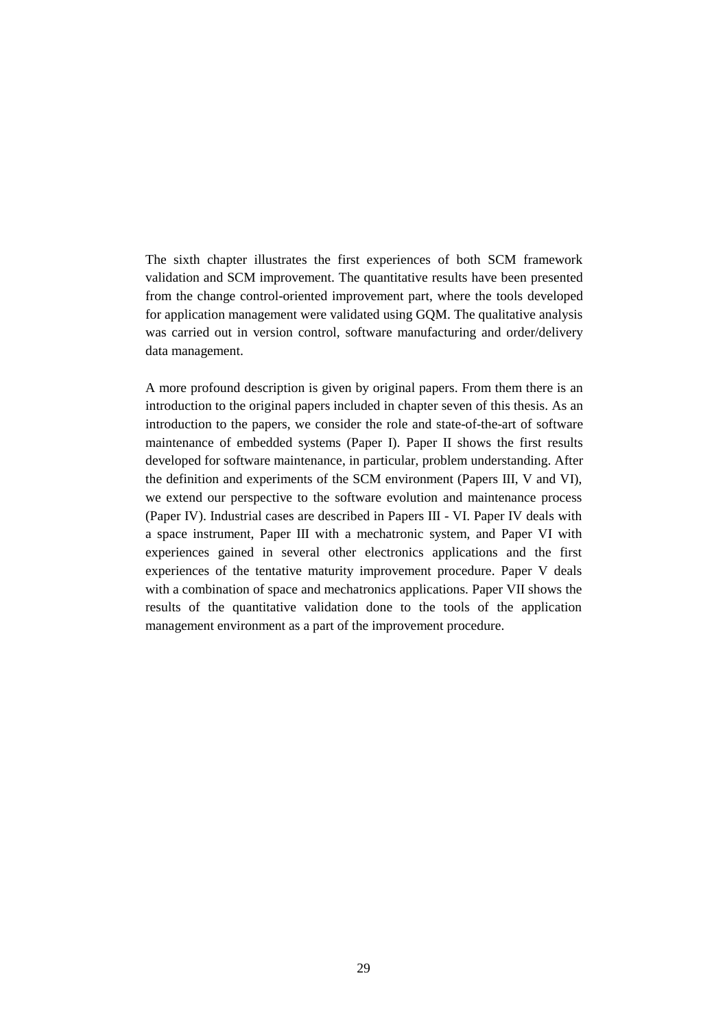The sixth chapter illustrates the first experiences of both SCM framework validation and SCM improvement. The quantitative results have been presented from the change control-oriented improvement part, where the tools developed for application management were validated using GQM. The qualitative analysis was carried out in version control, software manufacturing and order/delivery data management.

A more profound description is given by original papers. From them there is an introduction to the original papers included in chapter seven of this thesis. As an introduction to the papers, we consider the role and state-of-the-art of software maintenance of embedded systems (Paper I). Paper II shows the first results developed for software maintenance, in particular, problem understanding. After the definition and experiments of the SCM environment (Papers III, V and VI), we extend our perspective to the software evolution and maintenance process (Paper IV). Industrial cases are described in Papers III - VI. Paper IV deals with a space instrument, Paper III with a mechatronic system, and Paper VI with experiences gained in several other electronics applications and the first experiences of the tentative maturity improvement procedure. Paper V deals with a combination of space and mechatronics applications. Paper VII shows the results of the quantitative validation done to the tools of the application management environment as a part of the improvement procedure.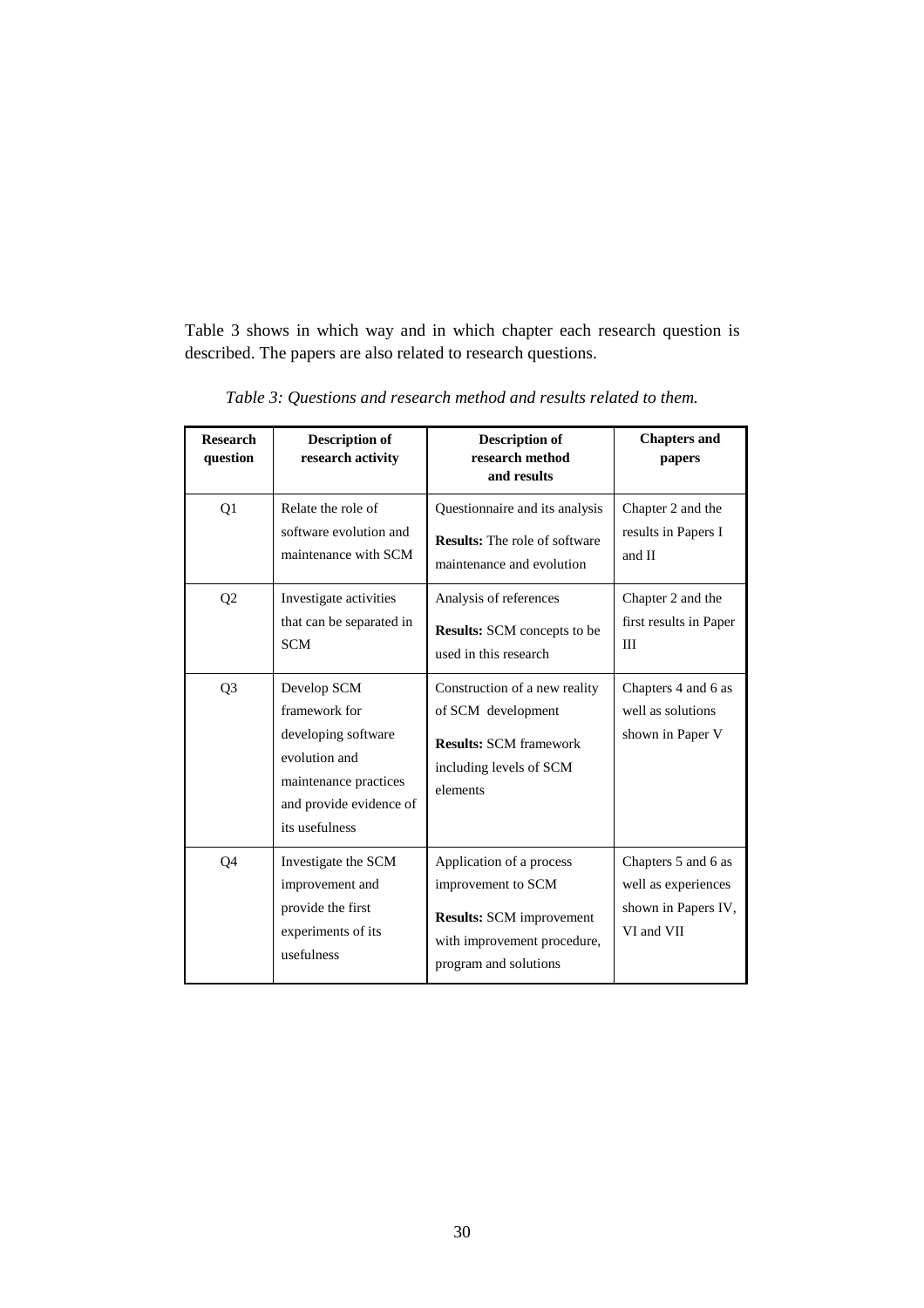Table 3 shows in which way and in which chapter each research question is described. The papers are also related to research questions.

*Table 3: Questions and research method and results related to them.*

| **Research question** | **Description of research activity** | **Description of research method and results** | **Chapters and papers** |
|---|---|---|---|
| Q1 | Relate the role of software evolution and maintenance with SCM | Questionnaire and its analysis **Results:** The role of software maintenance and evolution | Chapter 2 and the results in Papers I and II |
| Q2 | Investigate activities that can be separated in SCM | Analysis of references **Results:** SCM concepts to be used in this research | Chapter 2 and the first results in Paper III |
| Q3 | Develop SCM framework for developing software evolution and maintenance practices and provide evidence of its usefulness | Construction of a new reality of SCM development **Results:** SCM framework including levels of SCM elements | Chapters 4 and 6 as well as solutions shown in Paper V |
| Q4 | Investigate the SCM improvement and provide the first experiments of its usefulness | Application of a process improvement to SCM **Results:** SCM improvement with improvement procedure, program and solutions | Chapters 5 and 6 as well as experiences shown in Papers IV, VI and VII |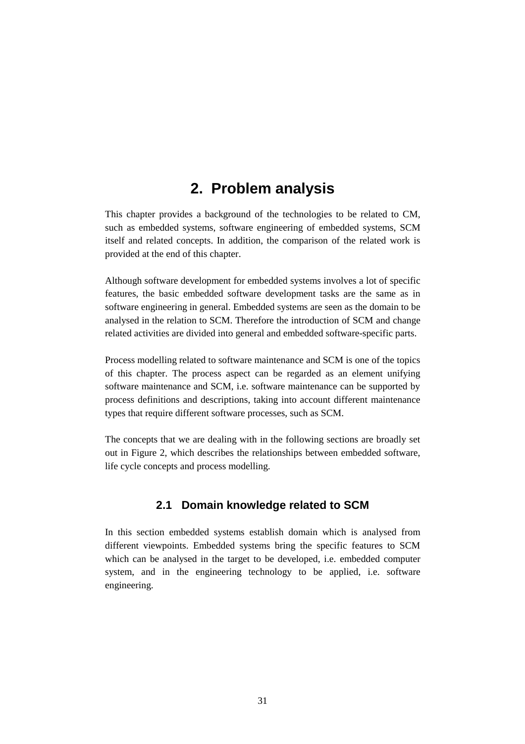# 2. Problem analysis

This chapter provides a background of the technologies to be related to CM, such as embedded systems, software engineering of embedded systems, SCM itself and related concepts. In addition, the comparison of the related work is provided at the end of this chapter.

Although software development for embedded systems involves a lot of specific features, the basic embedded software development tasks are the same as in software engineering in general. Embedded systems are seen as the domain to be analysed in the relation to SCM. Therefore the introduction of SCM and change related activities are divided into general and embedded software-specific parts.

Process modelling related to software maintenance and SCM is one of the topics of this chapter. The process aspect can be regarded as an element unifying software maintenance and SCM, i.e. software maintenance can be supported by process definitions and descriptions, taking into account different maintenance types that require different software processes, such as SCM.

The concepts that we are dealing with in the following sections are broadly set out in Figure 2, which describes the relationships between embedded software, life cycle concepts and process modelling.

## 2.1 Domain knowledge related to SCM

In this section embedded systems establish domain which is analysed from different viewpoints. Embedded systems bring the specific features to SCM which can be analysed in the target to be developed, i.e. embedded computer system, and in the engineering technology to be applied, i.e. software engineering.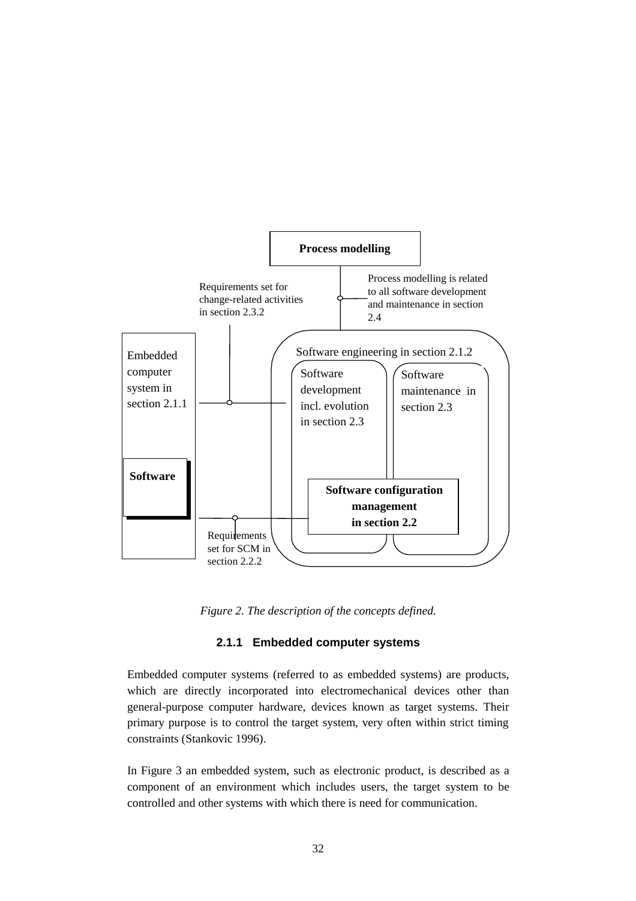Process modelling

Requirements set for change-related activities in section 2.3.2

Process modelling is related to all software development and maintenance in section 2.4

Embedded computer system in section 2.1.1

Software

Software engineering in section 2.1.2

Software development incl. evolution in section 2.3

Software maintenance in section 2.3

**Software configuration management in section 2.2**

Requirements set for SCM in section 2.2.2

*Figure 2. The description of the concepts defined.*

### 2.1.1 Embedded computer systems

Embedded computer systems (referred to as embedded systems) are products, which are directly incorporated into electromechanical devices other than general-purpose computer hardware, devices known as target systems. Their primary purpose is to control the target system, very often within strict timing constraints (Stankovic 1996).

In Figure 3 an embedded system, such as electronic product, is described as a component of an environment which includes users, the target system to be controlled and other systems with which there is need for communication.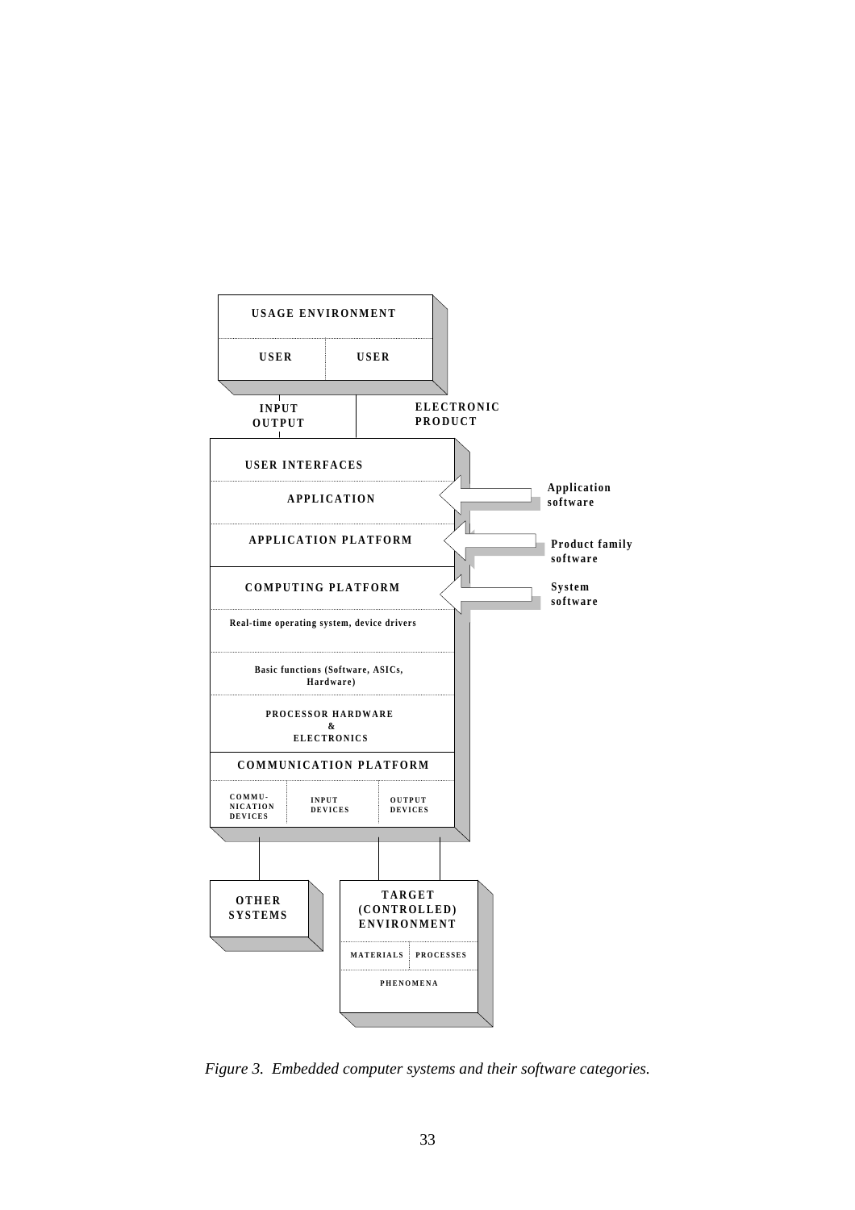USAGE ENVIRONMENT

USER | USER

INPUT OUTPUT

ELECTRONIC PRODUCT

USER INTERFACES

APPLICATION

APPLICATION PLATFORM

COMPUTING PLATFORM

Real-time operating system, device drivers

Basic functions (Software, ASICs, Hardware)

PROCESSOR HARDWARE & ELECTRONICS

COMMUNICATION PLATFORM

COMMU-NICATION DEVICES | INPUT DEVICES | OUTPUT DEVICES

Application software

Product family software

System software

OTHER SYSTEMS

TARGET (CONTROLLED) ENVIRONMENT

MATERIALS | PROCESSES

PHENOMENA

*Figure 3. Embedded computer systems and their software categories.*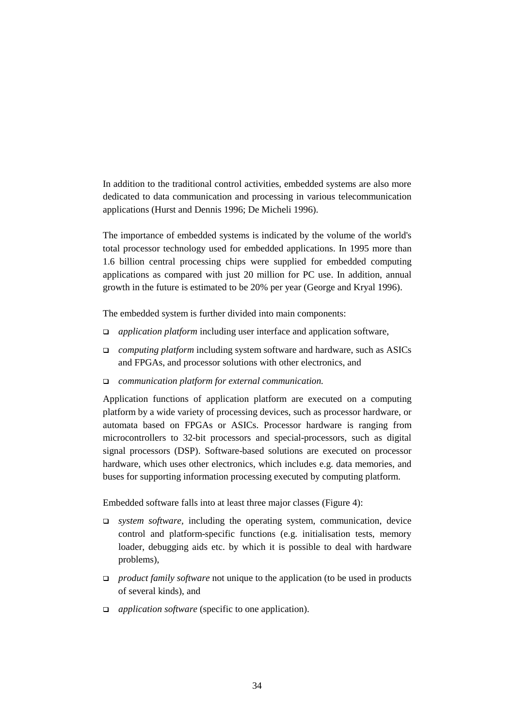In addition to the traditional control activities, embedded systems are also more dedicated to data communication and processing in various telecommunication applications (Hurst and Dennis 1996; De Micheli 1996).

The importance of embedded systems is indicated by the volume of the world's total processor technology used for embedded applications. In 1995 more than 1.6 billion central processing chips were supplied for embedded computing applications as compared with just 20 million for PC use. In addition, annual growth in the future is estimated to be 20% per year (George and Kryal 1996).

The embedded system is further divided into main components:

- *application platform* including user interface and application software,
- *computing platform* including system software and hardware, such as ASICs and FPGAs, and processor solutions with other electronics, and
- *communication platform for external communication.*

Application functions of application platform are executed on a computing platform by a wide variety of processing devices, such as processor hardware, or automata based on FPGAs or ASICs. Processor hardware is ranging from microcontrollers to 32-bit processors and special-processors, such as digital signal processors (DSP). Software-based solutions are executed on processor hardware, which uses other electronics, which includes e.g. data memories, and buses for supporting information processing executed by computing platform.

Embedded software falls into at least three major classes (Figure 4):

- *system software,* including the operating system, communication, device control and platform-specific functions (e.g. initialisation tests, memory loader, debugging aids etc. by which it is possible to deal with hardware problems),
- *product family software* not unique to the application (to be used in products of several kinds), and
- *application software* (specific to one application).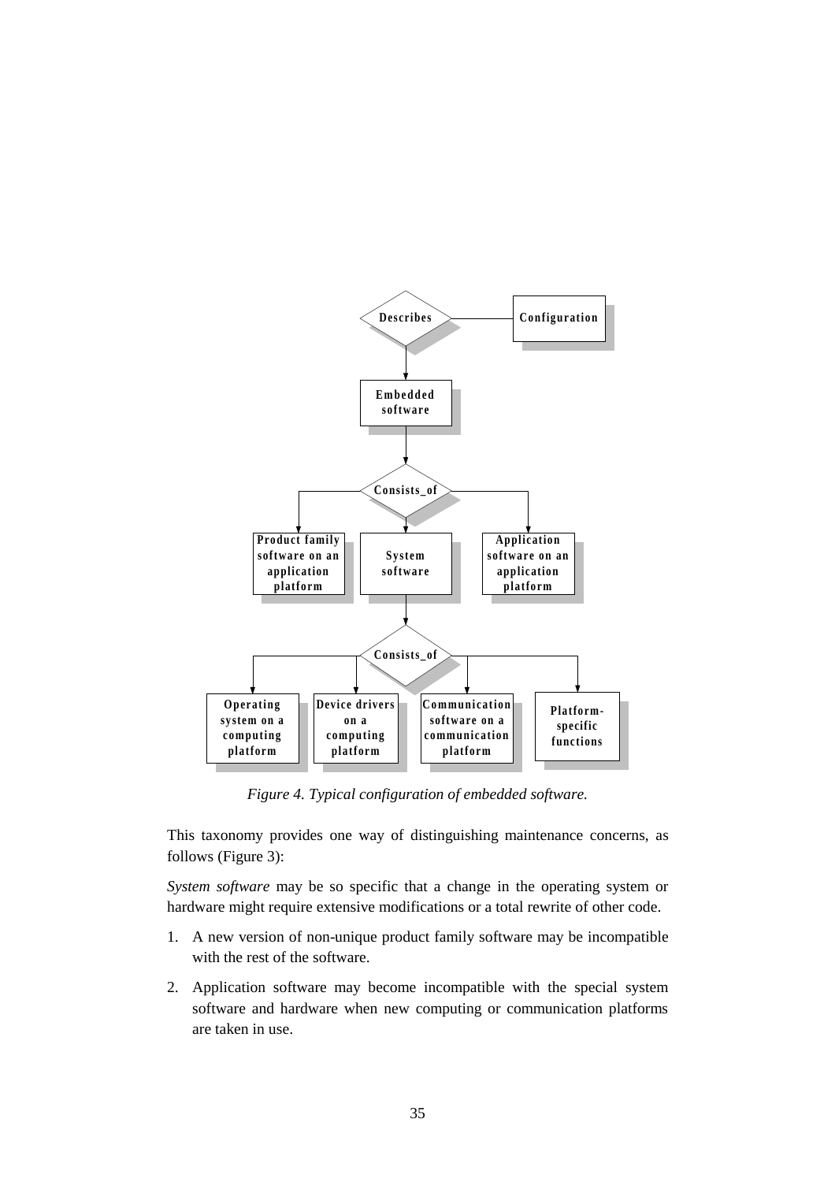*Figure 4. Typical configuration of embedded software.*

This taxonomy provides one way of distinguishing maintenance concerns, as follows (Figure 3):

*System software* may be so specific that a change in the operating system or hardware might require extensive modifications or a total rewrite of other code.

1. A new version of non-unique product family software may be incompatible with the rest of the software.
2. Application software may become incompatible with the special system software and hardware when new computing or communication platforms are taken in use.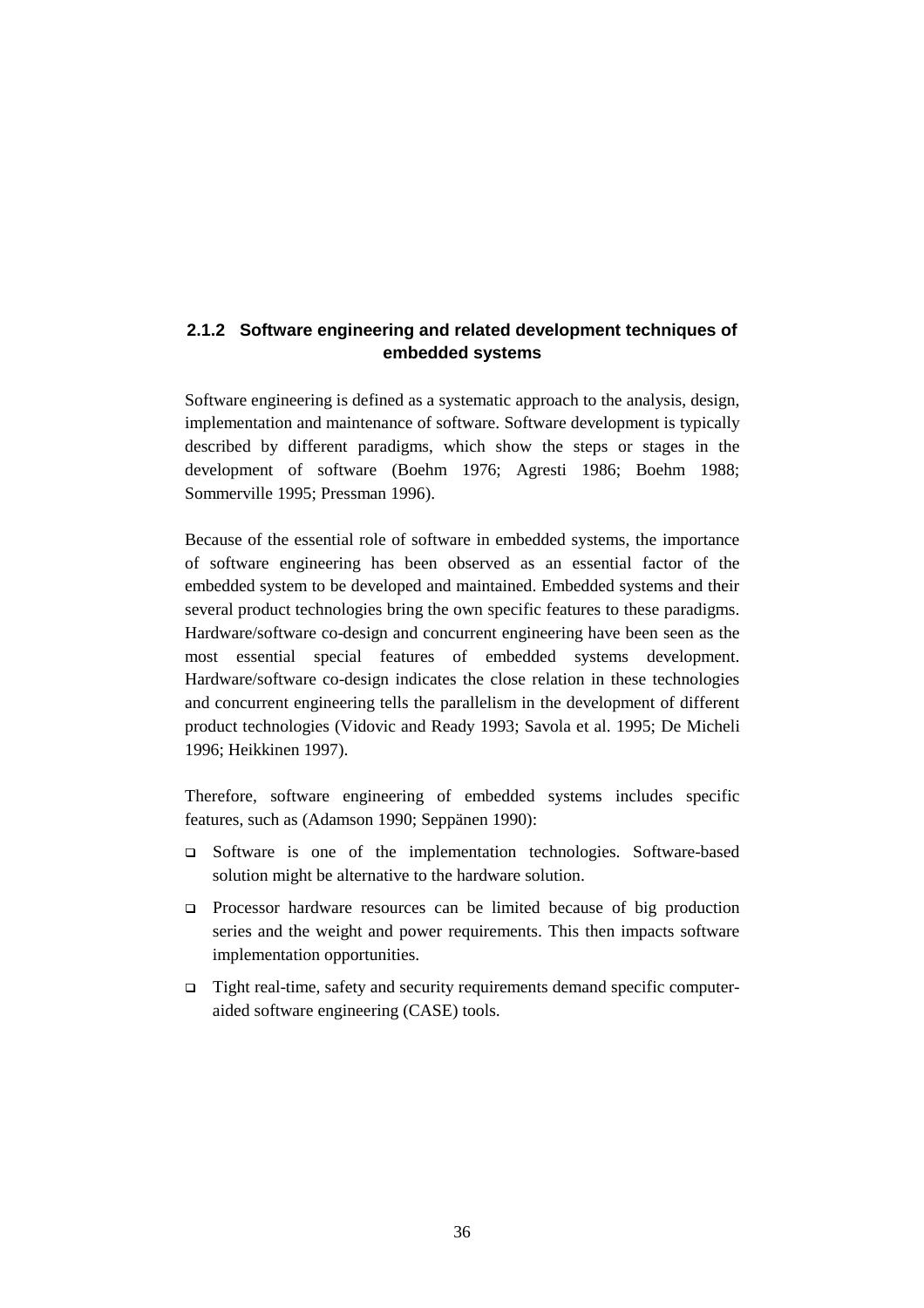### 2.1.2 Software engineering and related development techniques of embedded systems

Software engineering is defined as a systematic approach to the analysis, design, implementation and maintenance of software. Software development is typically described by different paradigms, which show the steps or stages in the development of software (Boehm 1976; Agresti 1986; Boehm 1988; Sommerville 1995; Pressman 1996).

Because of the essential role of software in embedded systems, the importance of software engineering has been observed as an essential factor of the embedded system to be developed and maintained. Embedded systems and their several product technologies bring the own specific features to these paradigms. Hardware/software co-design and concurrent engineering have been seen as the most essential special features of embedded systems development. Hardware/software co-design indicates the close relation in these technologies and concurrent engineering tells the parallelism in the development of different product technologies (Vidovic and Ready 1993; Savola et al. 1995; De Micheli 1996; Heikkinen 1997).

Therefore, software engineering of embedded systems includes specific features, such as (Adamson 1990; Seppänen 1990):

- Software is one of the implementation technologies. Software-based solution might be alternative to the hardware solution.
- Processor hardware resources can be limited because of big production series and the weight and power requirements. This then impacts software implementation opportunities.
- Tight real-time, safety and security requirements demand specific computer-aided software engineering (CASE) tools.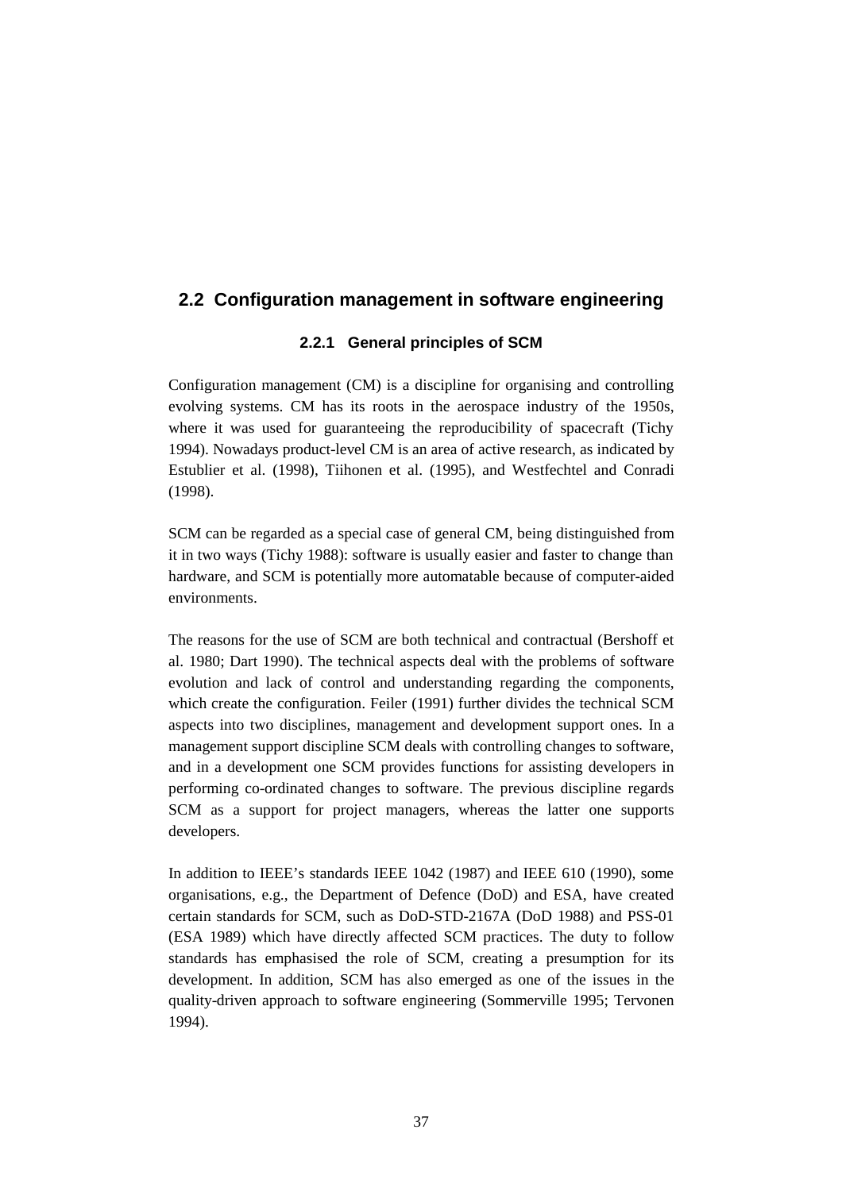## 2.2 Configuration management in software engineering

### 2.2.1 General principles of SCM

Configuration management (CM) is a discipline for organising and controlling evolving systems. CM has its roots in the aerospace industry of the 1950s, where it was used for guaranteeing the reproducibility of spacecraft (Tichy 1994). Nowadays product-level CM is an area of active research, as indicated by Estublier et al. (1998), Tiihonen et al. (1995), and Westfechtel and Conradi (1998).

SCM can be regarded as a special case of general CM, being distinguished from it in two ways (Tichy 1988): software is usually easier and faster to change than hardware, and SCM is potentially more automatable because of computer-aided environments.

The reasons for the use of SCM are both technical and contractual (Bershoff et al. 1980; Dart 1990). The technical aspects deal with the problems of software evolution and lack of control and understanding regarding the components, which create the configuration. Feiler (1991) further divides the technical SCM aspects into two disciplines, management and development support ones. In a management support discipline SCM deals with controlling changes to software, and in a development one SCM provides functions for assisting developers in performing co-ordinated changes to software. The previous discipline regards SCM as a support for project managers, whereas the latter one supports developers.

In addition to IEEE's standards IEEE 1042 (1987) and IEEE 610 (1990), some organisations, e.g., the Department of Defence (DoD) and ESA, have created certain standards for SCM, such as DoD-STD-2167A (DoD 1988) and PSS-01 (ESA 1989) which have directly affected SCM practices. The duty to follow standards has emphasised the role of SCM, creating a presumption for its development. In addition, SCM has also emerged as one of the issues in the quality-driven approach to software engineering (Sommerville 1995; Tervonen 1994).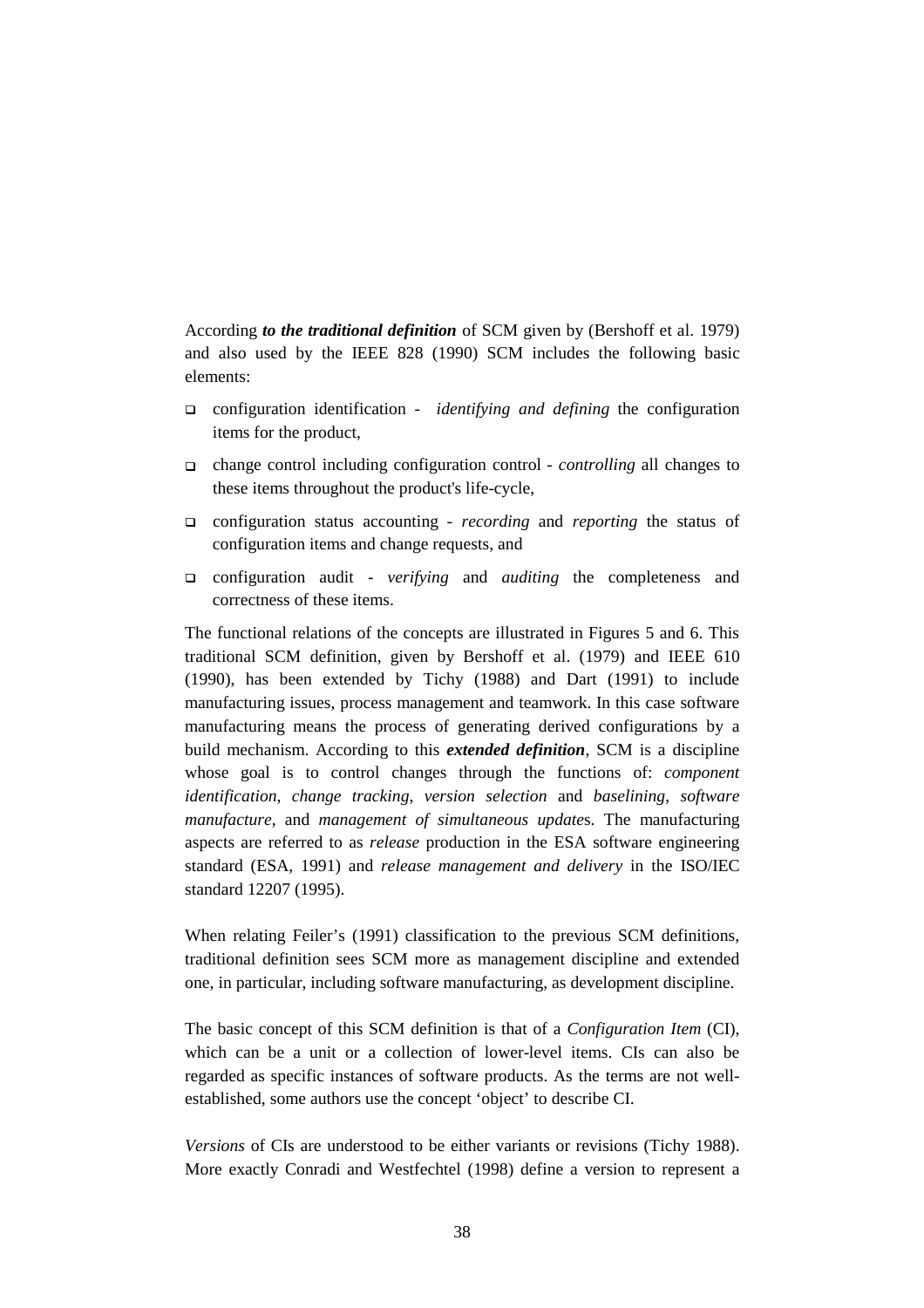According ***to the traditional definition*** of SCM given by (Bershoff et al. 1979) and also used by the IEEE 828 (1990) SCM includes the following basic elements:

- configuration identification - *identifying and defining* the configuration items for the product,
- change control including configuration control - *controlling* all changes to these items throughout the product's life-cycle,
- configuration status accounting - *recording* and *reporting* the status of configuration items and change requests, and
- configuration audit - *verifying* and *auditing* the completeness and correctness of these items.

The functional relations of the concepts are illustrated in Figures 5 and 6. This traditional SCM definition, given by Bershoff et al. (1979) and IEEE 610 (1990), has been extended by Tichy (1988) and Dart (1991) to include manufacturing issues, process management and teamwork. In this case software manufacturing means the process of generating derived configurations by a build mechanism. According to this ***extended definition***, SCM is a discipline whose goal is to control changes through the functions of: *component identification*, *change tracking*, *version selection* and *baselining*, *software manufacture*, and *management of simultaneous update*s. The manufacturing aspects are referred to as *release* production in the ESA software engineering standard (ESA, 1991) and *release management and delivery* in the ISO/IEC standard 12207 (1995).

When relating Feiler's (1991) classification to the previous SCM definitions, traditional definition sees SCM more as management discipline and extended one, in particular, including software manufacturing, as development discipline.

The basic concept of this SCM definition is that of a *Configuration Item* (CI), which can be a unit or a collection of lower-level items. CIs can also be regarded as specific instances of software products. As the terms are not well-established, some authors use the concept 'object' to describe CI.

*Versions* of CIs are understood to be either variants or revisions (Tichy 1988). More exactly Conradi and Westfechtel (1998) define a version to represent a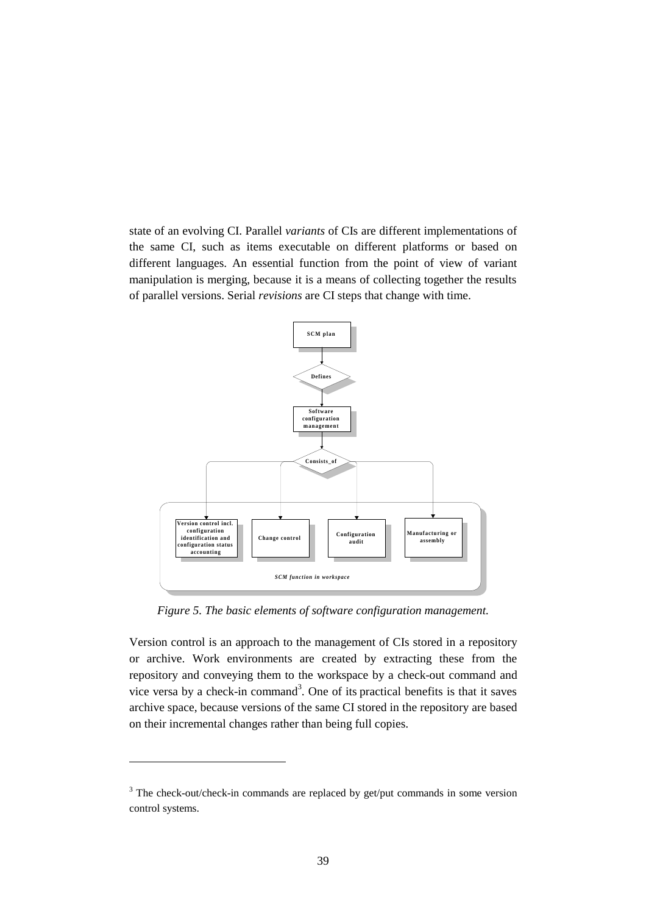state of an evolving CI. Parallel *variants* of CIs are different implementations of the same CI, such as items executable on different platforms or based on different languages. An essential function from the point of view of variant manipulation is merging, because it is a means of collecting together the results of parallel versions. Serial *revisions* are CI steps that change with time.

SCM plan

Defines

Software configuration management

Consists_of

Version control incl. configuration identification and configuration status accounting

Change control

Configuration audit

Manufacturing or assembly

*SCM function in workspace*

*Figure 5. The basic elements of software configuration management.*

Version control is an approach to the management of CIs stored in a repository or archive. Work environments are created by extracting these from the repository and conveying them to the workspace by a check-out command and vice versa by a check-in command[3]. One of its practical benefits is that it saves archive space, because versions of the same CI stored in the repository are based on their incremental changes rather than being full copies.

---

[3] The check-out/check-in commands are replaced by get/put commands in some version control systems.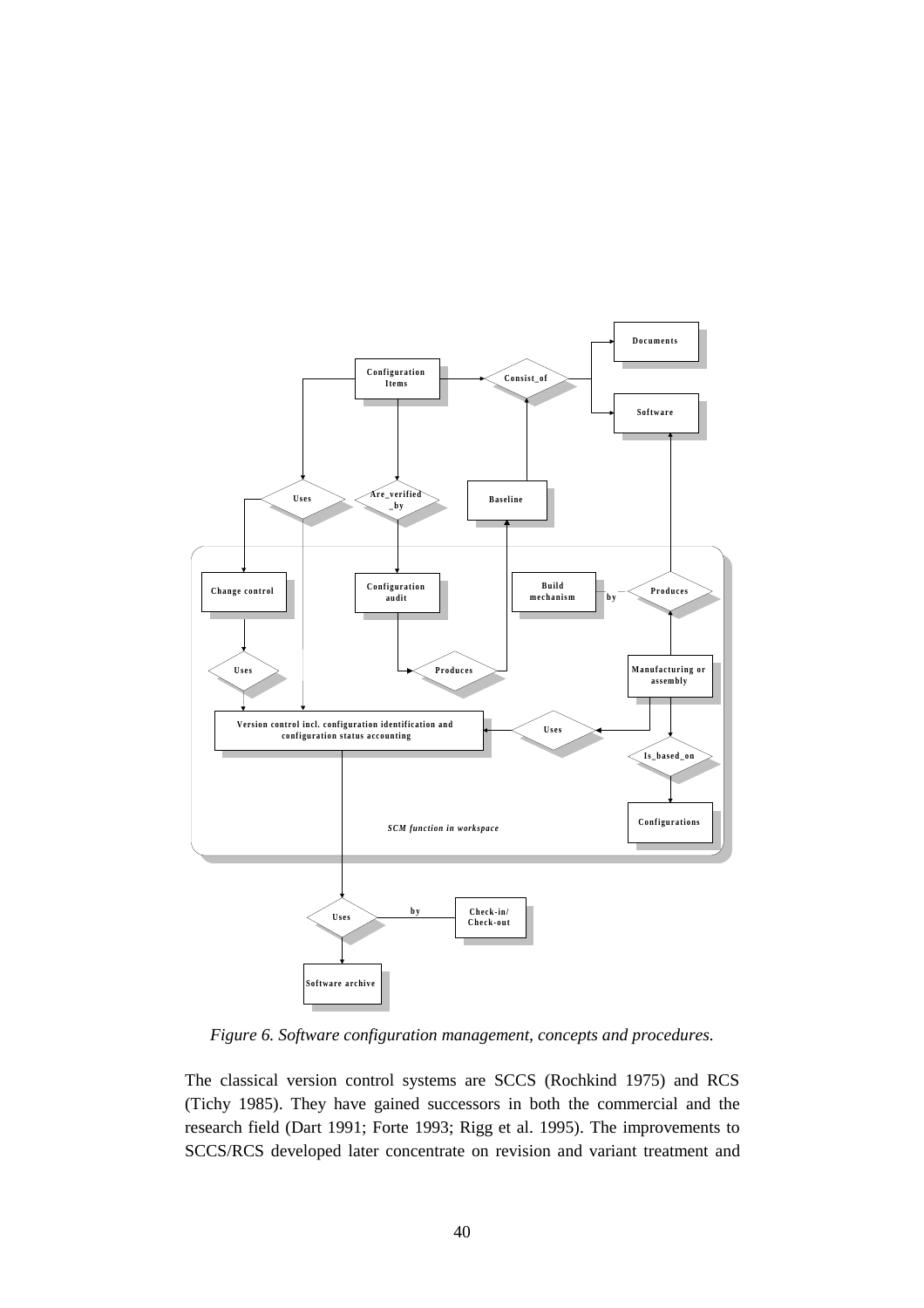*Figure 6. Software configuration management, concepts and procedures.*

The classical version control systems are SCCS (Rochkind 1975) and RCS (Tichy 1985). They have gained successors in both the commercial and the research field (Dart 1991; Forte 1993; Rigg et al. 1995). The improvements to SCCS/RCS developed later concentrate on revision and variant treatment and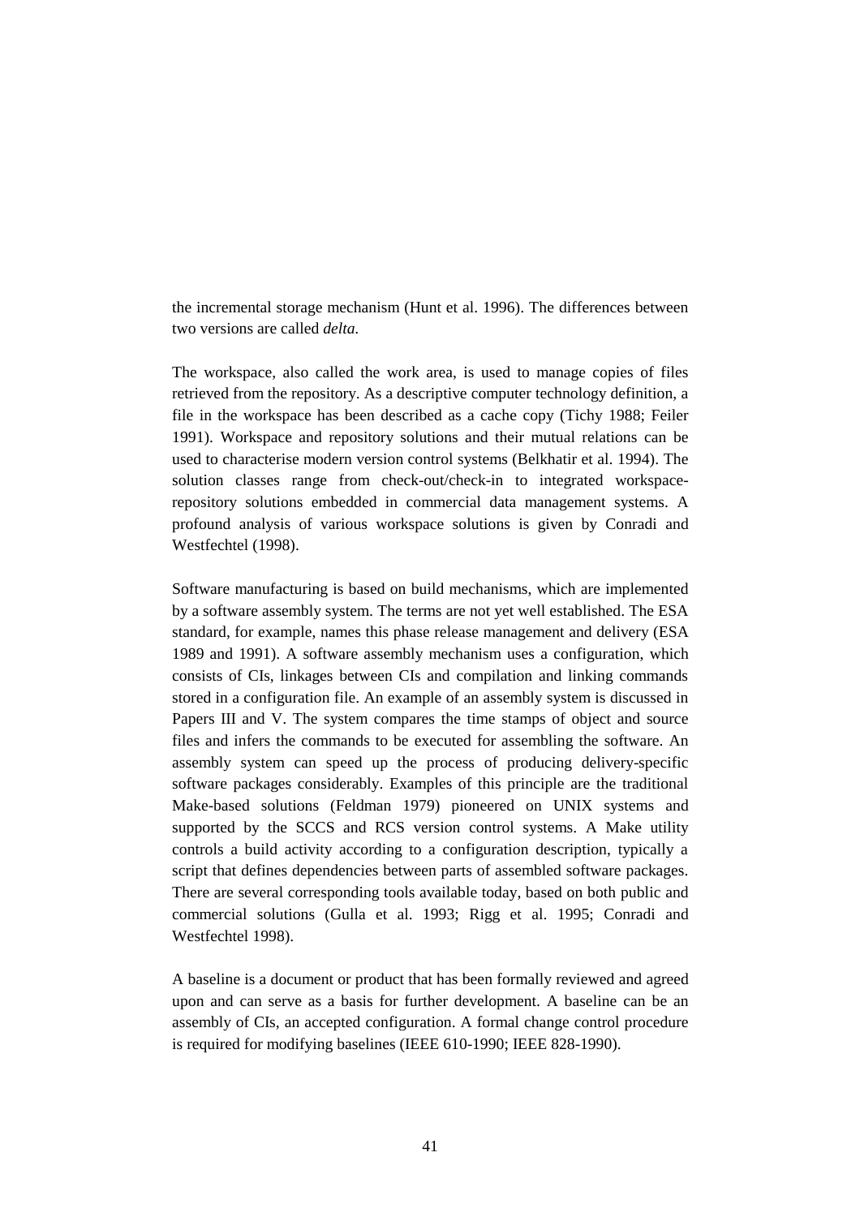the incremental storage mechanism (Hunt et al. 1996). The differences between two versions are called *delta.*

The workspace, also called the work area, is used to manage copies of files retrieved from the repository. As a descriptive computer technology definition, a file in the workspace has been described as a cache copy (Tichy 1988; Feiler 1991). Workspace and repository solutions and their mutual relations can be used to characterise modern version control systems (Belkhatir et al. 1994). The solution classes range from check-out/check-in to integrated workspace-repository solutions embedded in commercial data management systems. A profound analysis of various workspace solutions is given by Conradi and Westfechtel (1998).

Software manufacturing is based on build mechanisms, which are implemented by a software assembly system. The terms are not yet well established. The ESA standard, for example, names this phase release management and delivery (ESA 1989 and 1991). A software assembly mechanism uses a configuration, which consists of CIs, linkages between CIs and compilation and linking commands stored in a configuration file. An example of an assembly system is discussed in Papers III and V. The system compares the time stamps of object and source files and infers the commands to be executed for assembling the software. An assembly system can speed up the process of producing delivery-specific software packages considerably. Examples of this principle are the traditional Make-based solutions (Feldman 1979) pioneered on UNIX systems and supported by the SCCS and RCS version control systems. A Make utility controls a build activity according to a configuration description, typically a script that defines dependencies between parts of assembled software packages. There are several corresponding tools available today, based on both public and commercial solutions (Gulla et al. 1993; Rigg et al. 1995; Conradi and Westfechtel 1998).

A baseline is a document or product that has been formally reviewed and agreed upon and can serve as a basis for further development. A baseline can be an assembly of CIs, an accepted configuration. A formal change control procedure is required for modifying baselines (IEEE 610-1990; IEEE 828-1990).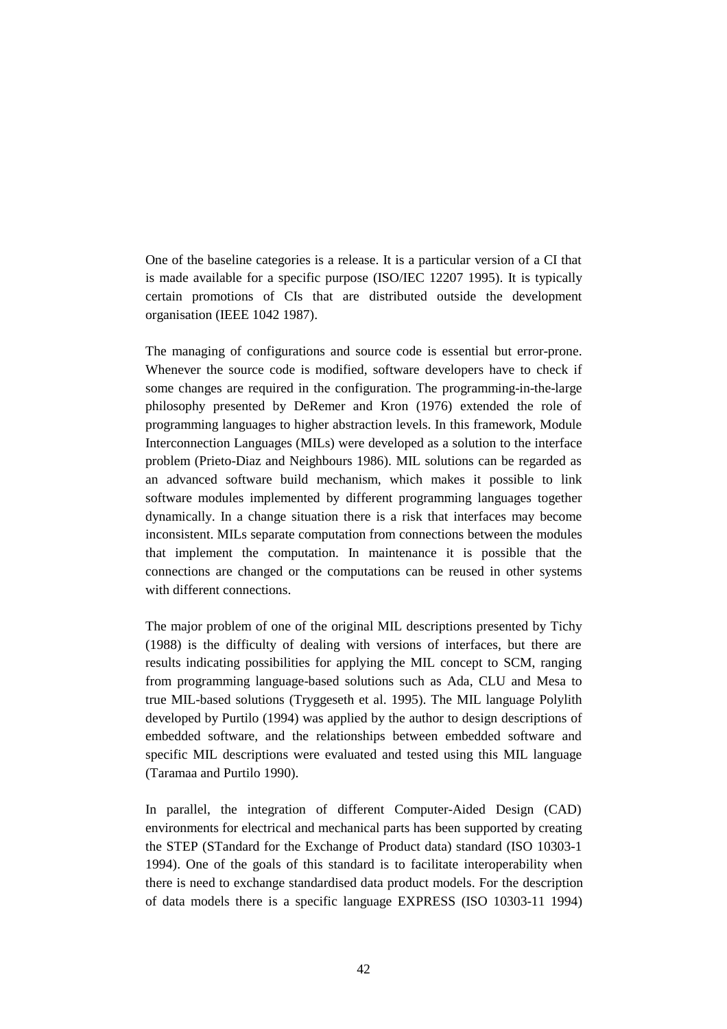One of the baseline categories is a release. It is a particular version of a CI that is made available for a specific purpose (ISO/IEC 12207 1995). It is typically certain promotions of CIs that are distributed outside the development organisation (IEEE 1042 1987).

The managing of configurations and source code is essential but error-prone. Whenever the source code is modified, software developers have to check if some changes are required in the configuration. The programming-in-the-large philosophy presented by DeRemer and Kron (1976) extended the role of programming languages to higher abstraction levels. In this framework, Module Interconnection Languages (MILs) were developed as a solution to the interface problem (Prieto-Diaz and Neighbours 1986). MIL solutions can be regarded as an advanced software build mechanism, which makes it possible to link software modules implemented by different programming languages together dynamically. In a change situation there is a risk that interfaces may become inconsistent. MILs separate computation from connections between the modules that implement the computation. In maintenance it is possible that the connections are changed or the computations can be reused in other systems with different connections.

The major problem of one of the original MIL descriptions presented by Tichy (1988) is the difficulty of dealing with versions of interfaces, but there are results indicating possibilities for applying the MIL concept to SCM, ranging from programming language-based solutions such as Ada, CLU and Mesa to true MIL-based solutions (Tryggeseth et al. 1995). The MIL language Polylith developed by Purtilo (1994) was applied by the author to design descriptions of embedded software, and the relationships between embedded software and specific MIL descriptions were evaluated and tested using this MIL language (Taramaa and Purtilo 1990).

In parallel, the integration of different Computer-Aided Design (CAD) environments for electrical and mechanical parts has been supported by creating the STEP (STandard for the Exchange of Product data) standard (ISO 10303-1 1994). One of the goals of this standard is to facilitate interoperability when there is need to exchange standardised data product models. For the description of data models there is a specific language EXPRESS (ISO 10303-11 1994)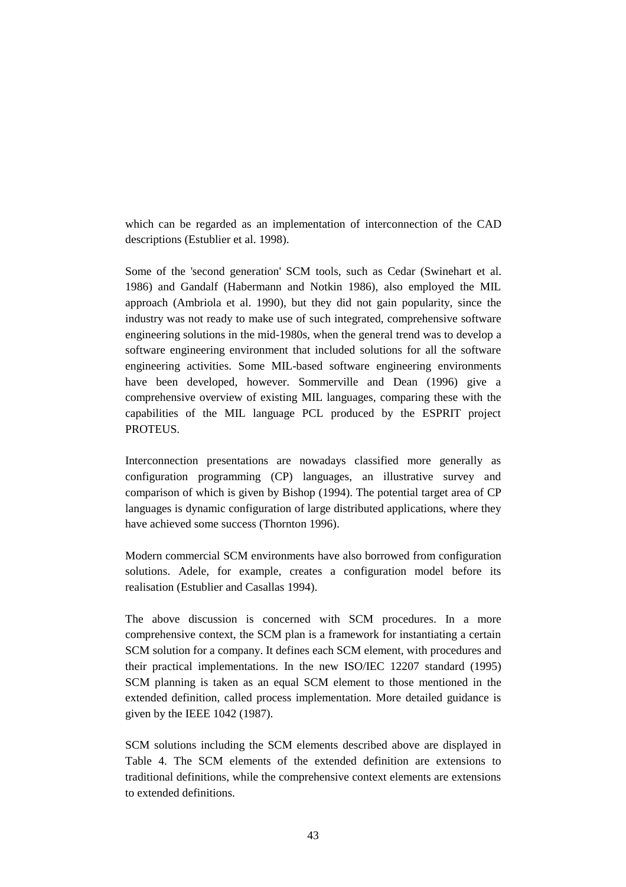which can be regarded as an implementation of interconnection of the CAD descriptions (Estublier et al. 1998).

Some of the 'second generation' SCM tools, such as Cedar (Swinehart et al. 1986) and Gandalf (Habermann and Notkin 1986), also employed the MIL approach (Ambriola et al. 1990), but they did not gain popularity, since the industry was not ready to make use of such integrated, comprehensive software engineering solutions in the mid-1980s, when the general trend was to develop a software engineering environment that included solutions for all the software engineering activities. Some MIL-based software engineering environments have been developed, however. Sommerville and Dean (1996) give a comprehensive overview of existing MIL languages, comparing these with the capabilities of the MIL language PCL produced by the ESPRIT project PROTEUS.

Interconnection presentations are nowadays classified more generally as configuration programming (CP) languages, an illustrative survey and comparison of which is given by Bishop (1994). The potential target area of CP languages is dynamic configuration of large distributed applications, where they have achieved some success (Thornton 1996).

Modern commercial SCM environments have also borrowed from configuration solutions. Adele, for example, creates a configuration model before its realisation (Estublier and Casallas 1994).

The above discussion is concerned with SCM procedures. In a more comprehensive context, the SCM plan is a framework for instantiating a certain SCM solution for a company. It defines each SCM element, with procedures and their practical implementations. In the new ISO/IEC 12207 standard (1995) SCM planning is taken as an equal SCM element to those mentioned in the extended definition, called process implementation. More detailed guidance is given by the IEEE 1042 (1987).

SCM solutions including the SCM elements described above are displayed in Table 4. The SCM elements of the extended definition are extensions to traditional definitions, while the comprehensive context elements are extensions to extended definitions.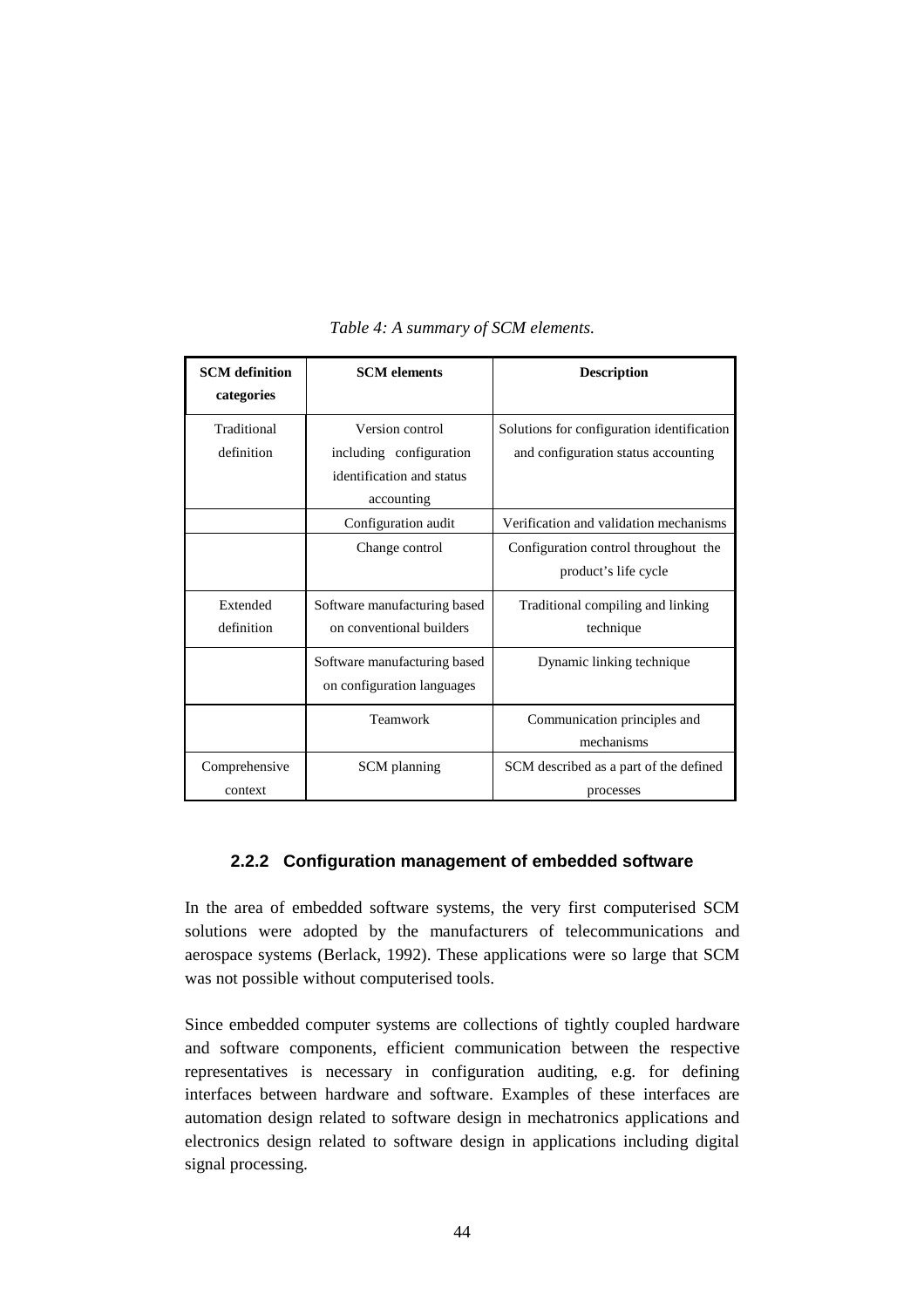*Table 4: A summary of SCM elements.*

| SCM definition categories | SCM elements | Description |
|---|---|---|
| Traditional definition | Version control including configuration identification and status accounting | Solutions for configuration identification and configuration status accounting |
| | Configuration audit | Verification and validation mechanisms |
| | Change control | Configuration control throughout the product's life cycle |
| Extended definition | Software manufacturing based on conventional builders | Traditional compiling and linking technique |
| | Software manufacturing based on configuration languages | Dynamic linking technique |
| | Teamwork | Communication principles and mechanisms |
| Comprehensive context | SCM planning | SCM described as a part of the defined processes |

### 2.2.2 Configuration management of embedded software

In the area of embedded software systems, the very first computerised SCM solutions were adopted by the manufacturers of telecommunications and aerospace systems (Berlack, 1992). These applications were so large that SCM was not possible without computerised tools.

Since embedded computer systems are collections of tightly coupled hardware and software components, efficient communication between the respective representatives is necessary in configuration auditing, e.g. for defining interfaces between hardware and software. Examples of these interfaces are automation design related to software design in mechatronics applications and electronics design related to software design in applications including digital signal processing.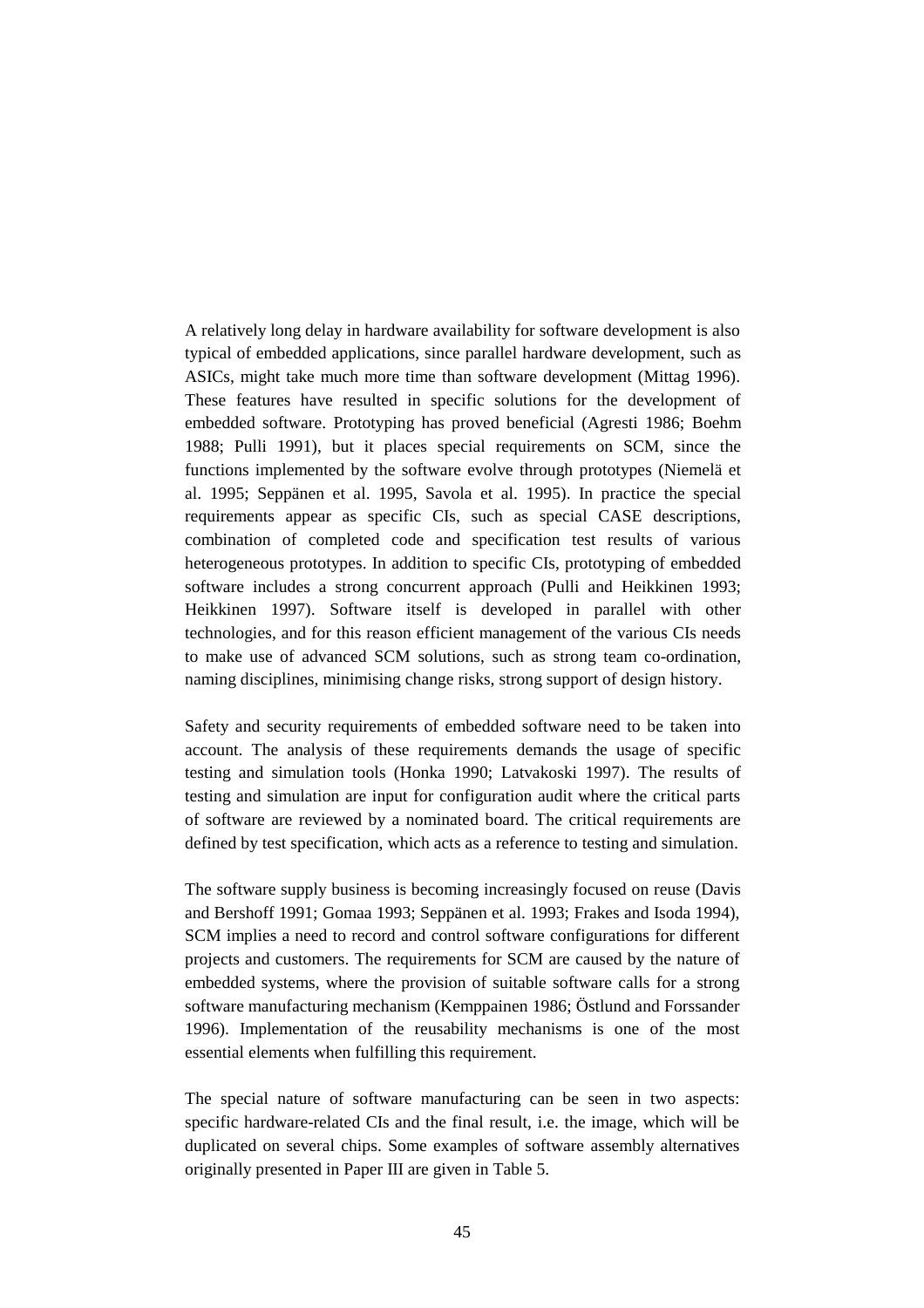A relatively long delay in hardware availability for software development is also typical of embedded applications, since parallel hardware development, such as ASICs, might take much more time than software development (Mittag 1996). These features have resulted in specific solutions for the development of embedded software. Prototyping has proved beneficial (Agresti 1986; Boehm 1988; Pulli 1991), but it places special requirements on SCM, since the functions implemented by the software evolve through prototypes (Niemelä et al. 1995; Seppänen et al. 1995, Savola et al. 1995). In practice the special requirements appear as specific CIs, such as special CASE descriptions, combination of completed code and specification test results of various heterogeneous prototypes. In addition to specific CIs, prototyping of embedded software includes a strong concurrent approach (Pulli and Heikkinen 1993; Heikkinen 1997). Software itself is developed in parallel with other technologies, and for this reason efficient management of the various CIs needs to make use of advanced SCM solutions, such as strong team co-ordination, naming disciplines, minimising change risks, strong support of design history.

Safety and security requirements of embedded software need to be taken into account. The analysis of these requirements demands the usage of specific testing and simulation tools (Honka 1990; Latvakoski 1997). The results of testing and simulation are input for configuration audit where the critical parts of software are reviewed by a nominated board. The critical requirements are defined by test specification, which acts as a reference to testing and simulation.

The software supply business is becoming increasingly focused on reuse (Davis and Bershoff 1991; Gomaa 1993; Seppänen et al. 1993; Frakes and Isoda 1994), SCM implies a need to record and control software configurations for different projects and customers. The requirements for SCM are caused by the nature of embedded systems, where the provision of suitable software calls for a strong software manufacturing mechanism (Kemppainen 1986; Östlund and Forssander 1996). Implementation of the reusability mechanisms is one of the most essential elements when fulfilling this requirement.

The special nature of software manufacturing can be seen in two aspects: specific hardware-related CIs and the final result, i.e. the image, which will be duplicated on several chips. Some examples of software assembly alternatives originally presented in Paper III are given in Table 5.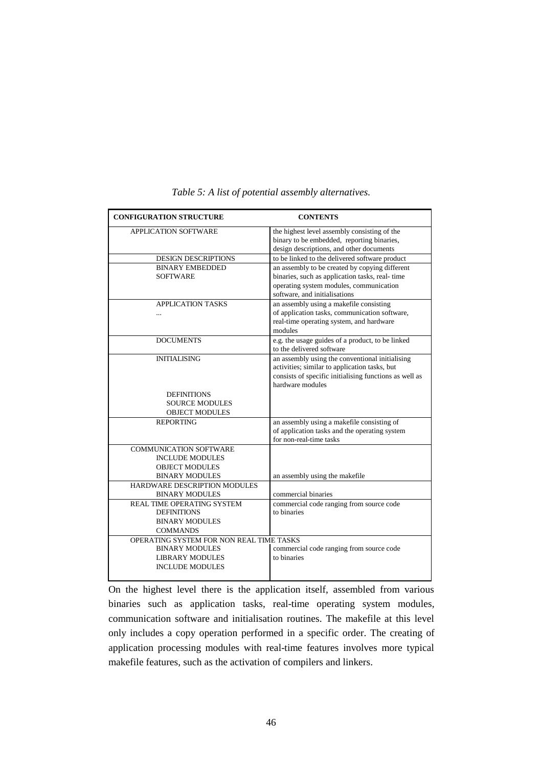*Table 5: A list of potential assembly alternatives.*

| CONFIGURATION STRUCTURE | CONTENTS |
|---|---|
| APPLICATION SOFTWARE | the highest level assembly consisting of the binary to be embedded, reporting binaries, design descriptions, and other documents |
| DESIGN DESCRIPTIONS | to be linked to the delivered software product |
| BINARY EMBEDDED SOFTWARE | an assembly to be created by copying different binaries, such as application tasks, real- time operating system modules, communication software, and initialisations |
| APPLICATION TASKS ... | an assembly using a makefile consisting of application tasks, communication software, real-time operating system, and hardware modules |
| DOCUMENTS | e.g. the usage guides of a product, to be linked to the delivered software |
| INITIALISING DEFINITIONS SOURCE MODULES OBJECT MODULES | an assembly using the conventional initialising activities; similar to application tasks, but consists of specific initialising functions as well as hardware modules |
| REPORTING | an assembly using a makefile consisting of of application tasks and the operating system for non-real-time tasks |
| COMMUNICATION SOFTWARE INCLUDE MODULES OBJECT MODULES BINARY MODULES | an assembly using the makefile |
| HARDWARE DESCRIPTION MODULES BINARY MODULES | commercial binaries |
| REAL TIME OPERATING SYSTEM DEFINITIONS BINARY MODULES COMMANDS | commercial code ranging from source code to binaries |
| OPERATING SYSTEM FOR NON REAL TIME TASKS BINARY MODULES LIBRARY MODULES INCLUDE MODULES | commercial code ranging from source code to binaries |

On the highest level there is the application itself, assembled from various binaries such as application tasks, real-time operating system modules, communication software and initialisation routines. The makefile at this level only includes a copy operation performed in a specific order. The creating of application processing modules with real-time features involves more typical makefile features, such as the activation of compilers and linkers.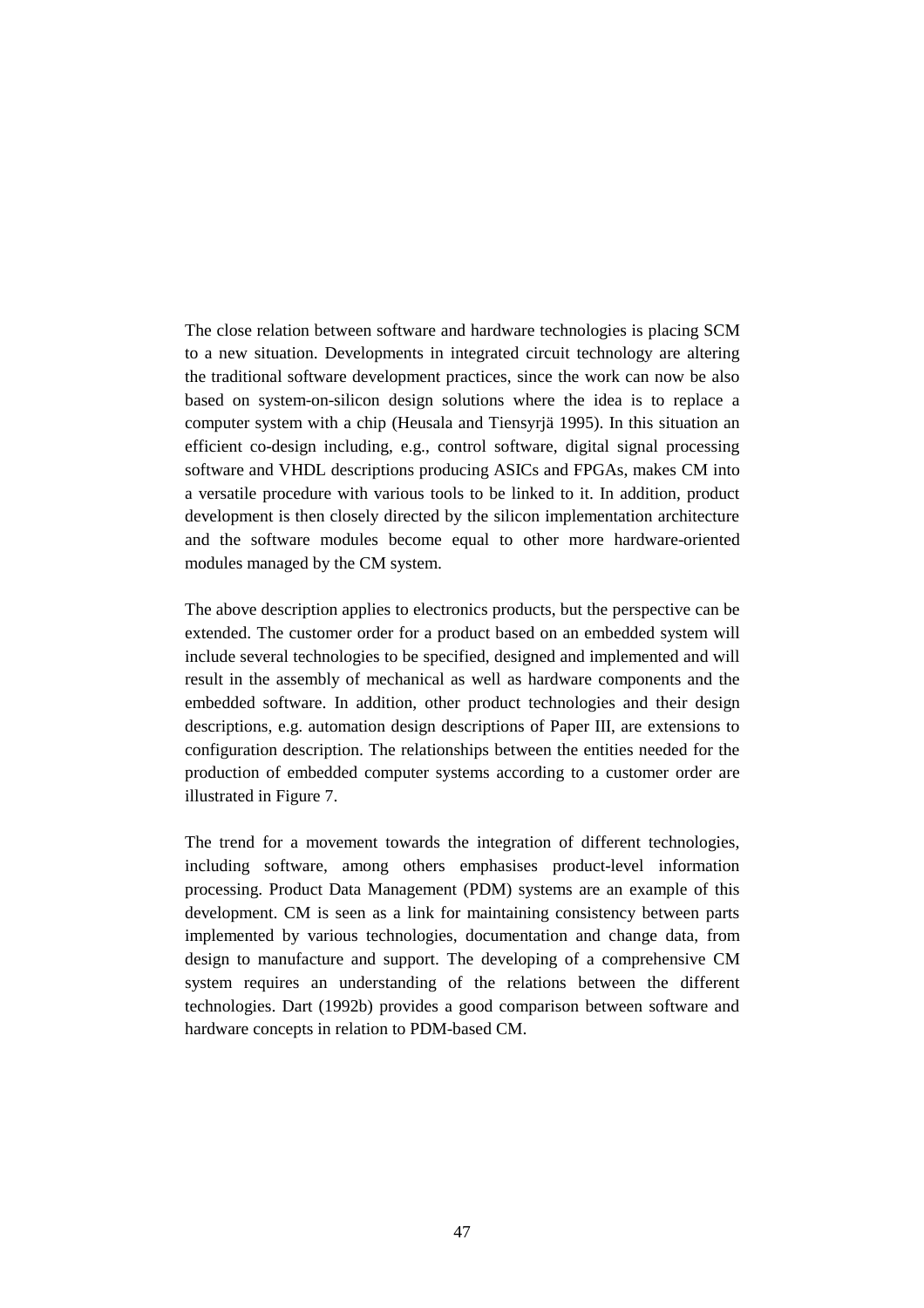The close relation between software and hardware technologies is placing SCM to a new situation. Developments in integrated circuit technology are altering the traditional software development practices, since the work can now be also based on system-on-silicon design solutions where the idea is to replace a computer system with a chip (Heusala and Tiensyrjä 1995). In this situation an efficient co-design including, e.g., control software, digital signal processing software and VHDL descriptions producing ASICs and FPGAs, makes CM into a versatile procedure with various tools to be linked to it. In addition, product development is then closely directed by the silicon implementation architecture and the software modules become equal to other more hardware-oriented modules managed by the CM system.

The above description applies to electronics products, but the perspective can be extended. The customer order for a product based on an embedded system will include several technologies to be specified, designed and implemented and will result in the assembly of mechanical as well as hardware components and the embedded software. In addition, other product technologies and their design descriptions, e.g. automation design descriptions of Paper III, are extensions to configuration description. The relationships between the entities needed for the production of embedded computer systems according to a customer order are illustrated in Figure 7.

The trend for a movement towards the integration of different technologies, including software, among others emphasises product-level information processing. Product Data Management (PDM) systems are an example of this development. CM is seen as a link for maintaining consistency between parts implemented by various technologies, documentation and change data, from design to manufacture and support. The developing of a comprehensive CM system requires an understanding of the relations between the different technologies. Dart (1992b) provides a good comparison between software and hardware concepts in relation to PDM-based CM.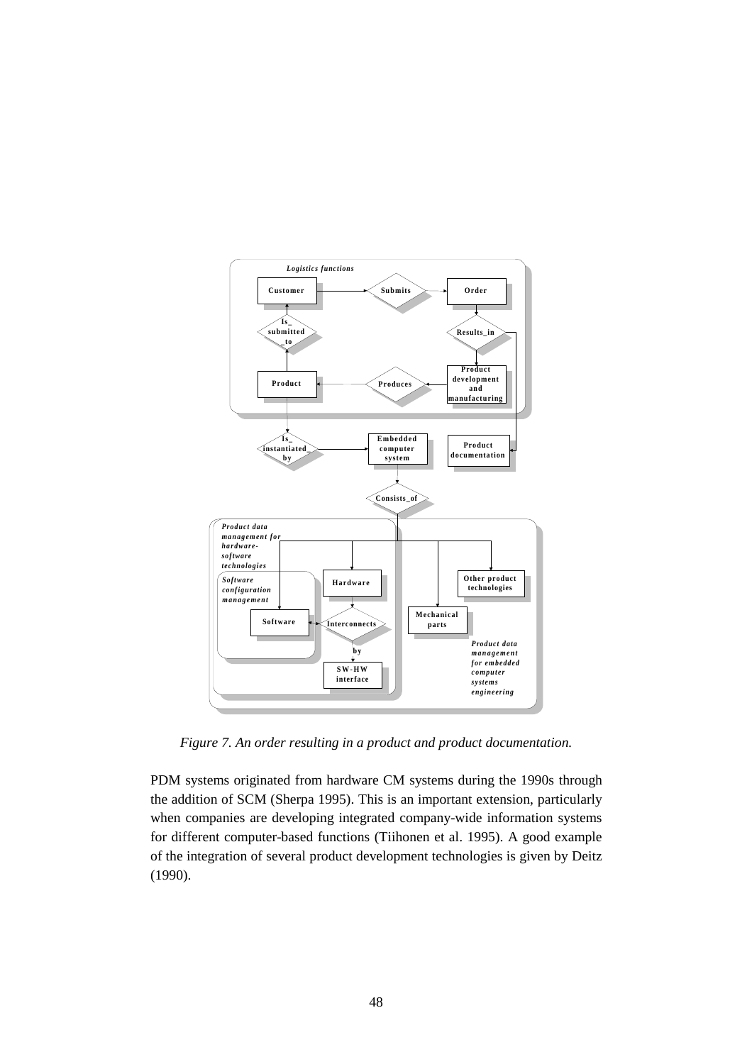*Figure 7. An order resulting in a product and product documentation.*

PDM systems originated from hardware CM systems during the 1990s through the addition of SCM (Sherpa 1995). This is an important extension, particularly when companies are developing integrated company-wide information systems for different computer-based functions (Tiihonen et al. 1995). A good example of the integration of several product development technologies is given by Deitz (1990).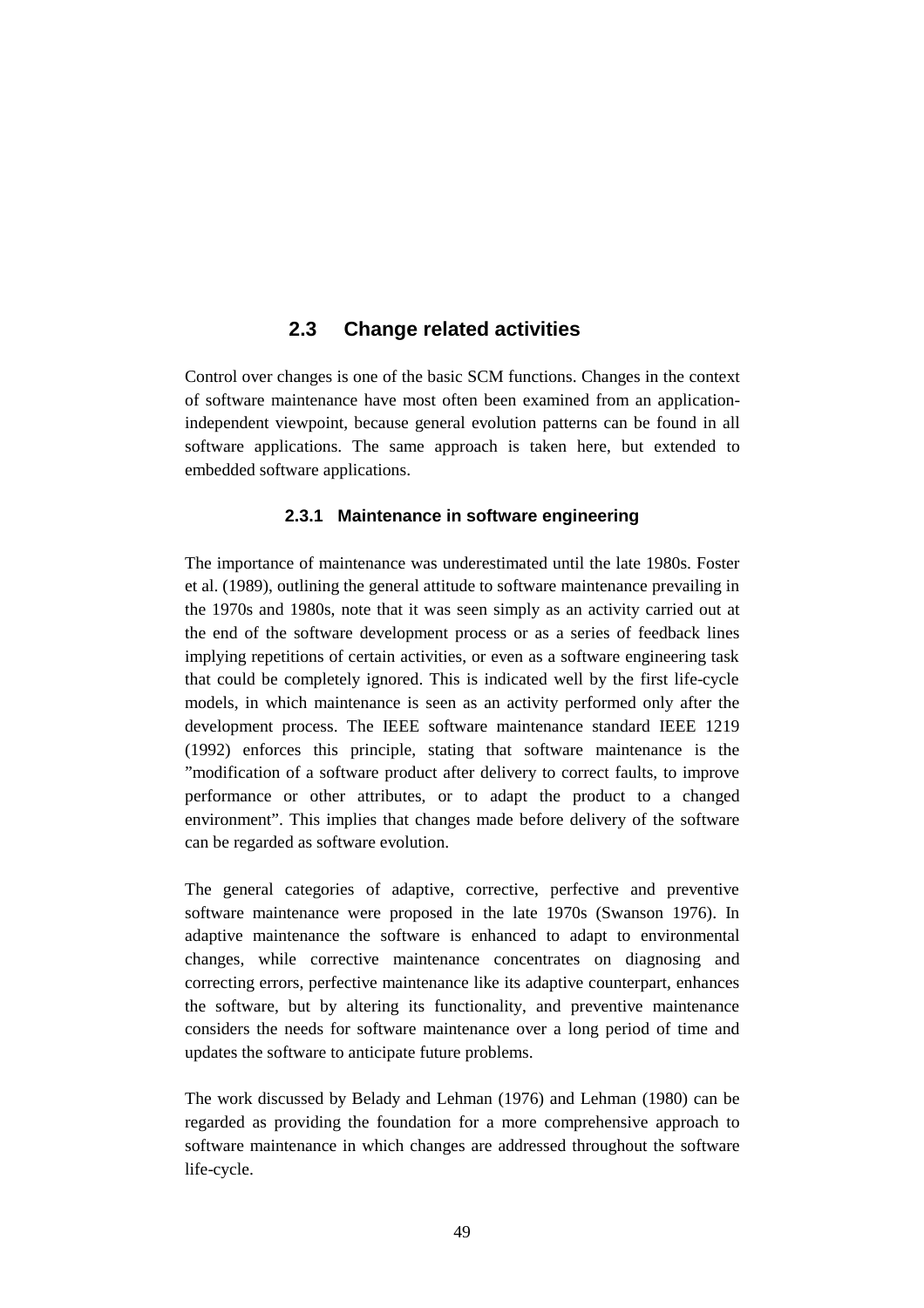## 2.3 Change related activities

Control over changes is one of the basic SCM functions. Changes in the context of software maintenance have most often been examined from an application-independent viewpoint, because general evolution patterns can be found in all software applications. The same approach is taken here, but extended to embedded software applications.

### 2.3.1 Maintenance in software engineering

The importance of maintenance was underestimated until the late 1980s. Foster et al. (1989), outlining the general attitude to software maintenance prevailing in the 1970s and 1980s, note that it was seen simply as an activity carried out at the end of the software development process or as a series of feedback lines implying repetitions of certain activities, or even as a software engineering task that could be completely ignored. This is indicated well by the first life-cycle models, in which maintenance is seen as an activity performed only after the development process. The IEEE software maintenance standard IEEE 1219 (1992) enforces this principle, stating that software maintenance is the "modification of a software product after delivery to correct faults, to improve performance or other attributes, or to adapt the product to a changed environment". This implies that changes made before delivery of the software can be regarded as software evolution.

The general categories of adaptive, corrective, perfective and preventive software maintenance were proposed in the late 1970s (Swanson 1976). In adaptive maintenance the software is enhanced to adapt to environmental changes, while corrective maintenance concentrates on diagnosing and correcting errors, perfective maintenance like its adaptive counterpart, enhances the software, but by altering its functionality, and preventive maintenance considers the needs for software maintenance over a long period of time and updates the software to anticipate future problems.

The work discussed by Belady and Lehman (1976) and Lehman (1980) can be regarded as providing the foundation for a more comprehensive approach to software maintenance in which changes are addressed throughout the software life-cycle.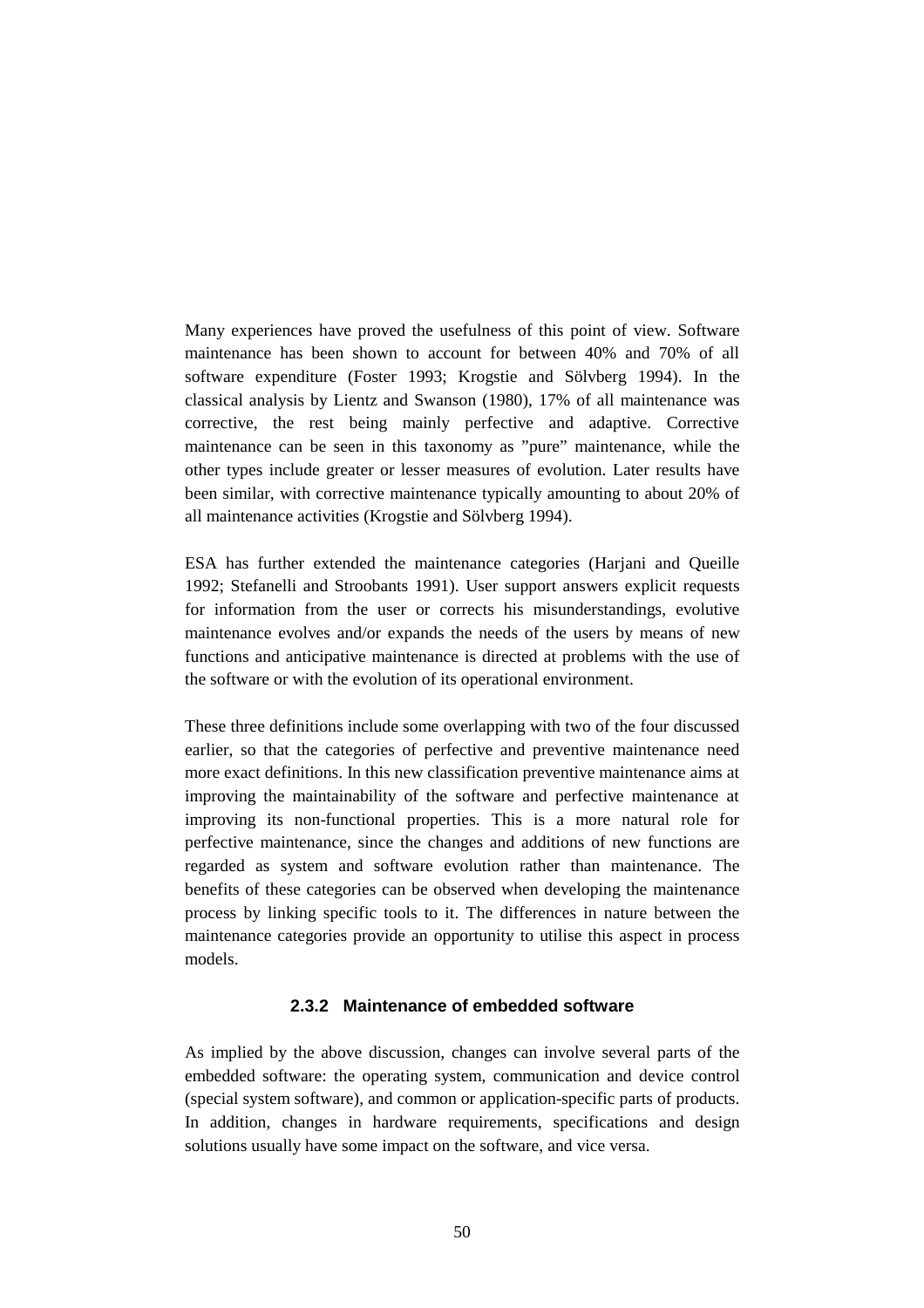Many experiences have proved the usefulness of this point of view. Software maintenance has been shown to account for between 40% and 70% of all software expenditure (Foster 1993; Krogstie and Sölvberg 1994). In the classical analysis by Lientz and Swanson (1980), 17% of all maintenance was corrective, the rest being mainly perfective and adaptive. Corrective maintenance can be seen in this taxonomy as ”pure” maintenance, while the other types include greater or lesser measures of evolution. Later results have been similar, with corrective maintenance typically amounting to about 20% of all maintenance activities (Krogstie and Sölvberg 1994).

ESA has further extended the maintenance categories (Harjani and Queille 1992; Stefanelli and Stroobants 1991). User support answers explicit requests for information from the user or corrects his misunderstandings, evolutive maintenance evolves and/or expands the needs of the users by means of new functions and anticipative maintenance is directed at problems with the use of the software or with the evolution of its operational environment.

These three definitions include some overlapping with two of the four discussed earlier, so that the categories of perfective and preventive maintenance need more exact definitions. In this new classification preventive maintenance aims at improving the maintainability of the software and perfective maintenance at improving its non-functional properties. This is a more natural role for perfective maintenance, since the changes and additions of new functions are regarded as system and software evolution rather than maintenance. The benefits of these categories can be observed when developing the maintenance process by linking specific tools to it. The differences in nature between the maintenance categories provide an opportunity to utilise this aspect in process models.

### 2.3.2 Maintenance of embedded software

As implied by the above discussion, changes can involve several parts of the embedded software: the operating system, communication and device control (special system software), and common or application-specific parts of products. In addition, changes in hardware requirements, specifications and design solutions usually have some impact on the software, and vice versa.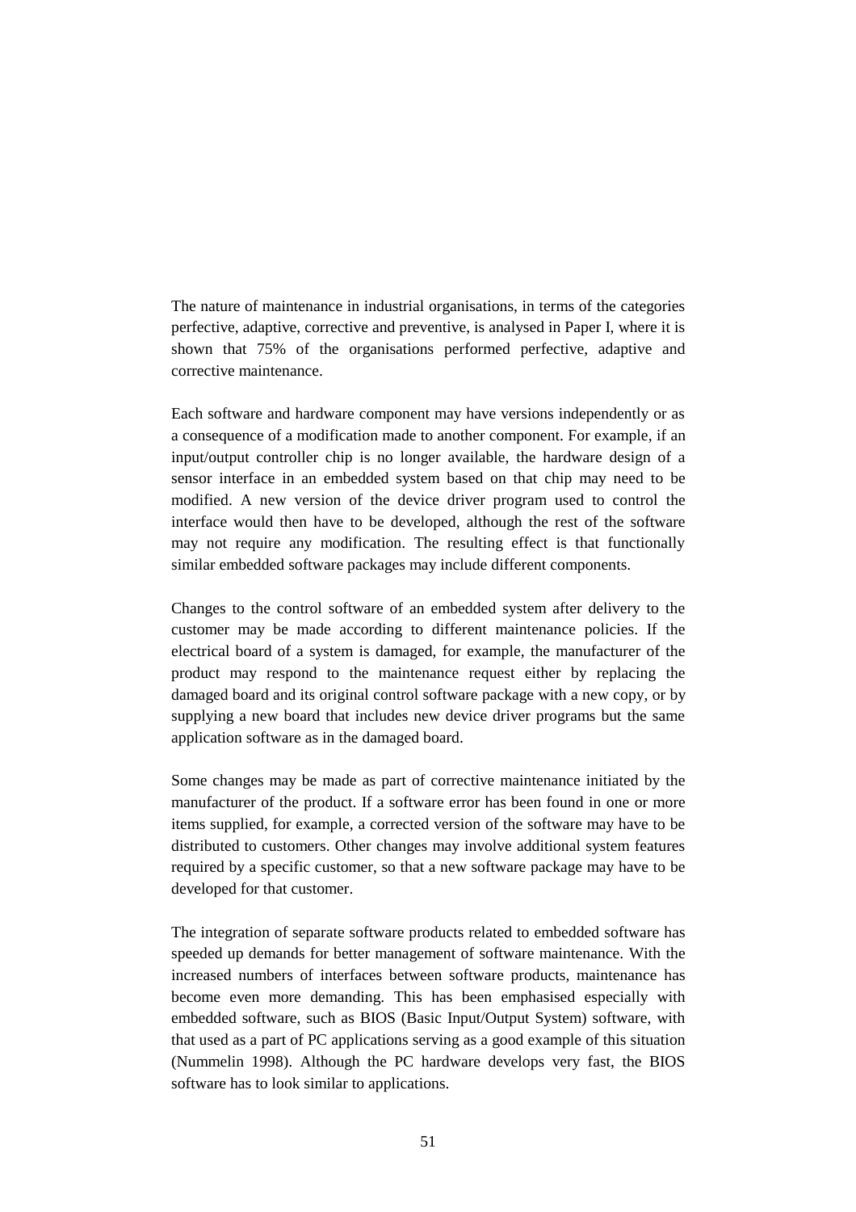The nature of maintenance in industrial organisations, in terms of the categories perfective, adaptive, corrective and preventive, is analysed in Paper I, where it is shown that 75% of the organisations performed perfective, adaptive and corrective maintenance.

Each software and hardware component may have versions independently or as a consequence of a modification made to another component. For example, if an input/output controller chip is no longer available, the hardware design of a sensor interface in an embedded system based on that chip may need to be modified. A new version of the device driver program used to control the interface would then have to be developed, although the rest of the software may not require any modification. The resulting effect is that functionally similar embedded software packages may include different components.

Changes to the control software of an embedded system after delivery to the customer may be made according to different maintenance policies. If the electrical board of a system is damaged, for example, the manufacturer of the product may respond to the maintenance request either by replacing the damaged board and its original control software package with a new copy, or by supplying a new board that includes new device driver programs but the same application software as in the damaged board.

Some changes may be made as part of corrective maintenance initiated by the manufacturer of the product. If a software error has been found in one or more items supplied, for example, a corrected version of the software may have to be distributed to customers. Other changes may involve additional system features required by a specific customer, so that a new software package may have to be developed for that customer.

The integration of separate software products related to embedded software has speeded up demands for better management of software maintenance. With the increased numbers of interfaces between software products, maintenance has become even more demanding. This has been emphasised especially with embedded software, such as BIOS (Basic Input/Output System) software, with that used as a part of PC applications serving as a good example of this situation (Nummelin 1998). Although the PC hardware develops very fast, the BIOS software has to look similar to applications.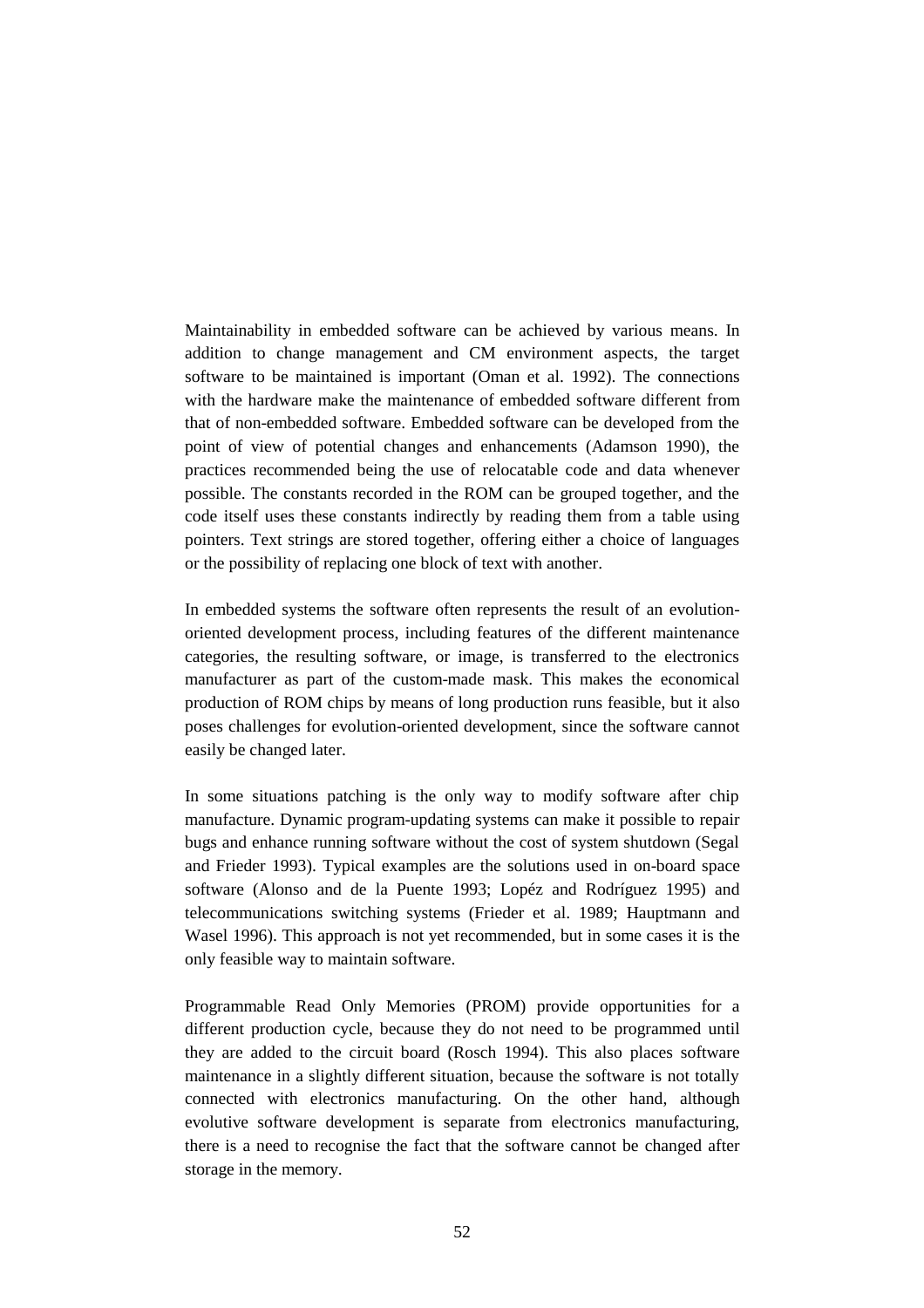Maintainability in embedded software can be achieved by various means. In addition to change management and CM environment aspects, the target software to be maintained is important (Oman et al. 1992). The connections with the hardware make the maintenance of embedded software different from that of non-embedded software. Embedded software can be developed from the point of view of potential changes and enhancements (Adamson 1990), the practices recommended being the use of relocatable code and data whenever possible. The constants recorded in the ROM can be grouped together, and the code itself uses these constants indirectly by reading them from a table using pointers. Text strings are stored together, offering either a choice of languages or the possibility of replacing one block of text with another.

In embedded systems the software often represents the result of an evolution-oriented development process, including features of the different maintenance categories, the resulting software, or image, is transferred to the electronics manufacturer as part of the custom-made mask. This makes the economical production of ROM chips by means of long production runs feasible, but it also poses challenges for evolution-oriented development, since the software cannot easily be changed later.

In some situations patching is the only way to modify software after chip manufacture. Dynamic program-updating systems can make it possible to repair bugs and enhance running software without the cost of system shutdown (Segal and Frieder 1993). Typical examples are the solutions used in on-board space software (Alonso and de la Puente 1993; Lopéz and Rodríguez 1995) and telecommunications switching systems (Frieder et al. 1989; Hauptmann and Wasel 1996). This approach is not yet recommended, but in some cases it is the only feasible way to maintain software.

Programmable Read Only Memories (PROM) provide opportunities for a different production cycle, because they do not need to be programmed until they are added to the circuit board (Rosch 1994). This also places software maintenance in a slightly different situation, because the software is not totally connected with electronics manufacturing. On the other hand, although evolutive software development is separate from electronics manufacturing, there is a need to recognise the fact that the software cannot be changed after storage in the memory.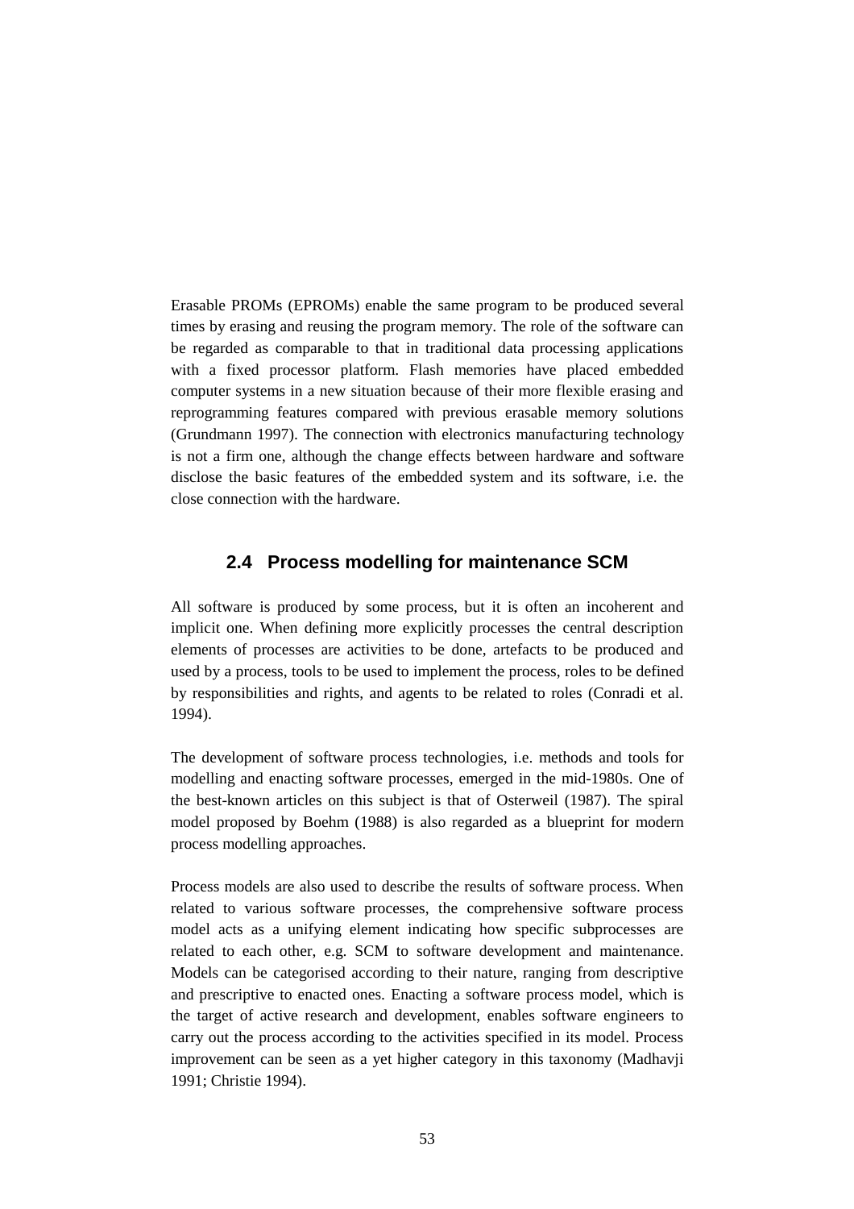Erasable PROMs (EPROMs) enable the same program to be produced several times by erasing and reusing the program memory. The role of the software can be regarded as comparable to that in traditional data processing applications with a fixed processor platform. Flash memories have placed embedded computer systems in a new situation because of their more flexible erasing and reprogramming features compared with previous erasable memory solutions (Grundmann 1997). The connection with electronics manufacturing technology is not a firm one, although the change effects between hardware and software disclose the basic features of the embedded system and its software, i.e. the close connection with the hardware.

## 2.4 Process modelling for maintenance SCM

All software is produced by some process, but it is often an incoherent and implicit one. When defining more explicitly processes the central description elements of processes are activities to be done, artefacts to be produced and used by a process, tools to be used to implement the process, roles to be defined by responsibilities and rights, and agents to be related to roles (Conradi et al. 1994).

The development of software process technologies, i.e. methods and tools for modelling and enacting software processes, emerged in the mid-1980s. One of the best-known articles on this subject is that of Osterweil (1987). The spiral model proposed by Boehm (1988) is also regarded as a blueprint for modern process modelling approaches.

Process models are also used to describe the results of software process. When related to various software processes, the comprehensive software process model acts as a unifying element indicating how specific subprocesses are related to each other, e.g. SCM to software development and maintenance. Models can be categorised according to their nature, ranging from descriptive and prescriptive to enacted ones. Enacting a software process model, which is the target of active research and development, enables software engineers to carry out the process according to the activities specified in its model. Process improvement can be seen as a yet higher category in this taxonomy (Madhavji 1991; Christie 1994).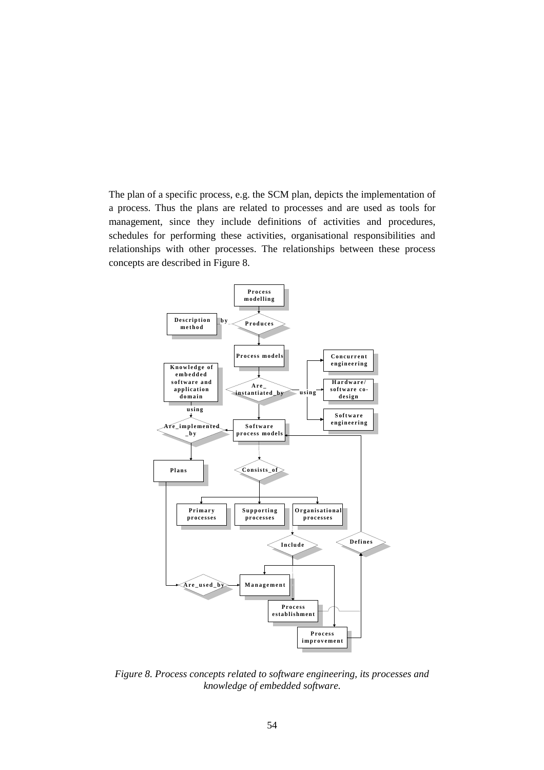The plan of a specific process, e.g. the SCM plan, depicts the implementation of a process. Thus the plans are related to processes and are used as tools for management, since they include definitions of activities and procedures, schedules for performing these activities, organisational responsibilities and relationships with other processes. The relationships between these process concepts are described in Figure 8.

*Figure 8. Process concepts related to software engineering, its processes and knowledge of embedded software.*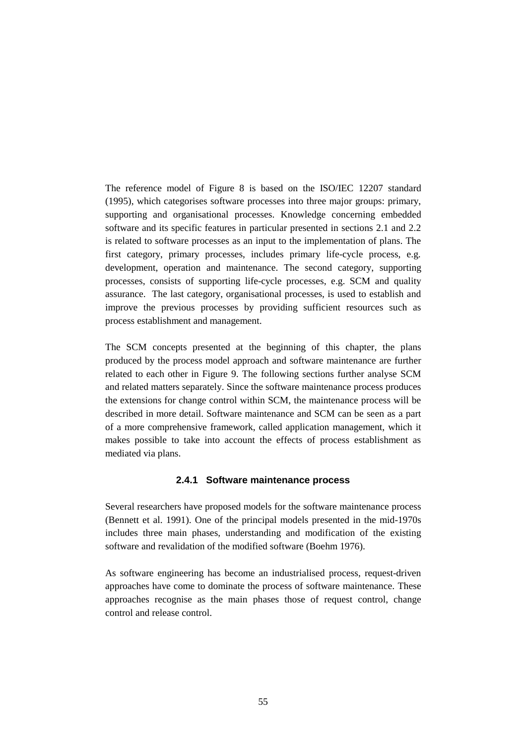The reference model of Figure 8 is based on the ISO/IEC 12207 standard (1995), which categorises software processes into three major groups: primary, supporting and organisational processes. Knowledge concerning embedded software and its specific features in particular presented in sections 2.1 and 2.2 is related to software processes as an input to the implementation of plans. The first category, primary processes, includes primary life-cycle process, e.g. development, operation and maintenance. The second category, supporting processes, consists of supporting life-cycle processes, e.g. SCM and quality assurance. The last category, organisational processes, is used to establish and improve the previous processes by providing sufficient resources such as process establishment and management.

The SCM concepts presented at the beginning of this chapter, the plans produced by the process model approach and software maintenance are further related to each other in Figure 9. The following sections further analyse SCM and related matters separately. Since the software maintenance process produces the extensions for change control within SCM, the maintenance process will be described in more detail. Software maintenance and SCM can be seen as a part of a more comprehensive framework, called application management, which it makes possible to take into account the effects of process establishment as mediated via plans.

### 2.4.1 Software maintenance process

Several researchers have proposed models for the software maintenance process (Bennett et al. 1991). One of the principal models presented in the mid-1970s includes three main phases, understanding and modification of the existing software and revalidation of the modified software (Boehm 1976).

As software engineering has become an industrialised process, request-driven approaches have come to dominate the process of software maintenance. These approaches recognise as the main phases those of request control, change control and release control.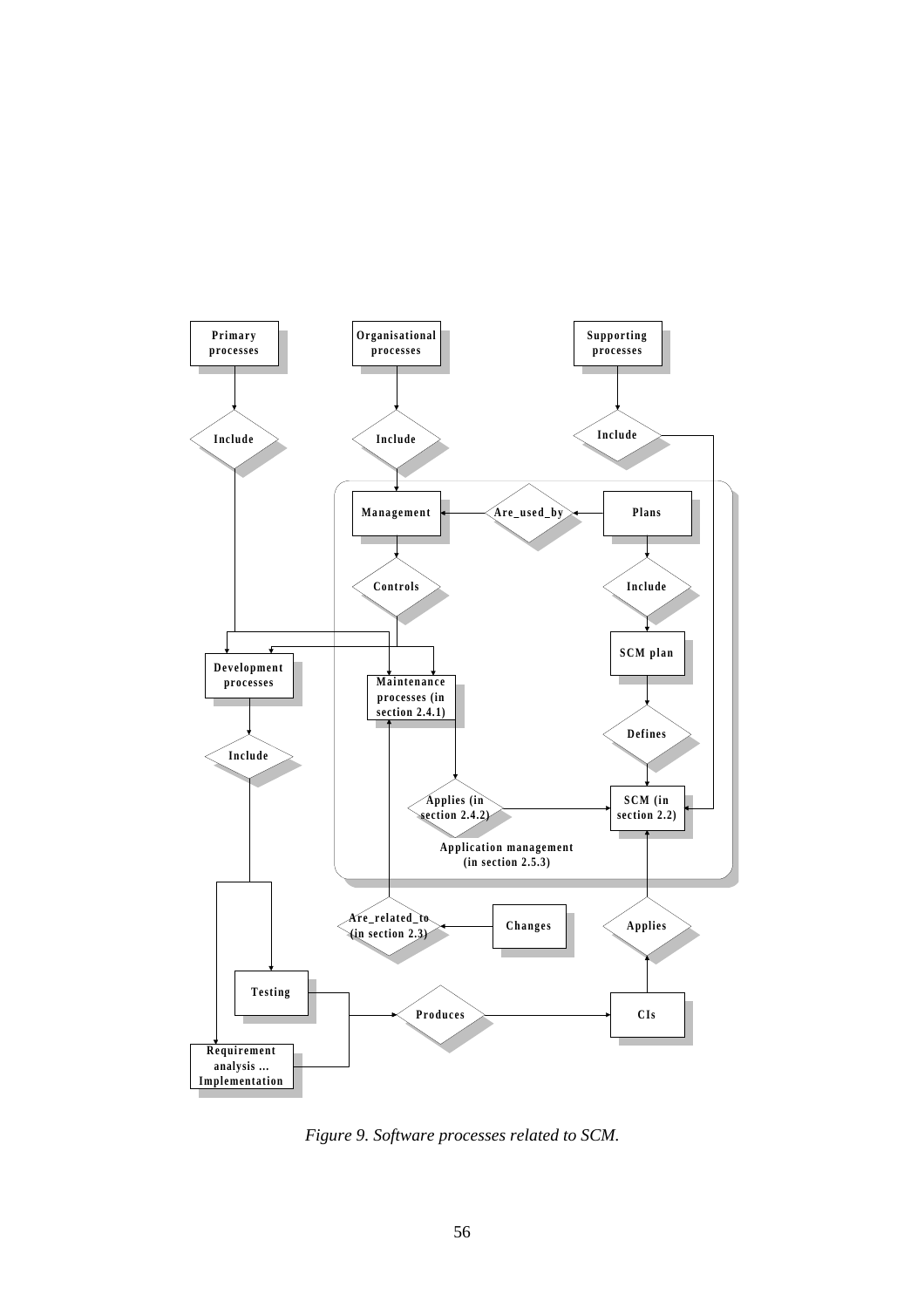*Figure 9. Software processes related to SCM.*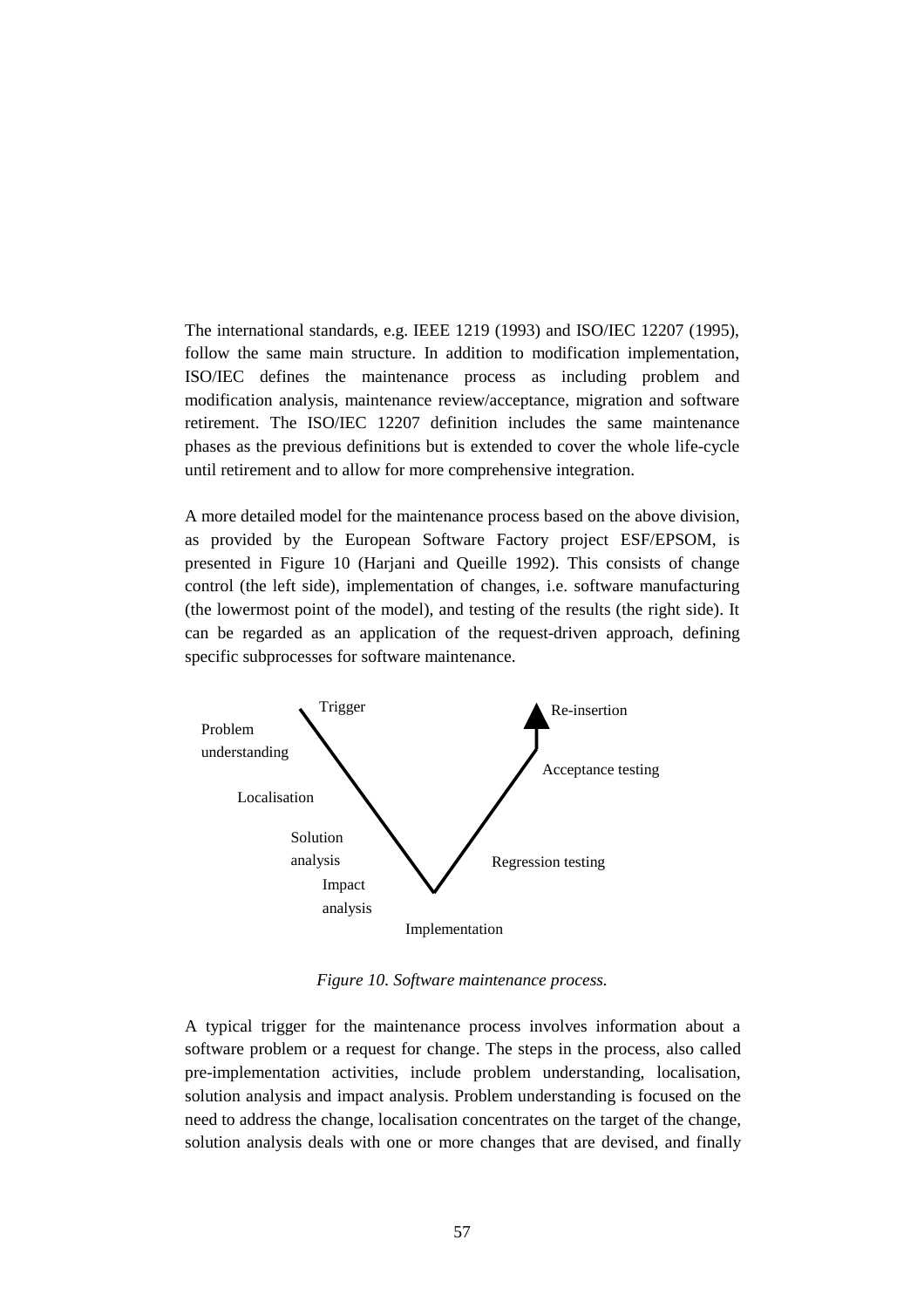The international standards, e.g. IEEE 1219 (1993) and ISO/IEC 12207 (1995), follow the same main structure. In addition to modification implementation, ISO/IEC defines the maintenance process as including problem and modification analysis, maintenance review/acceptance, migration and software retirement. The ISO/IEC 12207 definition includes the same maintenance phases as the previous definitions but is extended to cover the whole life-cycle until retirement and to allow for more comprehensive integration.

A more detailed model for the maintenance process based on the above division, as provided by the European Software Factory project ESF/EPSOM, is presented in Figure 10 (Harjani and Queille 1992). This consists of change control (the left side), implementation of changes, i.e. software manufacturing (the lowermost point of the model), and testing of the results (the right side). It can be regarded as an application of the request-driven approach, defining specific subprocesses for software maintenance.

Trigger

Problem understanding

Localisation

Solution analysis

Impact analysis

Implementation

Regression testing

Acceptance testing

Re-insertion

*Figure 10. Software maintenance process.*

A typical trigger for the maintenance process involves information about a software problem or a request for change. The steps in the process, also called pre-implementation activities, include problem understanding, localisation, solution analysis and impact analysis. Problem understanding is focused on the need to address the change, localisation concentrates on the target of the change, solution analysis deals with one or more changes that are devised, and finally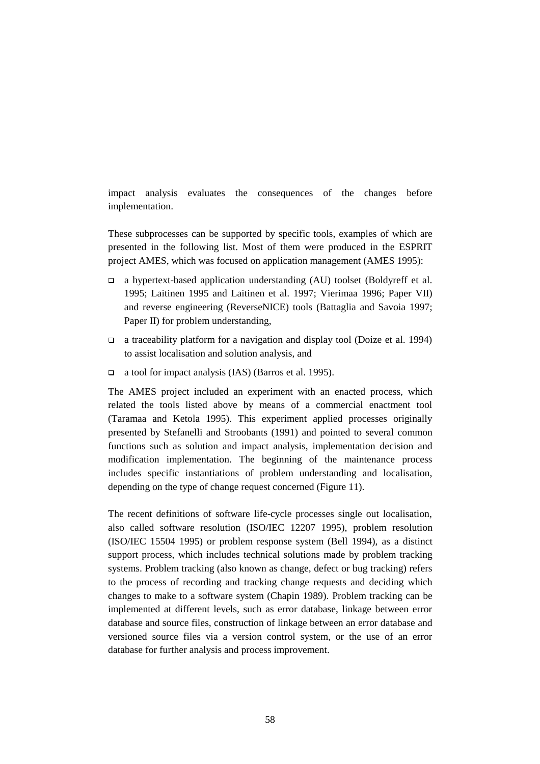impact analysis evaluates the consequences of the changes before implementation.

These subprocesses can be supported by specific tools, examples of which are presented in the following list. Most of them were produced in the ESPRIT project AMES, which was focused on application management (AMES 1995):

- a hypertext-based application understanding (AU) toolset (Boldyreff et al. 1995; Laitinen 1995 and Laitinen et al. 1997; Vierimaa 1996; Paper VII) and reverse engineering (ReverseNICE) tools (Battaglia and Savoia 1997; Paper II) for problem understanding,
- a traceability platform for a navigation and display tool (Doize et al. 1994) to assist localisation and solution analysis, and
- a tool for impact analysis (IAS) (Barros et al. 1995).

The AMES project included an experiment with an enacted process, which related the tools listed above by means of a commercial enactment tool (Taramaa and Ketola 1995). This experiment applied processes originally presented by Stefanelli and Stroobants (1991) and pointed to several common functions such as solution and impact analysis, implementation decision and modification implementation. The beginning of the maintenance process includes specific instantiations of problem understanding and localisation, depending on the type of change request concerned (Figure 11).

The recent definitions of software life-cycle processes single out localisation, also called software resolution (ISO/IEC 12207 1995), problem resolution (ISO/IEC 15504 1995) or problem response system (Bell 1994), as a distinct support process, which includes technical solutions made by problem tracking systems. Problem tracking (also known as change, defect or bug tracking) refers to the process of recording and tracking change requests and deciding which changes to make to a software system (Chapin 1989). Problem tracking can be implemented at different levels, such as error database, linkage between error database and source files, construction of linkage between an error database and versioned source files via a version control system, or the use of an error database for further analysis and process improvement.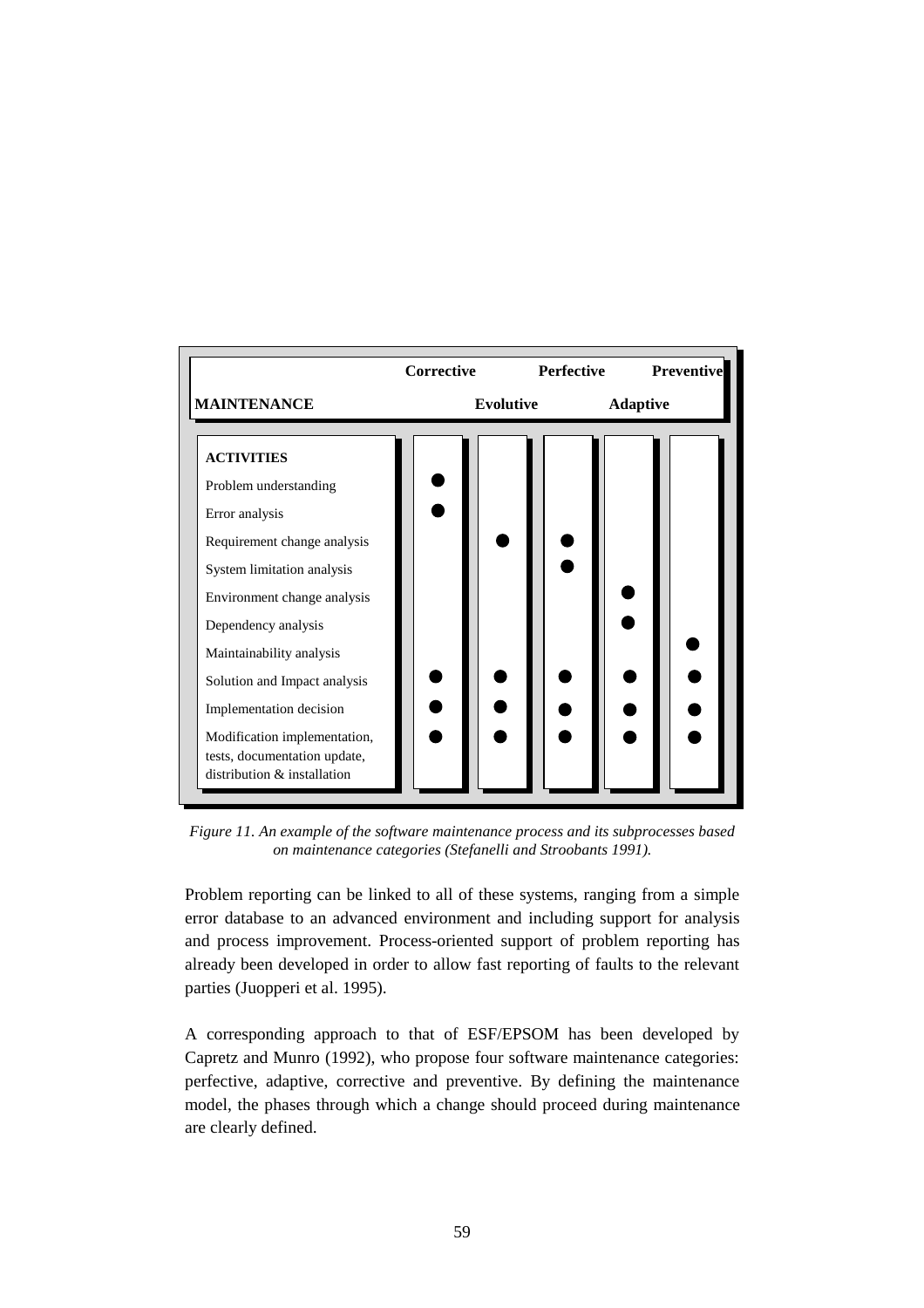| MAINTENANCE ACTIVITIES | Corrective | Evolutive | Perfective | Adaptive | Preventive |
|---|---|---|---|---|---|
| Problem understanding | ● | | | | |
| Error analysis | ● | | | | |
| Requirement change analysis | | ● | ● | | |
| System limitation analysis | | | ● | | |
| Environment change analysis | | | | ● | |
| Dependency analysis | | | | ● | |
| Maintainability analysis | | | | | ● |
| Solution and Impact analysis | ● | ● | ● | ● | ● |
| Implementation decision | ● | ● | ● | ● | ● |
| Modification implementation, tests, documentation update, distribution & installation | ● | ● | ● | ● | ● |

*Figure 11. An example of the software maintenance process and its subprocesses based on maintenance categories (Stefanelli and Stroobants 1991).*

Problem reporting can be linked to all of these systems, ranging from a simple error database to an advanced environment and including support for analysis and process improvement. Process-oriented support of problem reporting has already been developed in order to allow fast reporting of faults to the relevant parties (Juopperi et al. 1995).

A corresponding approach to that of ESF/EPSOM has been developed by Capretz and Munro (1992), who propose four software maintenance categories: perfective, adaptive, corrective and preventive. By defining the maintenance model, the phases through which a change should proceed during maintenance are clearly defined.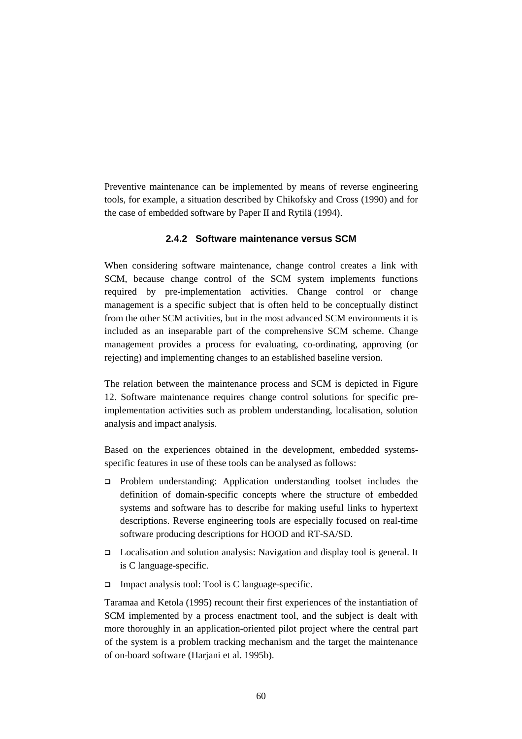Preventive maintenance can be implemented by means of reverse engineering tools, for example, a situation described by Chikofsky and Cross (1990) and for the case of embedded software by Paper II and Rytilä (1994).

### 2.4.2 Software maintenance versus SCM

When considering software maintenance, change control creates a link with SCM, because change control of the SCM system implements functions required by pre-implementation activities. Change control or change management is a specific subject that is often held to be conceptually distinct from the other SCM activities, but in the most advanced SCM environments it is included as an inseparable part of the comprehensive SCM scheme. Change management provides a process for evaluating, co-ordinating, approving (or rejecting) and implementing changes to an established baseline version.

The relation between the maintenance process and SCM is depicted in Figure 12. Software maintenance requires change control solutions for specific pre-implementation activities such as problem understanding, localisation, solution analysis and impact analysis.

Based on the experiences obtained in the development, embedded systems-specific features in use of these tools can be analysed as follows:

- Problem understanding: Application understanding toolset includes the definition of domain-specific concepts where the structure of embedded systems and software has to describe for making useful links to hypertext descriptions. Reverse engineering tools are especially focused on real-time software producing descriptions for HOOD and RT-SA/SD.
- Localisation and solution analysis: Navigation and display tool is general. It is C language-specific.
- Impact analysis tool: Tool is C language-specific.

Taramaa and Ketola (1995) recount their first experiences of the instantiation of SCM implemented by a process enactment tool, and the subject is dealt with more thoroughly in an application-oriented pilot project where the central part of the system is a problem tracking mechanism and the target the maintenance of on-board software (Harjani et al. 1995b).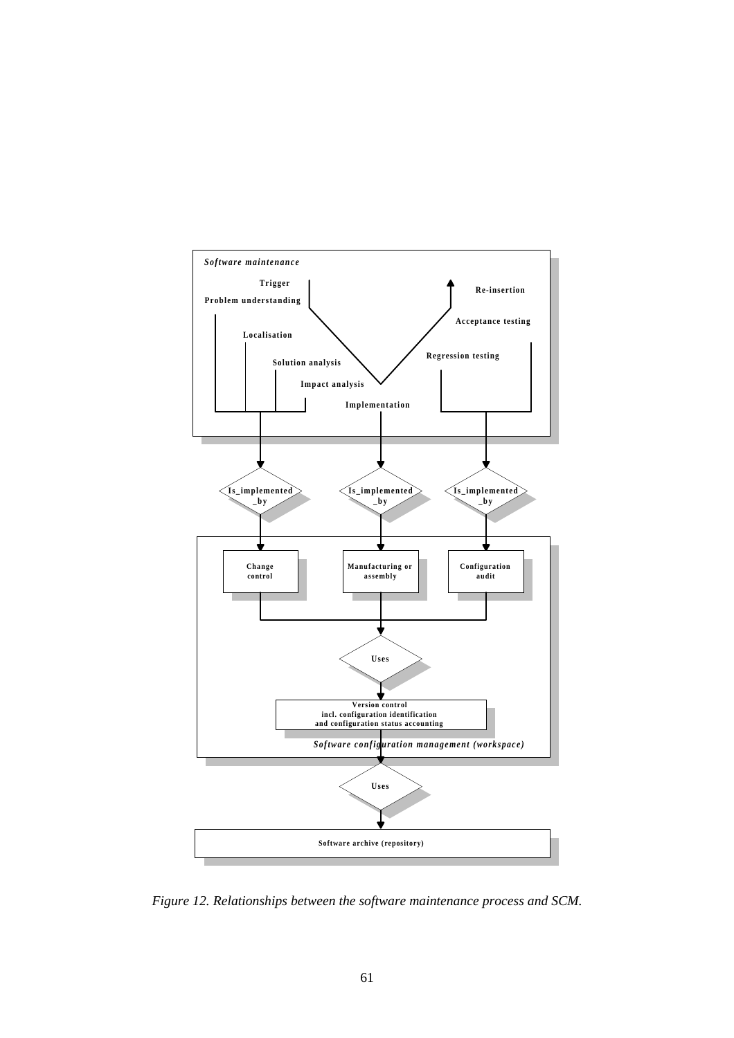*Software maintenance*

Trigger

Problem understanding

Localisation

Solution analysis

Impact analysis

Implementation

Regression testing

Acceptance testing

Re-insertion

Is_implemented_by

Is_implemented_by

Is_implemented_by

Change control

Manufacturing or assembly

Configuration audit

Uses

Version control incl. configuration identification and configuration status accounting

*Software configuration management (workspace)*

Uses

Software archive (repository)

*Figure 12. Relationships between the software maintenance process and SCM.*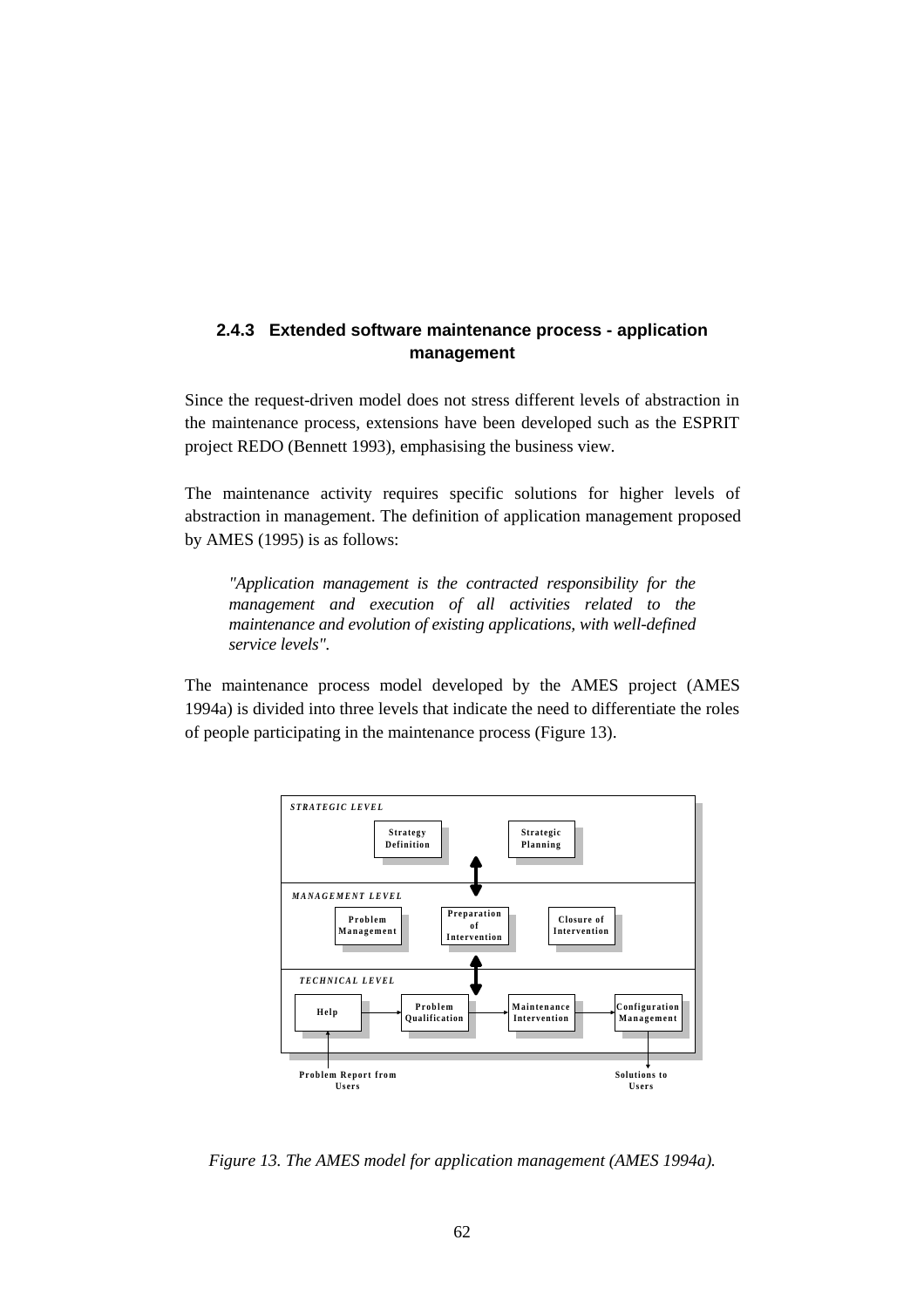### 2.4.3 Extended software maintenance process - application management

Since the request-driven model does not stress different levels of abstraction in the maintenance process, extensions have been developed such as the ESPRIT project REDO (Bennett 1993), emphasising the business view.

The maintenance activity requires specific solutions for higher levels of abstraction in management. The definition of application management proposed by AMES (1995) is as follows:

> *"Application management is the contracted responsibility for the management and execution of all activities related to the maintenance and evolution of existing applications, with well-defined service levels".*

The maintenance process model developed by the AMES project (AMES 1994a) is divided into three levels that indicate the need to differentiate the roles of people participating in the maintenance process (Figure 13).

*Figure 13. The AMES model for application management (AMES 1994a).*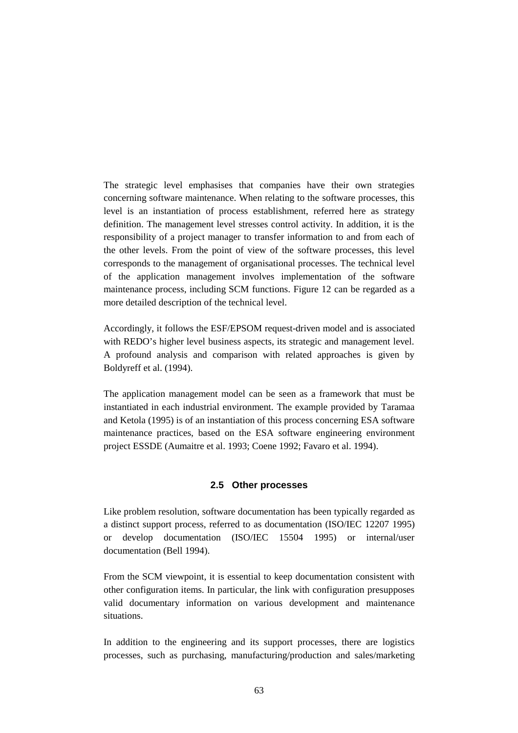The strategic level emphasises that companies have their own strategies concerning software maintenance. When relating to the software processes, this level is an instantiation of process establishment, referred here as strategy definition. The management level stresses control activity. In addition, it is the responsibility of a project manager to transfer information to and from each of the other levels. From the point of view of the software processes, this level corresponds to the management of organisational processes. The technical level of the application management involves implementation of the software maintenance process, including SCM functions. Figure 12 can be regarded as a more detailed description of the technical level.

Accordingly, it follows the ESF/EPSOM request-driven model and is associated with REDO's higher level business aspects, its strategic and management level. A profound analysis and comparison with related approaches is given by Boldyreff et al. (1994).

The application management model can be seen as a framework that must be instantiated in each industrial environment. The example provided by Taramaa and Ketola (1995) is of an instantiation of this process concerning ESA software maintenance practices, based on the ESA software engineering environment project ESSDE (Aumaitre et al. 1993; Coene 1992; Favaro et al. 1994).

### 2.5 Other processes

Like problem resolution, software documentation has been typically regarded as a distinct support process, referred to as documentation (ISO/IEC 12207 1995) or develop documentation (ISO/IEC 15504 1995) or internal/user documentation (Bell 1994).

From the SCM viewpoint, it is essential to keep documentation consistent with other configuration items. In particular, the link with configuration presupposes valid documentary information on various development and maintenance situations.

In addition to the engineering and its support processes, there are logistics processes, such as purchasing, manufacturing/production and sales/marketing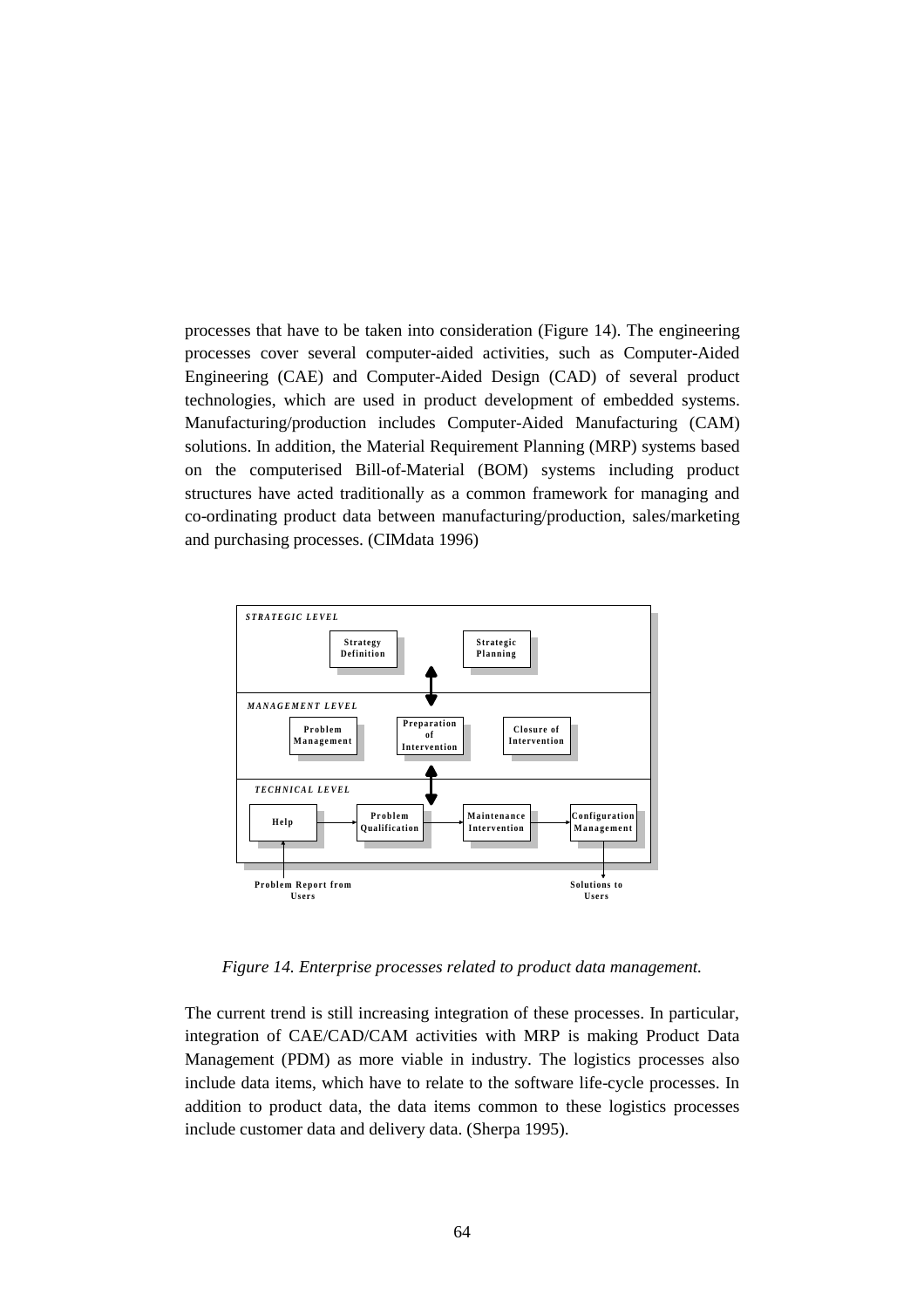processes that have to be taken into consideration (Figure 14). The engineering processes cover several computer-aided activities, such as Computer-Aided Engineering (CAE) and Computer-Aided Design (CAD) of several product technologies, which are used in product development of embedded systems. Manufacturing/production includes Computer-Aided Manufacturing (CAM) solutions. In addition, the Material Requirement Planning (MRP) systems based on the computerised Bill-of-Material (BOM) systems including product structures have acted traditionally as a common framework for managing and co-ordinating product data between manufacturing/production, sales/marketing and purchasing processes. (CIMdata 1996)

*Figure 14. Enterprise processes related to product data management.*

The current trend is still increasing integration of these processes. In particular, integration of CAE/CAD/CAM activities with MRP is making Product Data Management (PDM) as more viable in industry. The logistics processes also include data items, which have to relate to the software life-cycle processes. In addition to product data, the data items common to these logistics processes include customer data and delivery data. (Sherpa 1995).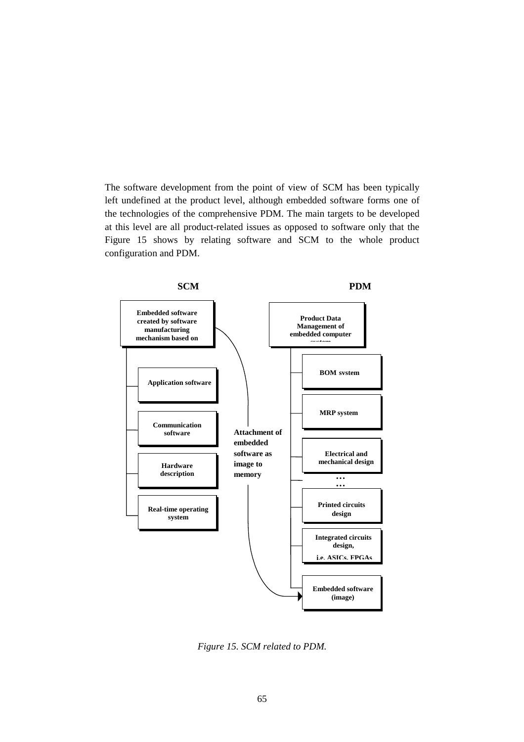The software development from the point of view of SCM has been typically left undefined at the product level, although embedded software forms one of the technologies of the comprehensive PDM. The main targets to be developed at this level are all product-related issues as opposed to software only that the Figure 15 shows by relating software and SCM to the whole product configuration and PDM.

*Figure 15. SCM related to PDM.*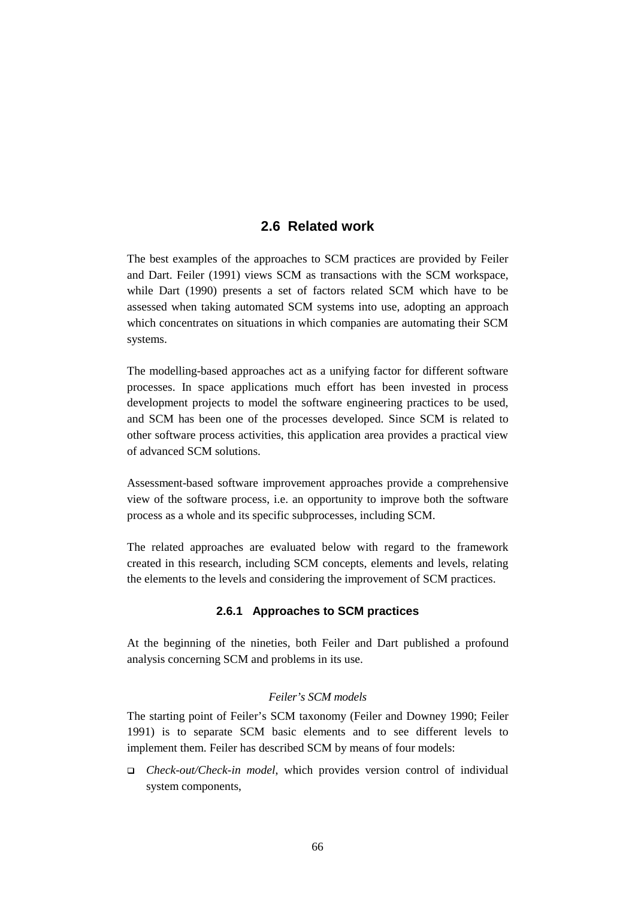## 2.6 Related work

The best examples of the approaches to SCM practices are provided by Feiler and Dart. Feiler (1991) views SCM as transactions with the SCM workspace, while Dart (1990) presents a set of factors related SCM which have to be assessed when taking automated SCM systems into use, adopting an approach which concentrates on situations in which companies are automating their SCM systems.

The modelling-based approaches act as a unifying factor for different software processes. In space applications much effort has been invested in process development projects to model the software engineering practices to be used, and SCM has been one of the processes developed. Since SCM is related to other software process activities, this application area provides a practical view of advanced SCM solutions.

Assessment-based software improvement approaches provide a comprehensive view of the software process, i.e. an opportunity to improve both the software process as a whole and its specific subprocesses, including SCM.

The related approaches are evaluated below with regard to the framework created in this research, including SCM concepts, elements and levels, relating the elements to the levels and considering the improvement of SCM practices.

### 2.6.1 Approaches to SCM practices

At the beginning of the nineties, both Feiler and Dart published a profound analysis concerning SCM and problems in its use.

*Feiler's SCM models*

The starting point of Feiler's SCM taxonomy (Feiler and Downey 1990; Feiler 1991) is to separate SCM basic elements and to see different levels to implement them. Feiler has described SCM by means of four models:

- *Check-out/Check-in model*, which provides version control of individual system components,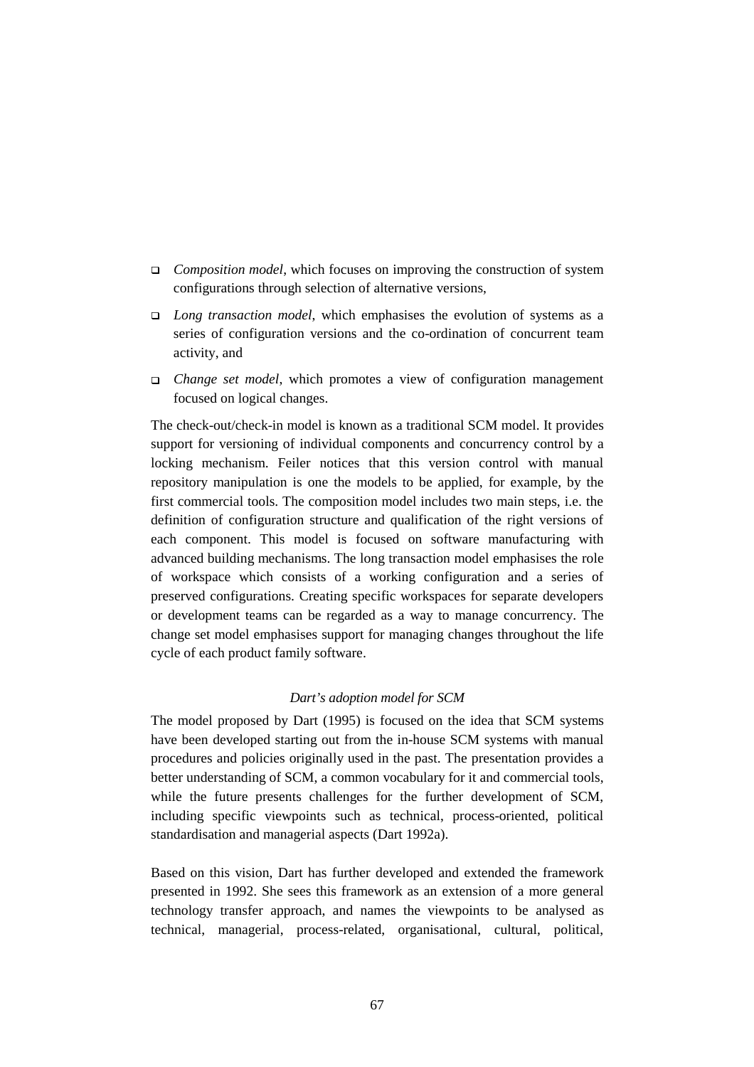- *Composition model*, which focuses on improving the construction of system configurations through selection of alternative versions,
- *Long transaction model*, which emphasises the evolution of systems as a series of configuration versions and the co-ordination of concurrent team activity, and
- *Change set model*, which promotes a view of configuration management focused on logical changes.

The check-out/check-in model is known as a traditional SCM model. It provides support for versioning of individual components and concurrency control by a locking mechanism. Feiler notices that this version control with manual repository manipulation is one the models to be applied, for example, by the first commercial tools. The composition model includes two main steps, i.e. the definition of configuration structure and qualification of the right versions of each component. This model is focused on software manufacturing with advanced building mechanisms. The long transaction model emphasises the role of workspace which consists of a working configuration and a series of preserved configurations. Creating specific workspaces for separate developers or development teams can be regarded as a way to manage concurrency. The change set model emphasises support for managing changes throughout the life cycle of each product family software.

*Dart's adoption model for SCM*

The model proposed by Dart (1995) is focused on the idea that SCM systems have been developed starting out from the in-house SCM systems with manual procedures and policies originally used in the past. The presentation provides a better understanding of SCM, a common vocabulary for it and commercial tools, while the future presents challenges for the further development of SCM, including specific viewpoints such as technical, process-oriented, political standardisation and managerial aspects (Dart 1992a).

Based on this vision, Dart has further developed and extended the framework presented in 1992. She sees this framework as an extension of a more general technology transfer approach, and names the viewpoints to be analysed as technical, managerial, process-related, organisational, cultural, political,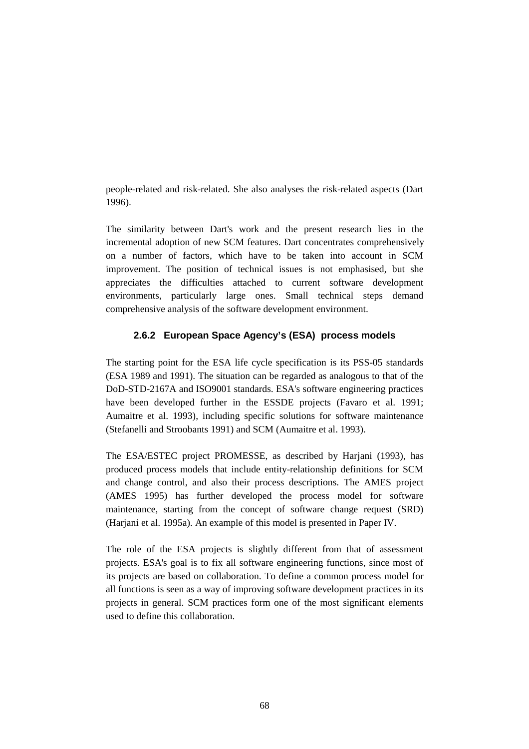people-related and risk-related. She also analyses the risk-related aspects (Dart 1996).

The similarity between Dart's work and the present research lies in the incremental adoption of new SCM features. Dart concentrates comprehensively on a number of factors, which have to be taken into account in SCM improvement. The position of technical issues is not emphasised, but she appreciates the difficulties attached to current software development environments, particularly large ones. Small technical steps demand comprehensive analysis of the software development environment.

### 2.6.2 European Space Agency's (ESA) process models

The starting point for the ESA life cycle specification is its PSS-05 standards (ESA 1989 and 1991). The situation can be regarded as analogous to that of the DoD-STD-2167A and ISO9001 standards. ESA's software engineering practices have been developed further in the ESSDE projects (Favaro et al. 1991; Aumaitre et al. 1993), including specific solutions for software maintenance (Stefanelli and Stroobants 1991) and SCM (Aumaitre et al. 1993).

The ESA/ESTEC project PROMESSE, as described by Harjani (1993), has produced process models that include entity-relationship definitions for SCM and change control, and also their process descriptions. The AMES project (AMES 1995) has further developed the process model for software maintenance, starting from the concept of software change request (SRD) (Harjani et al. 1995a). An example of this model is presented in Paper IV.

The role of the ESA projects is slightly different from that of assessment projects. ESA's goal is to fix all software engineering functions, since most of its projects are based on collaboration. To define a common process model for all functions is seen as a way of improving software development practices in its projects in general. SCM practices form one of the most significant elements used to define this collaboration.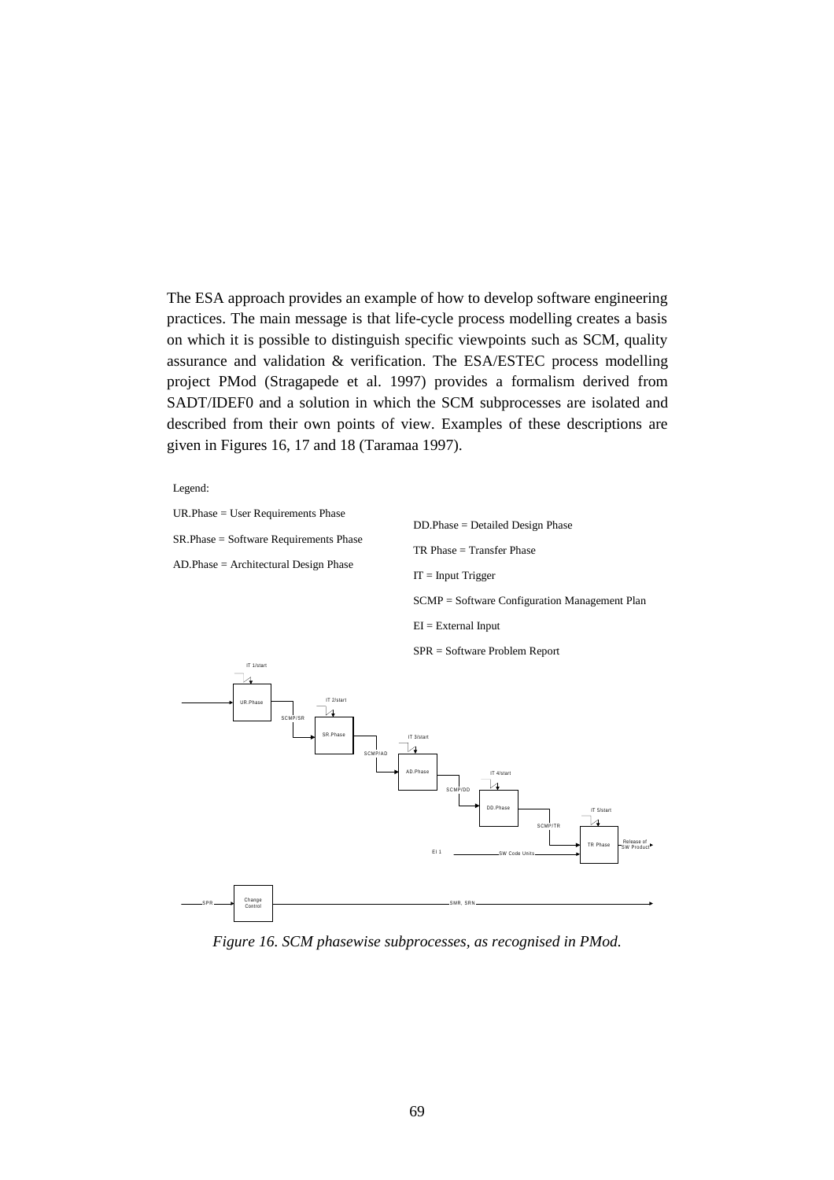The ESA approach provides an example of how to develop software engineering practices. The main message is that life-cycle process modelling creates a basis on which it is possible to distinguish specific viewpoints such as SCM, quality assurance and validation & verification. The ESA/ESTEC process modelling project PMod (Stragapede et al. 1997) provides a formalism derived from SADT/IDEF0 and a solution in which the SCM subprocesses are isolated and described from their own points of view. Examples of these descriptions are given in Figures 16, 17 and 18 (Taramaa 1997).

Legend:

UR.Phase = User Requirements Phase

SR.Phase = Software Requirements Phase

AD.Phase = Architectural Design Phase

DD.Phase = Detailed Design Phase

TR Phase = Transfer Phase

IT = Input Trigger

SCMP = Software Configuration Management Plan

EI = External Input

SPR = Software Problem Report

*Figure 16. SCM phasewise subprocesses, as recognised in PMod.*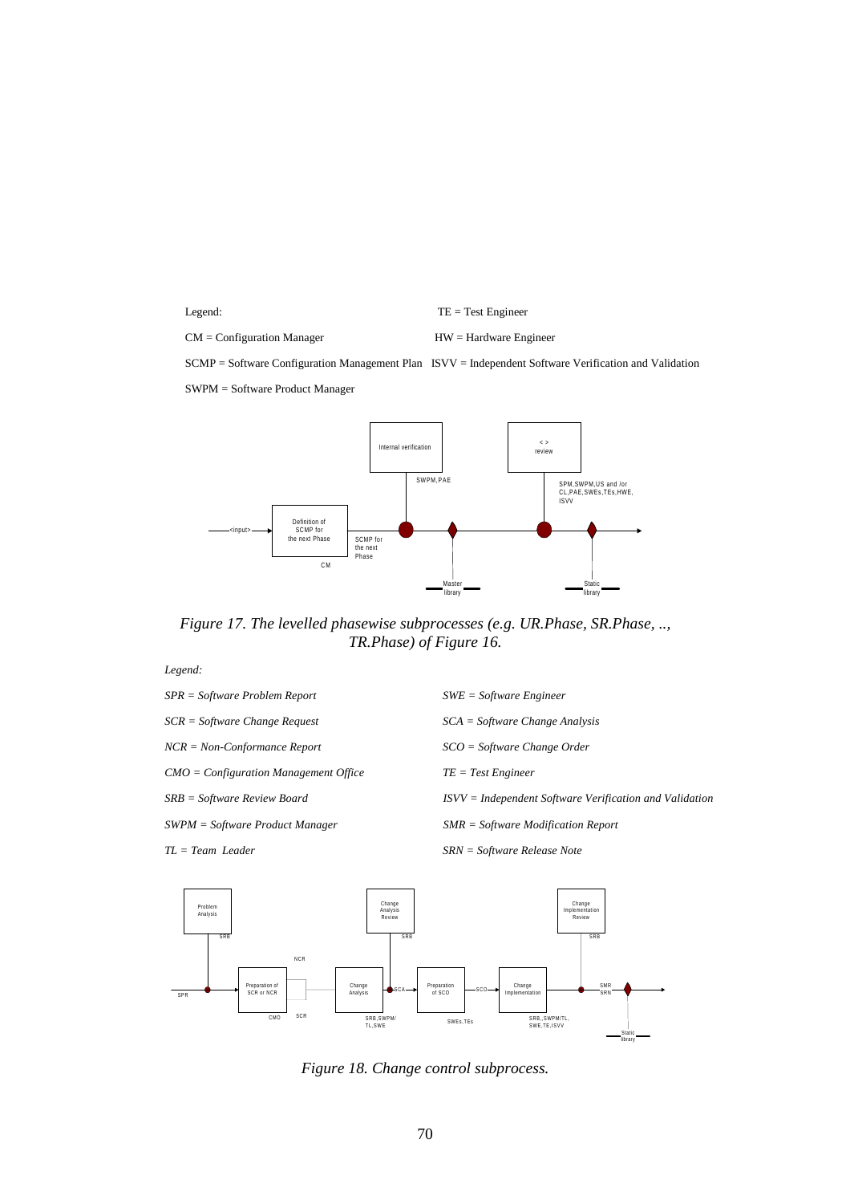Legend:

CM = Configuration Manager

SCMP = Software Configuration Management Plan

SWPM = Software Product Manager

TE = Test Engineer

HW = Hardware Engineer

ISVV = Independent Software Verification and Validation

*Figure 17. The levelled phasewise subprocesses (e.g. UR.Phase, SR.Phase, .., TR.Phase) of Figure 16.*

*Legend:*

*SPR = Software Problem Report*

*SCR = Software Change Request*

*NCR = Non-Conformance Report*

*CMO = Configuration Management Office*

*SRB = Software Review Board*

*SWPM = Software Product Manager*

*TL = Team Leader*

*SWE = Software Engineer*

*SCA = Software Change Analysis*

*SCO = Software Change Order*

*TE = Test Engineer*

*ISVV = Independent Software Verification and Validation*

*SMR = Software Modification Report*

*SRN = Software Release Note*

*Figure 18. Change control subprocess.*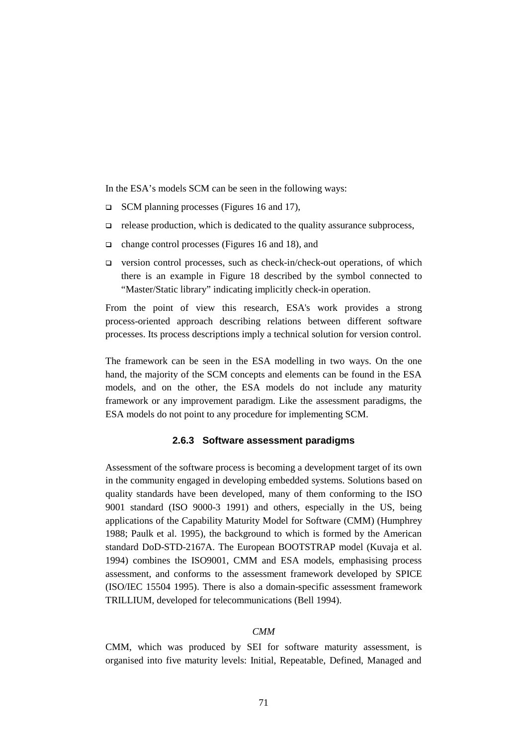In the ESA's models SCM can be seen in the following ways:

- SCM planning processes (Figures 16 and 17),
- release production, which is dedicated to the quality assurance subprocess,
- change control processes (Figures 16 and 18), and
- version control processes, such as check-in/check-out operations, of which there is an example in Figure 18 described by the symbol connected to "Master/Static library" indicating implicitly check-in operation.

From the point of view this research, ESA's work provides a strong process-oriented approach describing relations between different software processes. Its process descriptions imply a technical solution for version control.

The framework can be seen in the ESA modelling in two ways. On the one hand, the majority of the SCM concepts and elements can be found in the ESA models, and on the other, the ESA models do not include any maturity framework or any improvement paradigm. Like the assessment paradigms, the ESA models do not point to any procedure for implementing SCM.

### 2.6.3 Software assessment paradigms

Assessment of the software process is becoming a development target of its own in the community engaged in developing embedded systems. Solutions based on quality standards have been developed, many of them conforming to the ISO 9001 standard (ISO 9000-3 1991) and others, especially in the US, being applications of the Capability Maturity Model for Software (CMM) (Humphrey 1988; Paulk et al. 1995), the background to which is formed by the American standard DoD-STD-2167A. The European BOOTSTRAP model (Kuvaja et al. 1994) combines the ISO9001, CMM and ESA models, emphasising process assessment, and conforms to the assessment framework developed by SPICE (ISO/IEC 15504 1995). There is also a domain-specific assessment framework TRILLIUM, developed for telecommunications (Bell 1994).

*CMM*

CMM, which was produced by SEI for software maturity assessment, is organised into five maturity levels: Initial, Repeatable, Defined, Managed and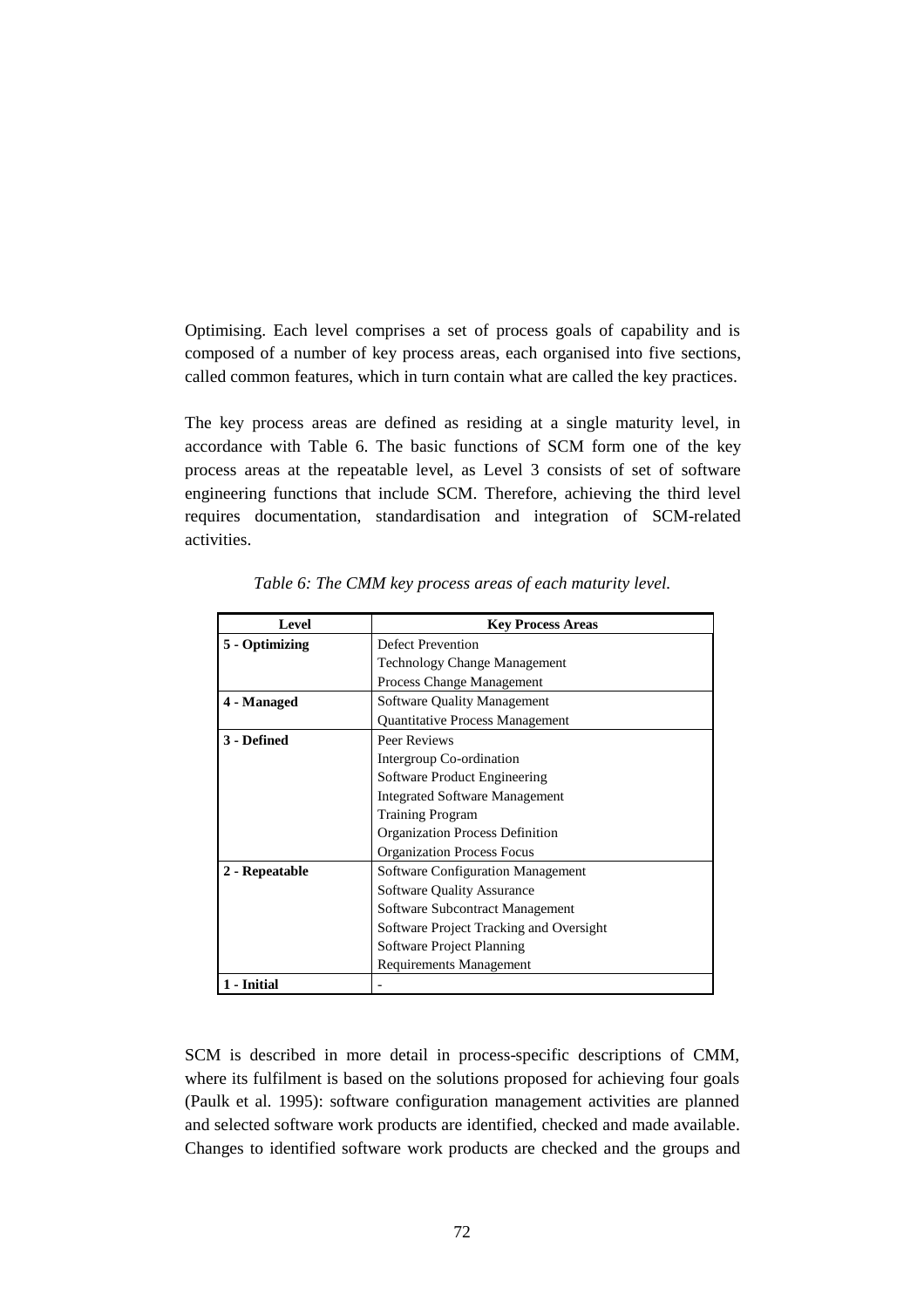Optimising. Each level comprises a set of process goals of capability and is composed of a number of key process areas, each organised into five sections, called common features, which in turn contain what are called the key practices.

The key process areas are defined as residing at a single maturity level, in accordance with Table 6. The basic functions of SCM form one of the key process areas at the repeatable level, as Level 3 consists of set of software engineering functions that include SCM. Therefore, achieving the third level requires documentation, standardisation and integration of SCM-related activities.

*Table 6: The CMM key process areas of each maturity level.*

| Level | Key Process Areas |
|---|---|
| **5 - Optimizing** | Defect Prevention |
| | Technology Change Management |
| | Process Change Management |
| **4 - Managed** | Software Quality Management |
| | Quantitative Process Management |
| **3 - Defined** | Peer Reviews |
| | Intergroup Co-ordination |
| | Software Product Engineering |
| | Integrated Software Management |
| | Training Program |
| | Organization Process Definition |
| | Organization Process Focus |
| **2 - Repeatable** | Software Configuration Management |
| | Software Quality Assurance |
| | Software Subcontract Management |
| | Software Project Tracking and Oversight |
| | Software Project Planning |
| | Requirements Management |
| **1 - Initial** | - |

SCM is described in more detail in process-specific descriptions of CMM, where its fulfilment is based on the solutions proposed for achieving four goals (Paulk et al. 1995): software configuration management activities are planned and selected software work products are identified, checked and made available. Changes to identified software work products are checked and the groups and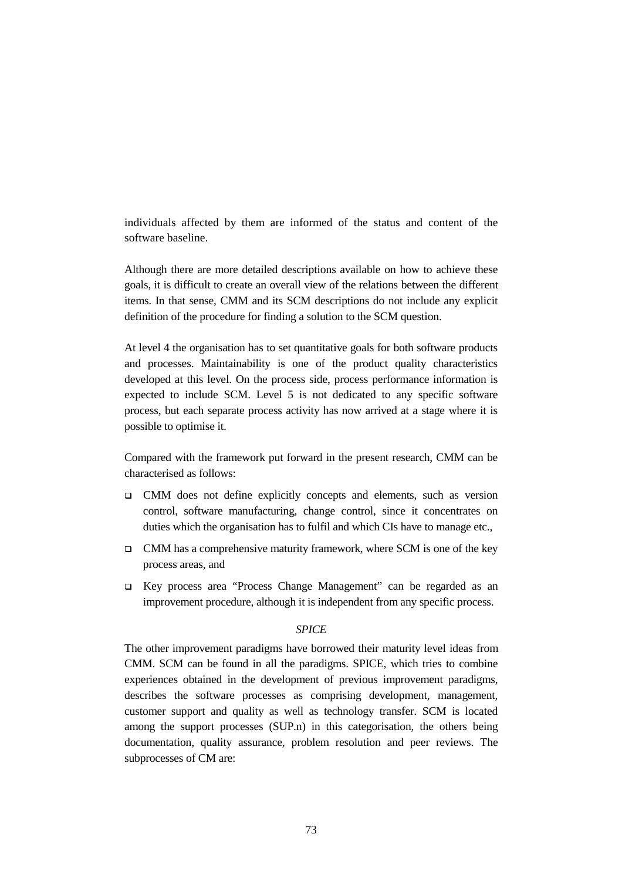individuals affected by them are informed of the status and content of the software baseline.

Although there are more detailed descriptions available on how to achieve these goals, it is difficult to create an overall view of the relations between the different items. In that sense, CMM and its SCM descriptions do not include any explicit definition of the procedure for finding a solution to the SCM question.

At level 4 the organisation has to set quantitative goals for both software products and processes. Maintainability is one of the product quality characteristics developed at this level. On the process side, process performance information is expected to include SCM. Level 5 is not dedicated to any specific software process, but each separate process activity has now arrived at a stage where it is possible to optimise it.

Compared with the framework put forward in the present research, CMM can be characterised as follows:

- CMM does not define explicitly concepts and elements, such as version control, software manufacturing, change control, since it concentrates on duties which the organisation has to fulfil and which CIs have to manage etc.,
- CMM has a comprehensive maturity framework, where SCM is one of the key process areas, and
- Key process area "Process Change Management" can be regarded as an improvement procedure, although it is independent from any specific process.

*SPICE*

The other improvement paradigms have borrowed their maturity level ideas from CMM. SCM can be found in all the paradigms. SPICE, which tries to combine experiences obtained in the development of previous improvement paradigms, describes the software processes as comprising development, management, customer support and quality as well as technology transfer. SCM is located among the support processes (SUP.n) in this categorisation, the others being documentation, quality assurance, problem resolution and peer reviews. The subprocesses of CM are: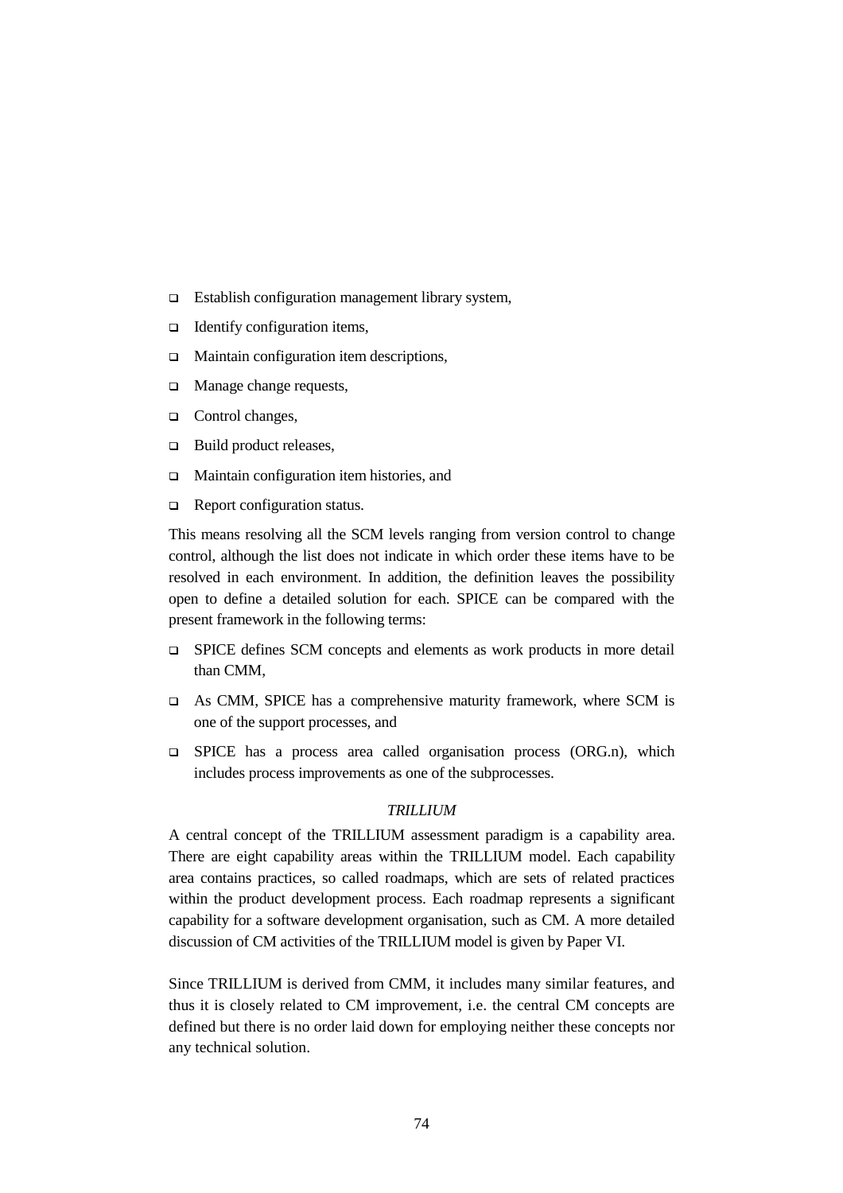- Establish configuration management library system,
- Identify configuration items,
- Maintain configuration item descriptions,
- Manage change requests,
- Control changes,
- Build product releases,
- Maintain configuration item histories, and
- Report configuration status.

This means resolving all the SCM levels ranging from version control to change control, although the list does not indicate in which order these items have to be resolved in each environment. In addition, the definition leaves the possibility open to define a detailed solution for each. SPICE can be compared with the present framework in the following terms:

- SPICE defines SCM concepts and elements as work products in more detail than CMM,
- As CMM, SPICE has a comprehensive maturity framework, where SCM is one of the support processes, and
- SPICE has a process area called organisation process (ORG.n), which includes process improvements as one of the subprocesses.

*TRILLIUM*

A central concept of the TRILLIUM assessment paradigm is a capability area. There are eight capability areas within the TRILLIUM model. Each capability area contains practices, so called roadmaps, which are sets of related practices within the product development process. Each roadmap represents a significant capability for a software development organisation, such as CM. A more detailed discussion of CM activities of the TRILLIUM model is given by Paper VI.

Since TRILLIUM is derived from CMM, it includes many similar features, and thus it is closely related to CM improvement, i.e. the central CM concepts are defined but there is no order laid down for employing neither these concepts nor any technical solution.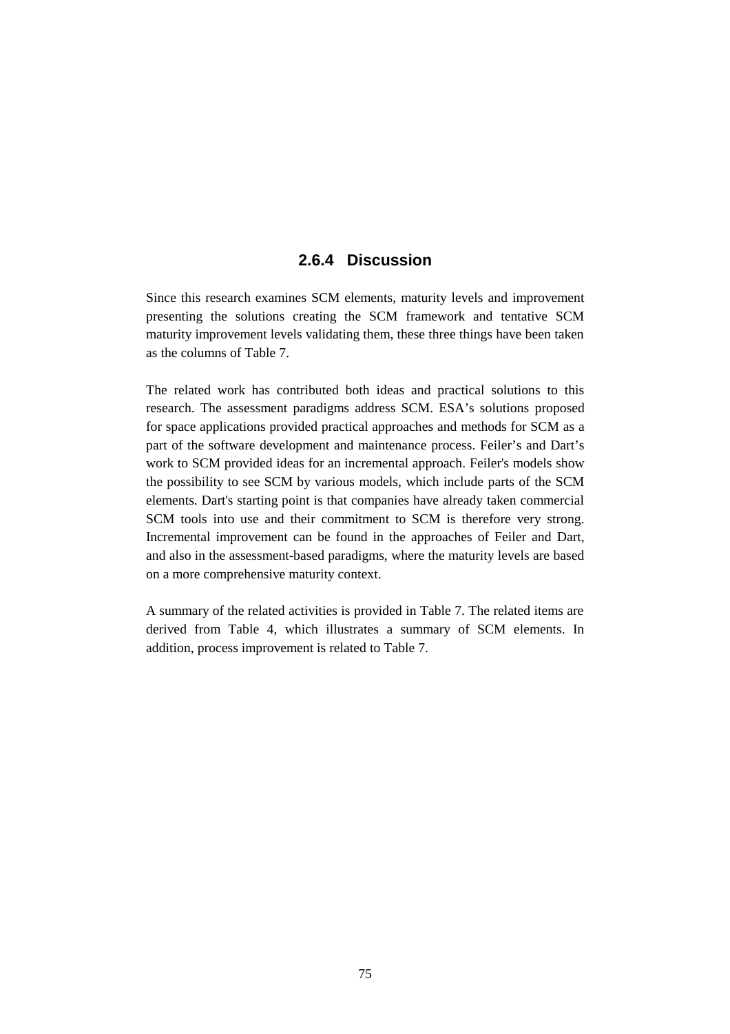### 2.6.4 Discussion

Since this research examines SCM elements, maturity levels and improvement presenting the solutions creating the SCM framework and tentative SCM maturity improvement levels validating them, these three things have been taken as the columns of Table 7.

The related work has contributed both ideas and practical solutions to this research. The assessment paradigms address SCM. ESA's solutions proposed for space applications provided practical approaches and methods for SCM as a part of the software development and maintenance process. Feiler's and Dart's work to SCM provided ideas for an incremental approach. Feiler's models show the possibility to see SCM by various models, which include parts of the SCM elements. Dart's starting point is that companies have already taken commercial SCM tools into use and their commitment to SCM is therefore very strong. Incremental improvement can be found in the approaches of Feiler and Dart, and also in the assessment-based paradigms, where the maturity levels are based on a more comprehensive maturity context.

A summary of the related activities is provided in Table 7. The related items are derived from Table 4, which illustrates a summary of SCM elements. In addition, process improvement is related to Table 7.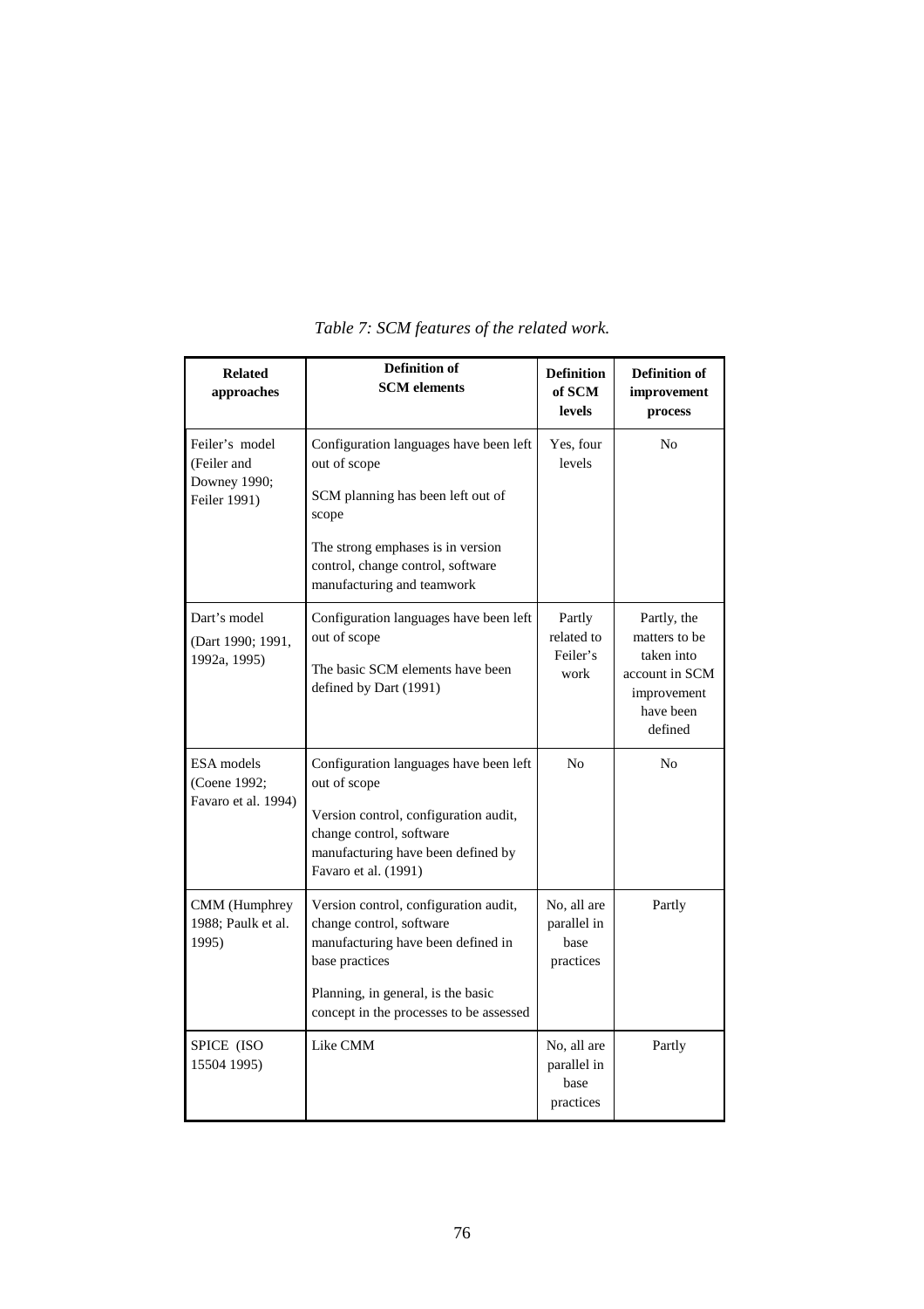*Table 7: SCM features of the related work.*

| Related approaches | Definition of SCM elements | Definition of SCM levels | Definition of improvement process |
|---|---|---|---|
| Feiler's model (Feiler and Downey 1990; Feiler 1991) | Configuration languages have been left out of scope<br><br>SCM planning has been left out of scope<br><br>The strong emphases is in version control, change control, software manufacturing and teamwork | Yes, four levels | No |
| Dart's model (Dart 1990; 1991, 1992a, 1995) | Configuration languages have been left out of scope<br><br>The basic SCM elements have been defined by Dart (1991) | Partly related to Feiler's work | Partly, the matters to be taken into account in SCM improvement have been defined |
| ESA models (Coene 1992; Favaro et al. 1994) | Configuration languages have been left out of scope<br><br>Version control, configuration audit, change control, software manufacturing have been defined by Favaro et al. (1991) | No | No |
| CMM (Humphrey 1988; Paulk et al. 1995) | Version control, configuration audit, change control, software manufacturing have been defined in base practices<br><br>Planning, in general, is the basic concept in the processes to be assessed | No, all are parallel in base practices | Partly |
| SPICE (ISO 15504 1995) | Like CMM | No, all are parallel in base practices | Partly |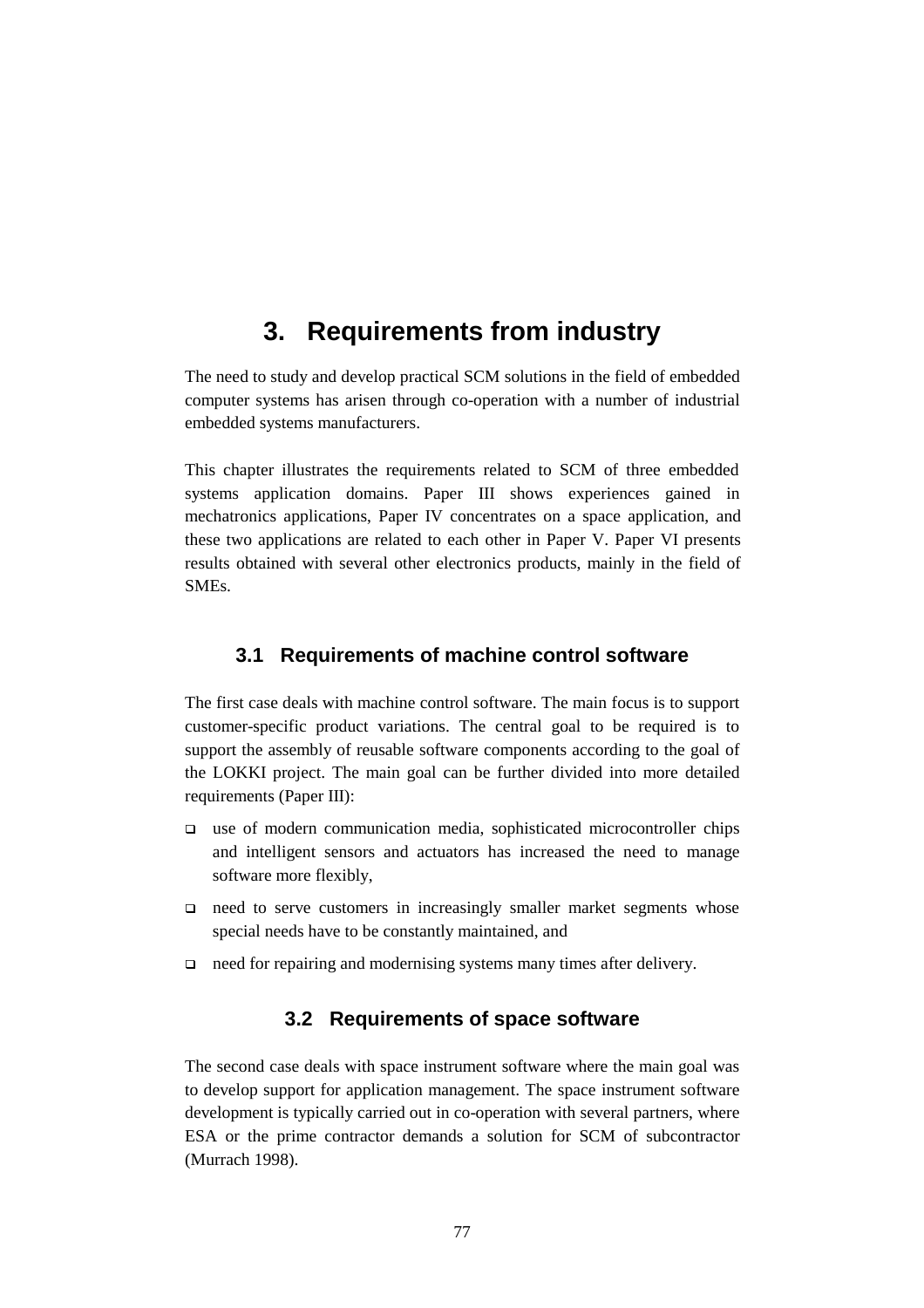# 3. Requirements from industry

The need to study and develop practical SCM solutions in the field of embedded computer systems has arisen through co-operation with a number of industrial embedded systems manufacturers.

This chapter illustrates the requirements related to SCM of three embedded systems application domains. Paper III shows experiences gained in mechatronics applications, Paper IV concentrates on a space application, and these two applications are related to each other in Paper V. Paper VI presents results obtained with several other electronics products, mainly in the field of SMEs.

## 3.1 Requirements of machine control software

The first case deals with machine control software. The main focus is to support customer-specific product variations. The central goal to be required is to support the assembly of reusable software components according to the goal of the LOKKI project. The main goal can be further divided into more detailed requirements (Paper III):

- use of modern communication media, sophisticated microcontroller chips and intelligent sensors and actuators has increased the need to manage software more flexibly,
- need to serve customers in increasingly smaller market segments whose special needs have to be constantly maintained, and
- need for repairing and modernising systems many times after delivery.

## 3.2 Requirements of space software

The second case deals with space instrument software where the main goal was to develop support for application management. The space instrument software development is typically carried out in co-operation with several partners, where ESA or the prime contractor demands a solution for SCM of subcontractor (Murrach 1998).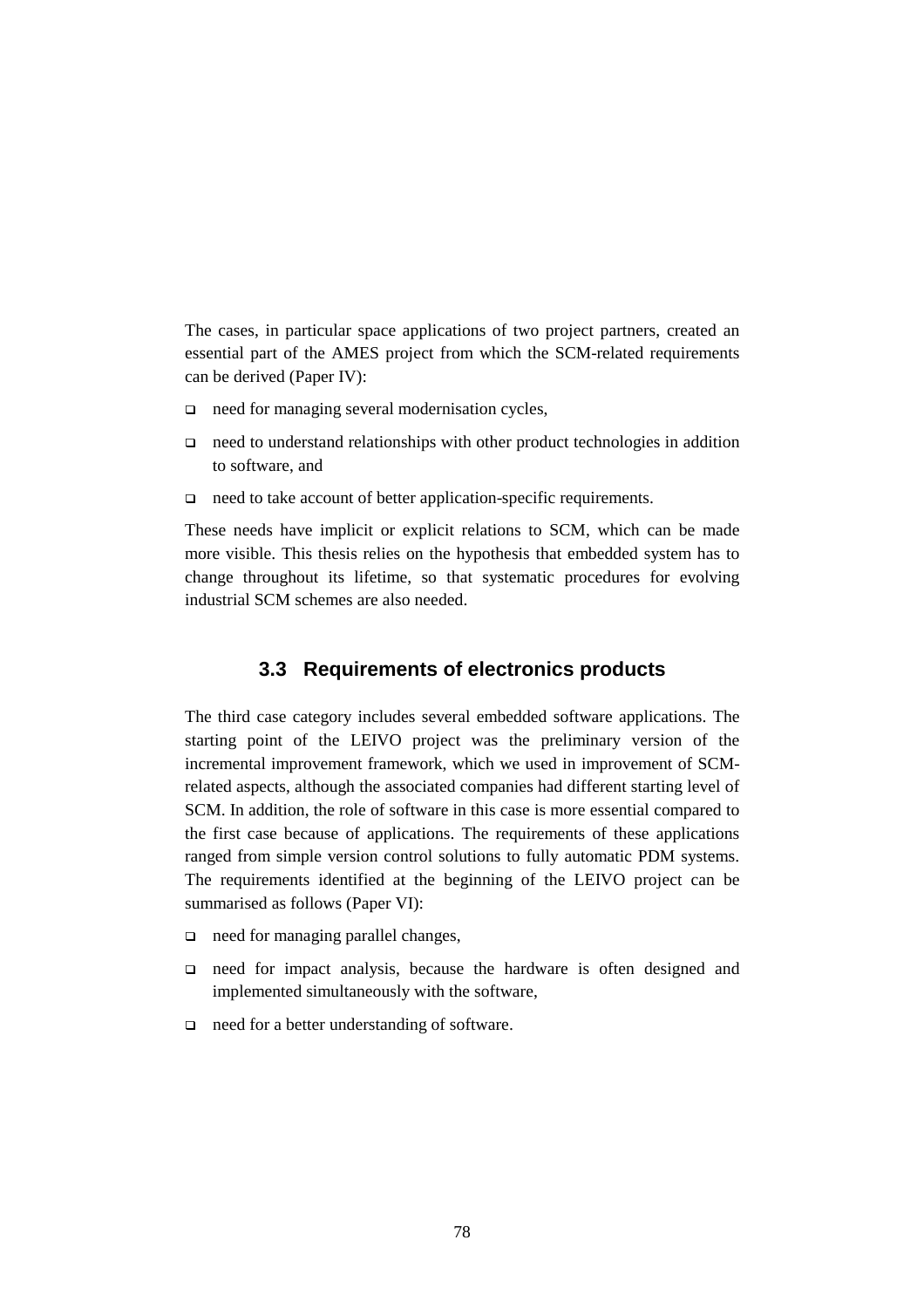The cases, in particular space applications of two project partners, created an essential part of the AMES project from which the SCM-related requirements can be derived (Paper IV):

- need for managing several modernisation cycles,
- need to understand relationships with other product technologies in addition to software, and
- need to take account of better application-specific requirements.

These needs have implicit or explicit relations to SCM, which can be made more visible. This thesis relies on the hypothesis that embedded system has to change throughout its lifetime, so that systematic procedures for evolving industrial SCM schemes are also needed.

### 3.3 Requirements of electronics products

The third case category includes several embedded software applications. The starting point of the LEIVO project was the preliminary version of the incremental improvement framework, which we used in improvement of SCM-related aspects, although the associated companies had different starting level of SCM. In addition, the role of software in this case is more essential compared to the first case because of applications. The requirements of these applications ranged from simple version control solutions to fully automatic PDM systems. The requirements identified at the beginning of the LEIVO project can be summarised as follows (Paper VI):

- need for managing parallel changes,
- need for impact analysis, because the hardware is often designed and implemented simultaneously with the software,
- need for a better understanding of software.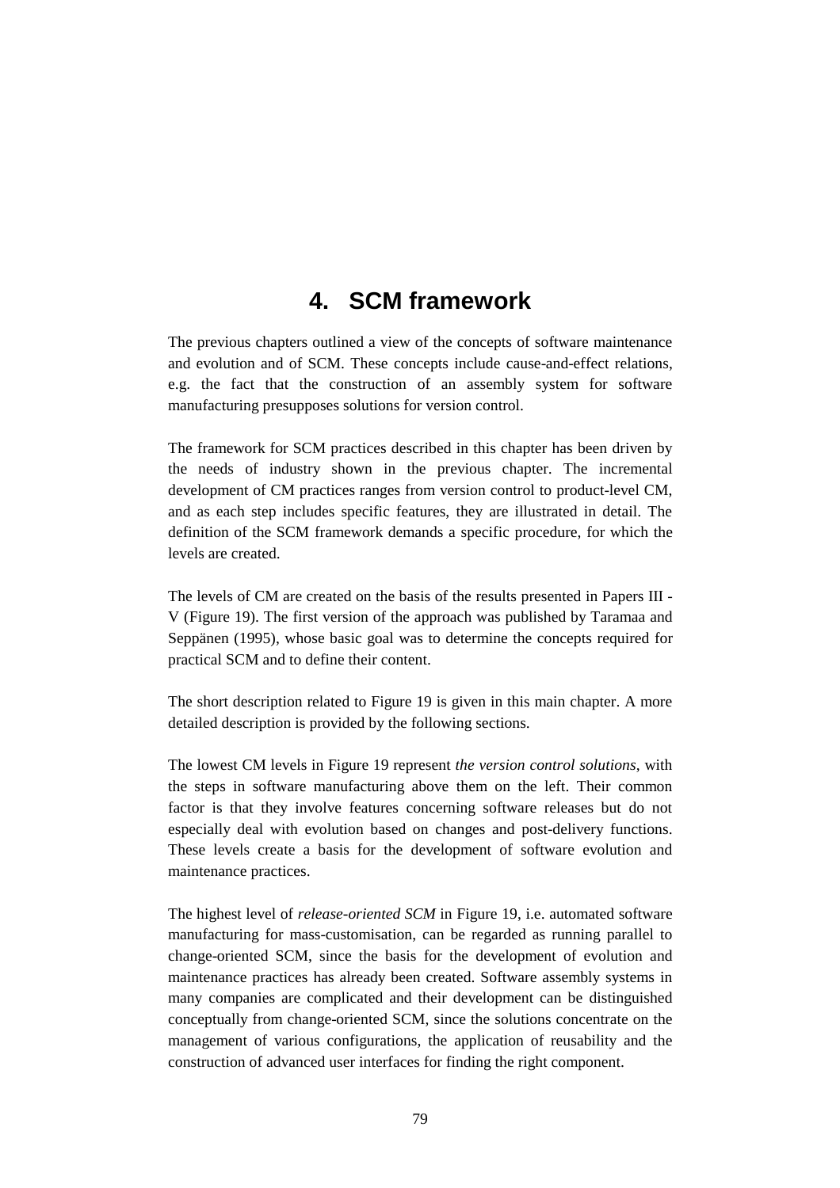# 4. SCM framework

The previous chapters outlined a view of the concepts of software maintenance and evolution and of SCM. These concepts include cause-and-effect relations, e.g. the fact that the construction of an assembly system for software manufacturing presupposes solutions for version control.

The framework for SCM practices described in this chapter has been driven by the needs of industry shown in the previous chapter. The incremental development of CM practices ranges from version control to product-level CM, and as each step includes specific features, they are illustrated in detail. The definition of the SCM framework demands a specific procedure, for which the levels are created.

The levels of CM are created on the basis of the results presented in Papers III - V (Figure 19). The first version of the approach was published by Taramaa and Seppänen (1995), whose basic goal was to determine the concepts required for practical SCM and to define their content.

The short description related to Figure 19 is given in this main chapter. A more detailed description is provided by the following sections.

The lowest CM levels in Figure 19 represent *the version control solutions*, with the steps in software manufacturing above them on the left. Their common factor is that they involve features concerning software releases but do not especially deal with evolution based on changes and post-delivery functions. These levels create a basis for the development of software evolution and maintenance practices.

The highest level of *release-oriented SCM* in Figure 19, i.e. automated software manufacturing for mass-customisation, can be regarded as running parallel to change-oriented SCM, since the basis for the development of evolution and maintenance practices has already been created. Software assembly systems in many companies are complicated and their development can be distinguished conceptually from change-oriented SCM, since the solutions concentrate on the management of various configurations, the application of reusability and the construction of advanced user interfaces for finding the right component.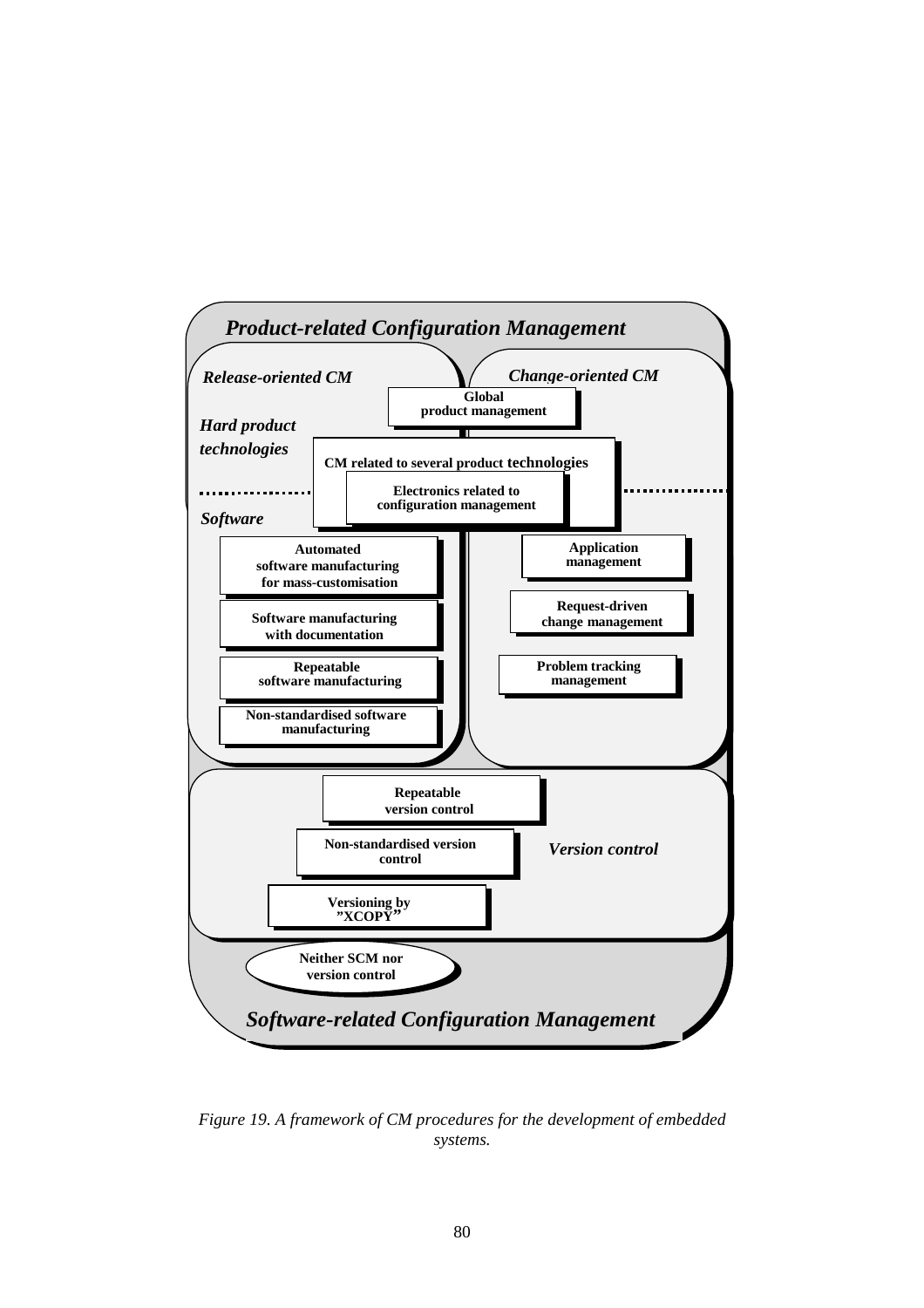**Product-related Configuration Management**

*Release-oriented CM*

*Change-oriented CM*

**Global product management**

*Hard product technologies*

**CM related to several product technologies**

**Electronics related to configuration management**

*Software*

**Automated software manufacturing for mass-customisation**

**Software manufacturing with documentation**

**Repeatable software manufacturing**

**Non-standardised software manufacturing**

**Application management**

**Request-driven change management**

**Problem tracking management**

**Repeatable version control**

**Non-standardised version control**

*Version control*

**Versioning by "XCOPY"**

**Neither SCM nor version control**

**Software-related Configuration Management**

*Figure 19. A framework of CM procedures for the development of embedded systems.*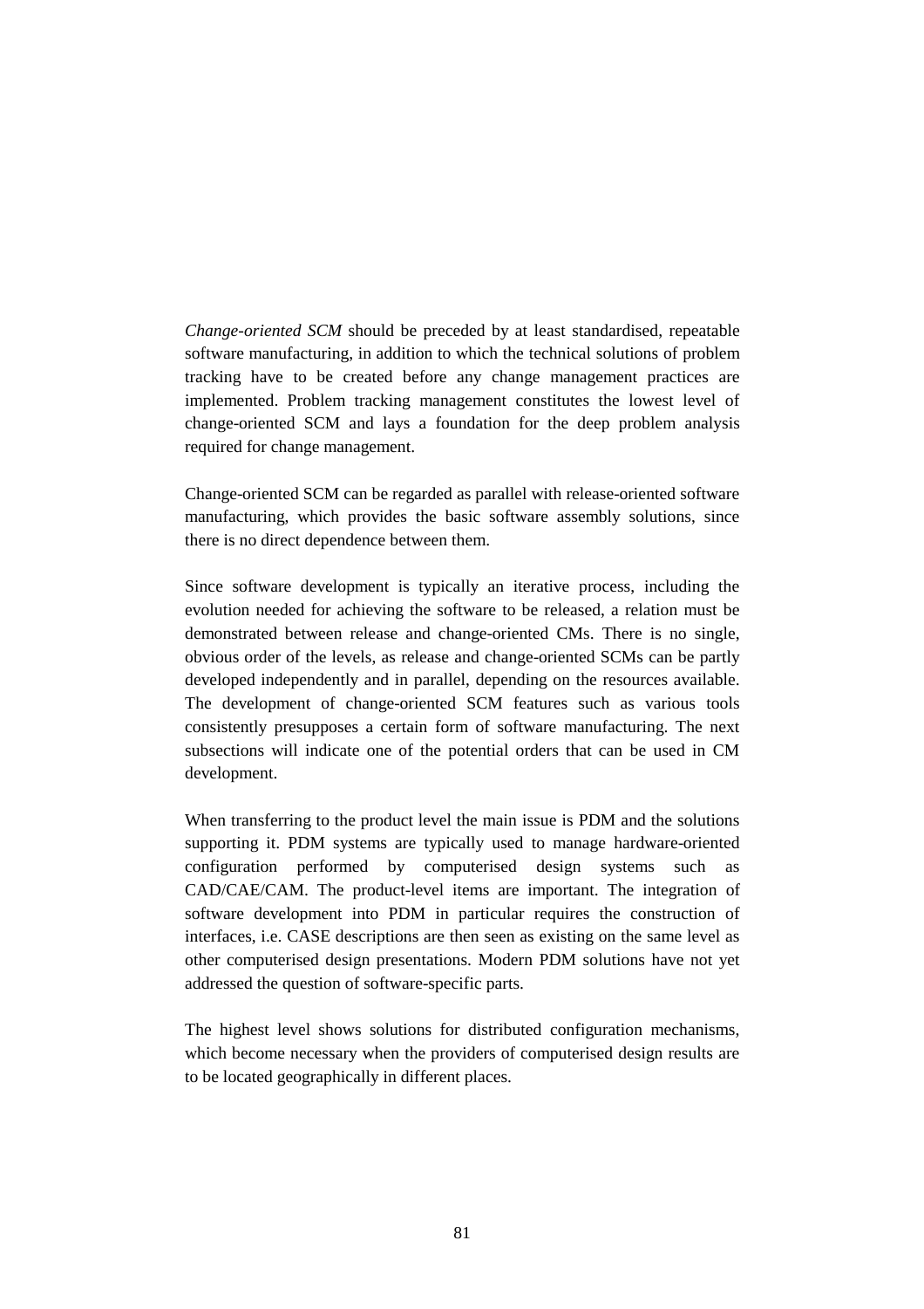*Change-oriented SCM* should be preceded by at least standardised, repeatable software manufacturing, in addition to which the technical solutions of problem tracking have to be created before any change management practices are implemented. Problem tracking management constitutes the lowest level of change-oriented SCM and lays a foundation for the deep problem analysis required for change management.

Change-oriented SCM can be regarded as parallel with release-oriented software manufacturing, which provides the basic software assembly solutions, since there is no direct dependence between them.

Since software development is typically an iterative process, including the evolution needed for achieving the software to be released, a relation must be demonstrated between release and change-oriented CMs. There is no single, obvious order of the levels, as release and change-oriented SCMs can be partly developed independently and in parallel, depending on the resources available. The development of change-oriented SCM features such as various tools consistently presupposes a certain form of software manufacturing. The next subsections will indicate one of the potential orders that can be used in CM development.

When transferring to the product level the main issue is PDM and the solutions supporting it. PDM systems are typically used to manage hardware-oriented configuration performed by computerised design systems such as CAD/CAE/CAM. The product-level items are important. The integration of software development into PDM in particular requires the construction of interfaces, i.e. CASE descriptions are then seen as existing on the same level as other computerised design presentations. Modern PDM solutions have not yet addressed the question of software-specific parts.

The highest level shows solutions for distributed configuration mechanisms, which become necessary when the providers of computerised design results are to be located geographically in different places.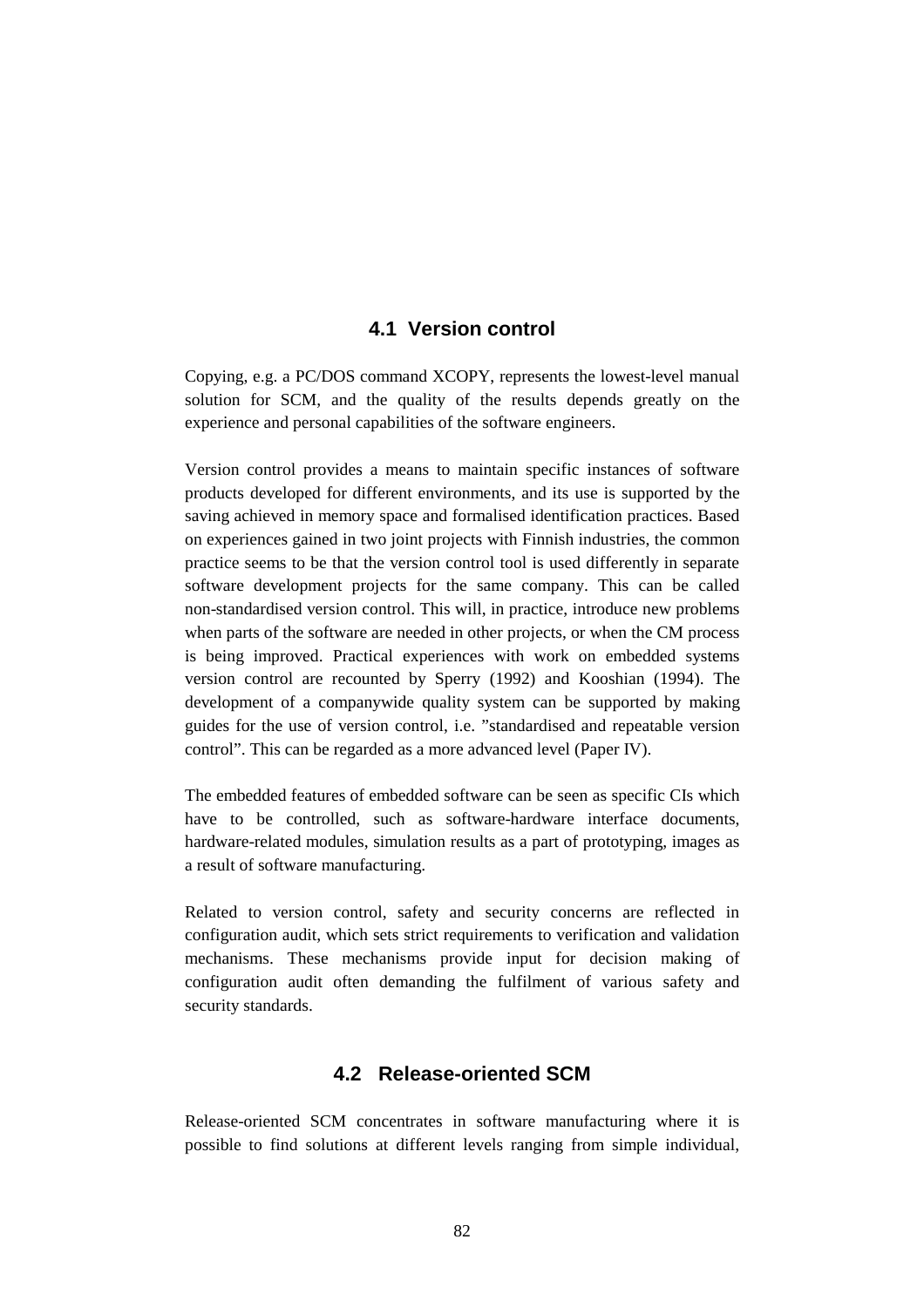## 4.1 Version control

Copying, e.g. a PC/DOS command XCOPY, represents the lowest-level manual solution for SCM, and the quality of the results depends greatly on the experience and personal capabilities of the software engineers.

Version control provides a means to maintain specific instances of software products developed for different environments, and its use is supported by the saving achieved in memory space and formalised identification practices. Based on experiences gained in two joint projects with Finnish industries, the common practice seems to be that the version control tool is used differently in separate software development projects for the same company. This can be called non-standardised version control. This will, in practice, introduce new problems when parts of the software are needed in other projects, or when the CM process is being improved. Practical experiences with work on embedded systems version control are recounted by Sperry (1992) and Kooshian (1994). The development of a companywide quality system can be supported by making guides for the use of version control, i.e. "standardised and repeatable version control". This can be regarded as a more advanced level (Paper IV).

The embedded features of embedded software can be seen as specific CIs which have to be controlled, such as software-hardware interface documents, hardware-related modules, simulation results as a part of prototyping, images as a result of software manufacturing.

Related to version control, safety and security concerns are reflected in configuration audit, which sets strict requirements to verification and validation mechanisms. These mechanisms provide input for decision making of configuration audit often demanding the fulfilment of various safety and security standards.

## 4.2 Release-oriented SCM

Release-oriented SCM concentrates in software manufacturing where it is possible to find solutions at different levels ranging from simple individual,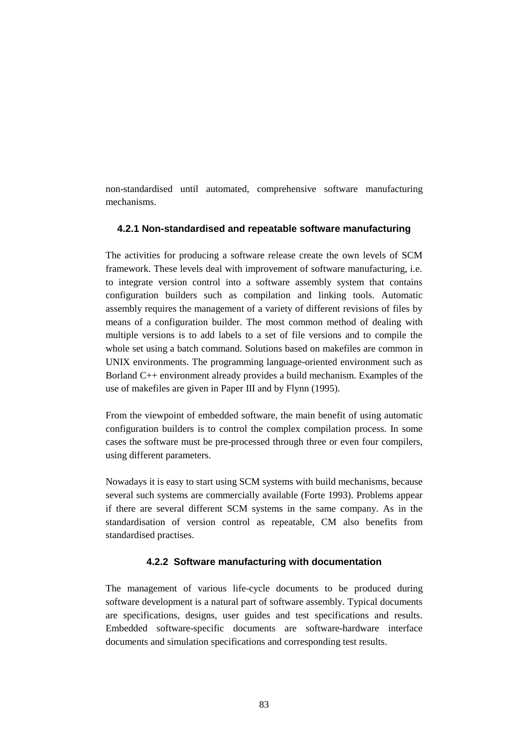non-standardised until automated, comprehensive software manufacturing mechanisms.

### 4.2.1 Non-standardised and repeatable software manufacturing

The activities for producing a software release create the own levels of SCM framework. These levels deal with improvement of software manufacturing, i.e. to integrate version control into a software assembly system that contains configuration builders such as compilation and linking tools. Automatic assembly requires the management of a variety of different revisions of files by means of a configuration builder. The most common method of dealing with multiple versions is to add labels to a set of file versions and to compile the whole set using a batch command. Solutions based on makefiles are common in UNIX environments. The programming language-oriented environment such as Borland C++ environment already provides a build mechanism. Examples of the use of makefiles are given in Paper III and by Flynn (1995).

From the viewpoint of embedded software, the main benefit of using automatic configuration builders is to control the complex compilation process. In some cases the software must be pre-processed through three or even four compilers, using different parameters.

Nowadays it is easy to start using SCM systems with build mechanisms, because several such systems are commercially available (Forte 1993). Problems appear if there are several different SCM systems in the same company. As in the standardisation of version control as repeatable, CM also benefits from standardised practises.

### 4.2.2 Software manufacturing with documentation

The management of various life-cycle documents to be produced during software development is a natural part of software assembly. Typical documents are specifications, designs, user guides and test specifications and results. Embedded software-specific documents are software-hardware interface documents and simulation specifications and corresponding test results.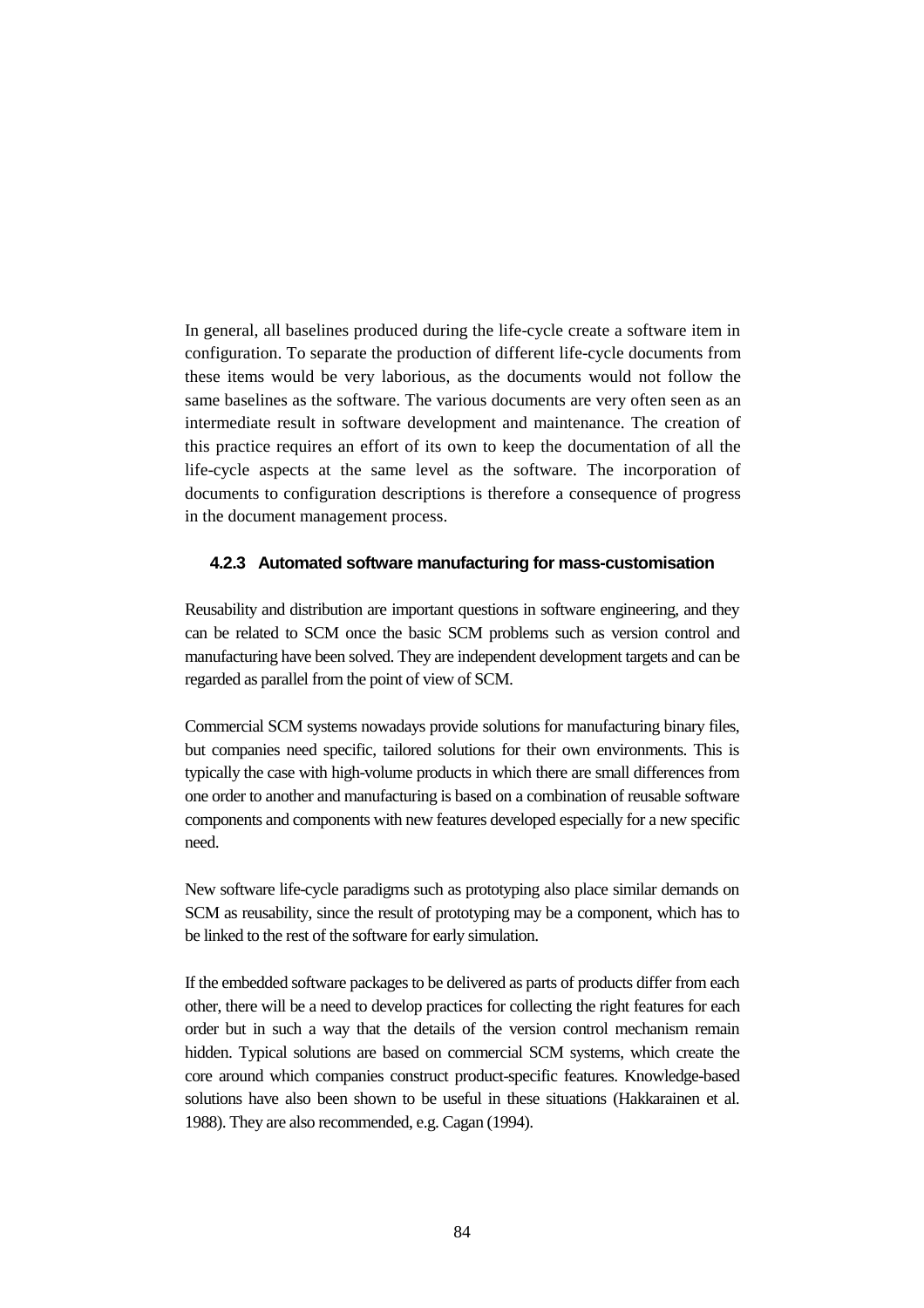In general, all baselines produced during the life-cycle create a software item in configuration. To separate the production of different life-cycle documents from these items would be very laborious, as the documents would not follow the same baselines as the software. The various documents are very often seen as an intermediate result in software development and maintenance. The creation of this practice requires an effort of its own to keep the documentation of all the life-cycle aspects at the same level as the software. The incorporation of documents to configuration descriptions is therefore a consequence of progress in the document management process.

### 4.2.3 Automated software manufacturing for mass-customisation

Reusability and distribution are important questions in software engineering, and they can be related to SCM once the basic SCM problems such as version control and manufacturing have been solved. They are independent development targets and can be regarded as parallel from the point of view of SCM.

Commercial SCM systems nowadays provide solutions for manufacturing binary files, but companies need specific, tailored solutions for their own environments. This is typically the case with high-volume products in which there are small differences from one order to another and manufacturing is based on a combination of reusable software components and components with new features developed especially for a new specific need.

New software life-cycle paradigms such as prototyping also place similar demands on SCM as reusability, since the result of prototyping may be a component, which has to be linked to the rest of the software for early simulation.

If the embedded software packages to be delivered as parts of products differ from each other, there will be a need to develop practices for collecting the right features for each order but in such a way that the details of the version control mechanism remain hidden. Typical solutions are based on commercial SCM systems, which create the core around which companies construct product-specific features. Knowledge-based solutions have also been shown to be useful in these situations (Hakkarainen et al. 1988). They are also recommended, e.g. Cagan (1994).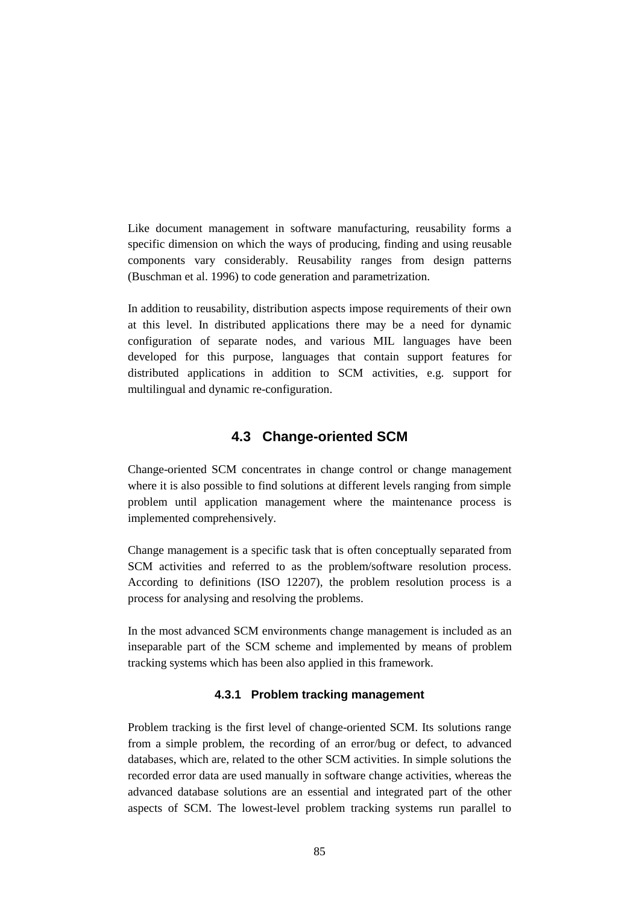Like document management in software manufacturing, reusability forms a specific dimension on which the ways of producing, finding and using reusable components vary considerably. Reusability ranges from design patterns (Buschman et al. 1996) to code generation and parametrization.

In addition to reusability, distribution aspects impose requirements of their own at this level. In distributed applications there may be a need for dynamic configuration of separate nodes, and various MIL languages have been developed for this purpose, languages that contain support features for distributed applications in addition to SCM activities, e.g. support for multilingual and dynamic re-configuration.

## 4.3 Change-oriented SCM

Change-oriented SCM concentrates in change control or change management where it is also possible to find solutions at different levels ranging from simple problem until application management where the maintenance process is implemented comprehensively.

Change management is a specific task that is often conceptually separated from SCM activities and referred to as the problem/software resolution process. According to definitions (ISO 12207), the problem resolution process is a process for analysing and resolving the problems.

In the most advanced SCM environments change management is included as an inseparable part of the SCM scheme and implemented by means of problem tracking systems which has been also applied in this framework.

### 4.3.1 Problem tracking management

Problem tracking is the first level of change-oriented SCM. Its solutions range from a simple problem, the recording of an error/bug or defect, to advanced databases, which are, related to the other SCM activities. In simple solutions the recorded error data are used manually in software change activities, whereas the advanced database solutions are an essential and integrated part of the other aspects of SCM. The lowest-level problem tracking systems run parallel to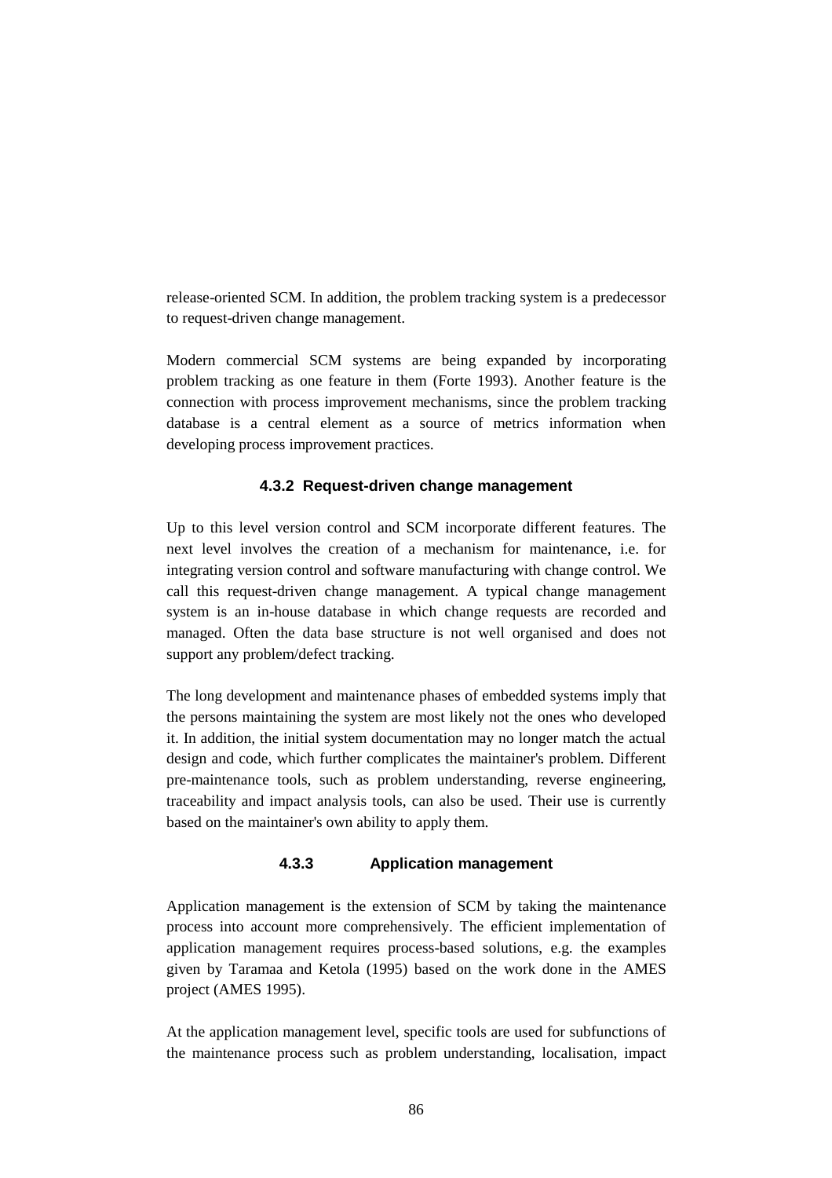release-oriented SCM. In addition, the problem tracking system is a predecessor to request-driven change management.

Modern commercial SCM systems are being expanded by incorporating problem tracking as one feature in them (Forte 1993). Another feature is the connection with process improvement mechanisms, since the problem tracking database is a central element as a source of metrics information when developing process improvement practices.

### 4.3.2 Request-driven change management

Up to this level version control and SCM incorporate different features. The next level involves the creation of a mechanism for maintenance, i.e. for integrating version control and software manufacturing with change control. We call this request-driven change management. A typical change management system is an in-house database in which change requests are recorded and managed. Often the data base structure is not well organised and does not support any problem/defect tracking.

The long development and maintenance phases of embedded systems imply that the persons maintaining the system are most likely not the ones who developed it. In addition, the initial system documentation may no longer match the actual design and code, which further complicates the maintainer's problem. Different pre-maintenance tools, such as problem understanding, reverse engineering, traceability and impact analysis tools, can also be used. Their use is currently based on the maintainer's own ability to apply them.

### 4.3.3 Application management

Application management is the extension of SCM by taking the maintenance process into account more comprehensively. The efficient implementation of application management requires process-based solutions, e.g. the examples given by Taramaa and Ketola (1995) based on the work done in the AMES project (AMES 1995).

At the application management level, specific tools are used for subfunctions of the maintenance process such as problem understanding, localisation, impact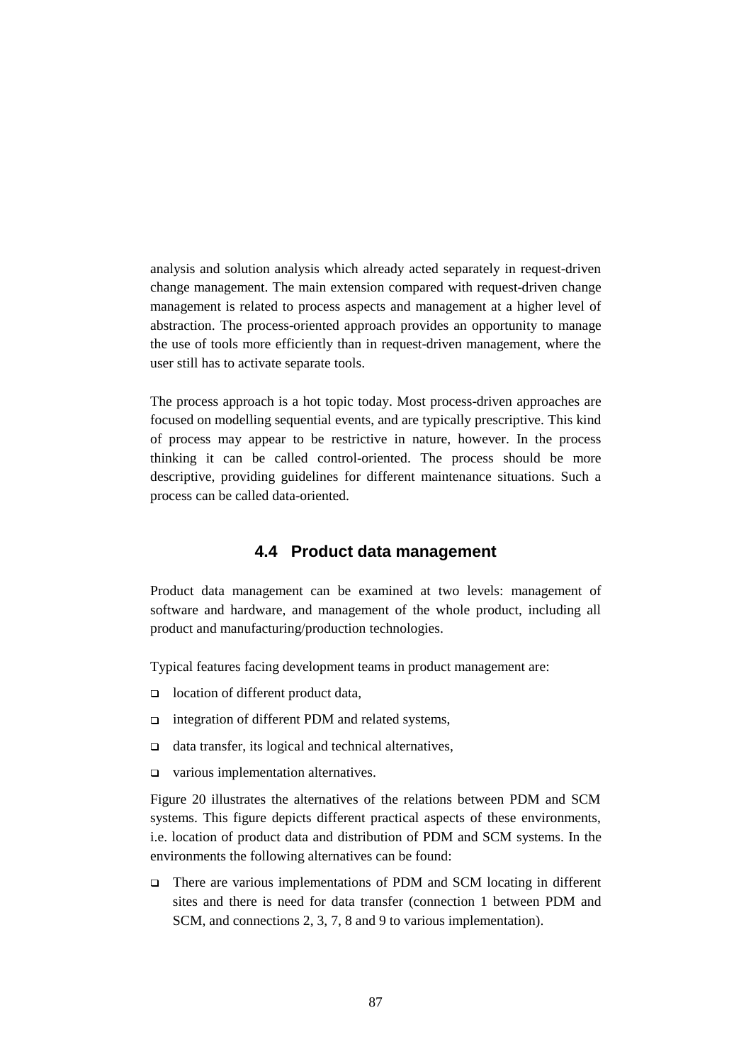analysis and solution analysis which already acted separately in request-driven change management. The main extension compared with request-driven change management is related to process aspects and management at a higher level of abstraction. The process-oriented approach provides an opportunity to manage the use of tools more efficiently than in request-driven management, where the user still has to activate separate tools.

The process approach is a hot topic today. Most process-driven approaches are focused on modelling sequential events, and are typically prescriptive. This kind of process may appear to be restrictive in nature, however. In the process thinking it can be called control-oriented. The process should be more descriptive, providing guidelines for different maintenance situations. Such a process can be called data-oriented.

## 4.4 Product data management

Product data management can be examined at two levels: management of software and hardware, and management of the whole product, including all product and manufacturing/production technologies.

Typical features facing development teams in product management are:

- location of different product data,
- integration of different PDM and related systems,
- data transfer, its logical and technical alternatives,
- various implementation alternatives.

Figure 20 illustrates the alternatives of the relations between PDM and SCM systems. This figure depicts different practical aspects of these environments, i.e. location of product data and distribution of PDM and SCM systems. In the environments the following alternatives can be found:

- There are various implementations of PDM and SCM locating in different sites and there is need for data transfer (connection 1 between PDM and SCM, and connections 2, 3, 7, 8 and 9 to various implementation).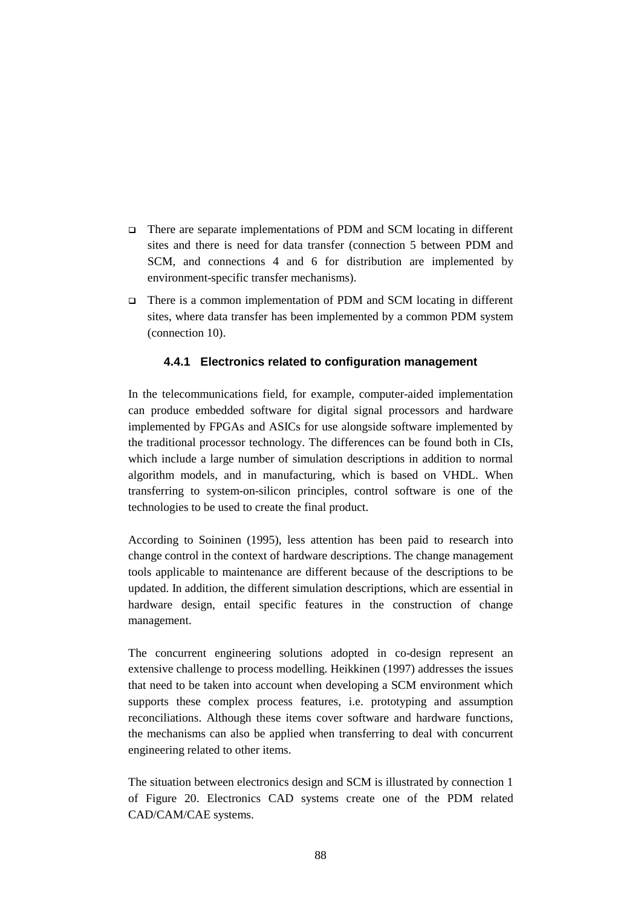- There are separate implementations of PDM and SCM locating in different sites and there is need for data transfer (connection 5 between PDM and SCM, and connections 4 and 6 for distribution are implemented by environment-specific transfer mechanisms).
- There is a common implementation of PDM and SCM locating in different sites, where data transfer has been implemented by a common PDM system (connection 10).

### 4.4.1 Electronics related to configuration management

In the telecommunications field, for example, computer-aided implementation can produce embedded software for digital signal processors and hardware implemented by FPGAs and ASICs for use alongside software implemented by the traditional processor technology. The differences can be found both in CIs, which include a large number of simulation descriptions in addition to normal algorithm models, and in manufacturing, which is based on VHDL. When transferring to system-on-silicon principles, control software is one of the technologies to be used to create the final product.

According to Soininen (1995), less attention has been paid to research into change control in the context of hardware descriptions. The change management tools applicable to maintenance are different because of the descriptions to be updated. In addition, the different simulation descriptions, which are essential in hardware design, entail specific features in the construction of change management.

The concurrent engineering solutions adopted in co-design represent an extensive challenge to process modelling. Heikkinen (1997) addresses the issues that need to be taken into account when developing a SCM environment which supports these complex process features, i.e. prototyping and assumption reconciliations. Although these items cover software and hardware functions, the mechanisms can also be applied when transferring to deal with concurrent engineering related to other items.

The situation between electronics design and SCM is illustrated by connection 1 of Figure 20. Electronics CAD systems create one of the PDM related CAD/CAM/CAE systems.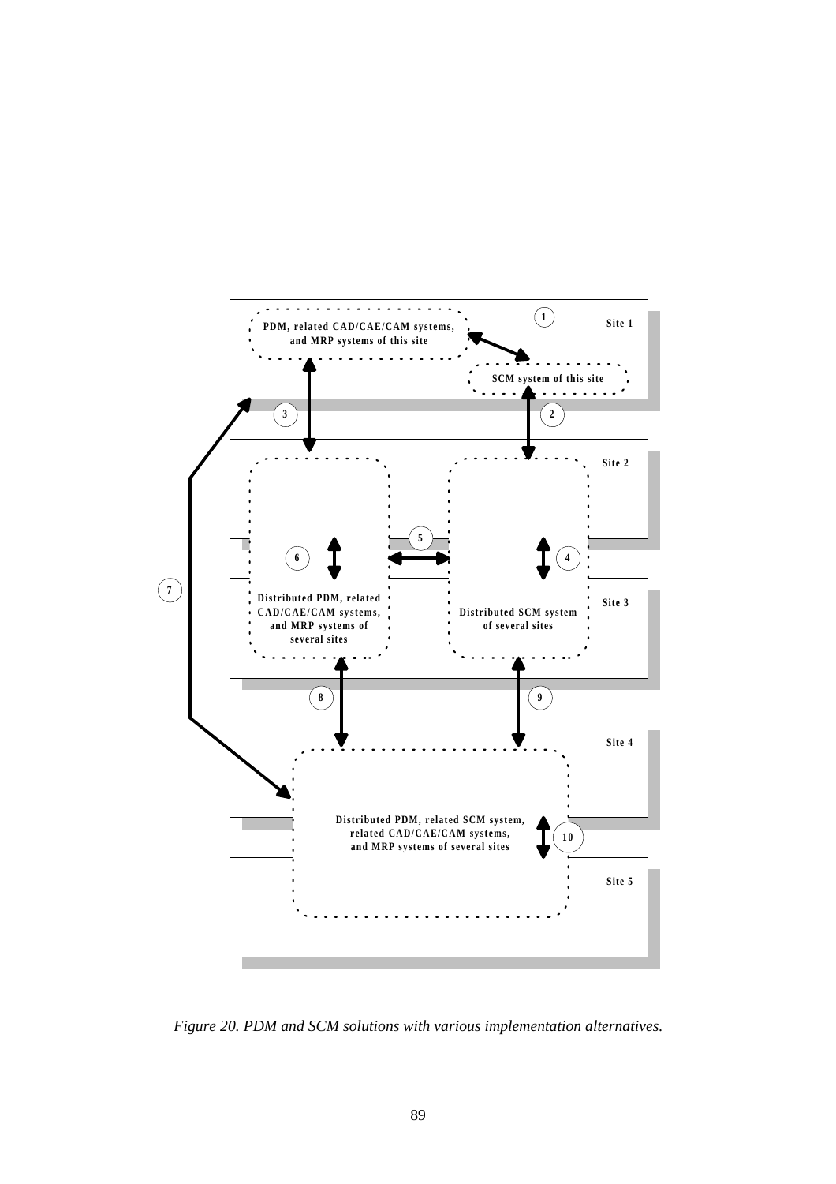Site 1

PDM, related CAD/CAE/CAM systems, and MRP systems of this site

SCM system of this site

1

2

3

Site 2

Site 3

4

5

6

7

Distributed PDM, related CAD/CAE/CAM systems, and MRP systems of several sites

Distributed SCM system of several sites

8

9

Site 4

Site 5

Distributed PDM, related SCM system, related CAD/CAE/CAM systems, and MRP systems of several sites

10

*Figure 20. PDM and SCM solutions with various implementation alternatives.*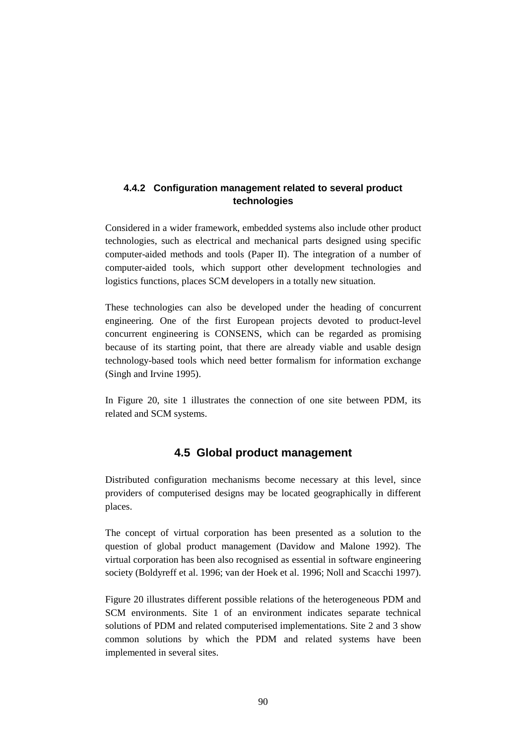### 4.4.2 Configuration management related to several product technologies

Considered in a wider framework, embedded systems also include other product technologies, such as electrical and mechanical parts designed using specific computer-aided methods and tools (Paper II). The integration of a number of computer-aided tools, which support other development technologies and logistics functions, places SCM developers in a totally new situation.

These technologies can also be developed under the heading of concurrent engineering. One of the first European projects devoted to product-level concurrent engineering is CONSENS, which can be regarded as promising because of its starting point, that there are already viable and usable design technology-based tools which need better formalism for information exchange (Singh and Irvine 1995).

In Figure 20, site 1 illustrates the connection of one site between PDM, its related and SCM systems.

## 4.5 Global product management

Distributed configuration mechanisms become necessary at this level, since providers of computerised designs may be located geographically in different places.

The concept of virtual corporation has been presented as a solution to the question of global product management (Davidow and Malone 1992). The virtual corporation has been also recognised as essential in software engineering society (Boldyreff et al. 1996; van der Hoek et al. 1996; Noll and Scacchi 1997).

Figure 20 illustrates different possible relations of the heterogeneous PDM and SCM environments. Site 1 of an environment indicates separate technical solutions of PDM and related computerised implementations. Site 2 and 3 show common solutions by which the PDM and related systems have been implemented in several sites.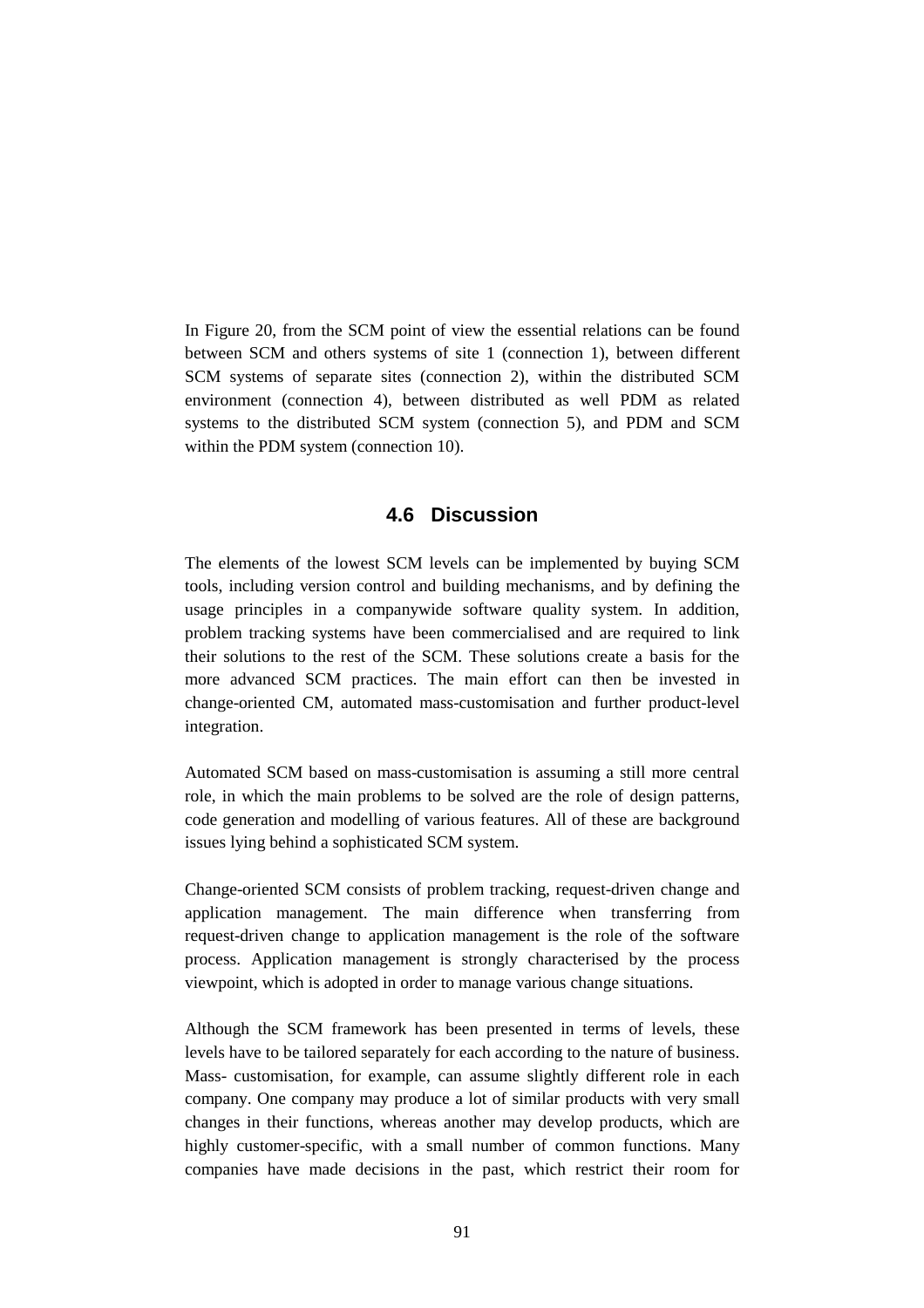In Figure 20, from the SCM point of view the essential relations can be found between SCM and others systems of site 1 (connection 1), between different SCM systems of separate sites (connection 2), within the distributed SCM environment (connection 4), between distributed as well PDM as related systems to the distributed SCM system (connection 5), and PDM and SCM within the PDM system (connection 10).

## 4.6 Discussion

The elements of the lowest SCM levels can be implemented by buying SCM tools, including version control and building mechanisms, and by defining the usage principles in a companywide software quality system. In addition, problem tracking systems have been commercialised and are required to link their solutions to the rest of the SCM. These solutions create a basis for the more advanced SCM practices. The main effort can then be invested in change-oriented CM, automated mass-customisation and further product-level integration.

Automated SCM based on mass-customisation is assuming a still more central role, in which the main problems to be solved are the role of design patterns, code generation and modelling of various features. All of these are background issues lying behind a sophisticated SCM system.

Change-oriented SCM consists of problem tracking, request-driven change and application management. The main difference when transferring from request-driven change to application management is the role of the software process. Application management is strongly characterised by the process viewpoint, which is adopted in order to manage various change situations.

Although the SCM framework has been presented in terms of levels, these levels have to be tailored separately for each according to the nature of business. Mass- customisation, for example, can assume slightly different role in each company. One company may produce a lot of similar products with very small changes in their functions, whereas another may develop products, which are highly customer-specific, with a small number of common functions. Many companies have made decisions in the past, which restrict their room for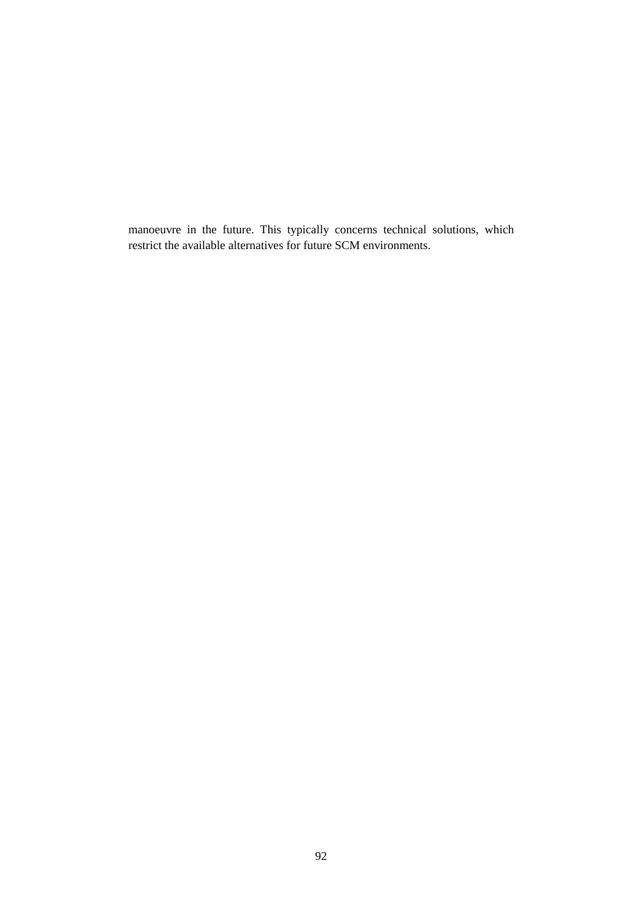manoeuvre in the future. This typically concerns technical solutions, which restrict the available alternatives for future SCM environments.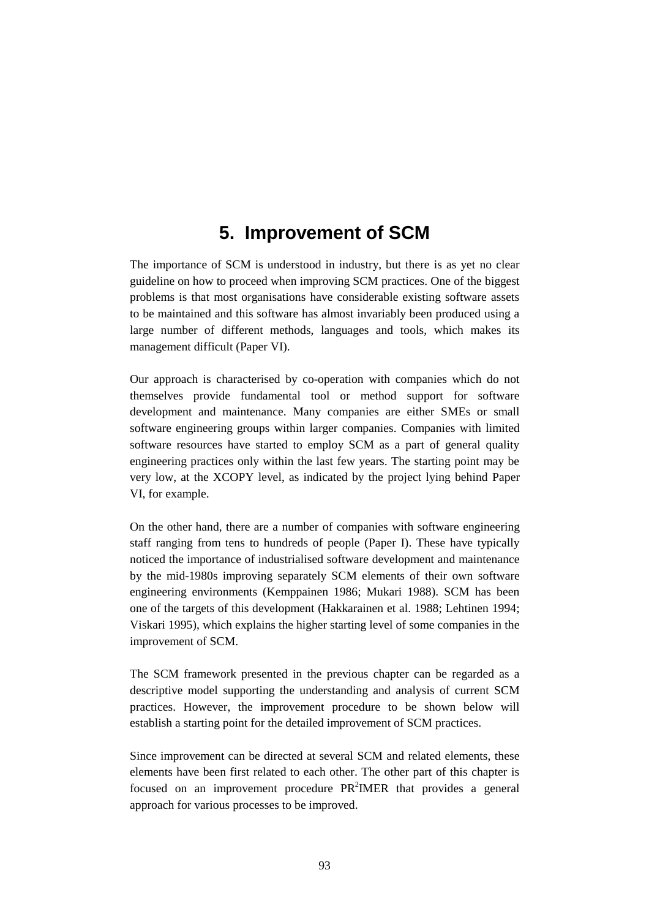# 5. Improvement of SCM

The importance of SCM is understood in industry, but there is as yet no clear guideline on how to proceed when improving SCM practices. One of the biggest problems is that most organisations have considerable existing software assets to be maintained and this software has almost invariably been produced using a large number of different methods, languages and tools, which makes its management difficult (Paper VI).

Our approach is characterised by co-operation with companies which do not themselves provide fundamental tool or method support for software development and maintenance. Many companies are either SMEs or small software engineering groups within larger companies. Companies with limited software resources have started to employ SCM as a part of general quality engineering practices only within the last few years. The starting point may be very low, at the XCOPY level, as indicated by the project lying behind Paper VI, for example.

On the other hand, there are a number of companies with software engineering staff ranging from tens to hundreds of people (Paper I). These have typically noticed the importance of industrialised software development and maintenance by the mid-1980s improving separately SCM elements of their own software engineering environments (Kemppainen 1986; Mukari 1988). SCM has been one of the targets of this development (Hakkarainen et al. 1988; Lehtinen 1994; Viskari 1995), which explains the higher starting level of some companies in the improvement of SCM.

The SCM framework presented in the previous chapter can be regarded as a descriptive model supporting the understanding and analysis of current SCM practices. However, the improvement procedure to be shown below will establish a starting point for the detailed improvement of SCM practices.

Since improvement can be directed at several SCM and related elements, these elements have been first related to each other. The other part of this chapter is focused on an improvement procedure PR$^2$IMER that provides a general approach for various processes to be improved.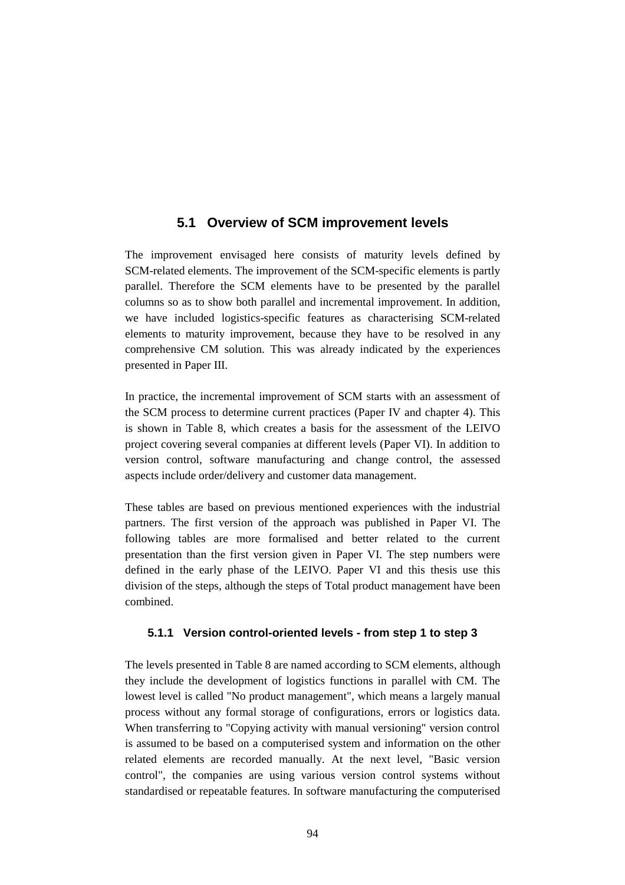## 5.1 Overview of SCM improvement levels

The improvement envisaged here consists of maturity levels defined by SCM-related elements. The improvement of the SCM-specific elements is partly parallel. Therefore the SCM elements have to be presented by the parallel columns so as to show both parallel and incremental improvement. In addition, we have included logistics-specific features as characterising SCM-related elements to maturity improvement, because they have to be resolved in any comprehensive CM solution. This was already indicated by the experiences presented in Paper III.

In practice, the incremental improvement of SCM starts with an assessment of the SCM process to determine current practices (Paper IV and chapter 4). This is shown in Table 8, which creates a basis for the assessment of the LEIVO project covering several companies at different levels (Paper VI). In addition to version control, software manufacturing and change control, the assessed aspects include order/delivery and customer data management.

These tables are based on previous mentioned experiences with the industrial partners. The first version of the approach was published in Paper VI. The following tables are more formalised and better related to the current presentation than the first version given in Paper VI. The step numbers were defined in the early phase of the LEIVO. Paper VI and this thesis use this division of the steps, although the steps of Total product management have been combined.

### 5.1.1 Version control-oriented levels - from step 1 to step 3

The levels presented in Table 8 are named according to SCM elements, although they include the development of logistics functions in parallel with CM. The lowest level is called "No product management", which means a largely manual process without any formal storage of configurations, errors or logistics data. When transferring to "Copying activity with manual versioning" version control is assumed to be based on a computerised system and information on the other related elements are recorded manually. At the next level, "Basic version control", the companies are using various version control systems without standardised or repeatable features. In software manufacturing the computerised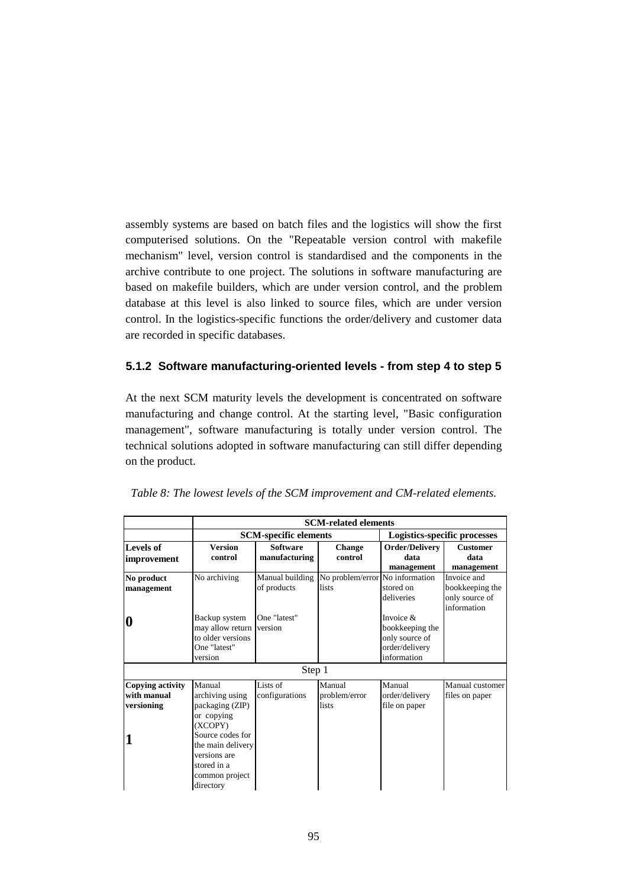assembly systems are based on batch files and the logistics will show the first computerised solutions. On the "Repeatable version control with makefile mechanism" level, version control is standardised and the components in the archive contribute to one project. The solutions in software manufacturing are based on makefile builders, which are under version control, and the problem database at this level is also linked to source files, which are under version control. In the logistics-specific functions the order/delivery and customer data are recorded in specific databases.

### 5.1.2 Software manufacturing-oriented levels - from step 4 to step 5

At the next SCM maturity levels the development is concentrated on software manufacturing and change control. At the starting level, "Basic configuration management", software manufacturing is totally under version control. The technical solutions adopted in software manufacturing can still differ depending on the product.

*Table 8: The lowest levels of the SCM improvement and CM-related elements.*

| | **SCM-related elements** | | | | |
|---|---|---|---|---|---|
| | **SCM-specific elements** | | | **Logistics-specific processes** | |
| **Levels of improvement** | **Version control** | **Software manufacturing** | **Change control** | **Order/Delivery data management** | **Customer data management** |
| **No product management** | No archiving | Manual building of products | No problem/error lists | No information stored on deliveries | Invoice and bookkeeping the only source of information |
| **0** | Backup system may allow return to older versions One "latest" version | One "latest" version | | Invoice & bookkeeping the only source of order/delivery information | |
| Step 1 | | | | | |
| **Copying activity with manual versioning** | Manual archiving using packaging (ZIP) or copying (XCOPY) | Lists of configurations | Manual problem/error lists | Manual order/delivery file on paper | Manual customer files on paper |
| **1** | Source codes for the main delivery versions are stored in a common project directory | | | | |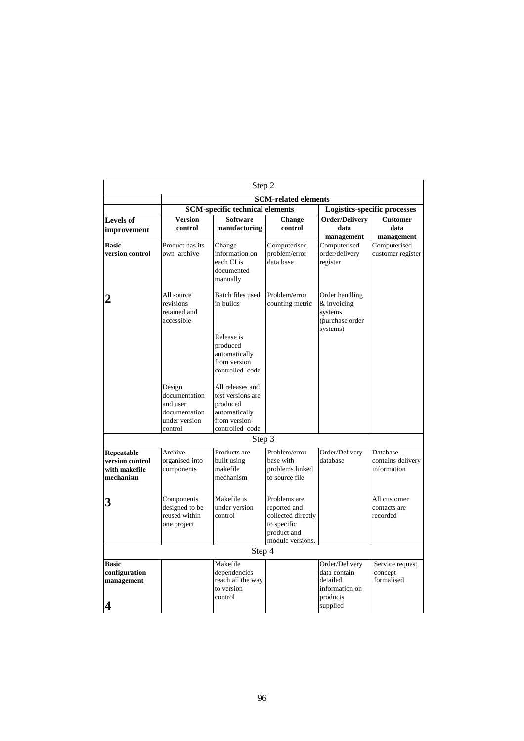| Step 2 | | | | | |
|---|---|---|---|---|---|
| | **SCM-related elements** | | | | |
| | **SCM-specific technical elements** | | | **Logistics-specific processes** | |
| **Levels of improvement** | **Version control** | **Software manufacturing** | **Change control** | **Order/Delivery data management** | **Customer data management** |
| **Basic version control** | Product has its own archive | Change information on each CI is documented manually | Computerised problem/error data base | Computerised order/delivery register | Computerised customer register |
| **2** | All source revisions retained and accessible | Batch files used in builds | Problem/error counting metric | Order handling & invoicing systems (purchase order systems) | |
| | | Release is produced automatically from version controlled code | | | |
| | Design documentation and user documentation under version control | All releases and test versions are produced automatically from version-controlled code | | | |
| Step 3 | | | | | |
| **Repeatable version control with makefile mechanism** | Archive organised into components | Products are built using makefile mechanism | Problem/error base with problems linked to source file | Order/Delivery database | Database contains delivery information |
| **3** | Components designed to be reused within one project | Makefile is under version control | Problems are reported and collected directly to specific product and module versions. | | All customer contacts are recorded |
| Step 4 | | | | | |
| **Basic configuration management** | | Makefile dependencies reach all the way to version control | | Order/Delivery data contain detailed information on products supplied | Service request concept formalised |
| **4** | | | | | |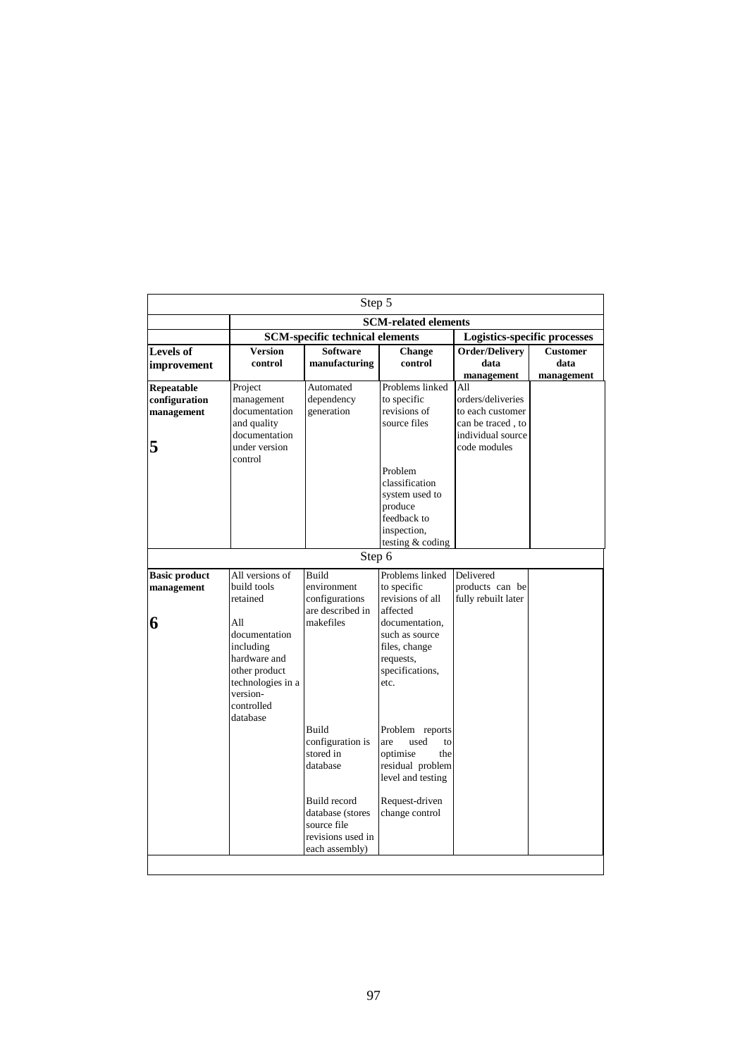| Step 5 | | | | | |
|---|---|---|---|---|---|
| | **SCM-related elements** | | | | |
| | **SCM-specific technical elements** | | | **Logistics-specific processes** | |
| **Levels of improvement** | **Version control** | **Software manufacturing** | **Change control** | **Order/Delivery data management** | **Customer data management** |
| **Repeatable configuration management** **5** | Project management documentation and quality documentation under version control | Automated dependency generation | Problems linked to specific revisions of source files | All orders/deliveries to each customer can be traced , to individual source code modules | |
| | | | Problem classification system used to produce feedback to inspection, testing & coding | | |
| Step 6 | | | | | |
| **Basic product management** **6** | All versions of build tools retained | Build environment configurations are described in makefiles | Problems linked to specific revisions of all affected documentation, such as source files, change requests, specifications, etc. | Delivered products can be fully rebuilt later | |
| | All documentation including hardware and other product technologies in a version-controlled database | | | | |
| | | Build configuration is stored in database | Problem reports are used to optimise the residual problem level and testing | | |
| | | Build record database (stores source file revisions used in each assembly) | Request-driven change control | | |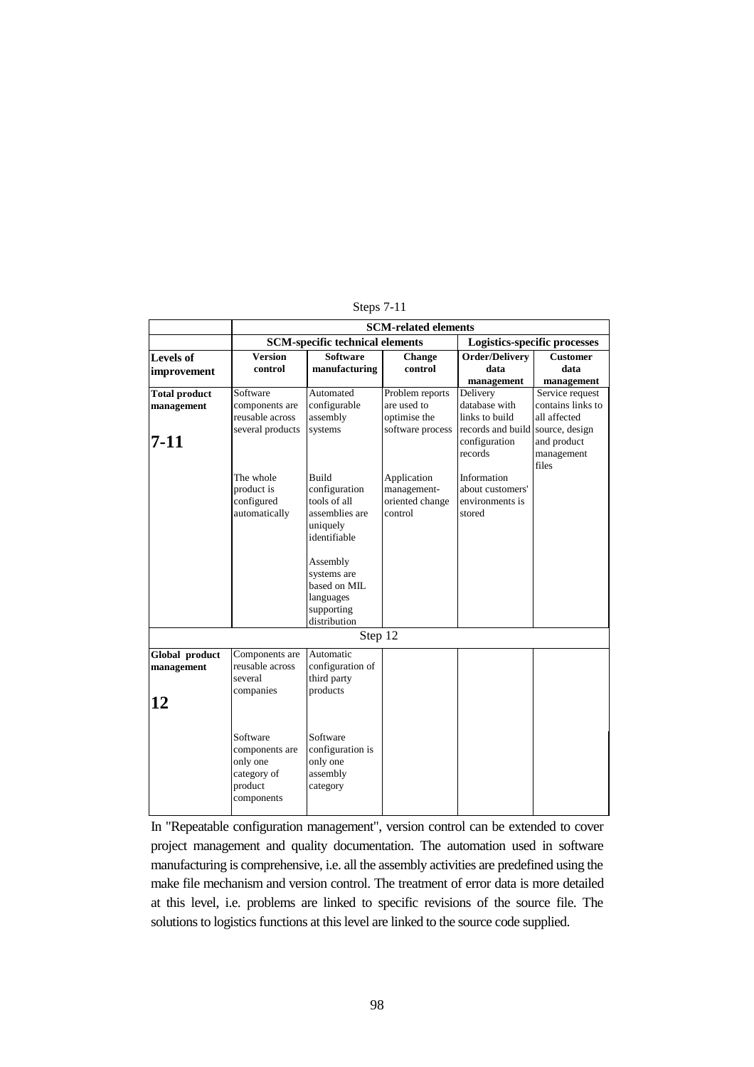Steps 7-11

| | SCM-related elements | | | | |
|---|---|---|---|---|---|
| | SCM-specific technical elements | | | Logistics-specific processes | |
| **Levels of improvement** | **Version control** | **Software manufacturing** | **Change control** | **Order/Delivery data management** | **Customer data management** |
| **Total product management** **7-11** | Software components are reusable across several products | Automated configurable assembly systems | Problem reports are used to optimise the software process | Delivery database with links to build records and build configuration records | Service request contains links to all affected source, design and product management files |
| | The whole product is configured automatically | Build configuration tools of all assemblies are uniquely identifiable | Application management-oriented change control | Information about customers' environments is stored | |
| | | Assembly systems are based on MIL languages supporting distribution | | | |
| Step 12 | | | | | |
| **Global product management** **12** | Components are reusable across several companies | Automatic configuration of third party products | | | |
| | Software components are only one category of product components | Software configuration is only one assembly category | | | |

In "Repeatable configuration management", version control can be extended to cover project management and quality documentation. The automation used in software manufacturing is comprehensive, i.e. all the assembly activities are predefined using the make file mechanism and version control. The treatment of error data is more detailed at this level, i.e. problems are linked to specific revisions of the source file. The solutions to logistics functions at this level are linked to the source code supplied.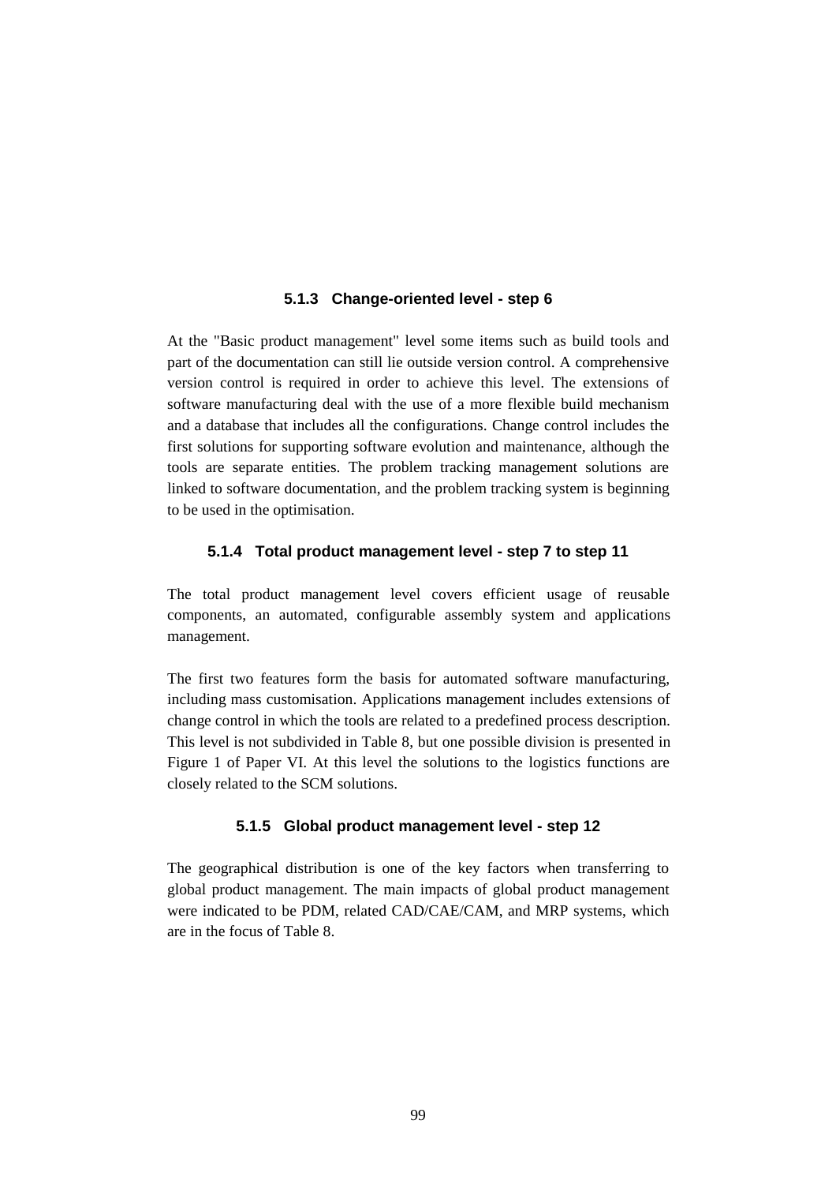### 5.1.3 Change-oriented level - step 6

At the "Basic product management" level some items such as build tools and part of the documentation can still lie outside version control. A comprehensive version control is required in order to achieve this level. The extensions of software manufacturing deal with the use of a more flexible build mechanism and a database that includes all the configurations. Change control includes the first solutions for supporting software evolution and maintenance, although the tools are separate entities. The problem tracking management solutions are linked to software documentation, and the problem tracking system is beginning to be used in the optimisation.

### 5.1.4 Total product management level - step 7 to step 11

The total product management level covers efficient usage of reusable components, an automated, configurable assembly system and applications management.

The first two features form the basis for automated software manufacturing, including mass customisation. Applications management includes extensions of change control in which the tools are related to a predefined process description. This level is not subdivided in Table 8, but one possible division is presented in Figure 1 of Paper VI. At this level the solutions to the logistics functions are closely related to the SCM solutions.

### 5.1.5 Global product management level - step 12

The geographical distribution is one of the key factors when transferring to global product management. The main impacts of global product management were indicated to be PDM, related CAD/CAE/CAM, and MRP systems, which are in the focus of Table 8.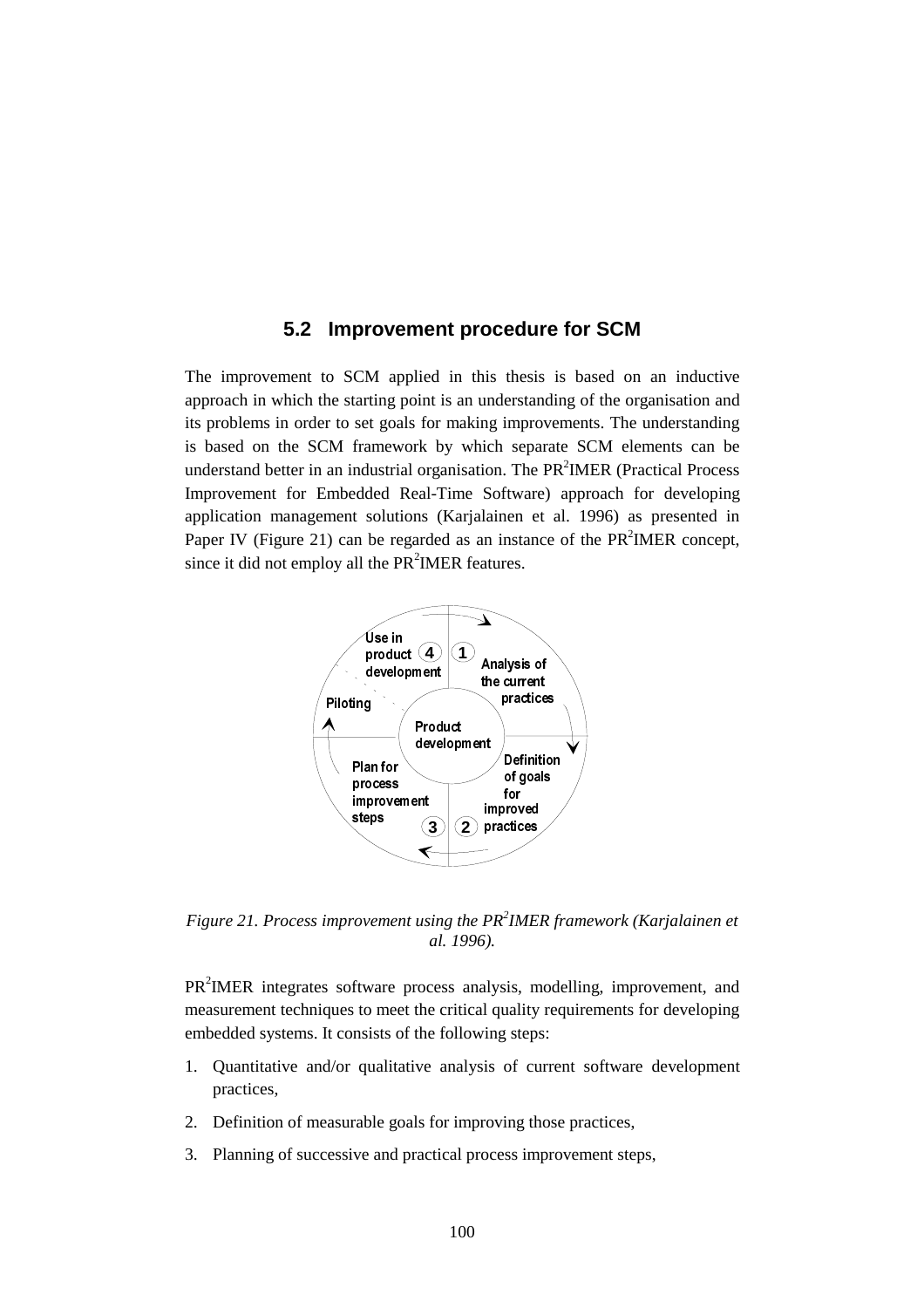## 5.2 Improvement procedure for SCM

The improvement to SCM applied in this thesis is based on an inductive approach in which the starting point is an understanding of the organisation and its problems in order to set goals for making improvements. The understanding is based on the SCM framework by which separate SCM elements can be understand better in an industrial organisation. The PR$^2$IMER (Practical Process Improvement for Embedded Real-Time Software) approach for developing application management solutions (Karjalainen et al. 1996) as presented in Paper IV (Figure 21) can be regarded as an instance of the PR$^2$IMER concept, since it did not employ all the PR$^2$IMER features.

*Figure 21. Process improvement using the PR$^2$IMER framework (Karjalainen et al. 1996).*

PR$^2$IMER integrates software process analysis, modelling, improvement, and measurement techniques to meet the critical quality requirements for developing embedded systems. It consists of the following steps:

1. Quantitative and/or qualitative analysis of current software development practices,
2. Definition of measurable goals for improving those practices,
3. Planning of successive and practical process improvement steps,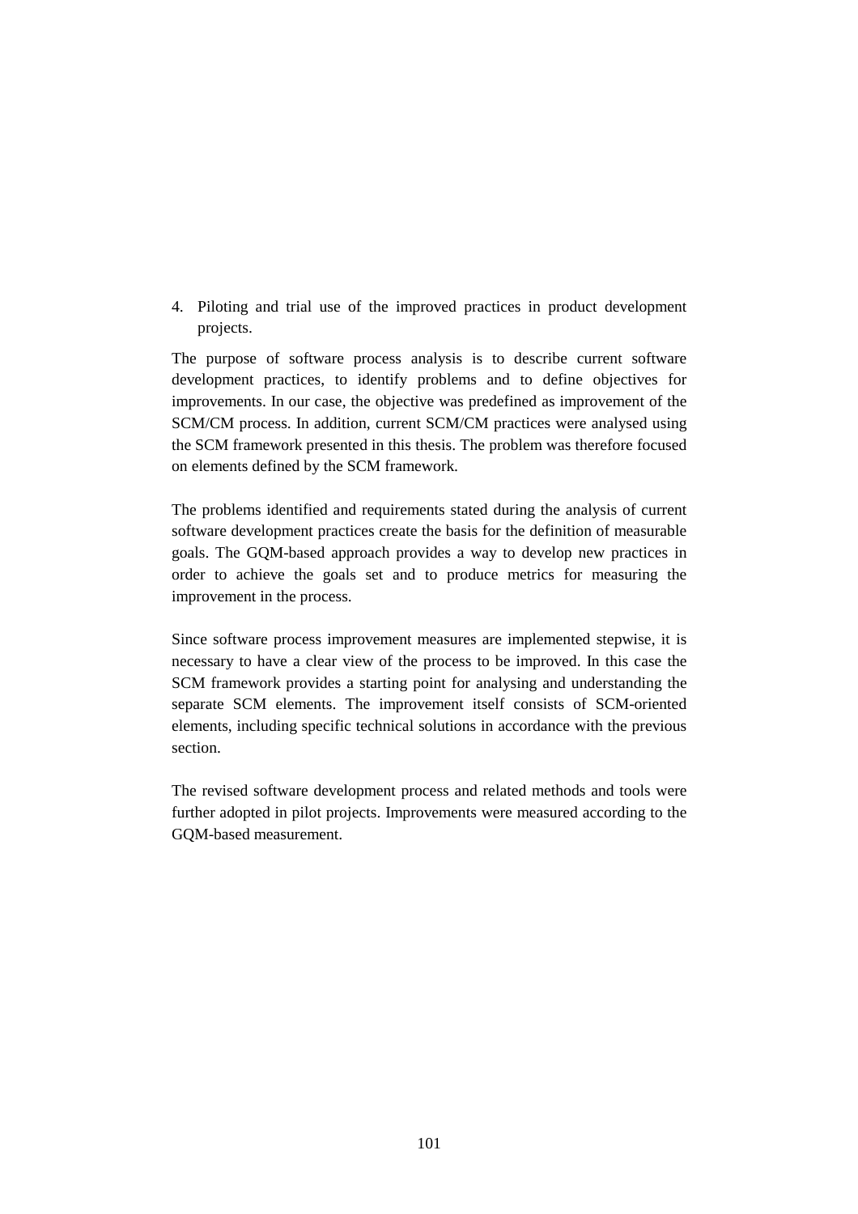4. Piloting and trial use of the improved practices in product development projects.

The purpose of software process analysis is to describe current software development practices, to identify problems and to define objectives for improvements. In our case, the objective was predefined as improvement of the SCM/CM process. In addition, current SCM/CM practices were analysed using the SCM framework presented in this thesis. The problem was therefore focused on elements defined by the SCM framework.

The problems identified and requirements stated during the analysis of current software development practices create the basis for the definition of measurable goals. The GQM-based approach provides a way to develop new practices in order to achieve the goals set and to produce metrics for measuring the improvement in the process.

Since software process improvement measures are implemented stepwise, it is necessary to have a clear view of the process to be improved. In this case the SCM framework provides a starting point for analysing and understanding the separate SCM elements. The improvement itself consists of SCM-oriented elements, including specific technical solutions in accordance with the previous section.

The revised software development process and related methods and tools were further adopted in pilot projects. Improvements were measured according to the GQM-based measurement.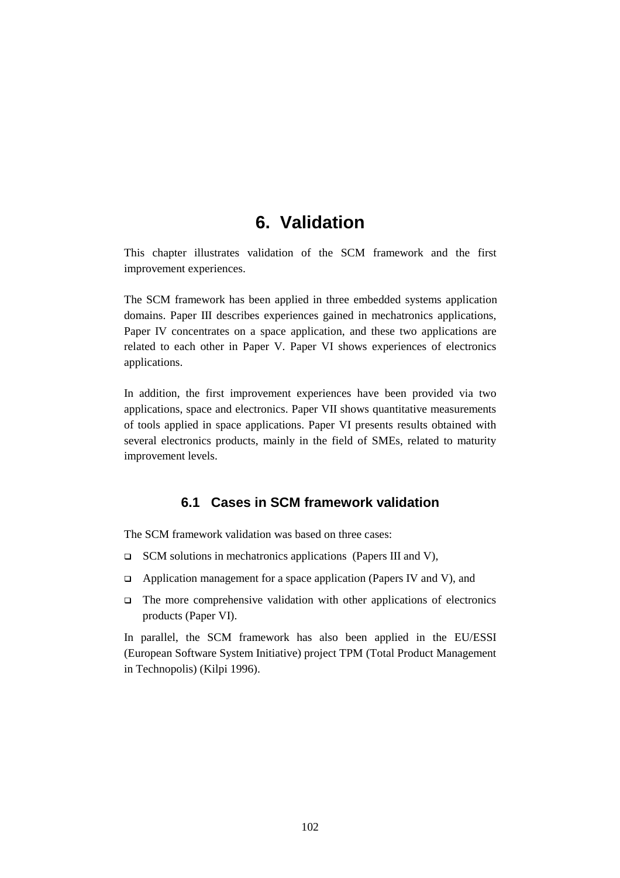# 6. Validation

This chapter illustrates validation of the SCM framework and the first improvement experiences.

The SCM framework has been applied in three embedded systems application domains. Paper III describes experiences gained in mechatronics applications, Paper IV concentrates on a space application, and these two applications are related to each other in Paper V. Paper VI shows experiences of electronics applications.

In addition, the first improvement experiences have been provided via two applications, space and electronics. Paper VII shows quantitative measurements of tools applied in space applications. Paper VI presents results obtained with several electronics products, mainly in the field of SMEs, related to maturity improvement levels.

## 6.1 Cases in SCM framework validation

The SCM framework validation was based on three cases:

- SCM solutions in mechatronics applications (Papers III and V),
- Application management for a space application (Papers IV and V), and
- The more comprehensive validation with other applications of electronics products (Paper VI).

In parallel, the SCM framework has also been applied in the EU/ESSI (European Software System Initiative) project TPM (Total Product Management in Technopolis) (Kilpi 1996).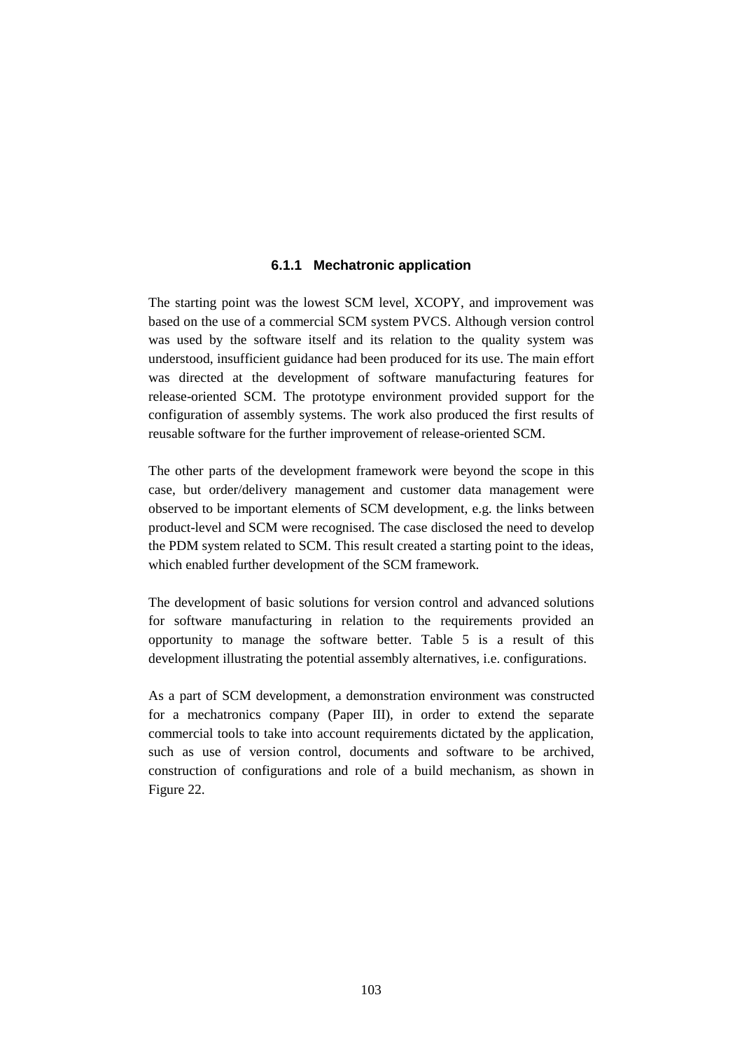### 6.1.1 Mechatronic application

The starting point was the lowest SCM level, XCOPY, and improvement was based on the use of a commercial SCM system PVCS. Although version control was used by the software itself and its relation to the quality system was understood, insufficient guidance had been produced for its use. The main effort was directed at the development of software manufacturing features for release-oriented SCM. The prototype environment provided support for the configuration of assembly systems. The work also produced the first results of reusable software for the further improvement of release-oriented SCM.

The other parts of the development framework were beyond the scope in this case, but order/delivery management and customer data management were observed to be important elements of SCM development, e.g. the links between product-level and SCM were recognised. The case disclosed the need to develop the PDM system related to SCM. This result created a starting point to the ideas, which enabled further development of the SCM framework.

The development of basic solutions for version control and advanced solutions for software manufacturing in relation to the requirements provided an opportunity to manage the software better. Table 5 is a result of this development illustrating the potential assembly alternatives, i.e. configurations.

As a part of SCM development, a demonstration environment was constructed for a mechatronics company (Paper III), in order to extend the separate commercial tools to take into account requirements dictated by the application, such as use of version control, documents and software to be archived, construction of configurations and role of a build mechanism, as shown in Figure 22.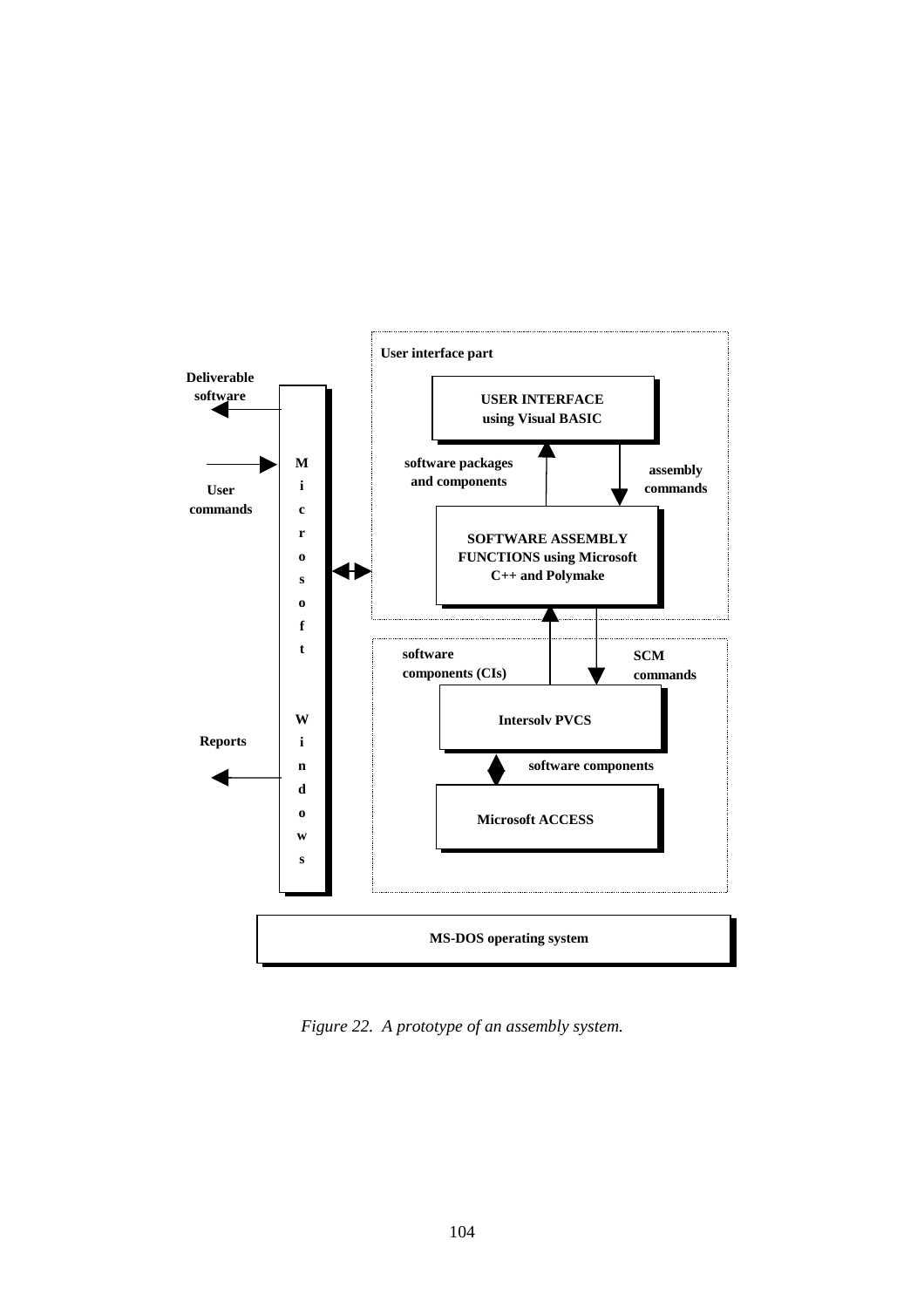User interface part

USER INTERFACE
using Visual BASIC

software packages
and components

assembly
commands

SOFTWARE ASSEMBLY
FUNCTIONS using Microsoft
C++ and Polymake

software
components (CIs)

SCM
commands

Intersolv PVCS

software components

Microsoft ACCESS

Deliverable
software

User
commands

Reports

Microsoft Windows

MS-DOS operating system

*Figure 22. A prototype of an assembly system.*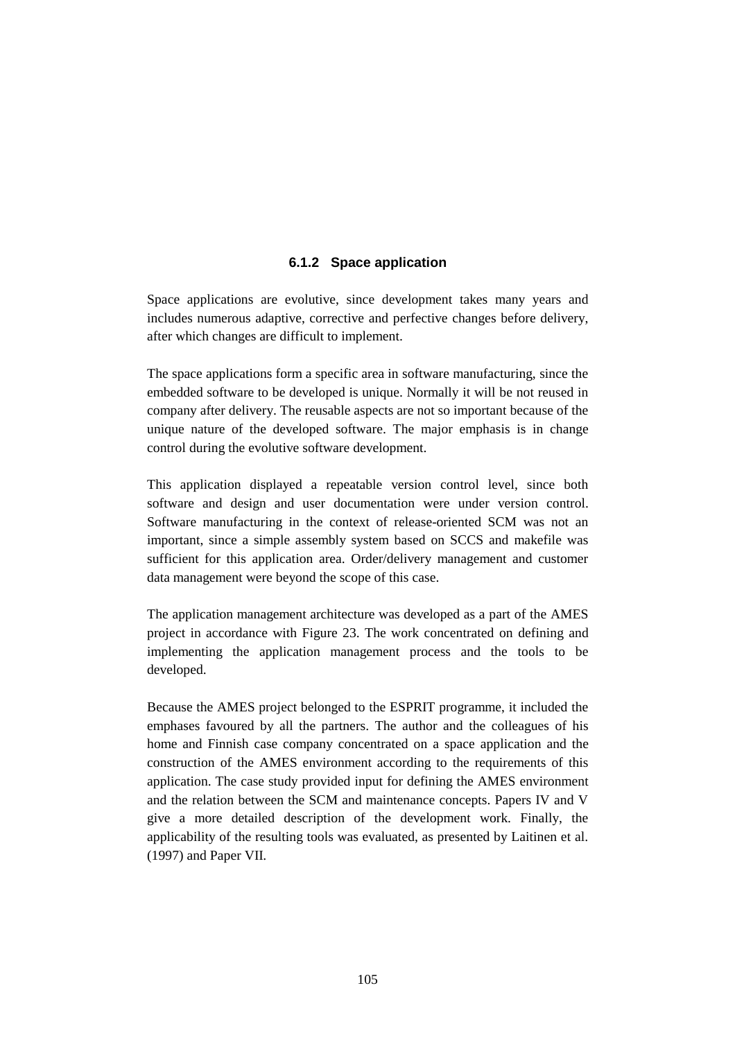### 6.1.2 Space application

Space applications are evolutive, since development takes many years and includes numerous adaptive, corrective and perfective changes before delivery, after which changes are difficult to implement.

The space applications form a specific area in software manufacturing, since the embedded software to be developed is unique. Normally it will be not reused in company after delivery. The reusable aspects are not so important because of the unique nature of the developed software. The major emphasis is in change control during the evolutive software development.

This application displayed a repeatable version control level, since both software and design and user documentation were under version control. Software manufacturing in the context of release-oriented SCM was not an important, since a simple assembly system based on SCCS and makefile was sufficient for this application area. Order/delivery management and customer data management were beyond the scope of this case.

The application management architecture was developed as a part of the AMES project in accordance with Figure 23. The work concentrated on defining and implementing the application management process and the tools to be developed.

Because the AMES project belonged to the ESPRIT programme, it included the emphases favoured by all the partners. The author and the colleagues of his home and Finnish case company concentrated on a space application and the construction of the AMES environment according to the requirements of this application. The case study provided input for defining the AMES environment and the relation between the SCM and maintenance concepts. Papers IV and V give a more detailed description of the development work. Finally, the applicability of the resulting tools was evaluated, as presented by Laitinen et al. (1997) and Paper VII.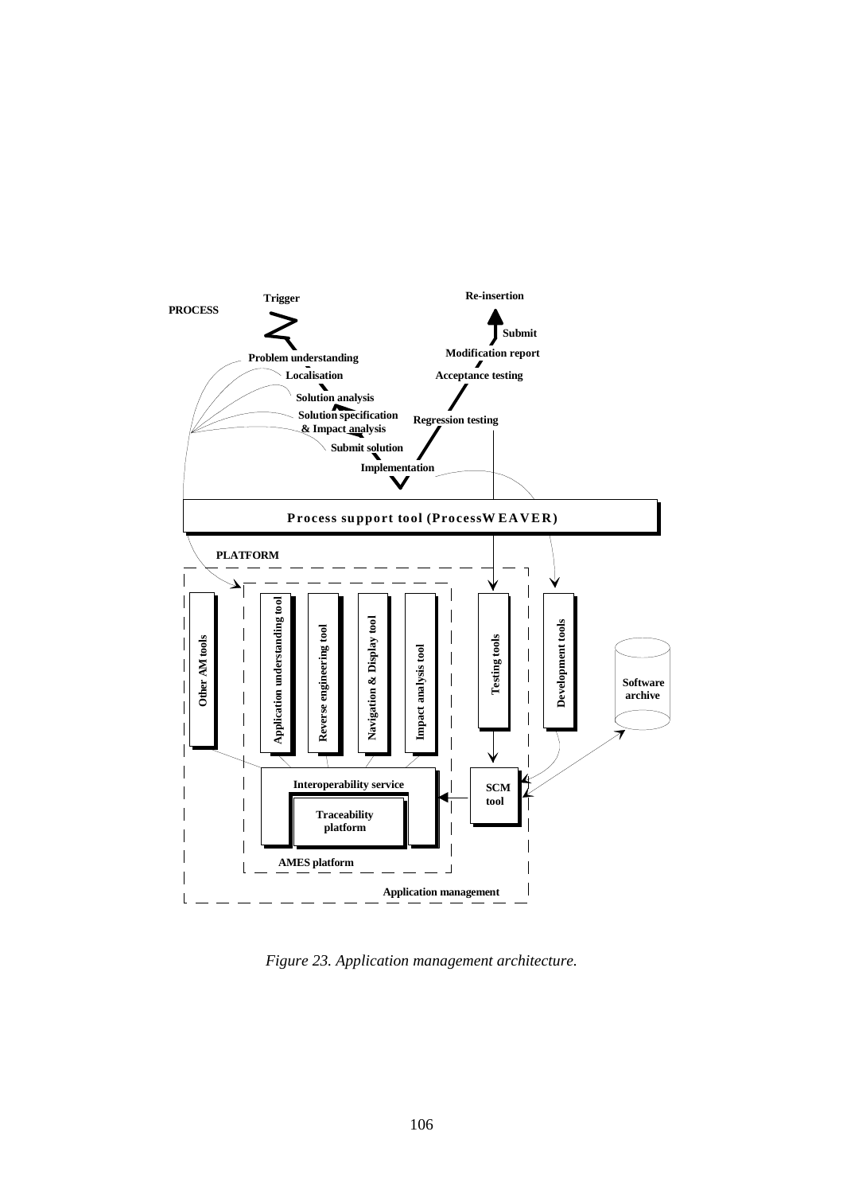PROCESS

Trigger

Problem understanding

Localisation

Solution analysis

Solution specification & Impact analysis

Submit solution

Implementation

Regression testing

Acceptance testing

Modification report

Submit

Re-insertion

**Process support tool (ProcessWEAVER)**

PLATFORM

Other AM tools

Application understanding tool

Reverse engineering tool

Navigation & Display tool

Impact analysis tool

Testing tools

Development tools

Software archive

Interoperability service

Traceability platform

SCM tool

AMES platform

Application management

*Figure 23. Application management architecture.*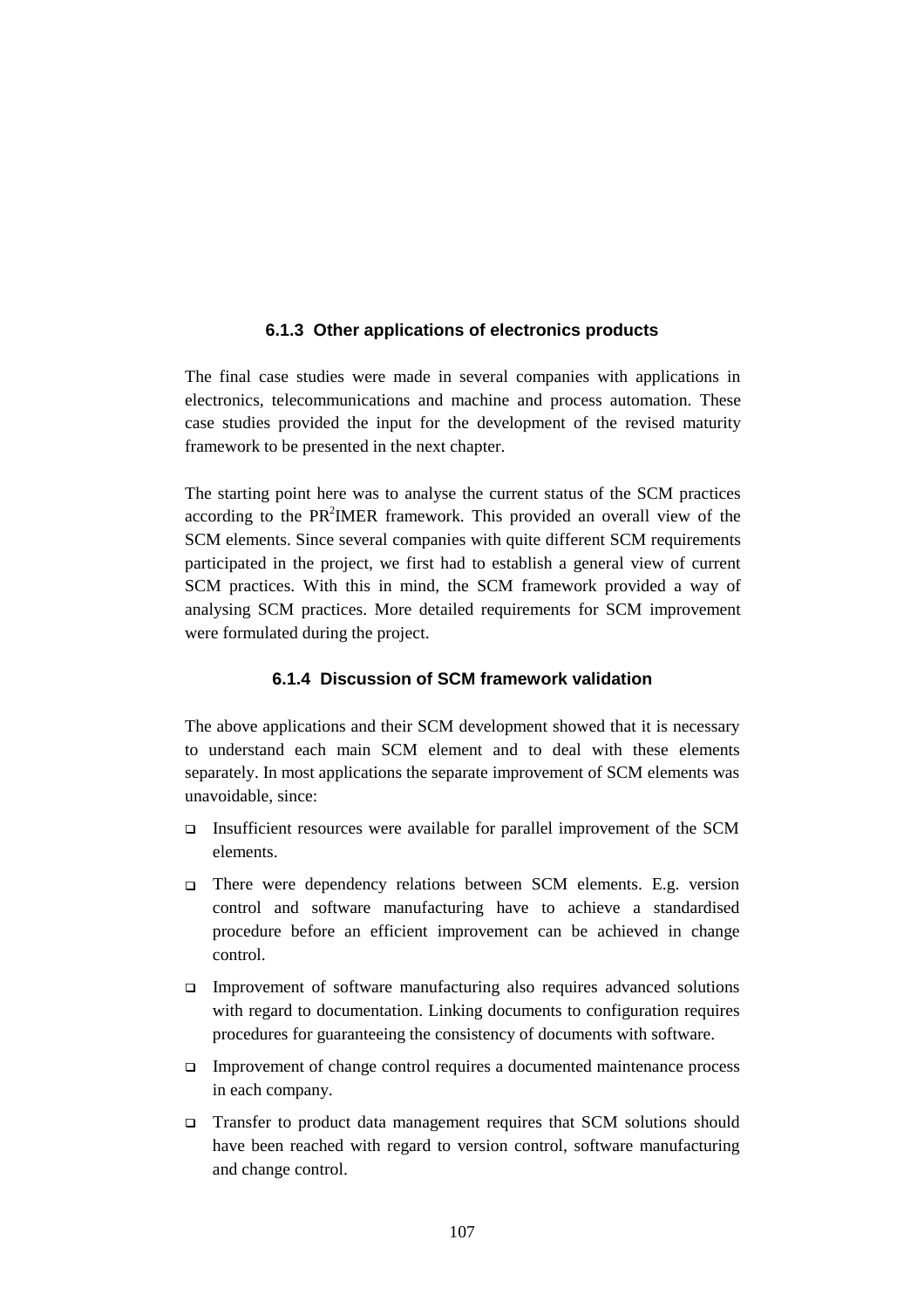### 6.1.3 Other applications of electronics products

The final case studies were made in several companies with applications in electronics, telecommunications and machine and process automation. These case studies provided the input for the development of the revised maturity framework to be presented in the next chapter.

The starting point here was to analyse the current status of the SCM practices according to the PR$^2$IMER framework. This provided an overall view of the SCM elements. Since several companies with quite different SCM requirements participated in the project, we first had to establish a general view of current SCM practices. With this in mind, the SCM framework provided a way of analysing SCM practices. More detailed requirements for SCM improvement were formulated during the project.

### 6.1.4 Discussion of SCM framework validation

The above applications and their SCM development showed that it is necessary to understand each main SCM element and to deal with these elements separately. In most applications the separate improvement of SCM elements was unavoidable, since:

- Insufficient resources were available for parallel improvement of the SCM elements.
- There were dependency relations between SCM elements. E.g. version control and software manufacturing have to achieve a standardised procedure before an efficient improvement can be achieved in change control.
- Improvement of software manufacturing also requires advanced solutions with regard to documentation. Linking documents to configuration requires procedures for guaranteeing the consistency of documents with software.
- Improvement of change control requires a documented maintenance process in each company.
- Transfer to product data management requires that SCM solutions should have been reached with regard to version control, software manufacturing and change control.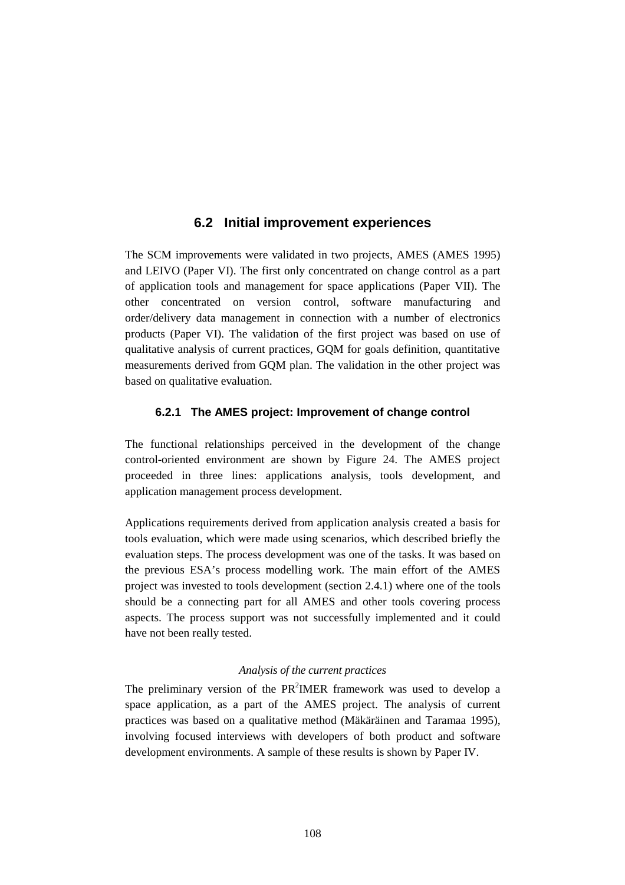## 6.2 Initial improvement experiences

The SCM improvements were validated in two projects, AMES (AMES 1995) and LEIVO (Paper VI). The first only concentrated on change control as a part of application tools and management for space applications (Paper VII). The other concentrated on version control, software manufacturing and order/delivery data management in connection with a number of electronics products (Paper VI). The validation of the first project was based on use of qualitative analysis of current practices, GQM for goals definition, quantitative measurements derived from GQM plan. The validation in the other project was based on qualitative evaluation.

### 6.2.1 The AMES project: Improvement of change control

The functional relationships perceived in the development of the change control-oriented environment are shown by Figure 24. The AMES project proceeded in three lines: applications analysis, tools development, and application management process development.

Applications requirements derived from application analysis created a basis for tools evaluation, which were made using scenarios, which described briefly the evaluation steps. The process development was one of the tasks. It was based on the previous ESA's process modelling work. The main effort of the AMES project was invested to tools development (section 2.4.1) where one of the tools should be a connecting part for all AMES and other tools covering process aspects. The process support was not successfully implemented and it could have not been really tested.

*Analysis of the current practices*

The preliminary version of the PR$^2$IMER framework was used to develop a space application, as a part of the AMES project. The analysis of current practices was based on a qualitative method (Mäkäräinen and Taramaa 1995), involving focused interviews with developers of both product and software development environments. A sample of these results is shown by Paper IV.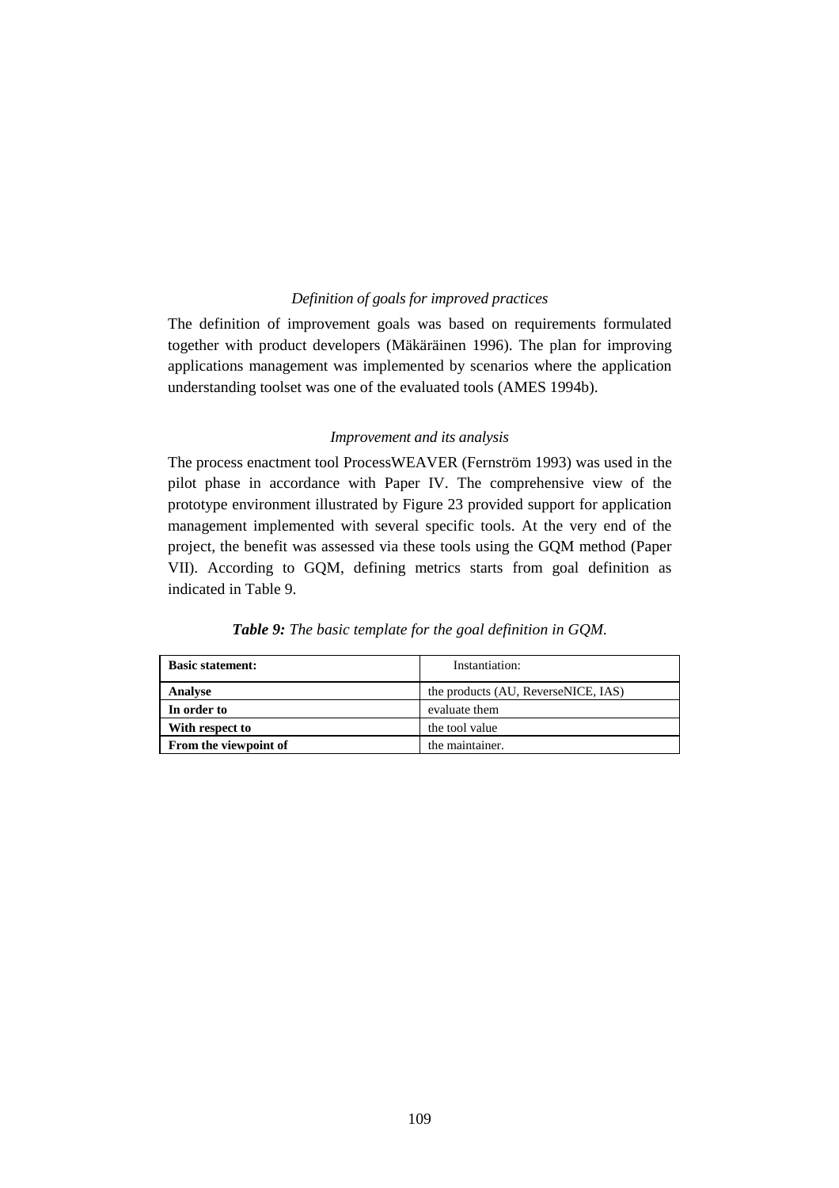*Definition of goals for improved practices*

The definition of improvement goals was based on requirements formulated together with product developers (Mäkäräinen 1996). The plan for improving applications management was implemented by scenarios where the application understanding toolset was one of the evaluated tools (AMES 1994b).

*Improvement and its analysis*

The process enactment tool ProcessWEAVER (Fernström 1993) was used in the pilot phase in accordance with Paper IV. The comprehensive view of the prototype environment illustrated by Figure 23 provided support for application management implemented with several specific tools. At the very end of the project, the benefit was assessed via these tools using the GQM method (Paper VII). According to GQM, defining metrics starts from goal definition as indicated in Table 9.

***Table 9:*** *The basic template for the goal definition in GQM.*

| **Basic statement:** | Instantiation: |
|---|---|
| **Analyse** | the products (AU, ReverseNICE, IAS) |
| **In order to** | evaluate them |
| **With respect to** | the tool value |
| **From the viewpoint of** | the maintainer. |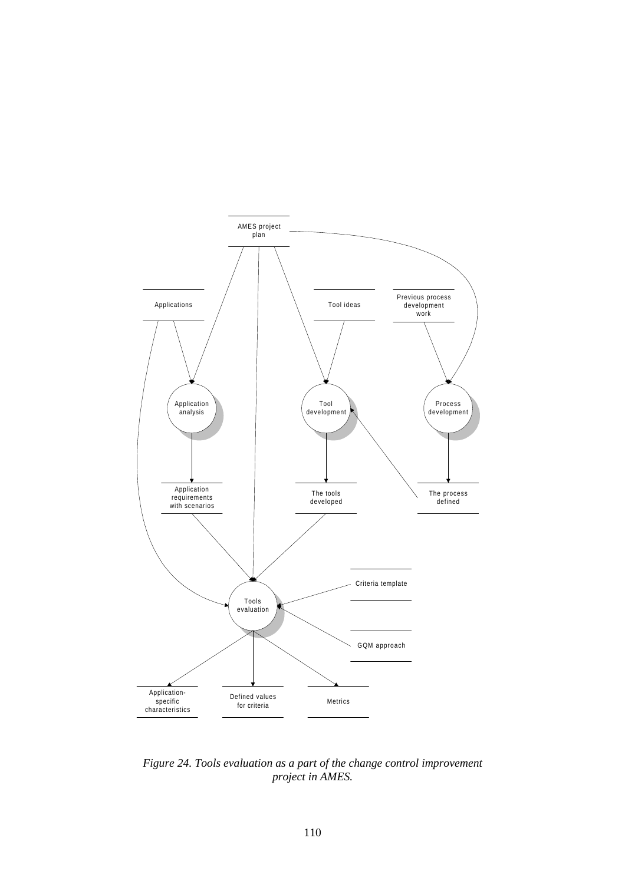*Figure 24. Tools evaluation as a part of the change control improvement project in AMES.*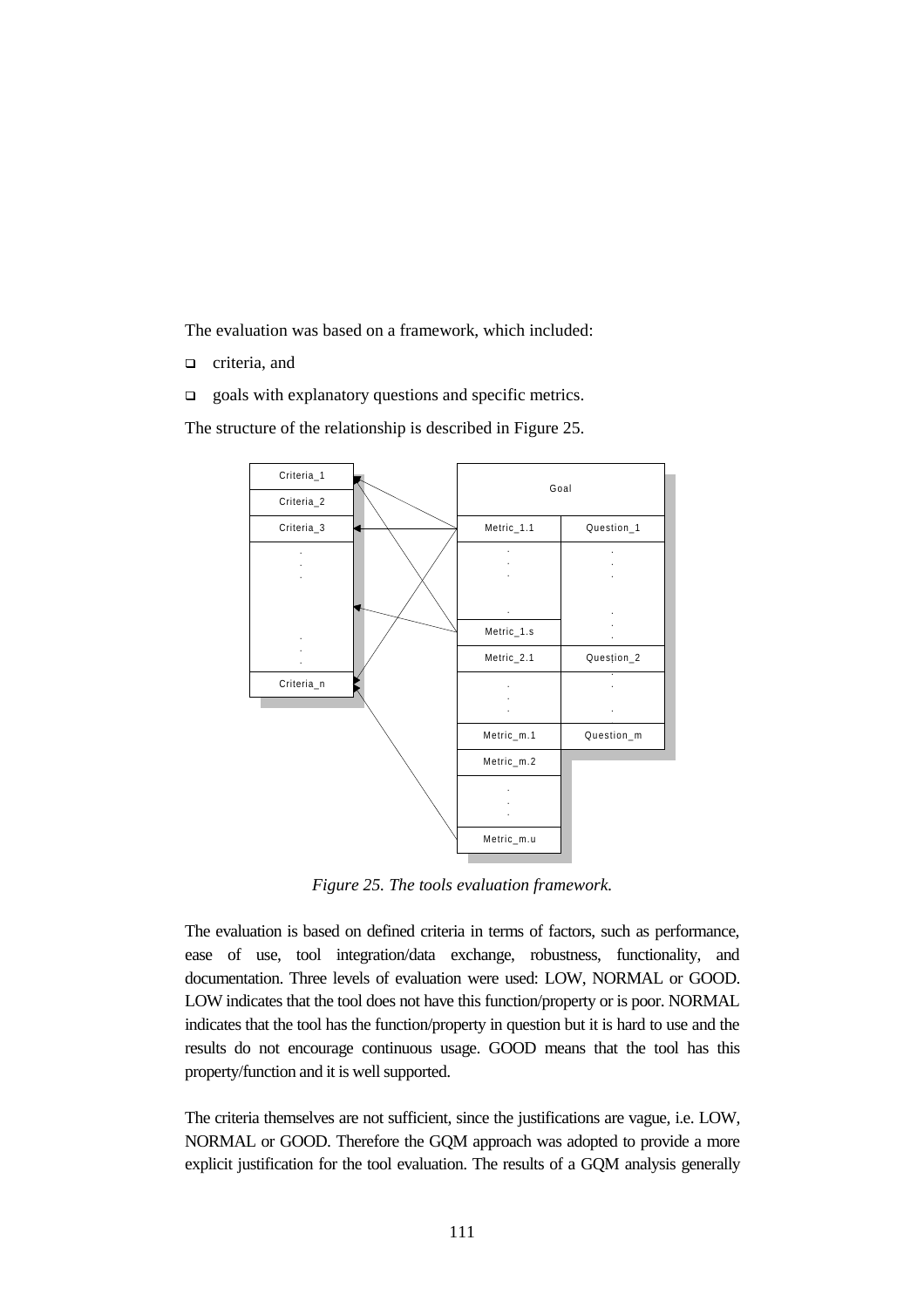The evaluation was based on a framework, which included:

- criteria, and
- goals with explanatory questions and specific metrics.

The structure of the relationship is described in Figure 25.

*Figure 25. The tools evaluation framework.*

The evaluation is based on defined criteria in terms of factors, such as performance, ease of use, tool integration/data exchange, robustness, functionality, and documentation. Three levels of evaluation were used: LOW, NORMAL or GOOD. LOW indicates that the tool does not have this function/property or is poor. NORMAL indicates that the tool has the function/property in question but it is hard to use and the results do not encourage continuous usage. GOOD means that the tool has this property/function and it is well supported.

The criteria themselves are not sufficient, since the justifications are vague, i.e. LOW, NORMAL or GOOD. Therefore the GQM approach was adopted to provide a more explicit justification for the tool evaluation. The results of a GQM analysis generally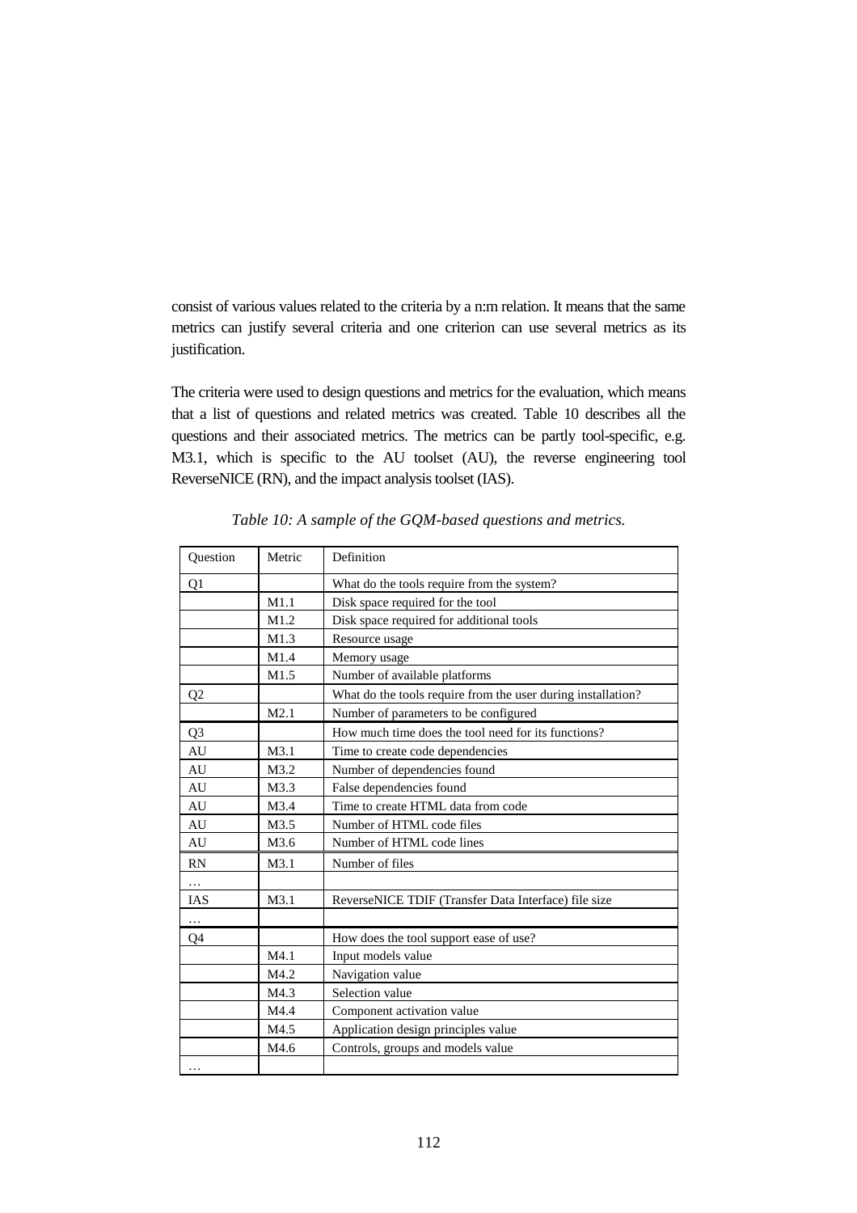consist of various values related to the criteria by a n:m relation. It means that the same metrics can justify several criteria and one criterion can use several metrics as its justification.

The criteria were used to design questions and metrics for the evaluation, which means that a list of questions and related metrics was created. Table 10 describes all the questions and their associated metrics. The metrics can be partly tool-specific, e.g. M3.1, which is specific to the AU toolset (AU), the reverse engineering tool ReverseNICE (RN), and the impact analysis toolset (IAS).

*Table 10: A sample of the GQM-based questions and metrics.*

| Question | Metric | Definition |
|---|---|---|
| Q1 | | What do the tools require from the system? |
| | M1.1 | Disk space required for the tool |
| | M1.2 | Disk space required for additional tools |
| | M1.3 | Resource usage |
| | M1.4 | Memory usage |
| | M1.5 | Number of available platforms |
| Q2 | | What do the tools require from the user during installation? |
| | M2.1 | Number of parameters to be configured |
| Q3 | | How much time does the tool need for its functions? |
| AU | M3.1 | Time to create code dependencies |
| AU | M3.2 | Number of dependencies found |
| AU | M3.3 | False dependencies found |
| AU | M3.4 | Time to create HTML data from code |
| AU | M3.5 | Number of HTML code files |
| AU | M3.6 | Number of HTML code lines |
| RN | M3.1 | Number of files |
| … | | |
| IAS | M3.1 | ReverseNICE TDIF (Transfer Data Interface) file size |
| … | | |
| Q4 | | How does the tool support ease of use? |
| | M4.1 | Input models value |
| | M4.2 | Navigation value |
| | M4.3 | Selection value |
| | M4.4 | Component activation value |
| | M4.5 | Application design principles value |
| | M4.6 | Controls, groups and models value |
| … | | |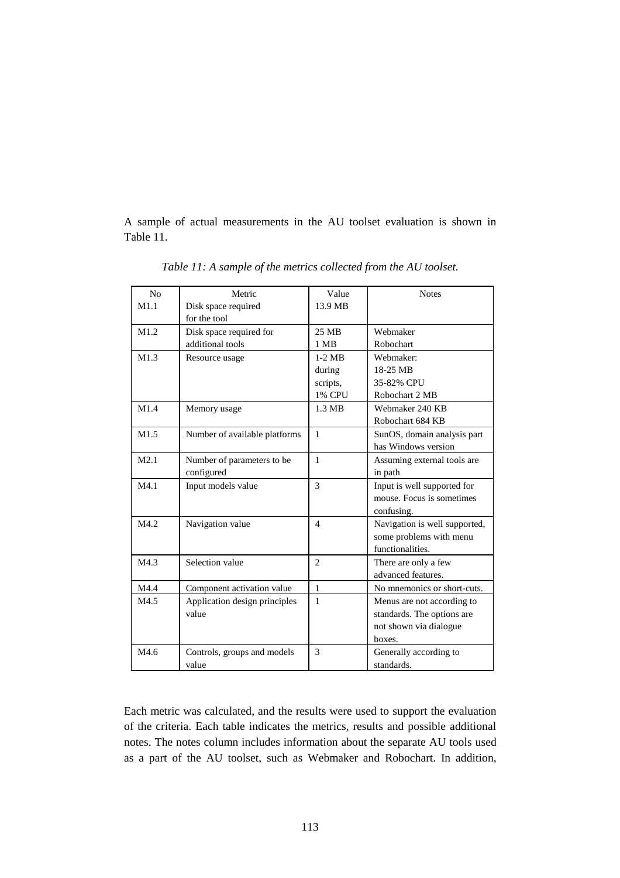A sample of actual measurements in the AU toolset evaluation is shown in Table 11.

*Table 11: A sample of the metrics collected from the AU toolset.*

| No | Metric | Value | Notes |
|---|---|---|---|
| M1.1 | Disk space required for the tool | 13.9 MB | |
| M1.2 | Disk space required for additional tools | 25 MB<br>1 MB | Webmaker<br>Robochart |
| M1.3 | Resource usage | 1-2 MB during scripts, 1% CPU | Webmaker:<br>18-25 MB<br>35-82% CPU<br>Robochart 2 MB |
| M1.4 | Memory usage | 1.3 MB | Webmaker 240 KB<br>Robochart 684 KB |
| M1.5 | Number of available platforms | 1 | SunOS, domain analysis part has Windows version |
| M2.1 | Number of parameters to be configured | 1 | Assuming external tools are in path |
| M4.1 | Input models value | 3 | Input is well supported for mouse. Focus is sometimes confusing. |
| M4.2 | Navigation value | 4 | Navigation is well supported, some problems with menu functionalities. |
| M4.3 | Selection value | 2 | There are only a few advanced features. |
| M4.4 | Component activation value | 1 | No mnemonics or short-cuts. |
| M4.5 | Application design principles value | 1 | Menus are not according to standards. The options are not shown via dialogue boxes. |
| M4.6 | Controls, groups and models value | 3 | Generally according to standards. |

Each metric was calculated, and the results were used to support the evaluation of the criteria. Each table indicates the metrics, results and possible additional notes. The notes column includes information about the separate AU tools used as a part of the AU toolset, such as Webmaker and Robochart. In addition,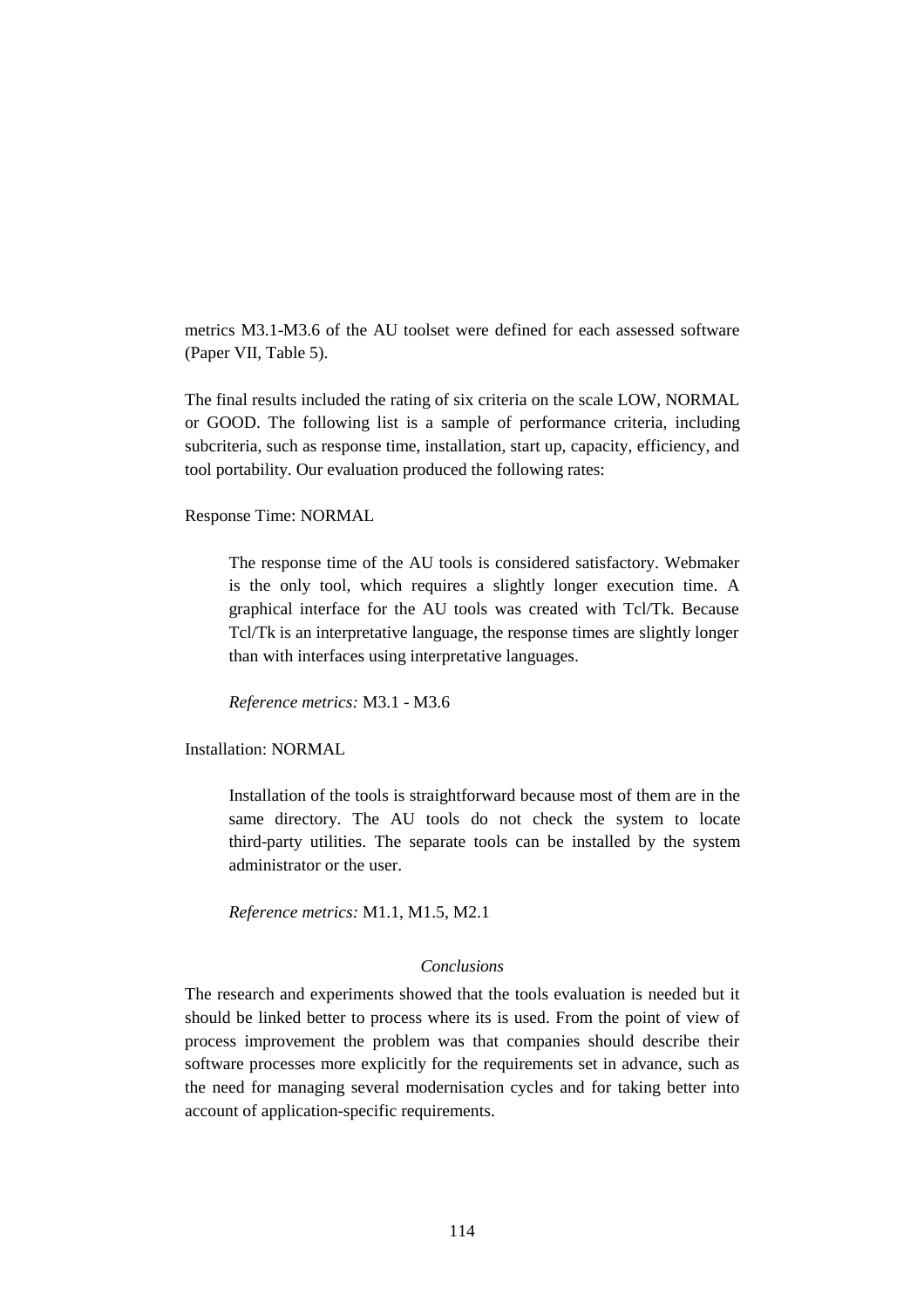metrics M3.1-M3.6 of the AU toolset were defined for each assessed software (Paper VII, Table 5).

The final results included the rating of six criteria on the scale LOW, NORMAL or GOOD. The following list is a sample of performance criteria, including subcriteria, such as response time, installation, start up, capacity, efficiency, and tool portability. Our evaluation produced the following rates:

Response Time: NORMAL

> The response time of the AU tools is considered satisfactory. Webmaker is the only tool, which requires a slightly longer execution time. A graphical interface for the AU tools was created with Tcl/Tk. Because Tcl/Tk is an interpretative language, the response times are slightly longer than with interfaces using interpretative languages.
>
> *Reference metrics:* M3.1 - M3.6

Installation: NORMAL

> Installation of the tools is straightforward because most of them are in the same directory. The AU tools do not check the system to locate third-party utilities. The separate tools can be installed by the system administrator or the user.
>
> *Reference metrics:* M1.1, M1.5, M2.1

### *Conclusions*

The research and experiments showed that the tools evaluation is needed but it should be linked better to process where its is used. From the point of view of process improvement the problem was that companies should describe their software processes more explicitly for the requirements set in advance, such as the need for managing several modernisation cycles and for taking better into account of application-specific requirements.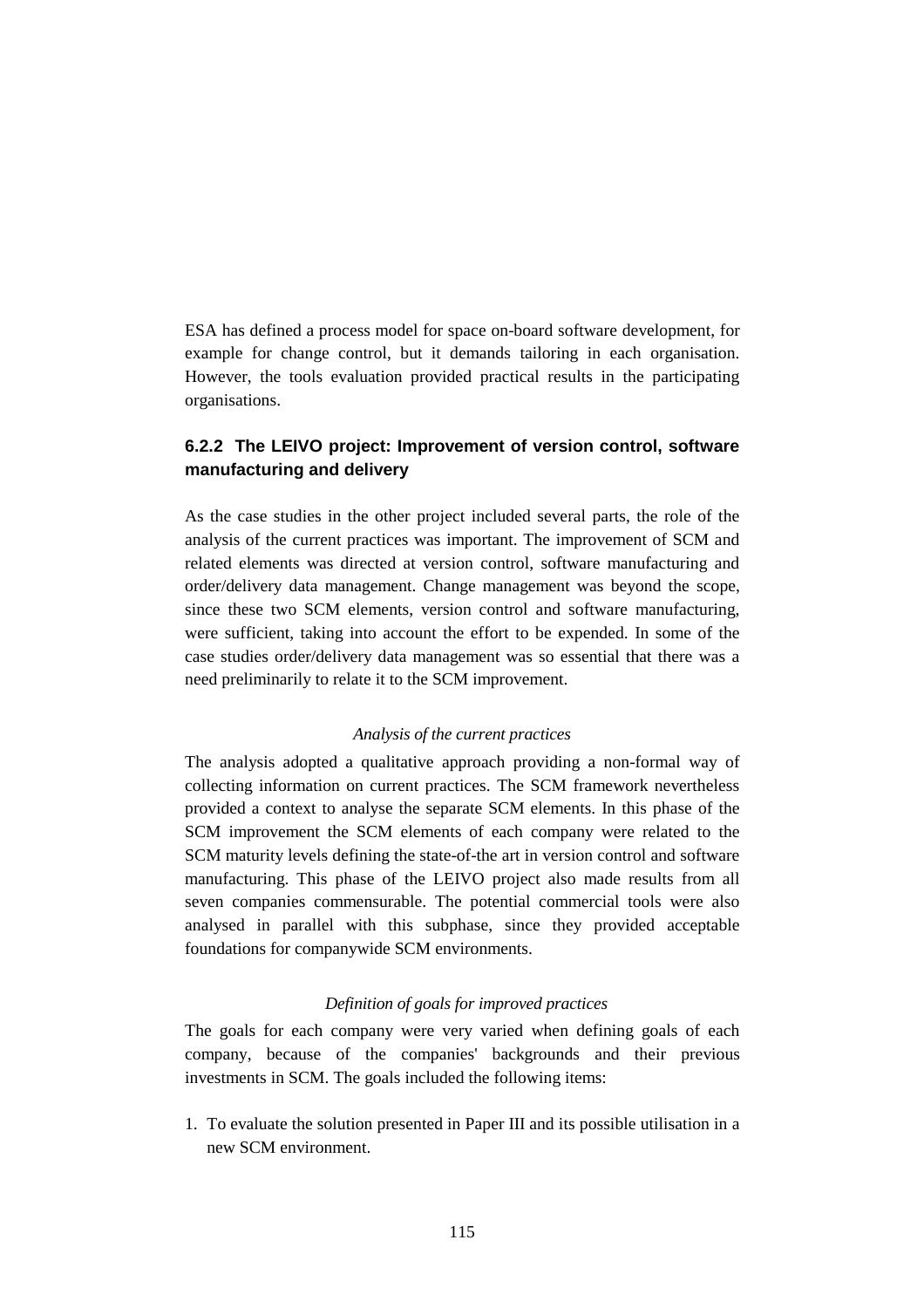ESA has defined a process model for space on-board software development, for example for change control, but it demands tailoring in each organisation. However, the tools evaluation provided practical results in the participating organisations.

### 6.2.2 The LEIVO project: Improvement of version control, software manufacturing and delivery

As the case studies in the other project included several parts, the role of the analysis of the current practices was important. The improvement of SCM and related elements was directed at version control, software manufacturing and order/delivery data management. Change management was beyond the scope, since these two SCM elements, version control and software manufacturing, were sufficient, taking into account the effort to be expended. In some of the case studies order/delivery data management was so essential that there was a need preliminarily to relate it to the SCM improvement.

*Analysis of the current practices*

The analysis adopted a qualitative approach providing a non-formal way of collecting information on current practices. The SCM framework nevertheless provided a context to analyse the separate SCM elements. In this phase of the SCM improvement the SCM elements of each company were related to the SCM maturity levels defining the state-of-the art in version control and software manufacturing. This phase of the LEIVO project also made results from all seven companies commensurable. The potential commercial tools were also analysed in parallel with this subphase, since they provided acceptable foundations for companywide SCM environments.

*Definition of goals for improved practices*

The goals for each company were very varied when defining goals of each company, because of the companies' backgrounds and their previous investments in SCM. The goals included the following items:

1. To evaluate the solution presented in Paper III and its possible utilisation in a new SCM environment.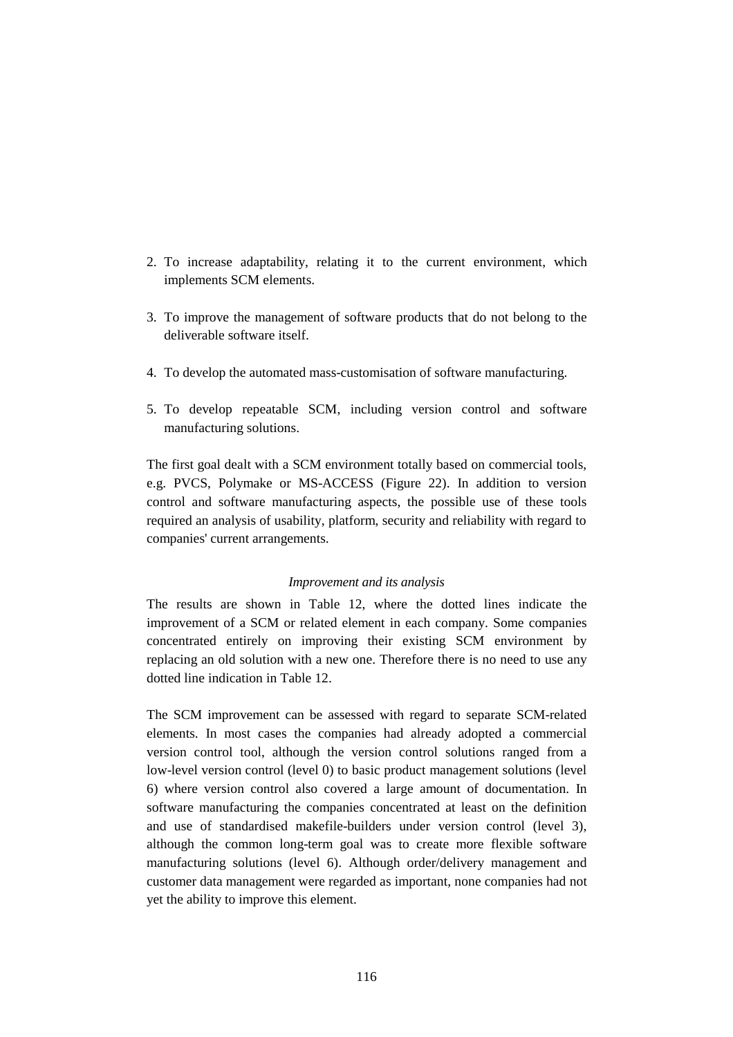2. To increase adaptability, relating it to the current environment, which implements SCM elements.

3. To improve the management of software products that do not belong to the deliverable software itself.

4. To develop the automated mass-customisation of software manufacturing.

5. To develop repeatable SCM, including version control and software manufacturing solutions.

The first goal dealt with a SCM environment totally based on commercial tools, e.g. PVCS, Polymake or MS-ACCESS (Figure 22). In addition to version control and software manufacturing aspects, the possible use of these tools required an analysis of usability, platform, security and reliability with regard to companies' current arrangements.

*Improvement and its analysis*

The results are shown in Table 12, where the dotted lines indicate the improvement of a SCM or related element in each company. Some companies concentrated entirely on improving their existing SCM environment by replacing an old solution with a new one. Therefore there is no need to use any dotted line indication in Table 12.

The SCM improvement can be assessed with regard to separate SCM-related elements. In most cases the companies had already adopted a commercial version control tool, although the version control solutions ranged from a low-level version control (level 0) to basic product management solutions (level 6) where version control also covered a large amount of documentation. In software manufacturing the companies concentrated at least on the definition and use of standardised makefile-builders under version control (level 3), although the common long-term goal was to create more flexible software manufacturing solutions (level 6). Although order/delivery management and customer data management were regarded as important, none companies had not yet the ability to improve this element.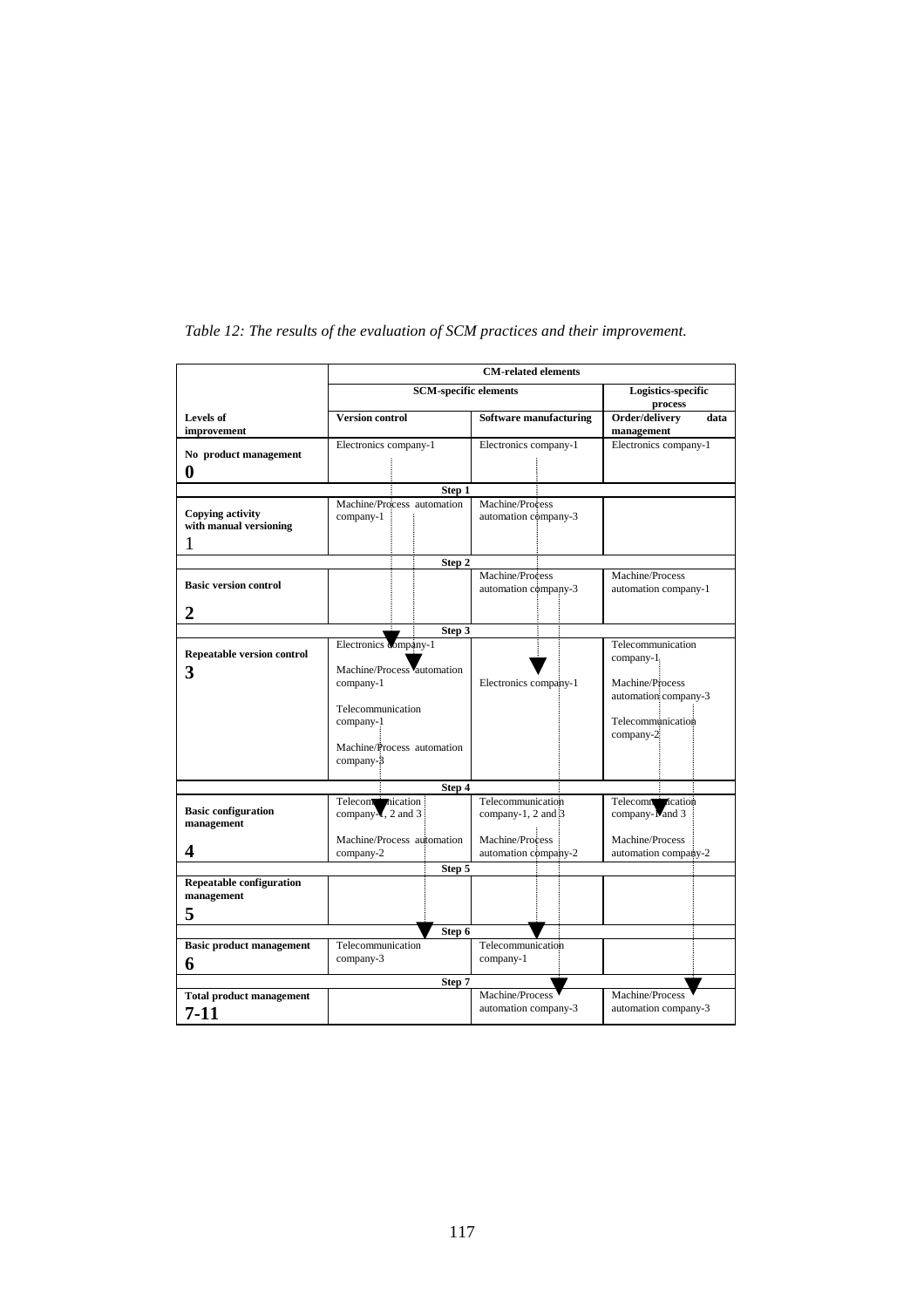*Table 12: The results of the evaluation of SCM practices and their improvement.*

| | CM-related elements | | |
|---|---|---|---|
| | SCM-specific elements | | Logistics-specific process |
| Levels of improvement | Version control | Software manufacturing | Order/delivery data management |
| No product management **0** | Electronics company-1 | Electronics company-1 | Electronics company-1 |
| **Step 1** | | | |
| Copying activity with manual versioning 1 | Machine/Process automation company-1 | Machine/Process automation company-3 | |
| **Step 2** | | | |
| Basic version control **2** | | Machine/Process automation company-3 | Machine/Process automation company-1 |
| **Step 3** | | | |
| Repeatable version control **3** | Electronics company-1<br><br>Machine/Process automation company-1<br><br>Telecommunication company-1<br><br>Machine/Process automation company-3 | Electronics company-1 | Telecommunication company-1<br><br>Machine/Process automation company-3<br><br>Telecommunication company-2 |
| **Step 4** | | | |
| Basic configuration management **4** | Telecommunication company-1, 2 and 3<br><br>Machine/Process automation company-2 | Telecommunication company-1, 2 and 3<br><br>Machine/Process automation company-2 | Telecommunication company-1 and 3<br><br>Machine/Process automation company-2 |
| **Step 5** | | | |
| Repeatable configuration management **5** | | | |
| **Step 6** | | | |
| Basic product management **6** | Telecommunication company-3 | Telecommunication company-1 | |
| **Step 7** | | | |
| Total product management **7-11** | | Machine/Process automation company-3 | Machine/Process automation company-3 |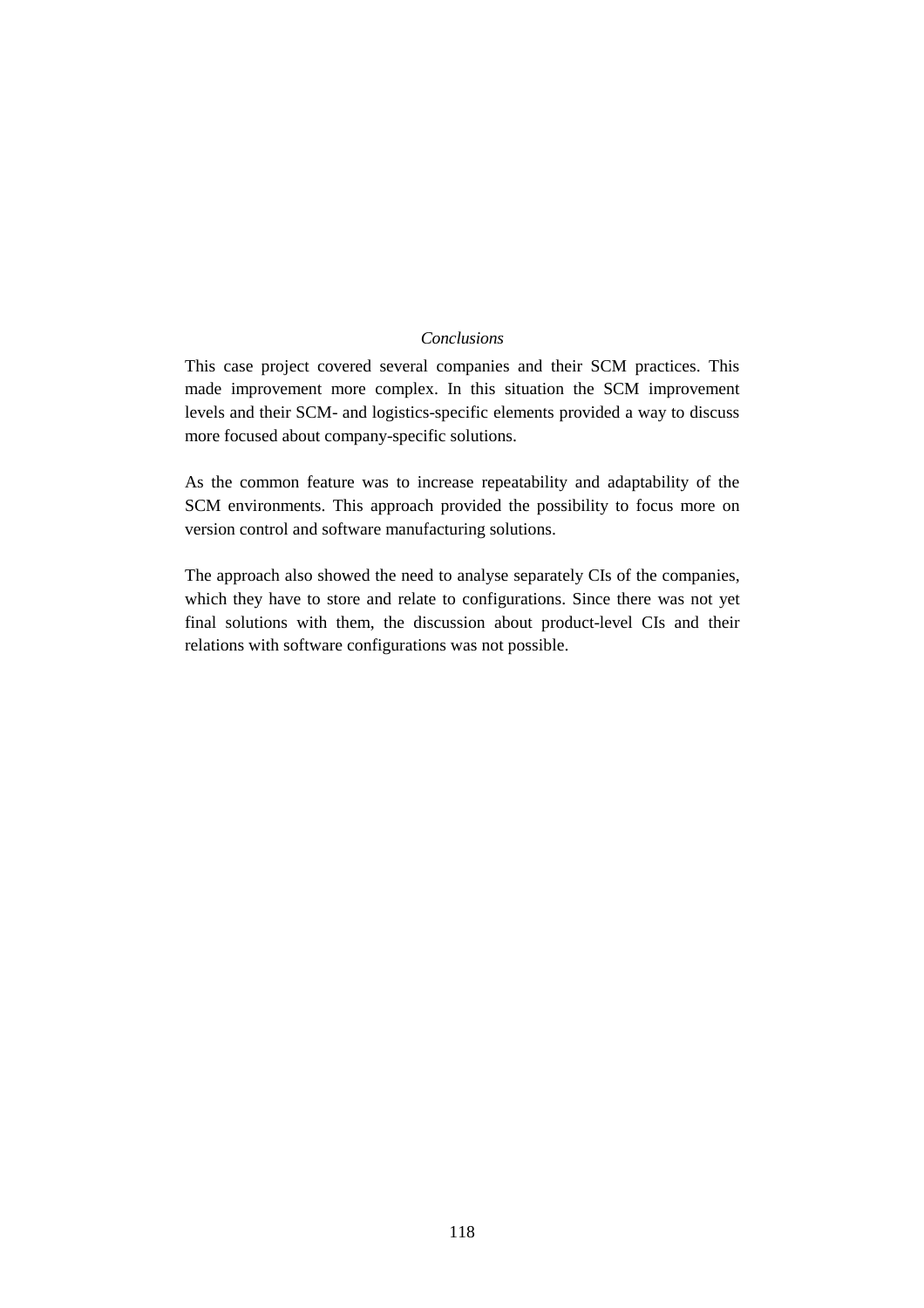*Conclusions*

This case project covered several companies and their SCM practices. This made improvement more complex. In this situation the SCM improvement levels and their SCM- and logistics-specific elements provided a way to discuss more focused about company-specific solutions.

As the common feature was to increase repeatability and adaptability of the SCM environments. This approach provided the possibility to focus more on version control and software manufacturing solutions.

The approach also showed the need to analyse separately CIs of the companies, which they have to store and relate to configurations. Since there was not yet final solutions with them, the discussion about product-level CIs and their relations with software configurations was not possible.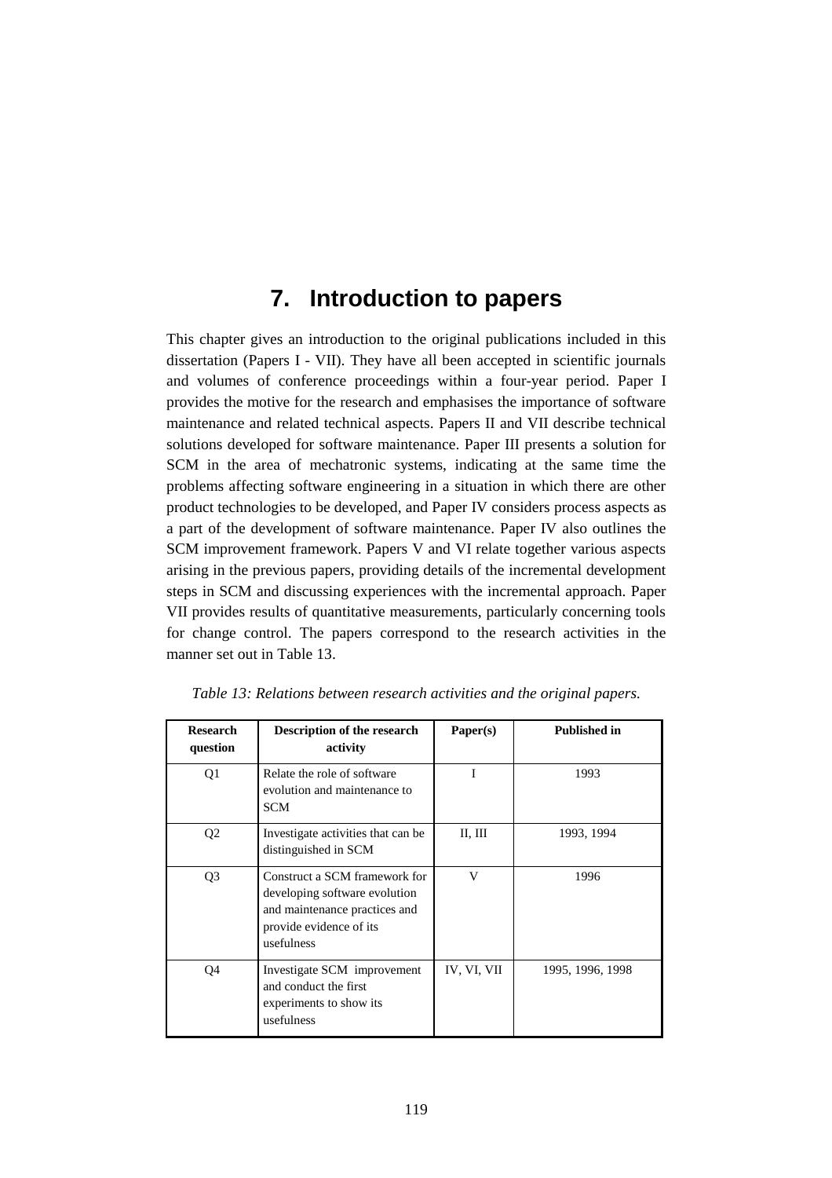# 7. Introduction to papers

This chapter gives an introduction to the original publications included in this dissertation (Papers I - VII). They have all been accepted in scientific journals and volumes of conference proceedings within a four-year period. Paper I provides the motive for the research and emphasises the importance of software maintenance and related technical aspects. Papers II and VII describe technical solutions developed for software maintenance. Paper III presents a solution for SCM in the area of mechatronic systems, indicating at the same time the problems affecting software engineering in a situation in which there are other product technologies to be developed, and Paper IV considers process aspects as a part of the development of software maintenance. Paper IV also outlines the SCM improvement framework. Papers V and VI relate together various aspects arising in the previous papers, providing details of the incremental development steps in SCM and discussing experiences with the incremental approach. Paper VII provides results of quantitative measurements, particularly concerning tools for change control. The papers correspond to the research activities in the manner set out in Table 13.

*Table 13: Relations between research activities and the original papers.*

| Research question | Description of the research activity | Paper(s) | Published in |
|---|---|---|---|
| Q1 | Relate the role of software evolution and maintenance to SCM | I | 1993 |
| Q2 | Investigate activities that can be distinguished in SCM | II, III | 1993, 1994 |
| Q3 | Construct a SCM framework for developing software evolution and maintenance practices and provide evidence of its usefulness | V | 1996 |
| Q4 | Investigate SCM improvement and conduct the first experiments to show its usefulness | IV, VI, VII | 1995, 1996, 1998 |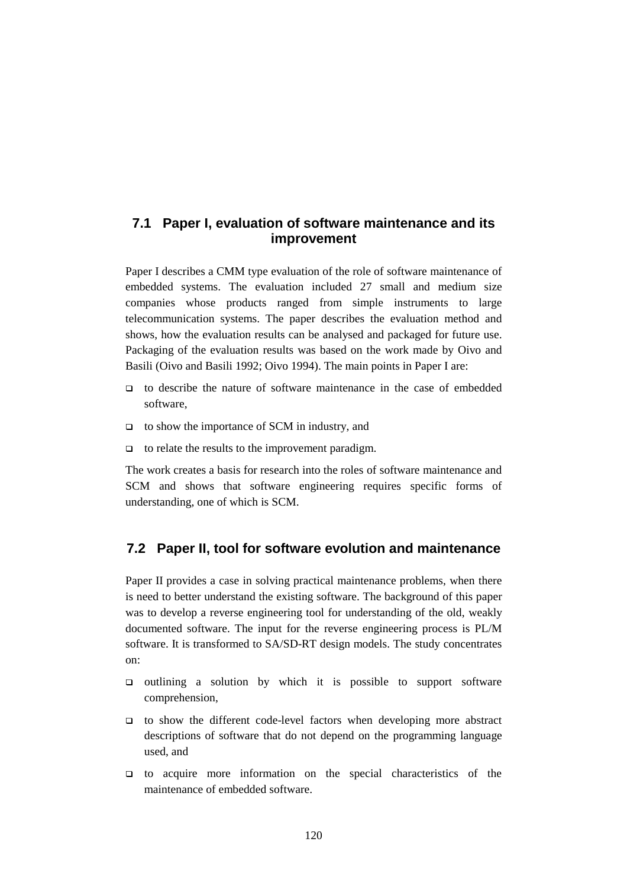## 7.1 Paper I, evaluation of software maintenance and its improvement

Paper I describes a CMM type evaluation of the role of software maintenance of embedded systems. The evaluation included 27 small and medium size companies whose products ranged from simple instruments to large telecommunication systems. The paper describes the evaluation method and shows, how the evaluation results can be analysed and packaged for future use. Packaging of the evaluation results was based on the work made by Oivo and Basili (Oivo and Basili 1992; Oivo 1994). The main points in Paper I are:

- to describe the nature of software maintenance in the case of embedded software,
- to show the importance of SCM in industry, and
- to relate the results to the improvement paradigm.

The work creates a basis for research into the roles of software maintenance and SCM and shows that software engineering requires specific forms of understanding, one of which is SCM.

## 7.2 Paper II, tool for software evolution and maintenance

Paper II provides a case in solving practical maintenance problems, when there is need to better understand the existing software. The background of this paper was to develop a reverse engineering tool for understanding of the old, weakly documented software. The input for the reverse engineering process is PL/M software. It is transformed to SA/SD-RT design models. The study concentrates on:

- outlining a solution by which it is possible to support software comprehension,
- to show the different code-level factors when developing more abstract descriptions of software that do not depend on the programming language used, and
- to acquire more information on the special characteristics of the maintenance of embedded software.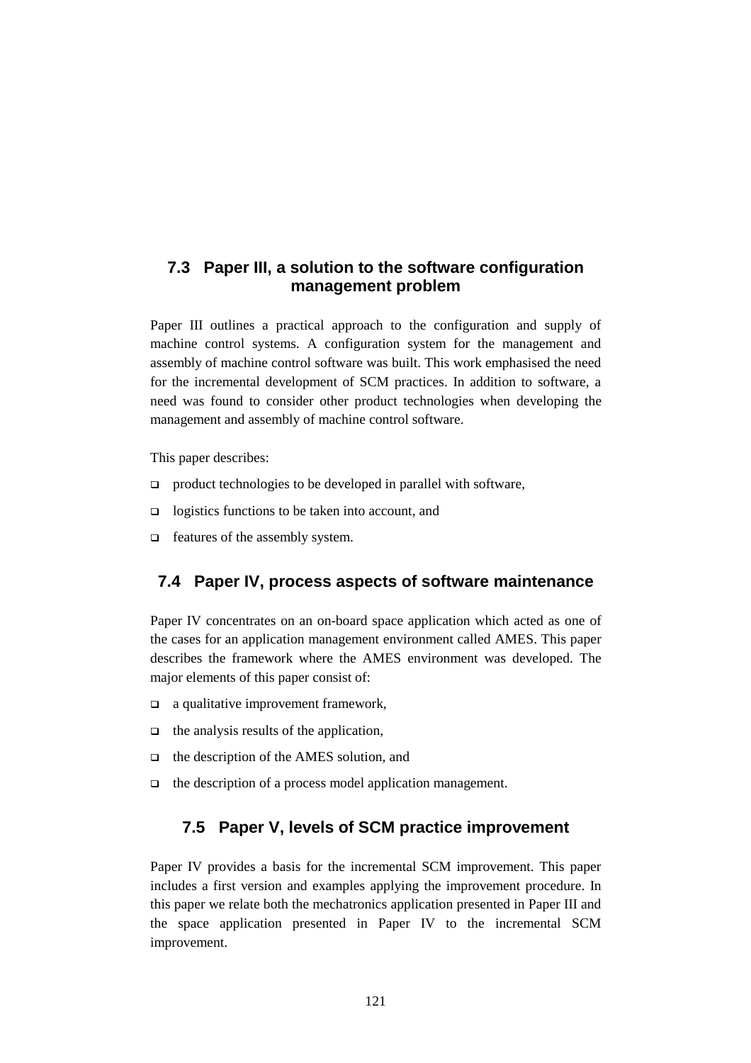## 7.3 Paper III, a solution to the software configuration management problem

Paper III outlines a practical approach to the configuration and supply of machine control systems. A configuration system for the management and assembly of machine control software was built. This work emphasised the need for the incremental development of SCM practices. In addition to software, a need was found to consider other product technologies when developing the management and assembly of machine control software.

This paper describes:

- product technologies to be developed in parallel with software,
- logistics functions to be taken into account, and
- features of the assembly system.

## 7.4 Paper IV, process aspects of software maintenance

Paper IV concentrates on an on-board space application which acted as one of the cases for an application management environment called AMES. This paper describes the framework where the AMES environment was developed. The major elements of this paper consist of:

- a qualitative improvement framework,
- the analysis results of the application,
- the description of the AMES solution, and
- the description of a process model application management.

## 7.5 Paper V, levels of SCM practice improvement

Paper IV provides a basis for the incremental SCM improvement. This paper includes a first version and examples applying the improvement procedure. In this paper we relate both the mechatronics application presented in Paper III and the space application presented in Paper IV to the incremental SCM improvement.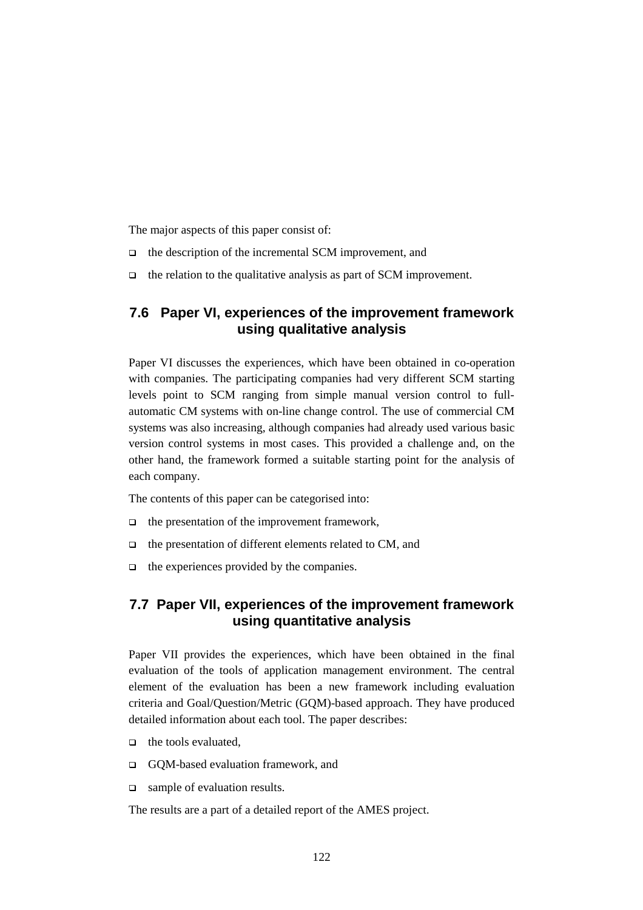The major aspects of this paper consist of:

- the description of the incremental SCM improvement, and
- the relation to the qualitative analysis as part of SCM improvement.

## 7.6 Paper VI, experiences of the improvement framework using qualitative analysis

Paper VI discusses the experiences, which have been obtained in co-operation with companies. The participating companies had very different SCM starting levels point to SCM ranging from simple manual version control to full-automatic CM systems with on-line change control. The use of commercial CM systems was also increasing, although companies had already used various basic version control systems in most cases. This provided a challenge and, on the other hand, the framework formed a suitable starting point for the analysis of each company.

The contents of this paper can be categorised into:

- the presentation of the improvement framework,
- the presentation of different elements related to CM, and
- the experiences provided by the companies.

## 7.7 Paper VII, experiences of the improvement framework using quantitative analysis

Paper VII provides the experiences, which have been obtained in the final evaluation of the tools of application management environment. The central element of the evaluation has been a new framework including evaluation criteria and Goal/Question/Metric (GQM)-based approach. They have produced detailed information about each tool. The paper describes:

- the tools evaluated,
- GQM-based evaluation framework, and
- sample of evaluation results.

The results are a part of a detailed report of the AMES project.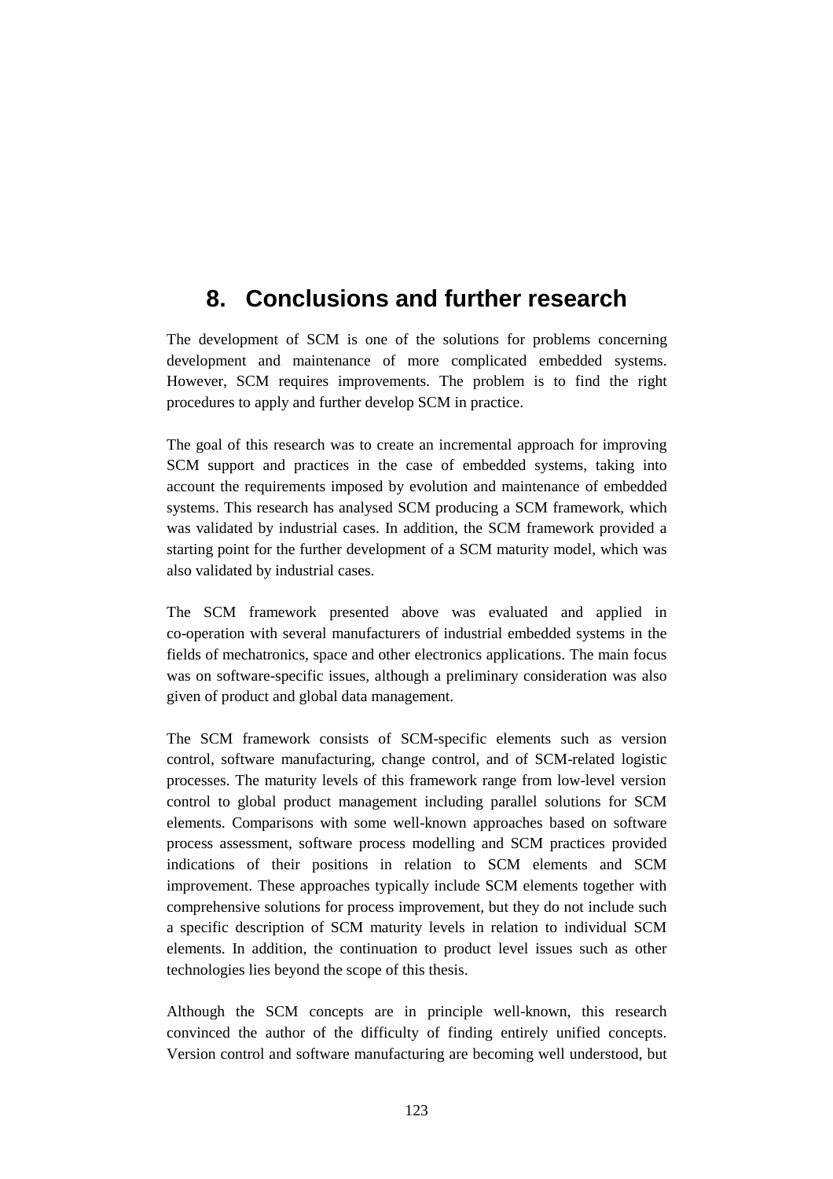# 8. Conclusions and further research

The development of SCM is one of the solutions for problems concerning development and maintenance of more complicated embedded systems. However, SCM requires improvements. The problem is to find the right procedures to apply and further develop SCM in practice.

The goal of this research was to create an incremental approach for improving SCM support and practices in the case of embedded systems, taking into account the requirements imposed by evolution and maintenance of embedded systems. This research has analysed SCM producing a SCM framework, which was validated by industrial cases. In addition, the SCM framework provided a starting point for the further development of a SCM maturity model, which was also validated by industrial cases.

The SCM framework presented above was evaluated and applied in co-operation with several manufacturers of industrial embedded systems in the fields of mechatronics, space and other electronics applications. The main focus was on software-specific issues, although a preliminary consideration was also given of product and global data management.

The SCM framework consists of SCM-specific elements such as version control, software manufacturing, change control, and of SCM-related logistic processes. The maturity levels of this framework range from low-level version control to global product management including parallel solutions for SCM elements. Comparisons with some well-known approaches based on software process assessment, software process modelling and SCM practices provided indications of their positions in relation to SCM elements and SCM improvement. These approaches typically include SCM elements together with comprehensive solutions for process improvement, but they do not include such a specific description of SCM maturity levels in relation to individual SCM elements. In addition, the continuation to product level issues such as other technologies lies beyond the scope of this thesis.

Although the SCM concepts are in principle well-known, this research convinced the author of the difficulty of finding entirely unified concepts. Version control and software manufacturing are becoming well understood, but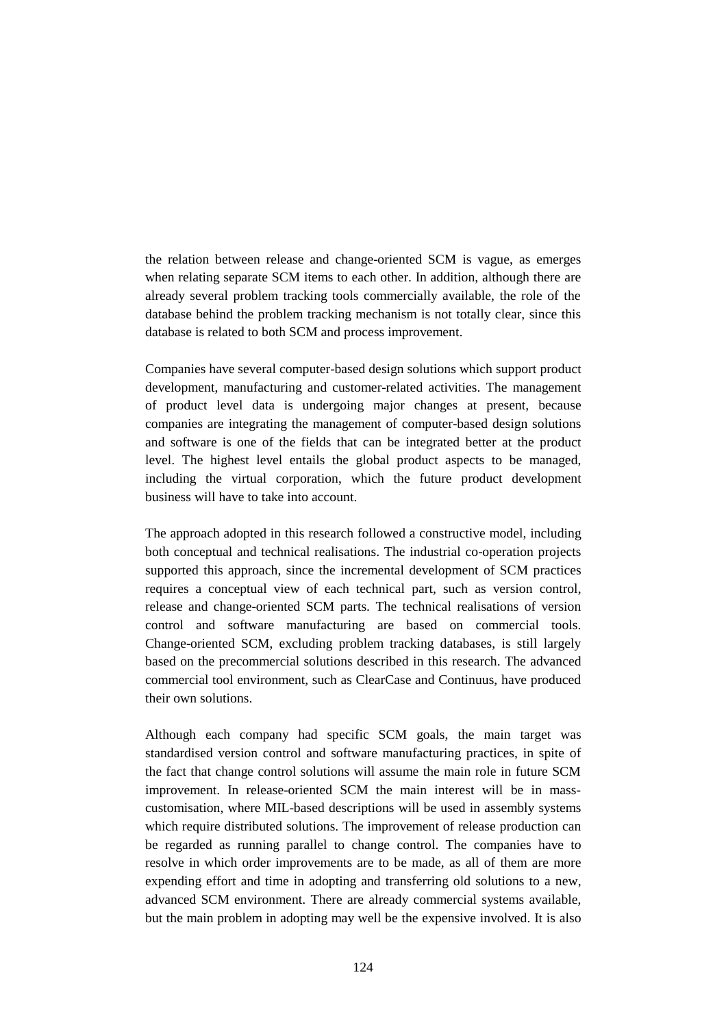the relation between release and change-oriented SCM is vague, as emerges when relating separate SCM items to each other. In addition, although there are already several problem tracking tools commercially available, the role of the database behind the problem tracking mechanism is not totally clear, since this database is related to both SCM and process improvement.

Companies have several computer-based design solutions which support product development, manufacturing and customer-related activities. The management of product level data is undergoing major changes at present, because companies are integrating the management of computer-based design solutions and software is one of the fields that can be integrated better at the product level. The highest level entails the global product aspects to be managed, including the virtual corporation, which the future product development business will have to take into account.

The approach adopted in this research followed a constructive model, including both conceptual and technical realisations. The industrial co-operation projects supported this approach, since the incremental development of SCM practices requires a conceptual view of each technical part, such as version control, release and change-oriented SCM parts. The technical realisations of version control and software manufacturing are based on commercial tools. Change-oriented SCM, excluding problem tracking databases, is still largely based on the precommercial solutions described in this research. The advanced commercial tool environment, such as ClearCase and Continuus, have produced their own solutions.

Although each company had specific SCM goals, the main target was standardised version control and software manufacturing practices, in spite of the fact that change control solutions will assume the main role in future SCM improvement. In release-oriented SCM the main interest will be in mass-customisation, where MIL-based descriptions will be used in assembly systems which require distributed solutions. The improvement of release production can be regarded as running parallel to change control. The companies have to resolve in which order improvements are to be made, as all of them are more expending effort and time in adopting and transferring old solutions to a new, advanced SCM environment. There are already commercial systems available, but the main problem in adopting may well be the expensive involved. It is also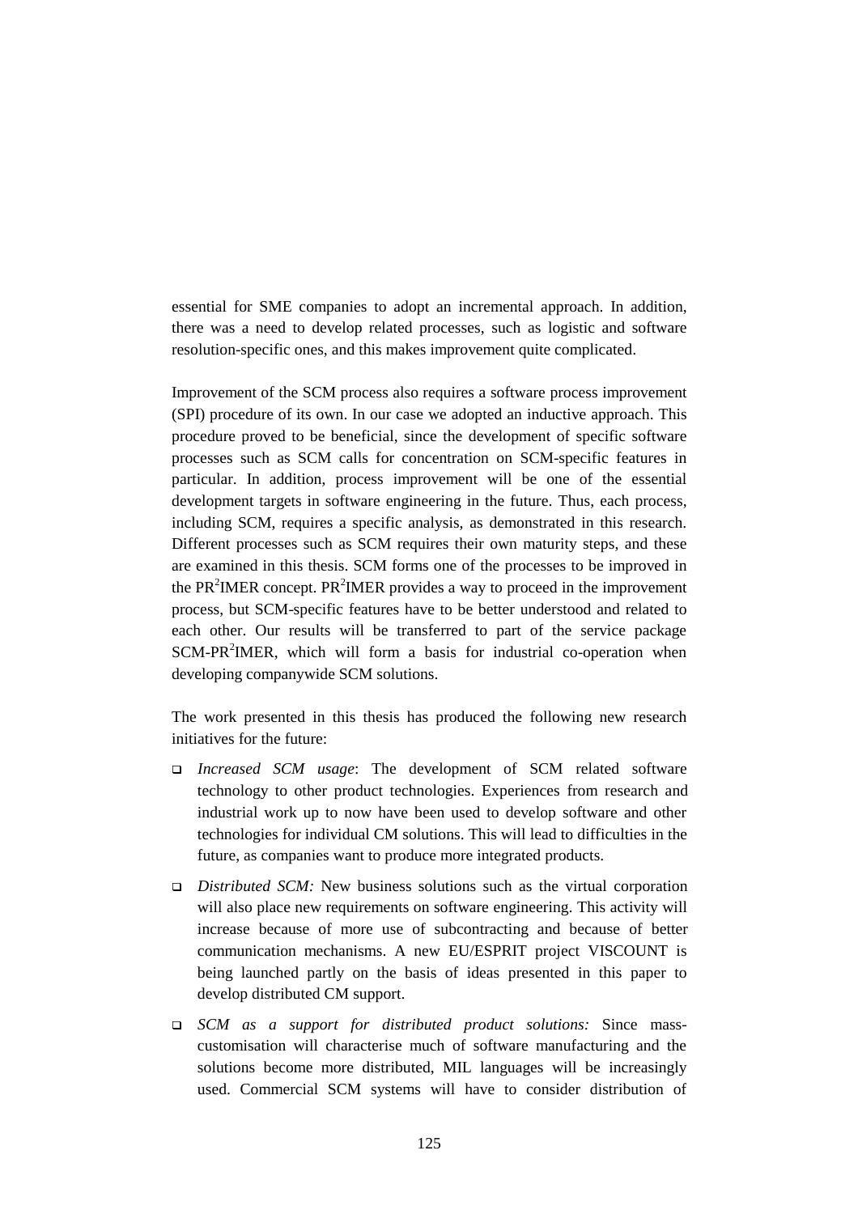essential for SME companies to adopt an incremental approach. In addition, there was a need to develop related processes, such as logistic and software resolution-specific ones, and this makes improvement quite complicated.

Improvement of the SCM process also requires a software process improvement (SPI) procedure of its own. In our case we adopted an inductive approach. This procedure proved to be beneficial, since the development of specific software processes such as SCM calls for concentration on SCM-specific features in particular. In addition, process improvement will be one of the essential development targets in software engineering in the future. Thus, each process, including SCM, requires a specific analysis, as demonstrated in this research. Different processes such as SCM requires their own maturity steps, and these are examined in this thesis. SCM forms one of the processes to be improved in the $PR^2IMER$ concept. $PR^2IMER$ provides a way to proceed in the improvement process, but SCM-specific features have to be better understood and related to each other. Our results will be transferred to part of the service package SCM-$PR^2IMER$, which will form a basis for industrial co-operation when developing companywide SCM solutions.

The work presented in this thesis has produced the following new research initiatives for the future:

- *Increased SCM usage*: The development of SCM related software technology to other product technologies. Experiences from research and industrial work up to now have been used to develop software and other technologies for individual CM solutions. This will lead to difficulties in the future, as companies want to produce more integrated products.
- *Distributed SCM:* New business solutions such as the virtual corporation will also place new requirements on software engineering. This activity will increase because of more use of subcontracting and because of better communication mechanisms. A new EU/ESPRIT project VISCOUNT is being launched partly on the basis of ideas presented in this paper to develop distributed CM support.
- *SCM as a support for distributed product solutions:* Since mass-customisation will characterise much of software manufacturing and the solutions become more distributed, MIL languages will be increasingly used. Commercial SCM systems will have to consider distribution of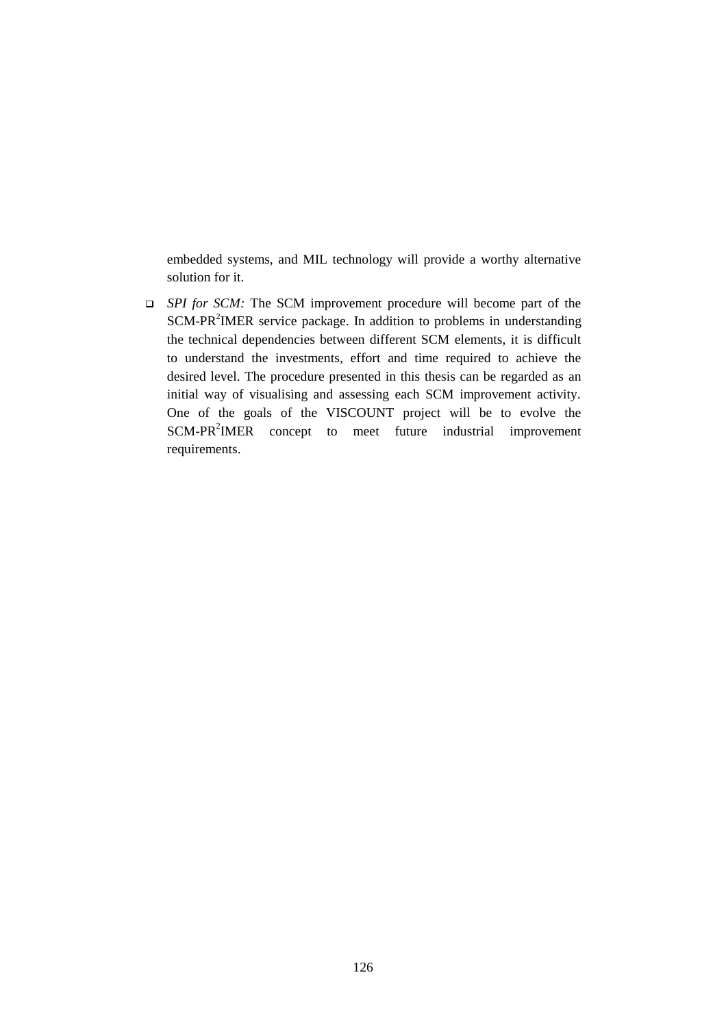embedded systems, and MIL technology will provide a worthy alternative solution for it.

- *SPI for SCM:* The SCM improvement procedure will become part of the SCM-PR$^2$IMER service package. In addition to problems in understanding the technical dependencies between different SCM elements, it is difficult to understand the investments, effort and time required to achieve the desired level. The procedure presented in this thesis can be regarded as an initial way of visualising and assessing each SCM improvement activity. One of the goals of the VISCOUNT project will be to evolve the SCM-PR$^2$IMER concept to meet future industrial improvement requirements.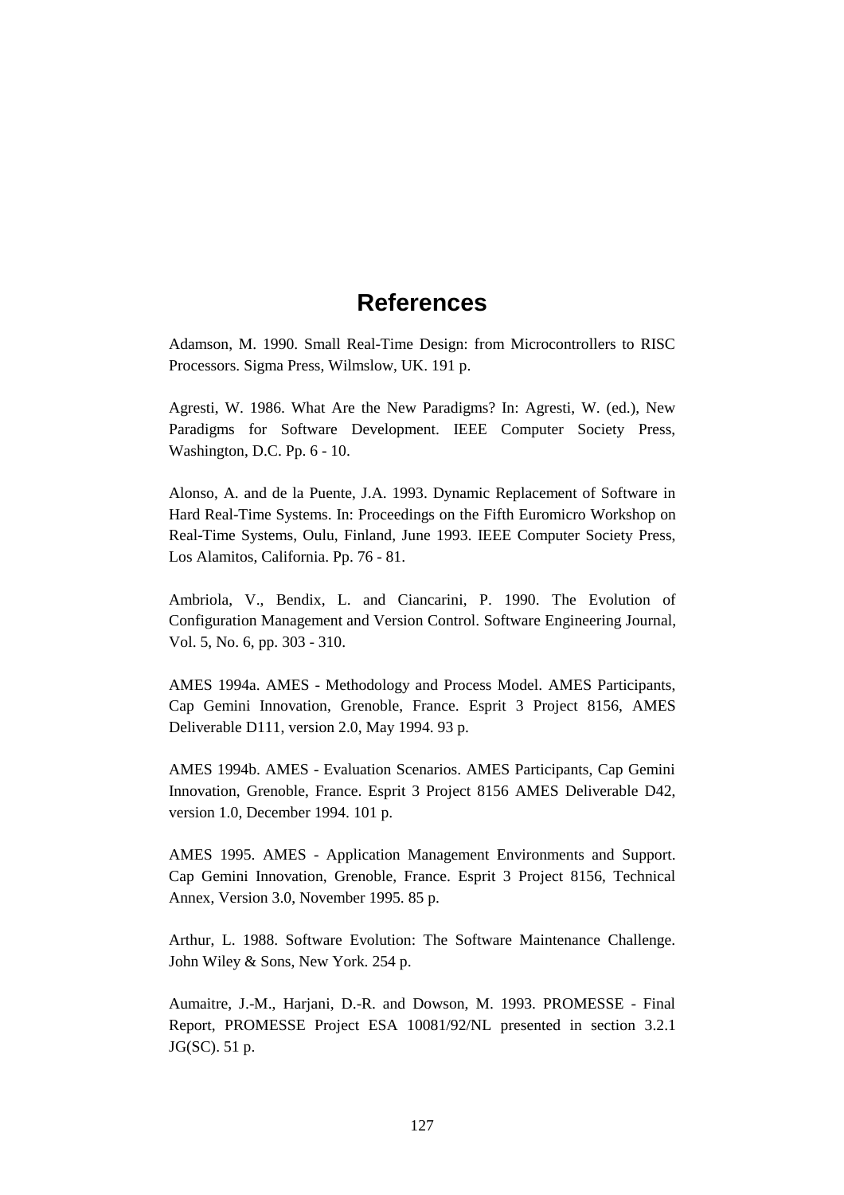# References

Adamson, M. 1990. Small Real-Time Design: from Microcontrollers to RISC Processors. Sigma Press, Wilmslow, UK. 191 p.

Agresti, W. 1986. What Are the New Paradigms? In: Agresti, W. (ed.), New Paradigms for Software Development. IEEE Computer Society Press, Washington, D.C. Pp. 6 - 10.

Alonso, A. and de la Puente, J.A. 1993. Dynamic Replacement of Software in Hard Real-Time Systems. In: Proceedings on the Fifth Euromicro Workshop on Real-Time Systems, Oulu, Finland, June 1993. IEEE Computer Society Press, Los Alamitos, California. Pp. 76 - 81.

Ambriola, V., Bendix, L. and Ciancarini, P. 1990. The Evolution of Configuration Management and Version Control. Software Engineering Journal, Vol. 5, No. 6, pp. 303 - 310.

AMES 1994a. AMES - Methodology and Process Model. AMES Participants, Cap Gemini Innovation, Grenoble, France. Esprit 3 Project 8156, AMES Deliverable D111, version 2.0, May 1994. 93 p.

AMES 1994b. AMES - Evaluation Scenarios. AMES Participants, Cap Gemini Innovation, Grenoble, France. Esprit 3 Project 8156 AMES Deliverable D42, version 1.0, December 1994. 101 p.

AMES 1995. AMES - Application Management Environments and Support. Cap Gemini Innovation, Grenoble, France. Esprit 3 Project 8156, Technical Annex, Version 3.0, November 1995. 85 p.

Arthur, L. 1988. Software Evolution: The Software Maintenance Challenge. John Wiley & Sons, New York. 254 p.

Aumaitre, J.-M., Harjani, D.-R. and Dowson, M. 1993. PROMESSE - Final Report, PROMESSE Project ESA 10081/92/NL presented in section 3.2.1 JG(SC). 51 p.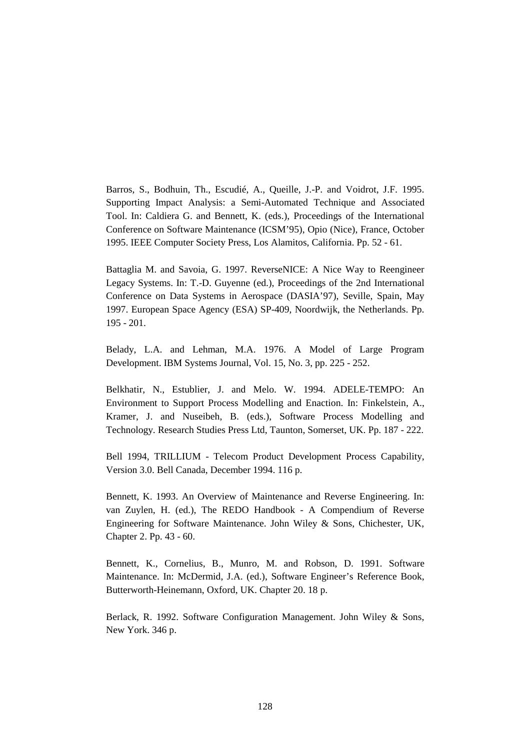Barros, S., Bodhuin, Th., Escudié, A., Queille, J.-P. and Voidrot, J.F. 1995. Supporting Impact Analysis: a Semi-Automated Technique and Associated Tool. In: Caldiera G. and Bennett, K. (eds.), Proceedings of the International Conference on Software Maintenance (ICSM'95), Opio (Nice), France, October 1995. IEEE Computer Society Press, Los Alamitos, California. Pp. 52 - 61.

Battaglia M. and Savoia, G. 1997. ReverseNICE: A Nice Way to Reengineer Legacy Systems. In: T.-D. Guyenne (ed.), Proceedings of the 2nd International Conference on Data Systems in Aerospace (DASIA'97), Seville, Spain, May 1997. European Space Agency (ESA) SP-409, Noordwijk, the Netherlands. Pp. 195 - 201.

Belady, L.A. and Lehman, M.A. 1976. A Model of Large Program Development. IBM Systems Journal, Vol. 15, No. 3, pp. 225 - 252.

Belkhatir, N., Estublier, J. and Melo. W. 1994. ADELE-TEMPO: An Environment to Support Process Modelling and Enaction. In: Finkelstein, A., Kramer, J. and Nuseibeh, B. (eds.), Software Process Modelling and Technology. Research Studies Press Ltd, Taunton, Somerset, UK. Pp. 187 - 222.

Bell 1994, TRILLIUM - Telecom Product Development Process Capability, Version 3.0. Bell Canada, December 1994. 116 p.

Bennett, K. 1993. An Overview of Maintenance and Reverse Engineering. In: van Zuylen, H. (ed.), The REDO Handbook - A Compendium of Reverse Engineering for Software Maintenance. John Wiley & Sons, Chichester, UK, Chapter 2. Pp. 43 - 60.

Bennett, K., Cornelius, B., Munro, M. and Robson, D. 1991. Software Maintenance. In: McDermid, J.A. (ed.), Software Engineer's Reference Book, Butterworth-Heinemann, Oxford, UK. Chapter 20. 18 p.

Berlack, R. 1992. Software Configuration Management. John Wiley & Sons, New York. 346 p.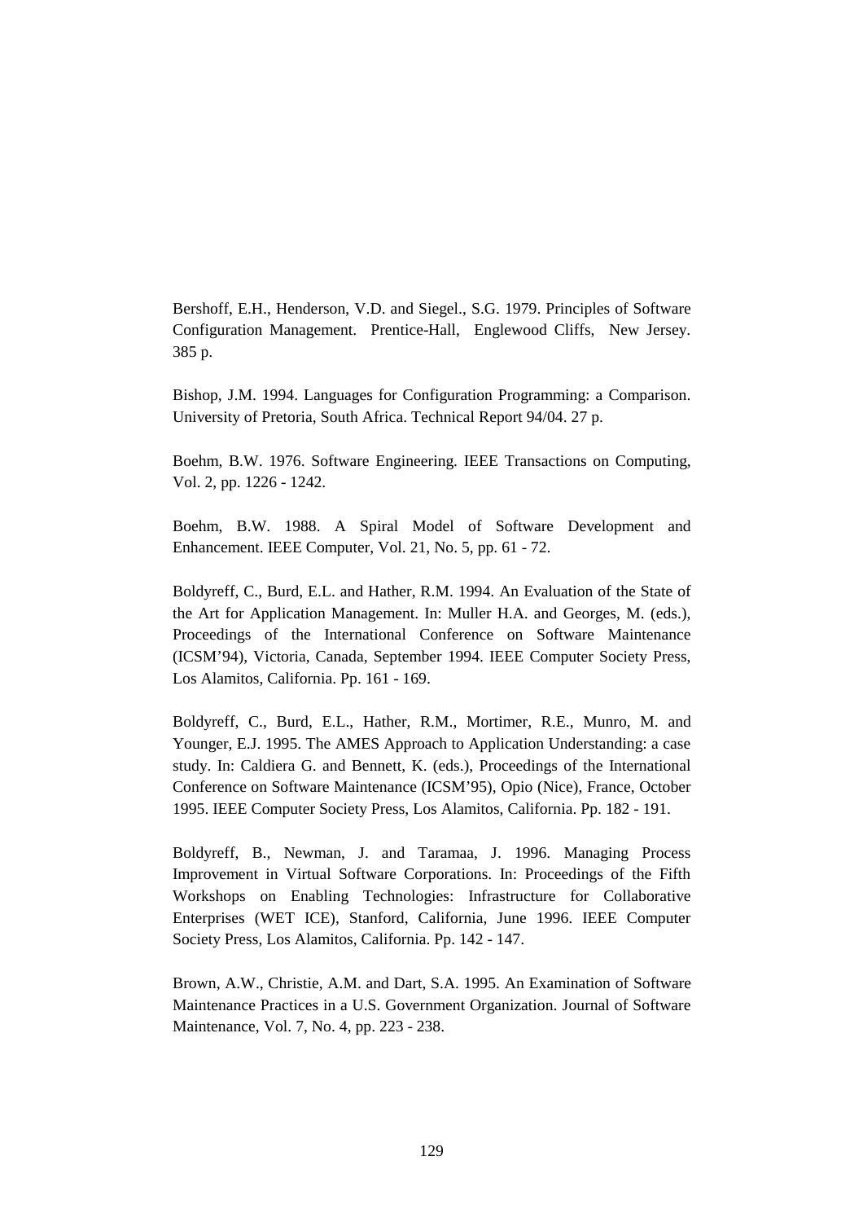Bershoff, E.H., Henderson, V.D. and Siegel., S.G. 1979. Principles of Software Configuration Management. Prentice-Hall, Englewood Cliffs, New Jersey. 385 p.

Bishop, J.M. 1994. Languages for Configuration Programming: a Comparison. University of Pretoria, South Africa. Technical Report 94/04. 27 p.

Boehm, B.W. 1976. Software Engineering. IEEE Transactions on Computing, Vol. 2, pp. 1226 - 1242.

Boehm, B.W. 1988. A Spiral Model of Software Development and Enhancement. IEEE Computer, Vol. 21, No. 5, pp. 61 - 72.

Boldyreff, C., Burd, E.L. and Hather, R.M. 1994. An Evaluation of the State of the Art for Application Management. In: Muller H.A. and Georges, M. (eds.), Proceedings of the International Conference on Software Maintenance (ICSM'94), Victoria, Canada, September 1994. IEEE Computer Society Press, Los Alamitos, California. Pp. 161 - 169.

Boldyreff, C., Burd, E.L., Hather, R.M., Mortimer, R.E., Munro, M. and Younger, E.J. 1995. The AMES Approach to Application Understanding: a case study. In: Caldiera G. and Bennett, K. (eds.), Proceedings of the International Conference on Software Maintenance (ICSM'95), Opio (Nice), France, October 1995. IEEE Computer Society Press, Los Alamitos, California. Pp. 182 - 191.

Boldyreff, B., Newman, J. and Taramaa, J. 1996. Managing Process Improvement in Virtual Software Corporations. In: Proceedings of the Fifth Workshops on Enabling Technologies: Infrastructure for Collaborative Enterprises (WET ICE), Stanford, California, June 1996. IEEE Computer Society Press, Los Alamitos, California. Pp. 142 - 147.

Brown, A.W., Christie, A.M. and Dart, S.A. 1995. An Examination of Software Maintenance Practices in a U.S. Government Organization. Journal of Software Maintenance, Vol. 7, No. 4, pp. 223 - 238.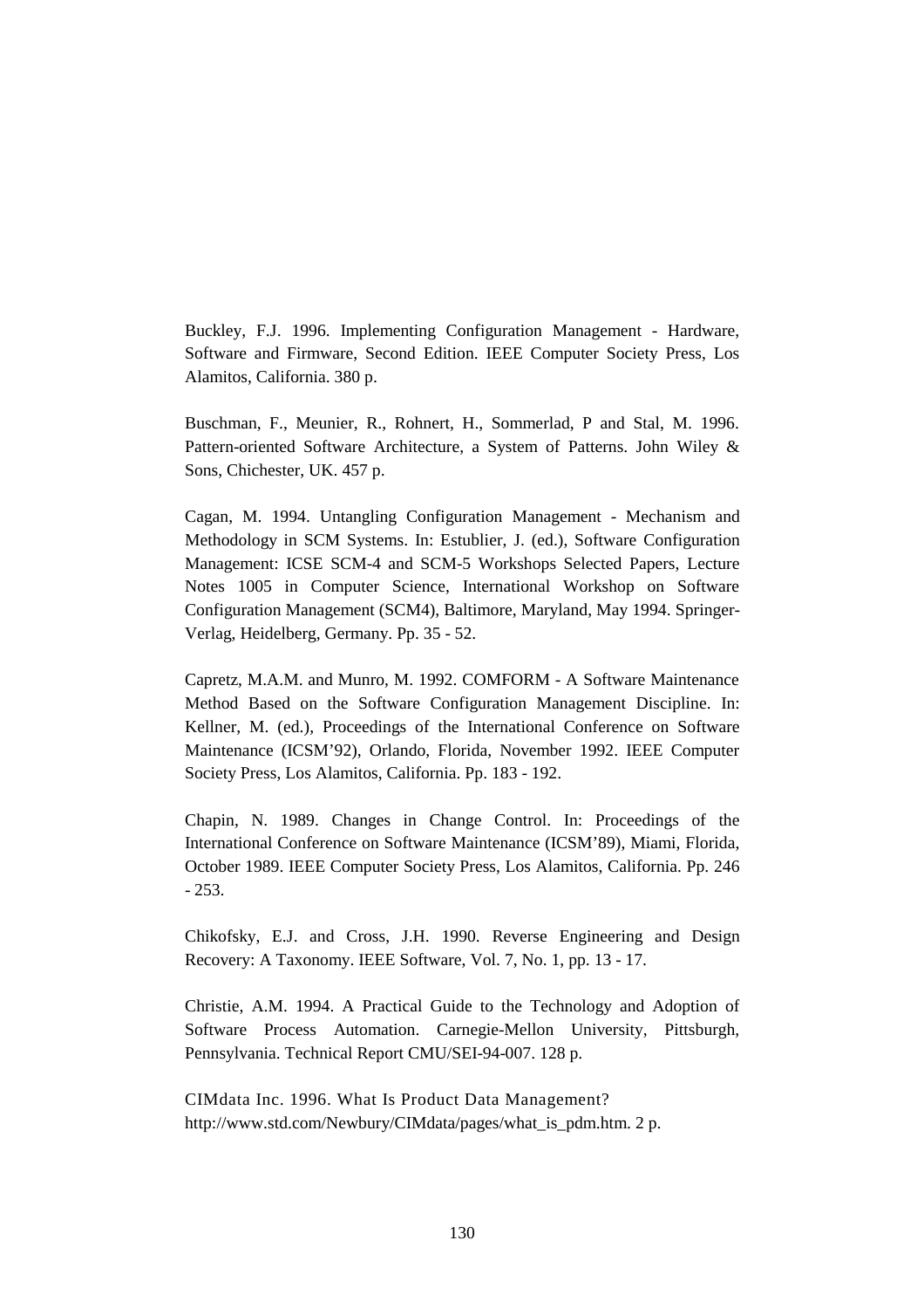Buckley, F.J. 1996. Implementing Configuration Management - Hardware, Software and Firmware, Second Edition. IEEE Computer Society Press, Los Alamitos, California. 380 p.

Buschman, F., Meunier, R., Rohnert, H., Sommerlad, P and Stal, M. 1996. Pattern-oriented Software Architecture, a System of Patterns. John Wiley & Sons, Chichester, UK. 457 p.

Cagan, M. 1994. Untangling Configuration Management - Mechanism and Methodology in SCM Systems. In: Estublier, J. (ed.), Software Configuration Management: ICSE SCM-4 and SCM-5 Workshops Selected Papers, Lecture Notes 1005 in Computer Science, International Workshop on Software Configuration Management (SCM4), Baltimore, Maryland, May 1994. Springer-Verlag, Heidelberg, Germany. Pp. 35 - 52.

Capretz, M.A.M. and Munro, M. 1992. COMFORM - A Software Maintenance Method Based on the Software Configuration Management Discipline. In: Kellner, M. (ed.), Proceedings of the International Conference on Software Maintenance (ICSM'92), Orlando, Florida, November 1992. IEEE Computer Society Press, Los Alamitos, California. Pp. 183 - 192.

Chapin, N. 1989. Changes in Change Control. In: Proceedings of the International Conference on Software Maintenance (ICSM'89), Miami, Florida, October 1989. IEEE Computer Society Press, Los Alamitos, California. Pp. 246 - 253.

Chikofsky, E.J. and Cross, J.H. 1990. Reverse Engineering and Design Recovery: A Taxonomy. IEEE Software, Vol. 7, No. 1, pp. 13 - 17.

Christie, A.M. 1994. A Practical Guide to the Technology and Adoption of Software Process Automation. Carnegie-Mellon University, Pittsburgh, Pennsylvania. Technical Report CMU/SEI-94-007. 128 p.

CIMdata Inc. 1996. What Is Product Data Management? http://www.std.com/Newbury/CIMdata/pages/what_is_pdm.htm. 2 p.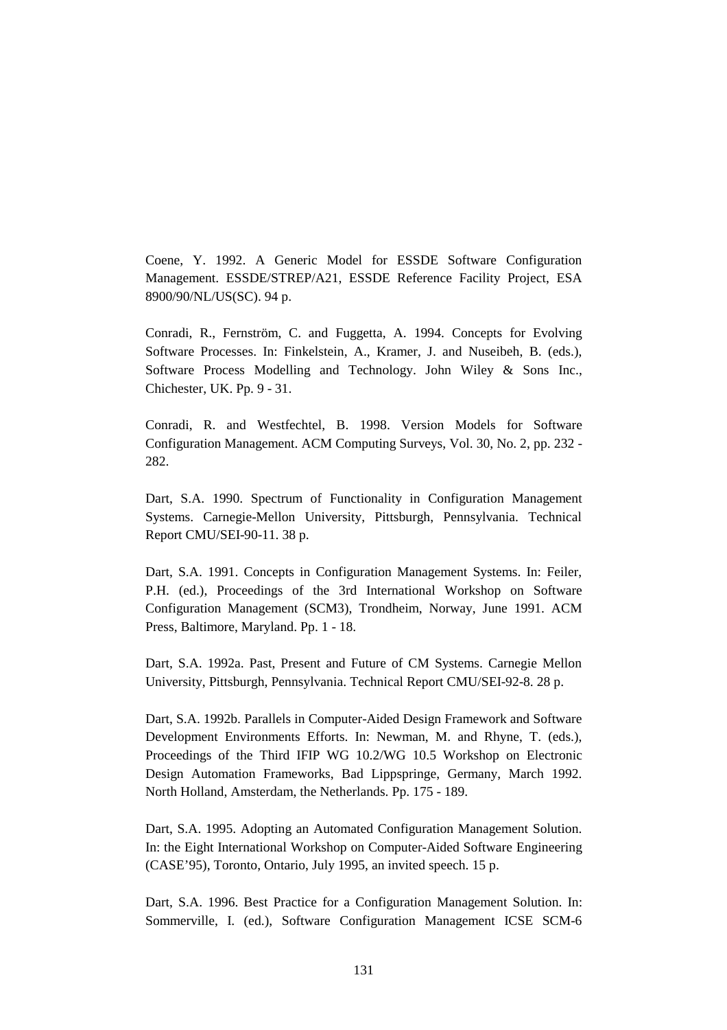Coene, Y. 1992. A Generic Model for ESSDE Software Configuration Management. ESSDE/STREP/A21, ESSDE Reference Facility Project, ESA 8900/90/NL/US(SC). 94 p.

Conradi, R., Fernström, C. and Fuggetta, A. 1994. Concepts for Evolving Software Processes. In: Finkelstein, A., Kramer, J. and Nuseibeh, B. (eds.), Software Process Modelling and Technology. John Wiley & Sons Inc., Chichester, UK. Pp. 9 - 31.

Conradi, R. and Westfechtel, B. 1998. Version Models for Software Configuration Management. ACM Computing Surveys, Vol. 30, No. 2, pp. 232 - 282.

Dart, S.A. 1990. Spectrum of Functionality in Configuration Management Systems. Carnegie-Mellon University, Pittsburgh, Pennsylvania. Technical Report CMU/SEI-90-11. 38 p.

Dart, S.A. 1991. Concepts in Configuration Management Systems. In: Feiler, P.H. (ed.), Proceedings of the 3rd International Workshop on Software Configuration Management (SCM3), Trondheim, Norway, June 1991. ACM Press, Baltimore, Maryland. Pp. 1 - 18.

Dart, S.A. 1992a. Past, Present and Future of CM Systems. Carnegie Mellon University, Pittsburgh, Pennsylvania. Technical Report CMU/SEI-92-8. 28 p.

Dart, S.A. 1992b. Parallels in Computer-Aided Design Framework and Software Development Environments Efforts. In: Newman, M. and Rhyne, T. (eds.), Proceedings of the Third IFIP WG 10.2/WG 10.5 Workshop on Electronic Design Automation Frameworks, Bad Lippspringe, Germany, March 1992. North Holland, Amsterdam, the Netherlands. Pp. 175 - 189.

Dart, S.A. 1995. Adopting an Automated Configuration Management Solution. In: the Eight International Workshop on Computer-Aided Software Engineering (CASE'95), Toronto, Ontario, July 1995, an invited speech. 15 p.

Dart, S.A. 1996. Best Practice for a Configuration Management Solution. In: Sommerville, I. (ed.), Software Configuration Management ICSE SCM-6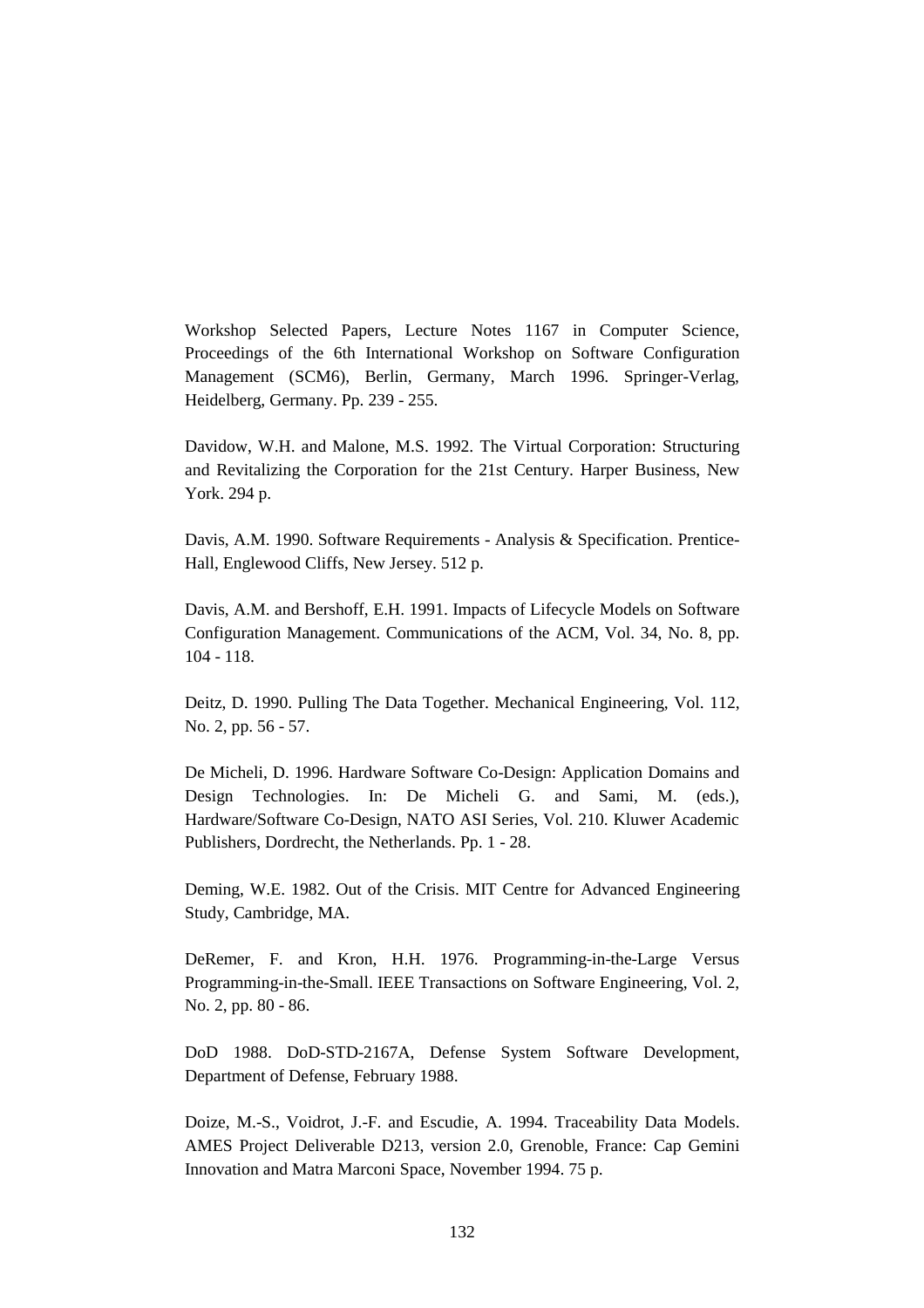Workshop Selected Papers, Lecture Notes 1167 in Computer Science, Proceedings of the 6th International Workshop on Software Configuration Management (SCM6), Berlin, Germany, March 1996. Springer-Verlag, Heidelberg, Germany. Pp. 239 - 255.

Davidow, W.H. and Malone, M.S. 1992. The Virtual Corporation: Structuring and Revitalizing the Corporation for the 21st Century. Harper Business, New York. 294 p.

Davis, A.M. 1990. Software Requirements - Analysis & Specification. Prentice-Hall, Englewood Cliffs, New Jersey. 512 p.

Davis, A.M. and Bershoff, E.H. 1991. Impacts of Lifecycle Models on Software Configuration Management. Communications of the ACM, Vol. 34, No. 8, pp. 104 - 118.

Deitz, D. 1990. Pulling The Data Together. Mechanical Engineering, Vol. 112, No. 2, pp. 56 - 57.

De Micheli, D. 1996. Hardware Software Co-Design: Application Domains and Design Technologies. In: De Micheli G. and Sami, M. (eds.), Hardware/Software Co-Design, NATO ASI Series, Vol. 210. Kluwer Academic Publishers, Dordrecht, the Netherlands. Pp. 1 - 28.

Deming, W.E. 1982. Out of the Crisis. MIT Centre for Advanced Engineering Study, Cambridge, MA.

DeRemer, F. and Kron, H.H. 1976. Programming-in-the-Large Versus Programming-in-the-Small. IEEE Transactions on Software Engineering, Vol. 2, No. 2, pp. 80 - 86.

DoD 1988. DoD-STD-2167A, Defense System Software Development, Department of Defense, February 1988.

Doize, M.-S., Voidrot, J.-F. and Escudie, A. 1994. Traceability Data Models. AMES Project Deliverable D213, version 2.0, Grenoble, France: Cap Gemini Innovation and Matra Marconi Space, November 1994. 75 p.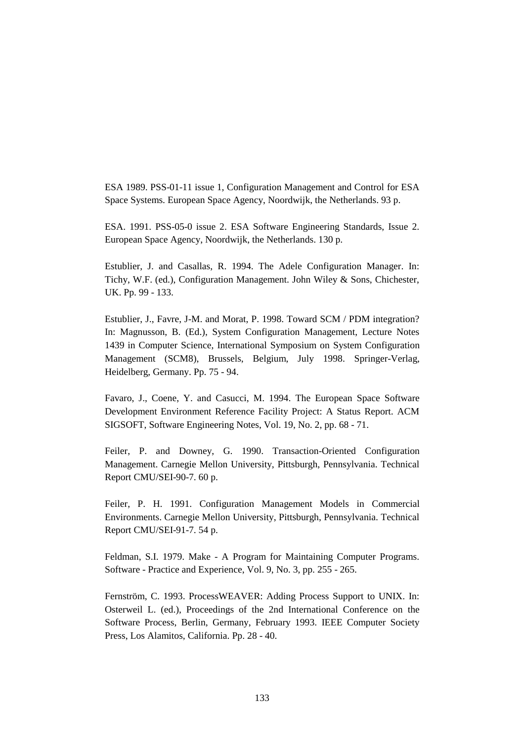ESA 1989. PSS-01-11 issue 1, Configuration Management and Control for ESA Space Systems. European Space Agency, Noordwijk, the Netherlands. 93 p.

ESA. 1991. PSS-05-0 issue 2. ESA Software Engineering Standards, Issue 2. European Space Agency, Noordwijk, the Netherlands. 130 p.

Estublier, J. and Casallas, R. 1994. The Adele Configuration Manager. In: Tichy, W.F. (ed.), Configuration Management. John Wiley & Sons, Chichester, UK. Pp. 99 - 133.

Estublier, J., Favre, J-M. and Morat, P. 1998. Toward SCM / PDM integration? In: Magnusson, B. (Ed.), System Configuration Management, Lecture Notes 1439 in Computer Science, International Symposium on System Configuration Management (SCM8), Brussels, Belgium, July 1998. Springer-Verlag, Heidelberg, Germany. Pp. 75 - 94.

Favaro, J., Coene, Y. and Casucci, M. 1994. The European Space Software Development Environment Reference Facility Project: A Status Report. ACM SIGSOFT, Software Engineering Notes, Vol. 19, No. 2, pp. 68 - 71.

Feiler, P. and Downey, G. 1990. Transaction-Oriented Configuration Management. Carnegie Mellon University, Pittsburgh, Pennsylvania. Technical Report CMU/SEI-90-7. 60 p.

Feiler, P. H. 1991. Configuration Management Models in Commercial Environments. Carnegie Mellon University, Pittsburgh, Pennsylvania. Technical Report CMU/SEI-91-7. 54 p.

Feldman, S.I. 1979. Make - A Program for Maintaining Computer Programs. Software - Practice and Experience, Vol. 9, No. 3, pp. 255 - 265.

Fernström, C. 1993. ProcessWEAVER: Adding Process Support to UNIX. In: Osterweil L. (ed.), Proceedings of the 2nd International Conference on the Software Process, Berlin, Germany, February 1993. IEEE Computer Society Press, Los Alamitos, California. Pp. 28 - 40.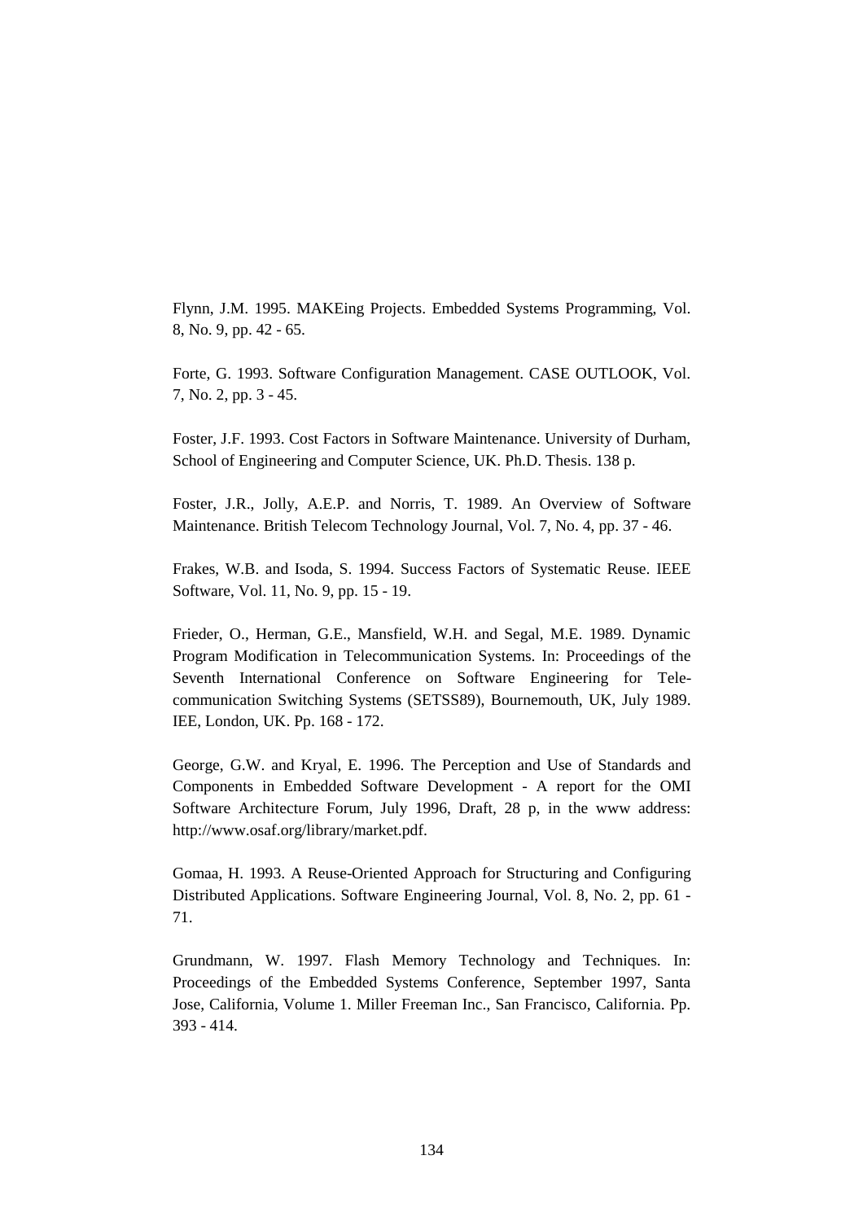Flynn, J.M. 1995. MAKEing Projects. Embedded Systems Programming, Vol. 8, No. 9, pp. 42 - 65.

Forte, G. 1993. Software Configuration Management. CASE OUTLOOK, Vol. 7, No. 2, pp. 3 - 45.

Foster, J.F. 1993. Cost Factors in Software Maintenance. University of Durham, School of Engineering and Computer Science, UK. Ph.D. Thesis. 138 p.

Foster, J.R., Jolly, A.E.P. and Norris, T. 1989. An Overview of Software Maintenance. British Telecom Technology Journal, Vol. 7, No. 4, pp. 37 - 46.

Frakes, W.B. and Isoda, S. 1994. Success Factors of Systematic Reuse. IEEE Software, Vol. 11, No. 9, pp. 15 - 19.

Frieder, O., Herman, G.E., Mansfield, W.H. and Segal, M.E. 1989. Dynamic Program Modification in Telecommunication Systems. In: Proceedings of the Seventh International Conference on Software Engineering for Telecommunication Switching Systems (SETSS89), Bournemouth, UK, July 1989. IEE, London, UK. Pp. 168 - 172.

George, G.W. and Kryal, E. 1996. The Perception and Use of Standards and Components in Embedded Software Development - A report for the OMI Software Architecture Forum, July 1996, Draft, 28 p, in the www address: http://www.osaf.org/library/market.pdf.

Gomaa, H. 1993. A Reuse-Oriented Approach for Structuring and Configuring Distributed Applications. Software Engineering Journal, Vol. 8, No. 2, pp. 61 - 71.

Grundmann, W. 1997. Flash Memory Technology and Techniques. In: Proceedings of the Embedded Systems Conference, September 1997, Santa Jose, California, Volume 1. Miller Freeman Inc., San Francisco, California. Pp. 393 - 414.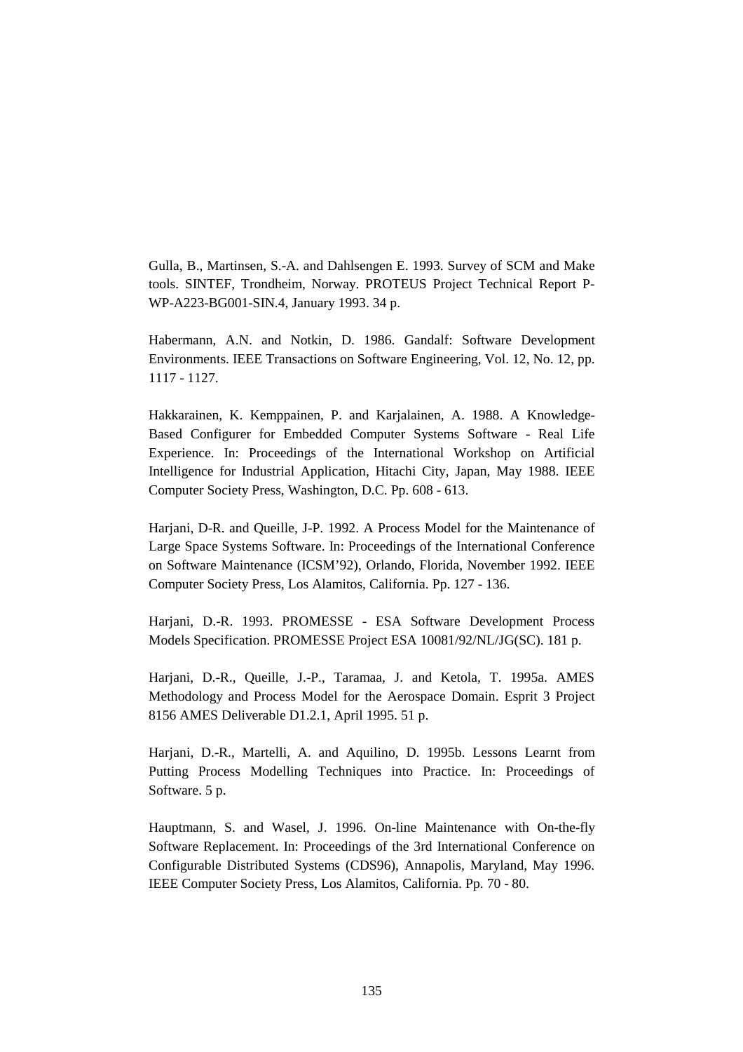Gulla, B., Martinsen, S.-A. and Dahlsengen E. 1993. Survey of SCM and Make tools. SINTEF, Trondheim, Norway. PROTEUS Project Technical Report P-WP-A223-BG001-SIN.4, January 1993. 34 p.

Habermann, A.N. and Notkin, D. 1986. Gandalf: Software Development Environments. IEEE Transactions on Software Engineering, Vol. 12, No. 12, pp. 1117 - 1127.

Hakkarainen, K. Kemppainen, P. and Karjalainen, A. 1988. A Knowledge-Based Configurer for Embedded Computer Systems Software - Real Life Experience. In: Proceedings of the International Workshop on Artificial Intelligence for Industrial Application, Hitachi City, Japan, May 1988. IEEE Computer Society Press, Washington, D.C. Pp. 608 - 613.

Harjani, D-R. and Queille, J-P. 1992. A Process Model for the Maintenance of Large Space Systems Software. In: Proceedings of the International Conference on Software Maintenance (ICSM'92), Orlando, Florida, November 1992. IEEE Computer Society Press, Los Alamitos, California. Pp. 127 - 136.

Harjani, D.-R. 1993. PROMESSE - ESA Software Development Process Models Specification. PROMESSE Project ESA 10081/92/NL/JG(SC). 181 p.

Harjani, D.-R., Queille, J.-P., Taramaa, J. and Ketola, T. 1995a. AMES Methodology and Process Model for the Aerospace Domain. Esprit 3 Project 8156 AMES Deliverable D1.2.1, April 1995. 51 p.

Harjani, D.-R., Martelli, A. and Aquilino, D. 1995b. Lessons Learnt from Putting Process Modelling Techniques into Practice. In: Proceedings of Software. 5 p.

Hauptmann, S. and Wasel, J. 1996. On-line Maintenance with On-the-fly Software Replacement. In: Proceedings of the 3rd International Conference on Configurable Distributed Systems (CDS96), Annapolis, Maryland, May 1996. IEEE Computer Society Press, Los Alamitos, California. Pp. 70 - 80.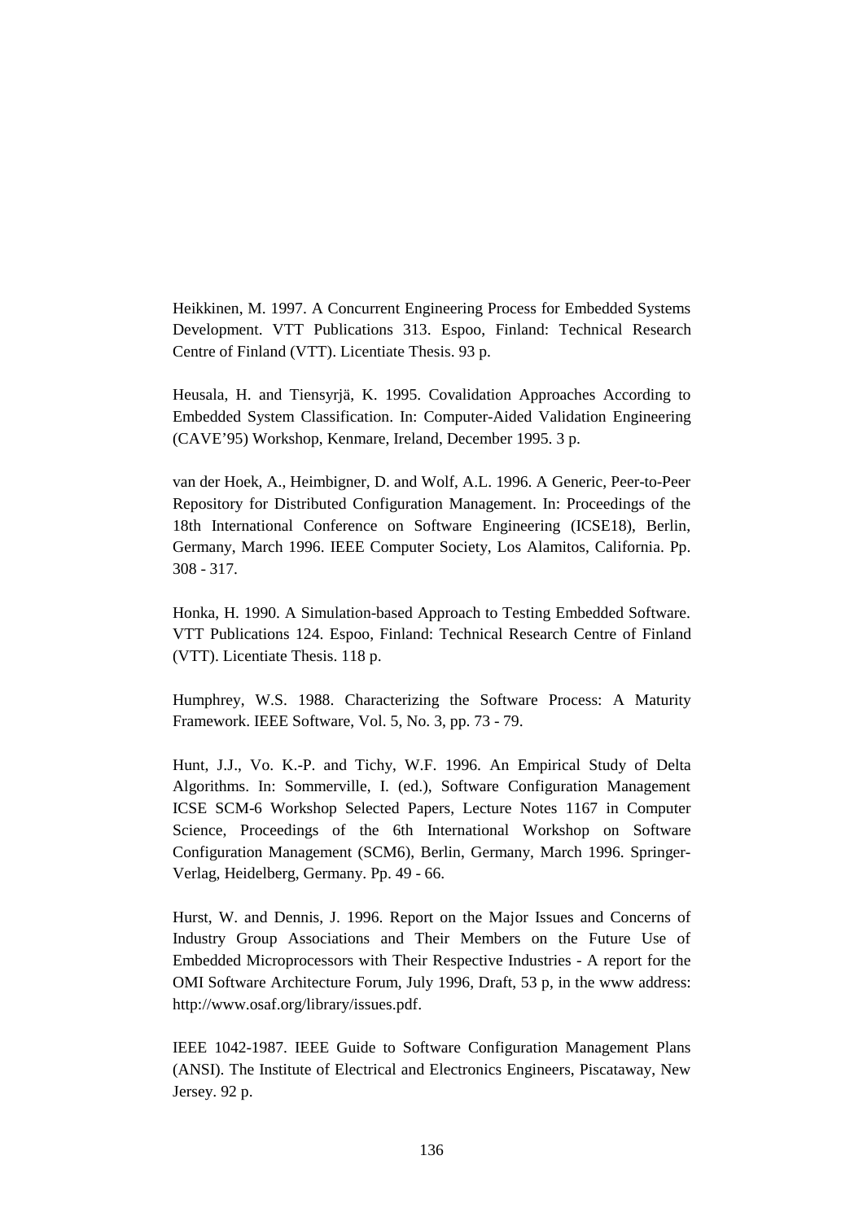Heikkinen, M. 1997. A Concurrent Engineering Process for Embedded Systems Development. VTT Publications 313. Espoo, Finland: Technical Research Centre of Finland (VTT). Licentiate Thesis. 93 p.

Heusala, H. and Tiensyrjä, K. 1995. Covalidation Approaches According to Embedded System Classification. In: Computer-Aided Validation Engineering (CAVE'95) Workshop, Kenmare, Ireland, December 1995. 3 p.

van der Hoek, A., Heimbigner, D. and Wolf, A.L. 1996. A Generic, Peer-to-Peer Repository for Distributed Configuration Management. In: Proceedings of the 18th International Conference on Software Engineering (ICSE18), Berlin, Germany, March 1996. IEEE Computer Society, Los Alamitos, California. Pp. 308 - 317.

Honka, H. 1990. A Simulation-based Approach to Testing Embedded Software. VTT Publications 124. Espoo, Finland: Technical Research Centre of Finland (VTT). Licentiate Thesis. 118 p.

Humphrey, W.S. 1988. Characterizing the Software Process: A Maturity Framework. IEEE Software, Vol. 5, No. 3, pp. 73 - 79.

Hunt, J.J., Vo. K.-P. and Tichy, W.F. 1996. An Empirical Study of Delta Algorithms. In: Sommerville, I. (ed.), Software Configuration Management ICSE SCM-6 Workshop Selected Papers, Lecture Notes 1167 in Computer Science, Proceedings of the 6th International Workshop on Software Configuration Management (SCM6), Berlin, Germany, March 1996. Springer-Verlag, Heidelberg, Germany. Pp. 49 - 66.

Hurst, W. and Dennis, J. 1996. Report on the Major Issues and Concerns of Industry Group Associations and Their Members on the Future Use of Embedded Microprocessors with Their Respective Industries - A report for the OMI Software Architecture Forum, July 1996, Draft, 53 p, in the www address: http://www.osaf.org/library/issues.pdf.

IEEE 1042-1987. IEEE Guide to Software Configuration Management Plans (ANSI). The Institute of Electrical and Electronics Engineers, Piscataway, New Jersey. 92 p.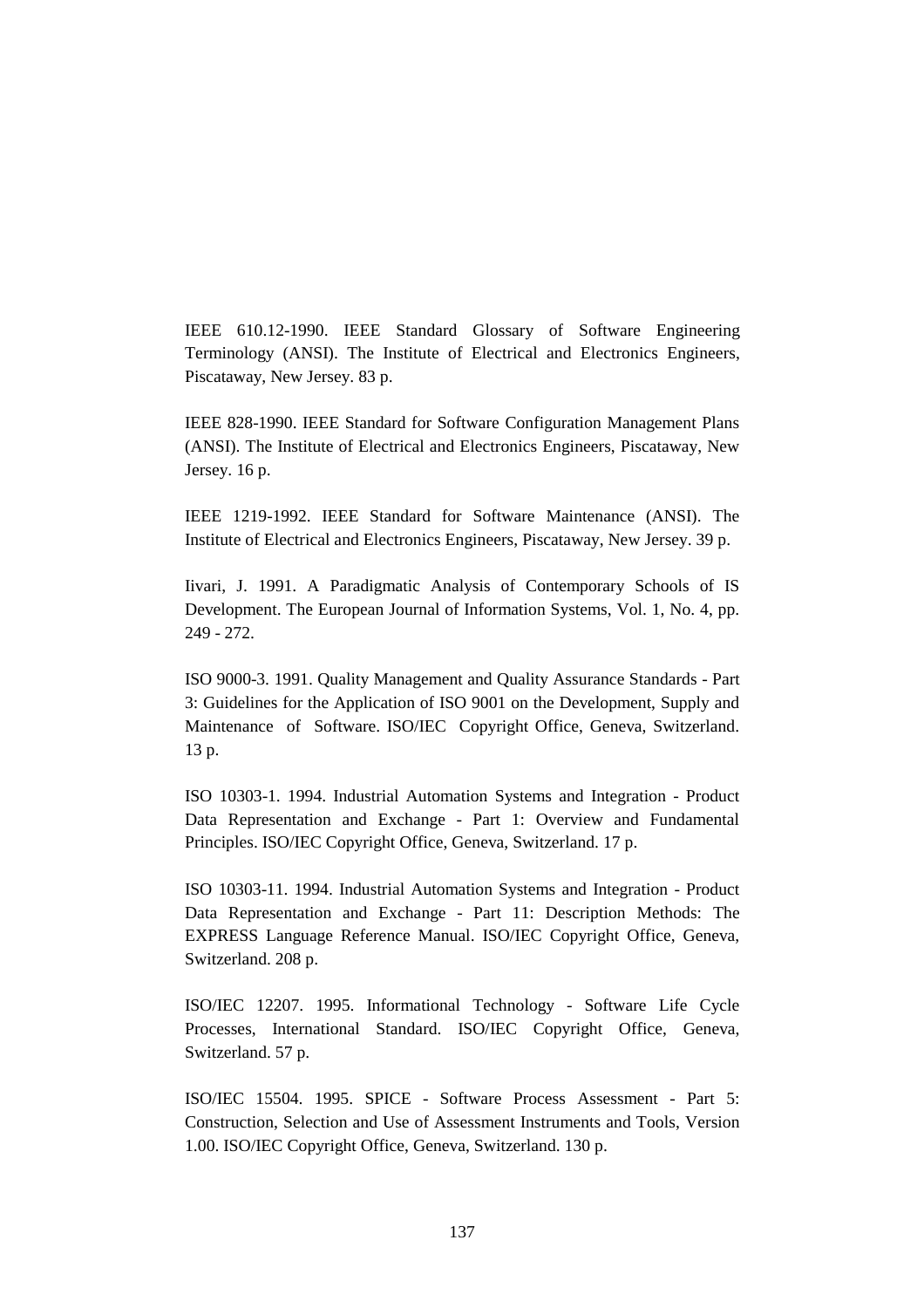IEEE 610.12-1990. IEEE Standard Glossary of Software Engineering Terminology (ANSI). The Institute of Electrical and Electronics Engineers, Piscataway, New Jersey. 83 p.

IEEE 828-1990. IEEE Standard for Software Configuration Management Plans (ANSI). The Institute of Electrical and Electronics Engineers, Piscataway, New Jersey. 16 p.

IEEE 1219-1992. IEEE Standard for Software Maintenance (ANSI). The Institute of Electrical and Electronics Engineers, Piscataway, New Jersey. 39 p.

Iivari, J. 1991. A Paradigmatic Analysis of Contemporary Schools of IS Development. The European Journal of Information Systems, Vol. 1, No. 4, pp. 249 - 272.

ISO 9000-3. 1991. Quality Management and Quality Assurance Standards - Part 3: Guidelines for the Application of ISO 9001 on the Development, Supply and Maintenance of Software. ISO/IEC Copyright Office, Geneva, Switzerland. 13 p.

ISO 10303-1. 1994. Industrial Automation Systems and Integration - Product Data Representation and Exchange - Part 1: Overview and Fundamental Principles. ISO/IEC Copyright Office, Geneva, Switzerland. 17 p.

ISO 10303-11. 1994. Industrial Automation Systems and Integration - Product Data Representation and Exchange - Part 11: Description Methods: The EXPRESS Language Reference Manual. ISO/IEC Copyright Office, Geneva, Switzerland. 208 p.

ISO/IEC 12207. 1995. Informational Technology - Software Life Cycle Processes, International Standard. ISO/IEC Copyright Office, Geneva, Switzerland. 57 p.

ISO/IEC 15504. 1995. SPICE - Software Process Assessment - Part 5: Construction, Selection and Use of Assessment Instruments and Tools, Version 1.00. ISO/IEC Copyright Office, Geneva, Switzerland. 130 p.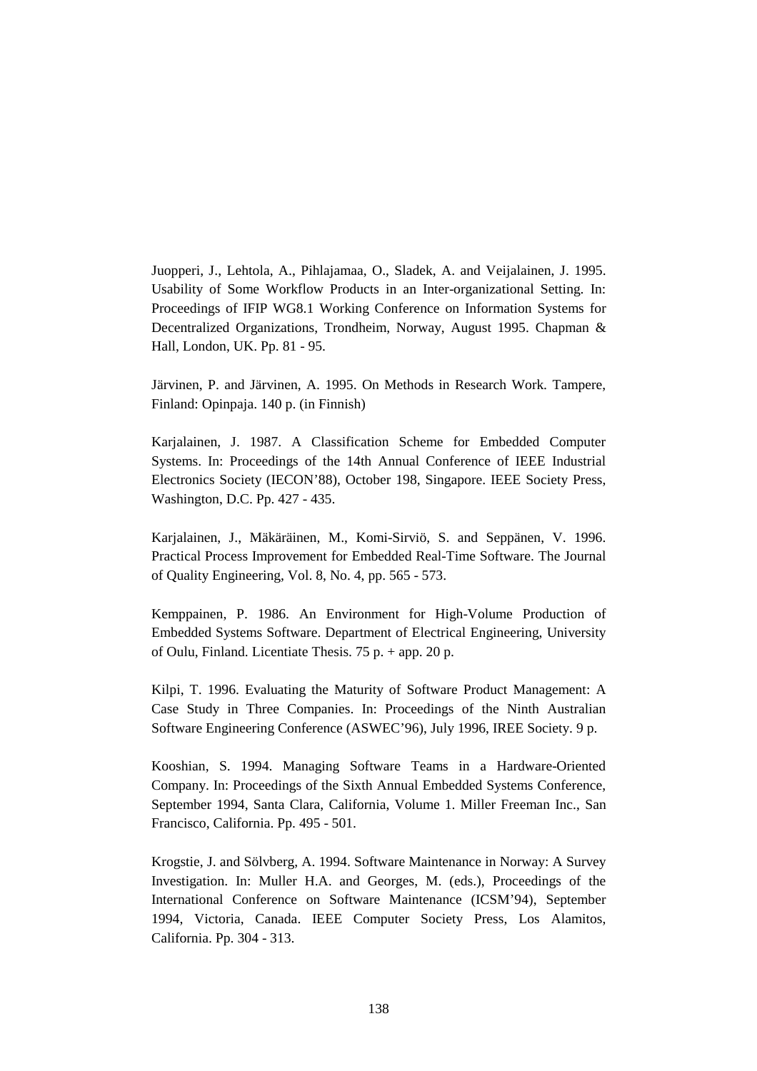Juopperi, J., Lehtola, A., Pihlajamaa, O., Sladek, A. and Veijalainen, J. 1995. Usability of Some Workflow Products in an Inter-organizational Setting. In: Proceedings of IFIP WG8.1 Working Conference on Information Systems for Decentralized Organizations, Trondheim, Norway, August 1995. Chapman & Hall, London, UK. Pp. 81 - 95.

Järvinen, P. and Järvinen, A. 1995. On Methods in Research Work. Tampere, Finland: Opinpaja. 140 p. (in Finnish)

Karjalainen, J. 1987. A Classification Scheme for Embedded Computer Systems. In: Proceedings of the 14th Annual Conference of IEEE Industrial Electronics Society (IECON'88), October 198, Singapore. IEEE Society Press, Washington, D.C. Pp. 427 - 435.

Karjalainen, J., Mäkäräinen, M., Komi-Sirviö, S. and Seppänen, V. 1996. Practical Process Improvement for Embedded Real-Time Software. The Journal of Quality Engineering, Vol. 8, No. 4, pp. 565 - 573.

Kemppainen, P. 1986. An Environment for High-Volume Production of Embedded Systems Software. Department of Electrical Engineering, University of Oulu, Finland. Licentiate Thesis. 75 p. + app. 20 p.

Kilpi, T. 1996. Evaluating the Maturity of Software Product Management: A Case Study in Three Companies. In: Proceedings of the Ninth Australian Software Engineering Conference (ASWEC'96), July 1996, IREE Society. 9 p.

Kooshian, S. 1994. Managing Software Teams in a Hardware-Oriented Company. In: Proceedings of the Sixth Annual Embedded Systems Conference, September 1994, Santa Clara, California, Volume 1. Miller Freeman Inc., San Francisco, California. Pp. 495 - 501.

Krogstie, J. and Sölvberg, A. 1994. Software Maintenance in Norway: A Survey Investigation. In: Muller H.A. and Georges, M. (eds.), Proceedings of the International Conference on Software Maintenance (ICSM'94), September 1994, Victoria, Canada. IEEE Computer Society Press, Los Alamitos, California. Pp. 304 - 313.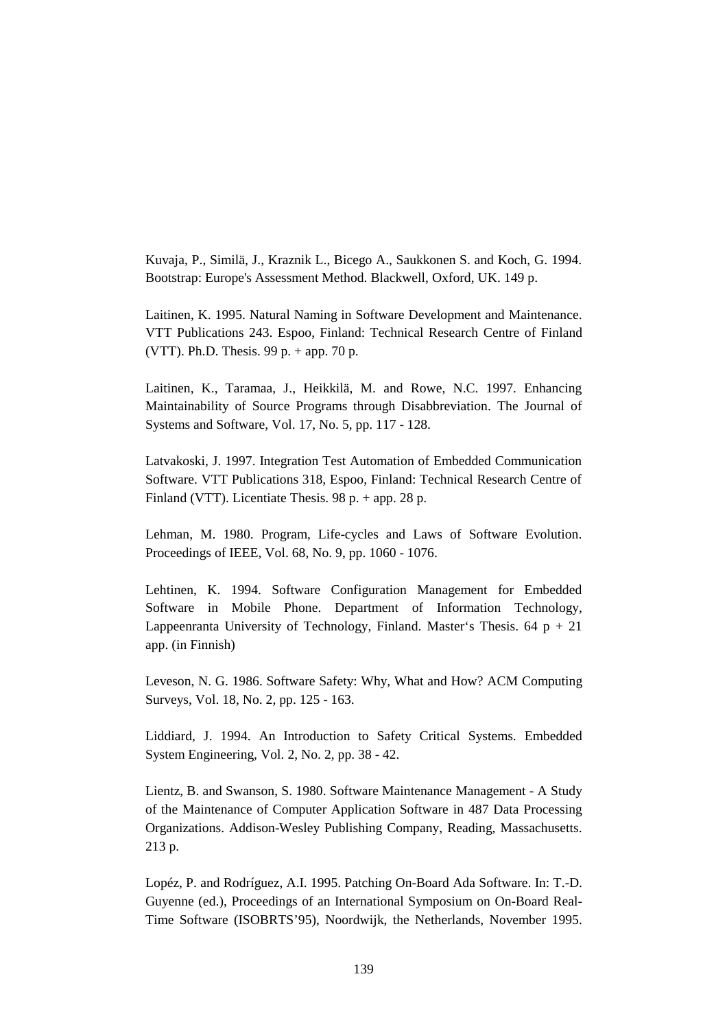Kuvaja, P., Similä, J., Kraznik L., Bicego A., Saukkonen S. and Koch, G. 1994. Bootstrap: Europe's Assessment Method. Blackwell, Oxford, UK. 149 p.

Laitinen, K. 1995. Natural Naming in Software Development and Maintenance. VTT Publications 243. Espoo, Finland: Technical Research Centre of Finland (VTT). Ph.D. Thesis. 99 p. + app. 70 p.

Laitinen, K., Taramaa, J., Heikkilä, M. and Rowe, N.C. 1997. Enhancing Maintainability of Source Programs through Disabbreviation. The Journal of Systems and Software, Vol. 17, No. 5, pp. 117 - 128.

Latvakoski, J. 1997. Integration Test Automation of Embedded Communication Software. VTT Publications 318, Espoo, Finland: Technical Research Centre of Finland (VTT). Licentiate Thesis. 98 p. + app. 28 p.

Lehman, M. 1980. Program, Life-cycles and Laws of Software Evolution. Proceedings of IEEE, Vol. 68, No. 9, pp. 1060 - 1076.

Lehtinen, K. 1994. Software Configuration Management for Embedded Software in Mobile Phone. Department of Information Technology, Lappeenranta University of Technology, Finland. Master‘s Thesis. 64 p + 21 app. (in Finnish)

Leveson, N. G. 1986. Software Safety: Why, What and How? ACM Computing Surveys, Vol. 18, No. 2, pp. 125 - 163.

Liddiard, J. 1994. An Introduction to Safety Critical Systems. Embedded System Engineering, Vol. 2, No. 2, pp. 38 - 42.

Lientz, B. and Swanson, S. 1980. Software Maintenance Management - A Study of the Maintenance of Computer Application Software in 487 Data Processing Organizations. Addison-Wesley Publishing Company, Reading, Massachusetts. 213 p.

Lopéz, P. and Rodríguez, A.I. 1995. Patching On-Board Ada Software. In: T.-D. Guyenne (ed.), Proceedings of an International Symposium on On-Board Real-Time Software (ISOBRTS’95), Noordwijk, the Netherlands, November 1995.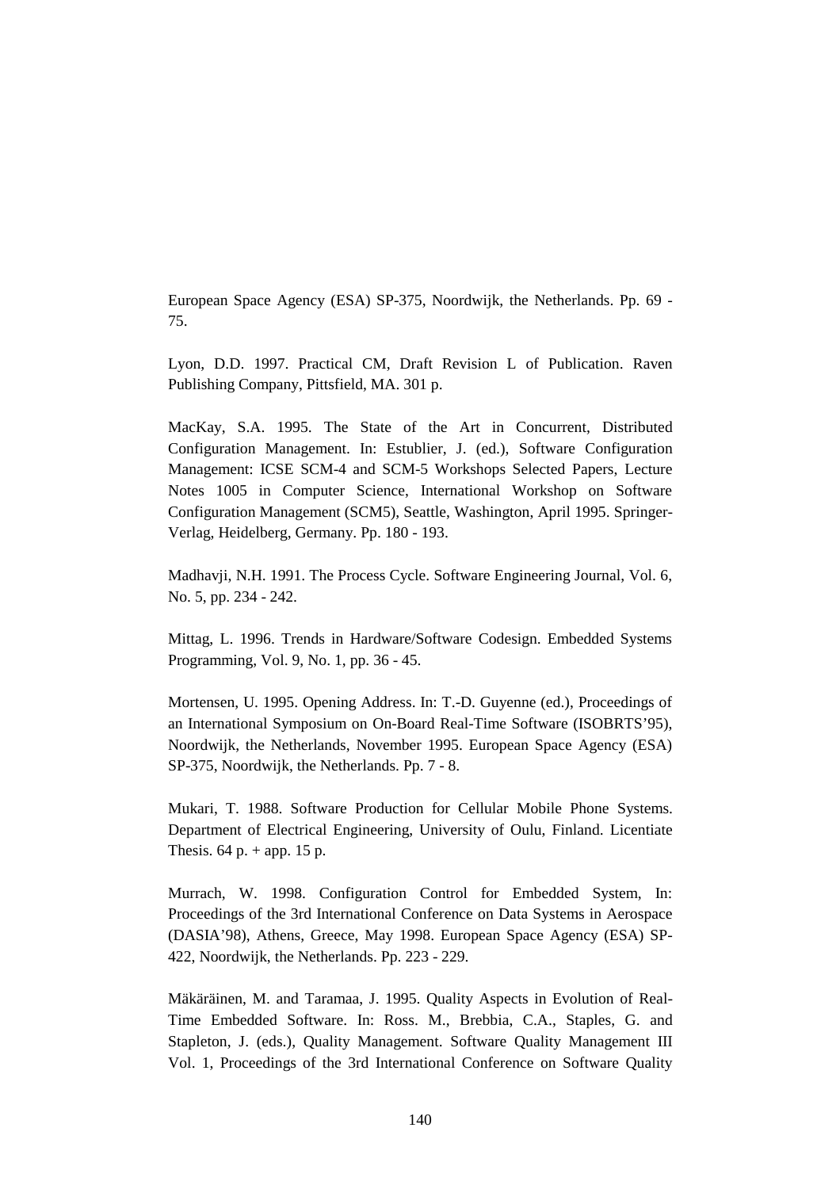European Space Agency (ESA) SP-375, Noordwijk, the Netherlands. Pp. 69 - 75.

Lyon, D.D. 1997. Practical CM, Draft Revision L of Publication. Raven Publishing Company, Pittsfield, MA. 301 p.

MacKay, S.A. 1995. The State of the Art in Concurrent, Distributed Configuration Management. In: Estublier, J. (ed.), Software Configuration Management: ICSE SCM-4 and SCM-5 Workshops Selected Papers, Lecture Notes 1005 in Computer Science, International Workshop on Software Configuration Management (SCM5), Seattle, Washington, April 1995. Springer-Verlag, Heidelberg, Germany. Pp. 180 - 193.

Madhavji, N.H. 1991. The Process Cycle. Software Engineering Journal, Vol. 6, No. 5, pp. 234 - 242.

Mittag, L. 1996. Trends in Hardware/Software Codesign. Embedded Systems Programming, Vol. 9, No. 1, pp. 36 - 45.

Mortensen, U. 1995. Opening Address. In: T.-D. Guyenne (ed.), Proceedings of an International Symposium on On-Board Real-Time Software (ISOBRTS'95), Noordwijk, the Netherlands, November 1995. European Space Agency (ESA) SP-375, Noordwijk, the Netherlands. Pp. 7 - 8.

Mukari, T. 1988. Software Production for Cellular Mobile Phone Systems. Department of Electrical Engineering, University of Oulu, Finland. Licentiate Thesis. 64 p. + app. 15 p.

Murrach, W. 1998. Configuration Control for Embedded System, In: Proceedings of the 3rd International Conference on Data Systems in Aerospace (DASIA'98), Athens, Greece, May 1998. European Space Agency (ESA) SP-422, Noordwijk, the Netherlands. Pp. 223 - 229.

Mäkäräinen, M. and Taramaa, J. 1995. Quality Aspects in Evolution of Real-Time Embedded Software. In: Ross. M., Brebbia, C.A., Staples, G. and Stapleton, J. (eds.), Quality Management. Software Quality Management III Vol. 1, Proceedings of the 3rd International Conference on Software Quality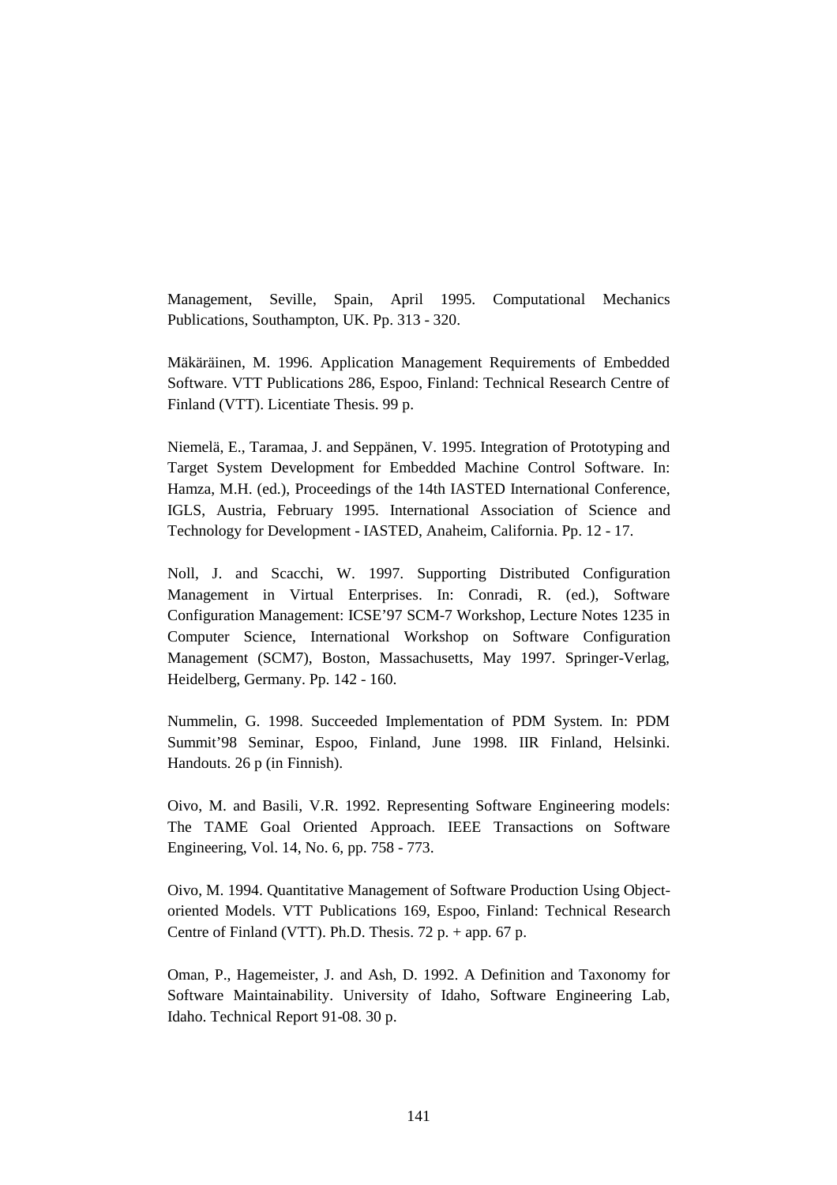Management, Seville, Spain, April 1995. Computational Mechanics Publications, Southampton, UK. Pp. 313 - 320.

Mäkäräinen, M. 1996. Application Management Requirements of Embedded Software. VTT Publications 286, Espoo, Finland: Technical Research Centre of Finland (VTT). Licentiate Thesis. 99 p.

Niemelä, E., Taramaa, J. and Seppänen, V. 1995. Integration of Prototyping and Target System Development for Embedded Machine Control Software. In: Hamza, M.H. (ed.), Proceedings of the 14th IASTED International Conference, IGLS, Austria, February 1995. International Association of Science and Technology for Development - IASTED, Anaheim, California. Pp. 12 - 17.

Noll, J. and Scacchi, W. 1997. Supporting Distributed Configuration Management in Virtual Enterprises. In: Conradi, R. (ed.), Software Configuration Management: ICSE'97 SCM-7 Workshop, Lecture Notes 1235 in Computer Science, International Workshop on Software Configuration Management (SCM7), Boston, Massachusetts, May 1997. Springer-Verlag, Heidelberg, Germany. Pp. 142 - 160.

Nummelin, G. 1998. Succeeded Implementation of PDM System. In: PDM Summit'98 Seminar, Espoo, Finland, June 1998. IIR Finland, Helsinki. Handouts. 26 p (in Finnish).

Oivo, M. and Basili, V.R. 1992. Representing Software Engineering models: The TAME Goal Oriented Approach. IEEE Transactions on Software Engineering, Vol. 14, No. 6, pp. 758 - 773.

Oivo, M. 1994. Quantitative Management of Software Production Using Object-oriented Models. VTT Publications 169, Espoo, Finland: Technical Research Centre of Finland (VTT). Ph.D. Thesis. 72 p. + app. 67 p.

Oman, P., Hagemeister, J. and Ash, D. 1992. A Definition and Taxonomy for Software Maintainability. University of Idaho, Software Engineering Lab, Idaho. Technical Report 91-08. 30 p.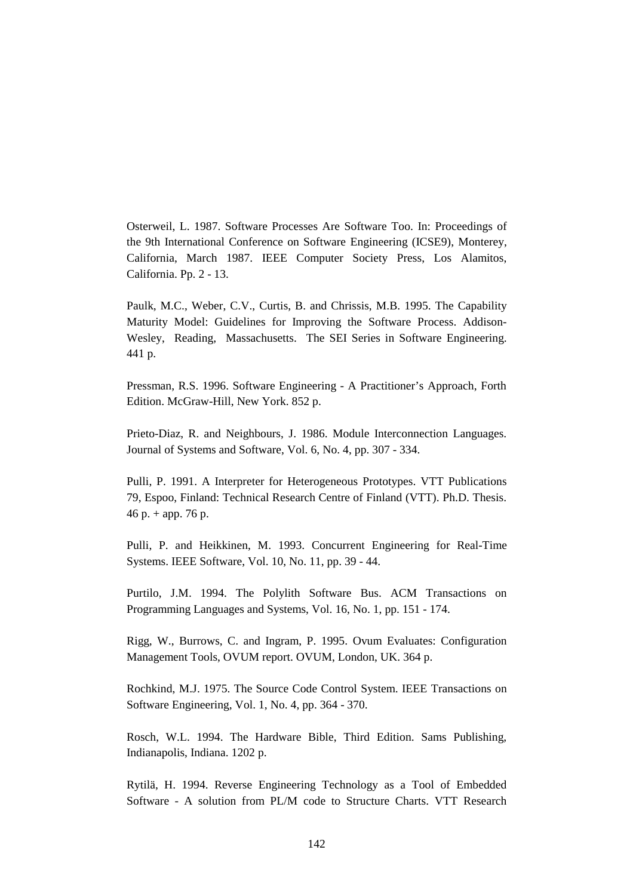Osterweil, L. 1987. Software Processes Are Software Too. In: Proceedings of the 9th International Conference on Software Engineering (ICSE9), Monterey, California, March 1987. IEEE Computer Society Press, Los Alamitos, California. Pp. 2 - 13.

Paulk, M.C., Weber, C.V., Curtis, B. and Chrissis, M.B. 1995. The Capability Maturity Model: Guidelines for Improving the Software Process. Addison-Wesley, Reading, Massachusetts. The SEI Series in Software Engineering. 441 p.

Pressman, R.S. 1996. Software Engineering - A Practitioner's Approach, Forth Edition. McGraw-Hill, New York. 852 p.

Prieto-Diaz, R. and Neighbours, J. 1986. Module Interconnection Languages. Journal of Systems and Software, Vol. 6, No. 4, pp. 307 - 334.

Pulli, P. 1991. A Interpreter for Heterogeneous Prototypes. VTT Publications 79, Espoo, Finland: Technical Research Centre of Finland (VTT). Ph.D. Thesis. 46 p. + app. 76 p.

Pulli, P. and Heikkinen, M. 1993. Concurrent Engineering for Real-Time Systems. IEEE Software, Vol. 10, No. 11, pp. 39 - 44.

Purtilo, J.M. 1994. The Polylith Software Bus. ACM Transactions on Programming Languages and Systems, Vol. 16, No. 1, pp. 151 - 174.

Rigg, W., Burrows, C. and Ingram, P. 1995. Ovum Evaluates: Configuration Management Tools, OVUM report. OVUM, London, UK. 364 p.

Rochkind, M.J. 1975. The Source Code Control System. IEEE Transactions on Software Engineering, Vol. 1, No. 4, pp. 364 - 370.

Rosch, W.L. 1994. The Hardware Bible, Third Edition. Sams Publishing, Indianapolis, Indiana. 1202 p.

Rytilä, H. 1994. Reverse Engineering Technology as a Tool of Embedded Software - A solution from PL/M code to Structure Charts. VTT Research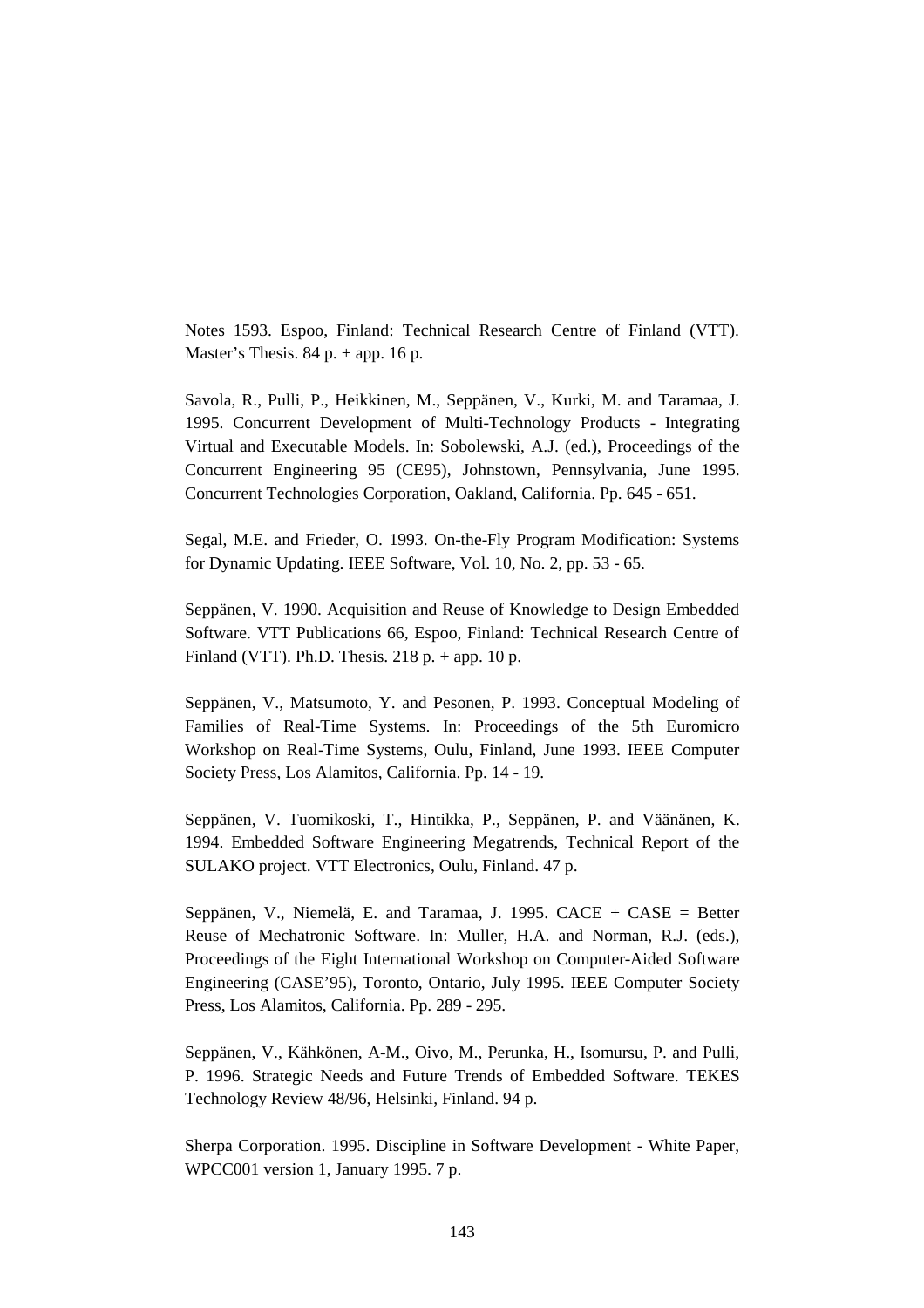Notes 1593. Espoo, Finland: Technical Research Centre of Finland (VTT). Master's Thesis. 84 p. + app. 16 p.

Savola, R., Pulli, P., Heikkinen, M., Seppänen, V., Kurki, M. and Taramaa, J. 1995. Concurrent Development of Multi-Technology Products - Integrating Virtual and Executable Models. In: Sobolewski, A.J. (ed.), Proceedings of the Concurrent Engineering 95 (CE95), Johnstown, Pennsylvania, June 1995. Concurrent Technologies Corporation, Oakland, California. Pp. 645 - 651.

Segal, M.E. and Frieder, O. 1993. On-the-Fly Program Modification: Systems for Dynamic Updating. IEEE Software, Vol. 10, No. 2, pp. 53 - 65.

Seppänen, V. 1990. Acquisition and Reuse of Knowledge to Design Embedded Software. VTT Publications 66, Espoo, Finland: Technical Research Centre of Finland (VTT). Ph.D. Thesis. 218 p. + app. 10 p.

Seppänen, V., Matsumoto, Y. and Pesonen, P. 1993. Conceptual Modeling of Families of Real-Time Systems. In: Proceedings of the 5th Euromicro Workshop on Real-Time Systems, Oulu, Finland, June 1993. IEEE Computer Society Press, Los Alamitos, California. Pp. 14 - 19.

Seppänen, V. Tuomikoski, T., Hintikka, P., Seppänen, P. and Väänänen, K. 1994. Embedded Software Engineering Megatrends, Technical Report of the SULAKO project. VTT Electronics, Oulu, Finland. 47 p.

Seppänen, V., Niemelä, E. and Taramaa, J. 1995. CACE + CASE = Better Reuse of Mechatronic Software. In: Muller, H.A. and Norman, R.J. (eds.), Proceedings of the Eight International Workshop on Computer-Aided Software Engineering (CASE'95), Toronto, Ontario, July 1995. IEEE Computer Society Press, Los Alamitos, California. Pp. 289 - 295.

Seppänen, V., Kähkönen, A-M., Oivo, M., Perunka, H., Isomursu, P. and Pulli, P. 1996. Strategic Needs and Future Trends of Embedded Software. TEKES Technology Review 48/96, Helsinki, Finland. 94 p.

Sherpa Corporation. 1995. Discipline in Software Development - White Paper, WPCC001 version 1, January 1995. 7 p.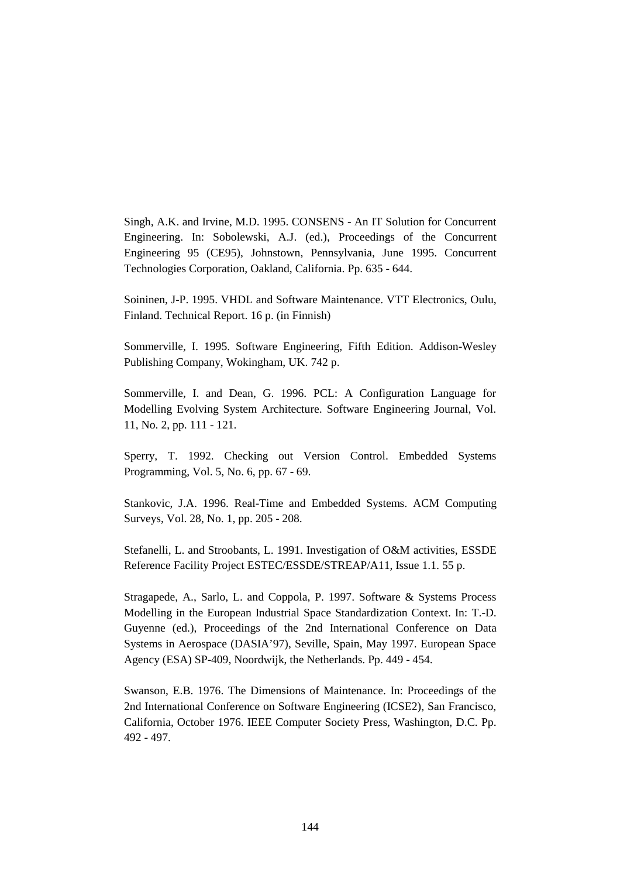Singh, A.K. and Irvine, M.D. 1995. CONSENS - An IT Solution for Concurrent Engineering. In: Sobolewski, A.J. (ed.), Proceedings of the Concurrent Engineering 95 (CE95), Johnstown, Pennsylvania, June 1995. Concurrent Technologies Corporation, Oakland, California. Pp. 635 - 644.

Soininen, J-P. 1995. VHDL and Software Maintenance. VTT Electronics, Oulu, Finland. Technical Report. 16 p. (in Finnish)

Sommerville, I. 1995. Software Engineering, Fifth Edition. Addison-Wesley Publishing Company, Wokingham, UK. 742 p.

Sommerville, I. and Dean, G. 1996. PCL: A Configuration Language for Modelling Evolving System Architecture. Software Engineering Journal, Vol. 11, No. 2, pp. 111 - 121.

Sperry, T. 1992. Checking out Version Control. Embedded Systems Programming, Vol. 5, No. 6, pp. 67 - 69.

Stankovic, J.A. 1996. Real-Time and Embedded Systems. ACM Computing Surveys, Vol. 28, No. 1, pp. 205 - 208.

Stefanelli, L. and Stroobants, L. 1991. Investigation of O&M activities, ESSDE Reference Facility Project ESTEC/ESSDE/STREAP/A11, Issue 1.1. 55 p.

Stragapede, A., Sarlo, L. and Coppola, P. 1997. Software & Systems Process Modelling in the European Industrial Space Standardization Context. In: T.-D. Guyenne (ed.), Proceedings of the 2nd International Conference on Data Systems in Aerospace (DASIA'97), Seville, Spain, May 1997. European Space Agency (ESA) SP-409, Noordwijk, the Netherlands. Pp. 449 - 454.

Swanson, E.B. 1976. The Dimensions of Maintenance. In: Proceedings of the 2nd International Conference on Software Engineering (ICSE2), San Francisco, California, October 1976. IEEE Computer Society Press, Washington, D.C. Pp. 492 - 497.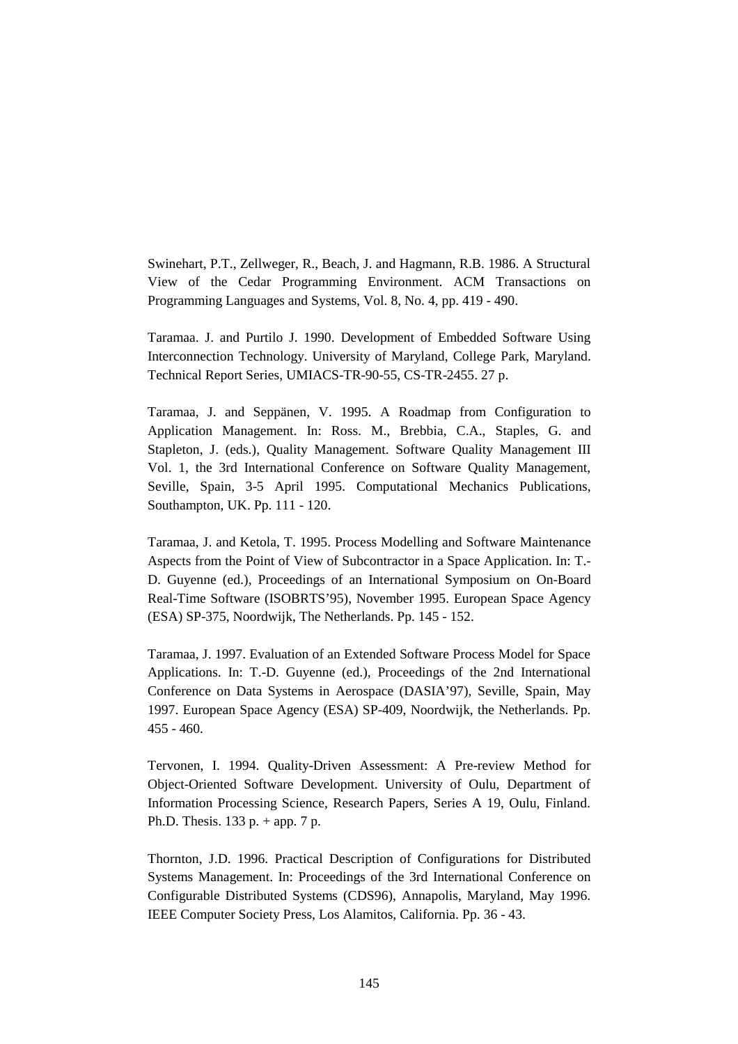Swinehart, P.T., Zellweger, R., Beach, J. and Hagmann, R.B. 1986. A Structural View of the Cedar Programming Environment. ACM Transactions on Programming Languages and Systems, Vol. 8, No. 4, pp. 419 - 490.

Taramaa. J. and Purtilo J. 1990. Development of Embedded Software Using Interconnection Technology. University of Maryland, College Park, Maryland. Technical Report Series, UMIACS-TR-90-55, CS-TR-2455. 27 p.

Taramaa, J. and Seppänen, V. 1995. A Roadmap from Configuration to Application Management. In: Ross. M., Brebbia, C.A., Staples, G. and Stapleton, J. (eds.), Quality Management. Software Quality Management III Vol. 1, the 3rd International Conference on Software Quality Management, Seville, Spain, 3-5 April 1995. Computational Mechanics Publications, Southampton, UK. Pp. 111 - 120.

Taramaa, J. and Ketola, T. 1995. Process Modelling and Software Maintenance Aspects from the Point of View of Subcontractor in a Space Application. In: T.-D. Guyenne (ed.), Proceedings of an International Symposium on On-Board Real-Time Software (ISOBRTS'95), November 1995. European Space Agency (ESA) SP-375, Noordwijk, The Netherlands. Pp. 145 - 152.

Taramaa, J. 1997. Evaluation of an Extended Software Process Model for Space Applications. In: T.-D. Guyenne (ed.), Proceedings of the 2nd International Conference on Data Systems in Aerospace (DASIA'97), Seville, Spain, May 1997. European Space Agency (ESA) SP-409, Noordwijk, the Netherlands. Pp. 455 - 460.

Tervonen, I. 1994. Quality-Driven Assessment: A Pre-review Method for Object-Oriented Software Development. University of Oulu, Department of Information Processing Science, Research Papers, Series A 19, Oulu, Finland. Ph.D. Thesis. 133 p. + app. 7 p.

Thornton, J.D. 1996. Practical Description of Configurations for Distributed Systems Management. In: Proceedings of the 3rd International Conference on Configurable Distributed Systems (CDS96), Annapolis, Maryland, May 1996. IEEE Computer Society Press, Los Alamitos, California. Pp. 36 - 43.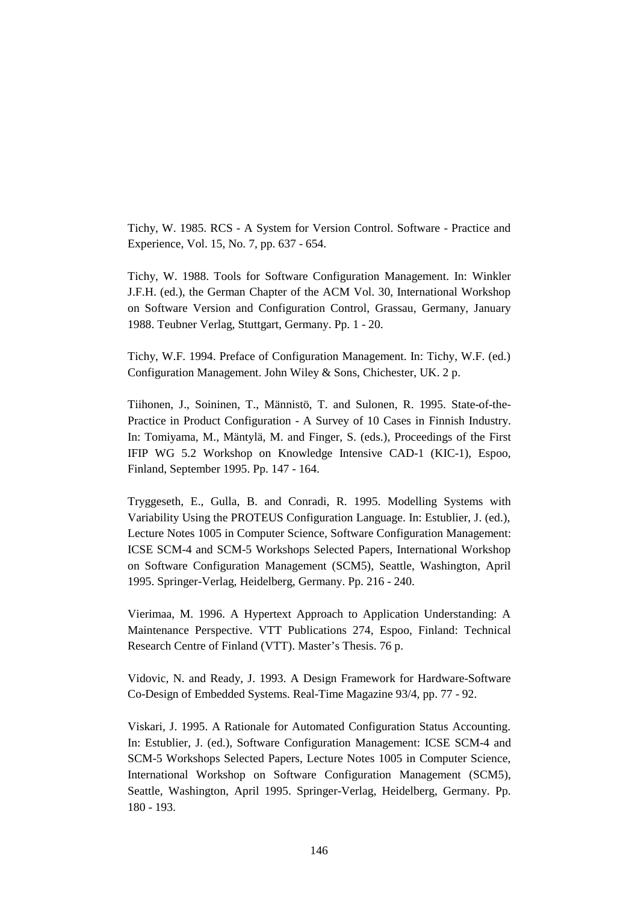Tichy, W. 1985. RCS - A System for Version Control. Software - Practice and Experience, Vol. 15, No. 7, pp. 637 - 654.

Tichy, W. 1988. Tools for Software Configuration Management. In: Winkler J.F.H. (ed.), the German Chapter of the ACM Vol. 30, International Workshop on Software Version and Configuration Control, Grassau, Germany, January 1988. Teubner Verlag, Stuttgart, Germany. Pp. 1 - 20.

Tichy, W.F. 1994. Preface of Configuration Management. In: Tichy, W.F. (ed.) Configuration Management. John Wiley & Sons, Chichester, UK. 2 p.

Tiihonen, J., Soininen, T., Männistö, T. and Sulonen, R. 1995. State-of-the-Practice in Product Configuration - A Survey of 10 Cases in Finnish Industry. In: Tomiyama, M., Mäntylä, M. and Finger, S. (eds.), Proceedings of the First IFIP WG 5.2 Workshop on Knowledge Intensive CAD-1 (KIC-1), Espoo, Finland, September 1995. Pp. 147 - 164.

Tryggeseth, E., Gulla, B. and Conradi, R. 1995. Modelling Systems with Variability Using the PROTEUS Configuration Language. In: Estublier, J. (ed.), Lecture Notes 1005 in Computer Science, Software Configuration Management: ICSE SCM-4 and SCM-5 Workshops Selected Papers, International Workshop on Software Configuration Management (SCM5), Seattle, Washington, April 1995. Springer-Verlag, Heidelberg, Germany. Pp. 216 - 240.

Vierimaa, M. 1996. A Hypertext Approach to Application Understanding: A Maintenance Perspective. VTT Publications 274, Espoo, Finland: Technical Research Centre of Finland (VTT). Master's Thesis. 76 p.

Vidovic, N. and Ready, J. 1993. A Design Framework for Hardware-Software Co-Design of Embedded Systems. Real-Time Magazine 93/4, pp. 77 - 92.

Viskari, J. 1995. A Rationale for Automated Configuration Status Accounting. In: Estublier, J. (ed.), Software Configuration Management: ICSE SCM-4 and SCM-5 Workshops Selected Papers, Lecture Notes 1005 in Computer Science, International Workshop on Software Configuration Management (SCM5), Seattle, Washington, April 1995. Springer-Verlag, Heidelberg, Germany. Pp. 180 - 193.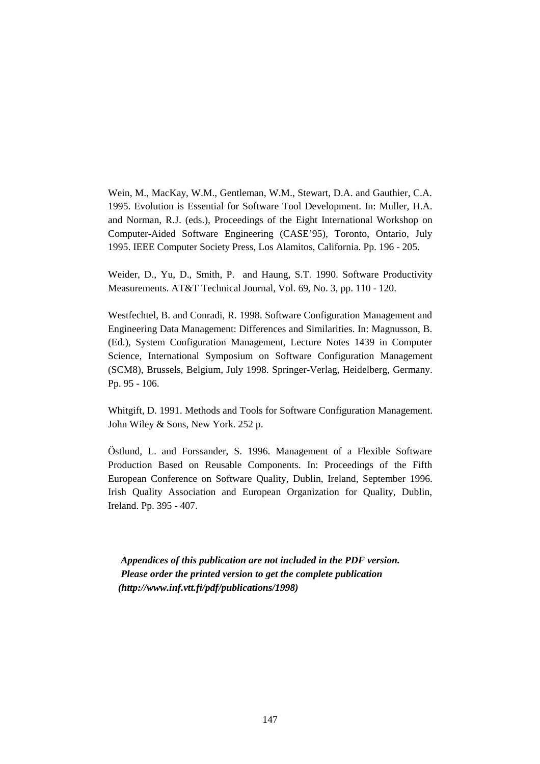Wein, M., MacKay, W.M., Gentleman, W.M., Stewart, D.A. and Gauthier, C.A. 1995. Evolution is Essential for Software Tool Development. In: Muller, H.A. and Norman, R.J. (eds.), Proceedings of the Eight International Workshop on Computer-Aided Software Engineering (CASE'95), Toronto, Ontario, July 1995. IEEE Computer Society Press, Los Alamitos, California. Pp. 196 - 205.

Weider, D., Yu, D., Smith, P. and Haung, S.T. 1990. Software Productivity Measurements. AT&T Technical Journal, Vol. 69, No. 3, pp. 110 - 120.

Westfechtel, B. and Conradi, R. 1998. Software Configuration Management and Engineering Data Management: Differences and Similarities. In: Magnusson, B. (Ed.), System Configuration Management, Lecture Notes 1439 in Computer Science, International Symposium on Software Configuration Management (SCM8), Brussels, Belgium, July 1998. Springer-Verlag, Heidelberg, Germany. Pp. 95 - 106.

Whitgift, D. 1991. Methods and Tools for Software Configuration Management. John Wiley & Sons, New York. 252 p.

Östlund, L. and Forssander, S. 1996. Management of a Flexible Software Production Based on Reusable Components. In: Proceedings of the Fifth European Conference on Software Quality, Dublin, Ireland, September 1996. Irish Quality Association and European Organization for Quality, Dublin, Ireland. Pp. 395 - 407.

***Appendices of this publication are not included in the PDF version.***
***Please order the printed version to get the complete publication***
***(http://www.inf.vtt.fi/pdf/publications/1998)***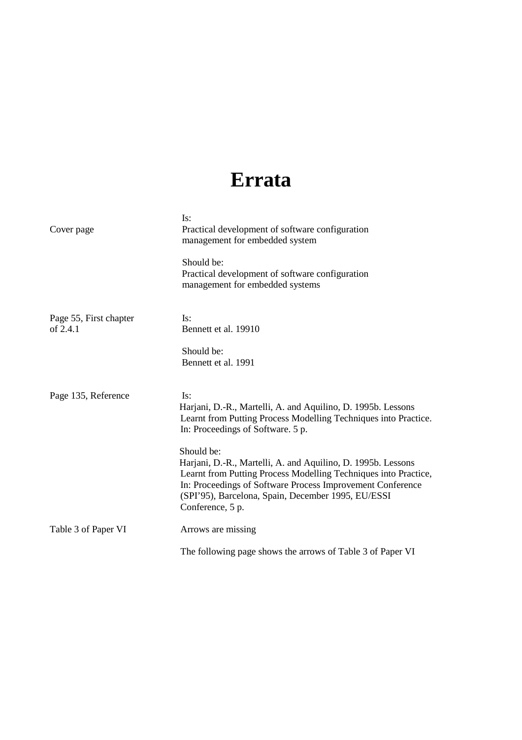# Errata

| | |
|---|---|
| Cover page | Is:<br>Practical development of software configuration management for embedded system<br><br>Should be:<br>Practical development of software configuration management for embedded systems |
| Page 55, First chapter of 2.4.1 | Is:<br>Bennett et al. 19910<br><br>Should be:<br>Bennett et al. 1991 |
| Page 135, Reference | Is:<br>Harjani, D.-R., Martelli, A. and Aquilino, D. 1995b. Lessons Learnt from Putting Process Modelling Techniques into Practice. In: Proceedings of Software. 5 p.<br><br>Should be:<br>Harjani, D.-R., Martelli, A. and Aquilino, D. 1995b. Lessons Learnt from Putting Process Modelling Techniques into Practice, In: Proceedings of Software Process Improvement Conference (SPI'95), Barcelona, Spain, December 1995, EU/ESSI Conference, 5 p. |
| Table 3 of Paper VI | Arrows are missing<br><br>The following page shows the arrows of Table 3 of Paper VI |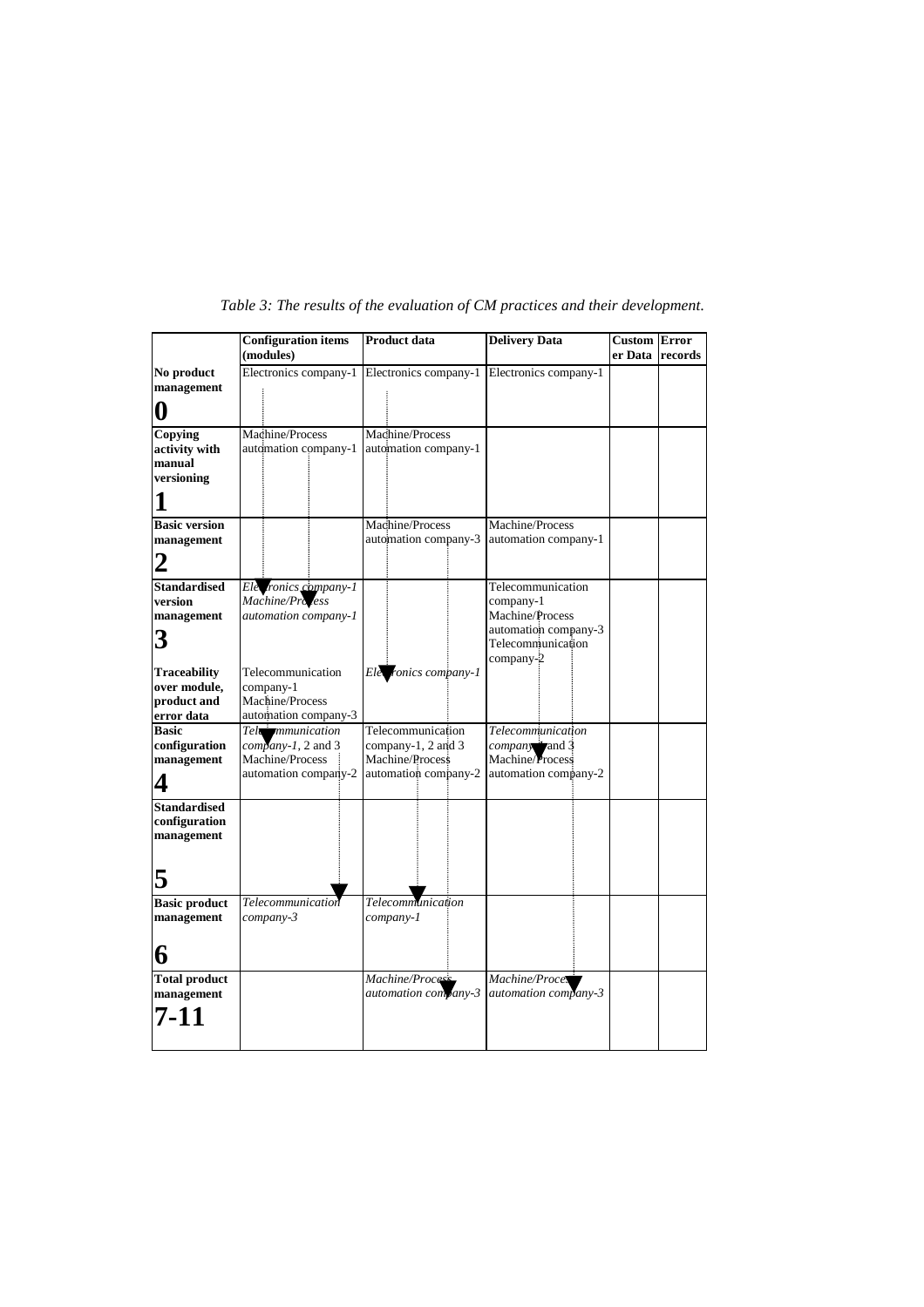*Table 3: The results of the evaluation of CM practices and their development.*

| | Configuration items (modules) | Product data | Delivery Data | Customer Data | Error records |
|---|---|---|---|---|---|
| **No product management** **0** | Electronics company-1 | Electronics company-1 | Electronics company-1 | | |
| **Copying activity with manual versioning** **1** | Machine/Process automation company-1 | Machine/Process automation company-1 | | | |
| **Basic version management** **2** | | Machine/Process automation company-3 | Machine/Process automation company-1 | | |
| **Standardised version management** **3** | *Electronics company-1* *Machine/Process automation company-1* | | Telecommunication company-1 Machine/Process automation company-3 Telecommunication company-2 | | |
| **Traceability over module, product and error data** | Telecommunication company-1 Machine/Process automation company-3 | *Electronics company-1* | | | |
| **Basic configuration management** **4** | *Telecommunication company-1*, 2 and 3 Machine/Process automation company-2 | Telecommunication company-1, 2 and 3 Machine/Process automation company-2 | *Telecommunication company-1* and 3 Machine/Process automation company-2 | | |
| **Standardised configuration management** **5** | | | | | |
| **Basic product management** **6** | *Telecommunication company-3* | *Telecommunication company-1* | | | |
| **Total product management** **7-11** | | *Machine/Process automation company-3* | *Machine/Process automation company-3* | | |